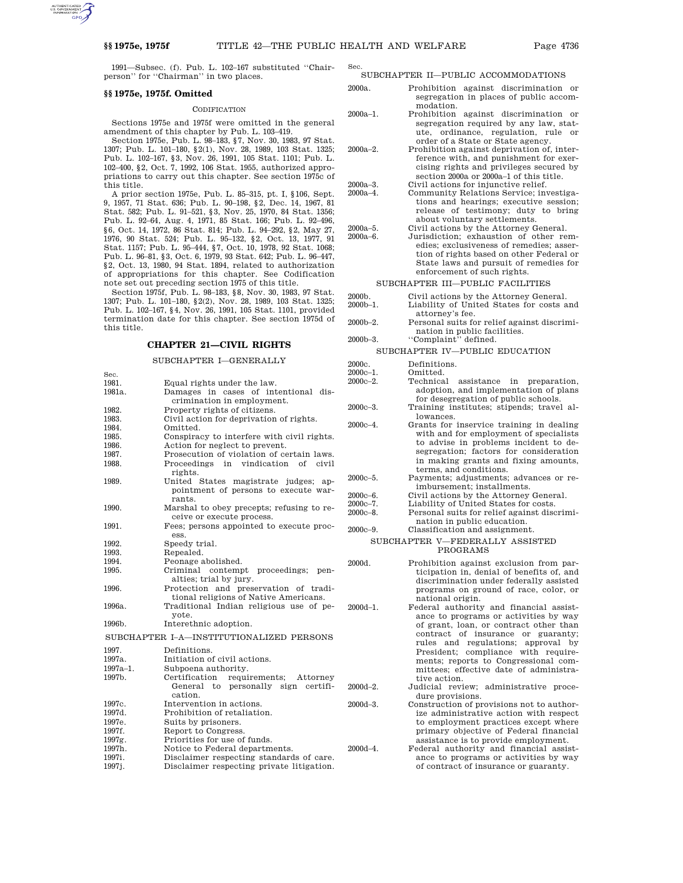1991—Subsec. (f). Pub. L. 102–167 substituted "Chairperson" for "Chairman" in two places.

## §§ 1975e, 1975f. Omitted

### CODIFICATION

Sections 1975e and 1975f were omitted in the general amendment of this chapter by Pub. L. 103–419.

Section 1975e, Pub. L. 98–183, §7, Nov. 30, 1983, 97 Stat. 1307; Pub. L. 101–180, §2(1), Nov. 28, 1989, 103 Stat. 1325; Pub. L. 102–167, §3, Nov. 26, 1991, 105 Stat. 1101; Pub. L. 102–400, §2, Oct. 7, 1992, 106 Stat. 1955, authorized appropriations to carry out this chapter. See section 1975c of this title.

A prior section 1975e, Pub. L. 85–315, pt. I, §106, Sept. 9, 1957, 71 Stat. 636; Pub. L. 90–198, §2, Dec. 14, 1967, 81 Stat. 582; Pub. L. 91–521, §3, Nov. 25, 1970, 84 Stat. 1356; Pub. L. 92–64, Aug. 4, 1971, 85 Stat. 166; Pub. L. 92–496, §6, Oct. 14, 1972, 86 Stat. 814; Pub. L. 94–292, §2, May 27, 1976, 90 Stat. 524; Pub. L. 95–132, §2, Oct. 13, 1977, 91 Stat. 1157; Pub. L. 95–444, §7, Oct. 10, 1978, 92 Stat. 1068; Pub. L. 96–81, §3, Oct. 6, 1979, 93 Stat. 642; Pub. L. 96–447, §2, Oct. 13, 1980, 94 Stat. 1894, related to authorization of appropriations for this chapter. See Codification note set out preceding section 1975 of this title.

Section 1975f, Pub. L. 98–183, §8, Nov. 30, 1983, 97 Stat. 1307; Pub. L. 101–180, §2(2), Nov. 28, 1989, 103 Stat. 1325; Pub. L. 102–167, §4, Nov. 26, 1991, 105 Stat. 1101, provided termination date for this chapter. See section 1975d of this title.

# CHAPTER 21—CIVIL RIGHTS

## SUBCHAPTER I—GENERALLY

| Sec. | |
|---|---|
| 1981. | Equal rights under the law. |
| 1981a. | Damages in cases of intentional discrimination in employment. |
| 1982. | Property rights of citizens. |
| 1983. | Civil action for deprivation of rights. |
| 1984. | Omitted. |
| 1985. | Conspiracy to interfere with civil rights. |
| 1986. | Action for neglect to prevent. |
| 1987. | Prosecution of violation of certain laws. |
| 1988. | Proceedings in vindication of civil rights. |
| 1989. | United States magistrate judges; appointment of persons to execute warrants. |
| 1990. | Marshal to obey precepts; refusing to receive or execute process. |
| 1991. | Fees; persons appointed to execute process. |
| 1992. | Speedy trial. |
| 1993. | Repealed. |
| 1994. | Peonage abolished. |
| 1995. | Criminal contempt proceedings; penalties; trial by jury. |
| 1996. | Protection and preservation of traditional religions of Native Americans. |
| 1996a. | Traditional Indian religious use of peyote. |
| 1996b. | Interethnic adoption. |

## SUBCHAPTER I–A—INSTITUTIONALIZED PERSONS

| Sec. | |
|---|---|
| 1997. | Definitions. |
| 1997a. | Initiation of civil actions. |
| 1997a–1. | Subpoena authority. |
| 1997b. | Certification requirements; Attorney General to personally sign certification. |
| 1997c. | Intervention in actions. |
| 1997d. | Prohibition of retaliation. |
| 1997e. | Suits by prisoners. |
| 1997f. | Report to Congress. |
| 1997g. | Priorities for use of funds. |
| 1997h. | Notice to Federal departments. |
| 1997i. | Disclaimer respecting standards of care. |
| 1997j. | Disclaimer respecting private litigation. |

## SUBCHAPTER II—PUBLIC ACCOMMODATIONS

| Sec. | |
|---|---|
| 2000a. | Prohibition against discrimination or segregation in places of public accommodation. |
| 2000a–1. | Prohibition against discrimination or segregation required by any law, statute, ordinance, regulation, rule or order of a State or State agency. |
| 2000a–2. | Prohibition against deprivation of, interference with, and punishment for exercising rights and privileges secured by section 2000a or 2000a–1 of this title. |
| 2000a–3. | Civil actions for injunctive relief. |
| 2000a–4. | Community Relations Service; investigations and hearings; executive session; release of testimony; duty to bring about voluntary settlements. |
| 2000a–5. | Civil actions by the Attorney General. |
| 2000a–6. | Jurisdiction; exhaustion of other remedies; exclusiveness of remedies; assertion of rights based on other Federal or State laws and pursuit of remedies for enforcement of such rights. |

## SUBCHAPTER III—PUBLIC FACILITIES

| Sec. | |
|---|---|
| 2000b. | Civil actions by the Attorney General. |
| 2000b–1. | Liability of United States for costs and attorney's fee. |
| 2000b–2. | Personal suits for relief against discrimination in public facilities. |
| 2000b–3. | "Complaint" defined. |

## SUBCHAPTER IV—PUBLIC EDUCATION

| Sec. | |
|---|---|
| 2000c. | Definitions. |
| 2000c–1. | Omitted. |
| 2000c–2. | Technical assistance in preparation, adoption, and implementation of plans for desegregation of public schools. |
| 2000c–3. | Training institutes; stipends; travel allowances. |
| 2000c–4. | Grants for inservice training in dealing with and for employment of specialists to advise in problems incident to desegregation; factors for consideration in making grants and fixing amounts, terms, and conditions. |
| 2000c–5. | Payments; adjustments; advances or reimbursement; installments. |
| 2000c–6. | Civil actions by the Attorney General. |
| 2000c–7. | Liability of United States for costs. |
| 2000c–8. | Personal suits for relief against discrimination in public education. |
| 2000c–9. | Classification and assignment. |

## SUBCHAPTER V—FEDERALLY ASSISTED PROGRAMS

| Sec. | |
|---|---|
| 2000d. | Prohibition against exclusion from participation in, denial of benefits of, and discrimination under federally assisted programs on ground of race, color, or national origin. |
| 2000d–1. | Federal authority and financial assistance to programs or activities by way of grant, loan, or contract other than contract of insurance or guaranty; rules and regulations; approval by President; compliance with requirements; reports to Congressional committees; effective date of administrative action. |
| 2000d–2. | Judicial review; administrative procedure provisions. |
| 2000d–3. | Construction of provisions not to authorize administrative action with respect to employment practices except where primary objective of Federal financial assistance is to provide employment. |
| 2000d–4. | Federal authority and financial assistance to programs or activities by way of contract of insurance or guaranty. |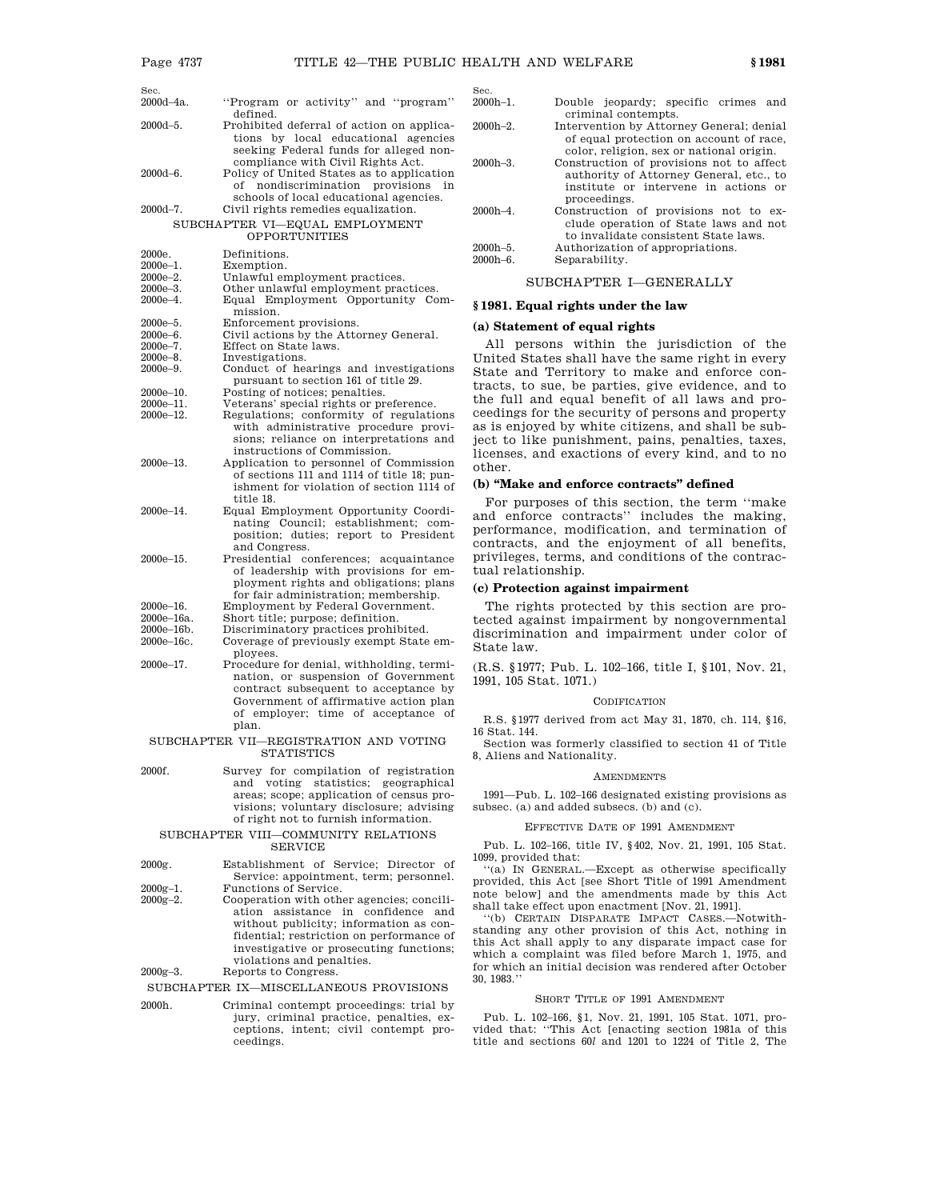| Sec. | |
|---|---|
| 2000d–4a. | ''Program or activity'' and ''program'' defined. |
| 2000d–5. | Prohibited deferral of action on applications by local educational agencies seeking Federal funds for alleged noncompliance with Civil Rights Act. |
| 2000d–6. | Policy of United States as to application of nondiscrimination provisions in schools of local educational agencies. |
| 2000d–7. | Civil rights remedies equalization. |

SUBCHAPTER VI—EQUAL EMPLOYMENT OPPORTUNITIES

| | |
|---|---|
| 2000e. | Definitions. |
| 2000e–1. | Exemption. |
| 2000e–2. | Unlawful employment practices. |
| 2000e–3. | Other unlawful employment practices. |
| 2000e–4. | Equal Employment Opportunity Commission. |
| 2000e–5. | Enforcement provisions. |
| 2000e–6. | Civil actions by the Attorney General. |
| 2000e–7. | Effect on State laws. |
| 2000e–8. | Investigations. |
| 2000e–9. | Conduct of hearings and investigations pursuant to section 161 of title 29. |
| 2000e–10. | Posting of notices; penalties. |
| 2000e–11. | Veterans' special rights or preference. |
| 2000e–12. | Regulations; conformity of regulations with administrative procedure provisions; reliance on interpretations and instructions of Commission. |
| 2000e–13. | Application to personnel of Commission of sections 111 and 1114 of title 18; punishment for violation of section 1114 of title 18. |
| 2000e–14. | Equal Employment Opportunity Coordinating Council; establishment; composition; duties; report to President and Congress. |
| 2000e–15. | Presidential conferences; acquaintance of leadership with provisions for employment rights and obligations; plans for fair administration; membership. |
| 2000e–16. | Employment by Federal Government. |
| 2000e–16a. | Short title; purpose; definition. |
| 2000e–16b. | Discriminatory practices prohibited. |
| 2000e–16c. | Coverage of previously exempt State employees. |
| 2000e–17. | Procedure for denial, withholding, termination, or suspension of Government contract subsequent to acceptance by Government of affirmative action plan of employer; time of acceptance of plan. |

SUBCHAPTER VII—REGISTRATION AND VOTING STATISTICS

| | |
|---|---|
| 2000f. | Survey for compilation of registration and voting statistics; geographical areas; scope; application of census provisions; voluntary disclosure; advising of right not to furnish information. |

SUBCHAPTER VIII—COMMUNITY RELATIONS SERVICE

| | |
|---|---|
| 2000g. | Establishment of Service; Director of Service: appointment, term; personnel. |
| 2000g–1. | Functions of Service. |
| 2000g–2. | Cooperation with other agencies; conciliation assistance in confidence and without publicity; information as confidential; restriction on performance of investigative or prosecuting functions; violations and penalties. |
| 2000g–3. | Reports to Congress. |

SUBCHAPTER IX—MISCELLANEOUS PROVISIONS

| | |
|---|---|
| 2000h. | Criminal contempt proceedings: trial by jury, criminal practice, penalties, exceptions, intent; civil contempt proceedings. |
| 2000h–1. | Double jeopardy; specific crimes and criminal contempts. |
| 2000h–2. | Intervention by Attorney General; denial of equal protection on account of race, color, religion, sex or national origin. |
| 2000h–3. | Construction of provisions not to affect authority of Attorney General, etc., to institute or intervene in actions or proceedings. |
| 2000h–4. | Construction of provisions not to exclude operation of State laws and not to invalidate consistent State laws. |
| 2000h–5. | Authorization of appropriations. |
| 2000h–6. | Separability. |

## SUBCHAPTER I—GENERALLY

### § 1981. Equal rights under the law

**(a) Statement of equal rights**

All persons within the jurisdiction of the United States shall have the same right in every State and Territory to make and enforce contracts, to sue, be parties, give evidence, and to the full and equal benefit of all laws and proceedings for the security of persons and property as is enjoyed by white citizens, and shall be subject to like punishment, pains, penalties, taxes, licenses, and exactions of every kind, and to no other.

**(b) "Make and enforce contracts" defined**

For purposes of this section, the term ''make and enforce contracts'' includes the making, performance, modification, and termination of contracts, and the enjoyment of all benefits, privileges, terms, and conditions of the contractual relationship.

**(c) Protection against impairment**

The rights protected by this section are protected against impairment by nongovernmental discrimination and impairment under color of State law.

(R.S. §1977; Pub. L. 102–166, title I, §101, Nov. 21, 1991, 105 Stat. 1071.)

#### CODIFICATION

R.S. §1977 derived from act May 31, 1870, ch. 114, §16, 16 Stat. 144.

Section was formerly classified to section 41 of Title 8, Aliens and Nationality.

#### AMENDMENTS

1991—Pub. L. 102–166 designated existing provisions as subsec. (a) and added subsecs. (b) and (c).

#### EFFECTIVE DATE OF 1991 AMENDMENT

Pub. L. 102–166, title IV, §402, Nov. 21, 1991, 105 Stat. 1099, provided that:

''(a) IN GENERAL.—Except as otherwise specifically provided, this Act [see Short Title of 1991 Amendment note below] and the amendments made by this Act shall take effect upon enactment [Nov. 21, 1991].

''(b) CERTAIN DISPARATE IMPACT CASES.—Notwithstanding any other provision of this Act, nothing in this Act shall apply to any disparate impact case for which a complaint was filed before March 1, 1975, and for which an initial decision was rendered after October 30, 1983.''

#### SHORT TITLE OF 1991 AMENDMENT

Pub. L. 102–166, §1, Nov. 21, 1991, 105 Stat. 1071, provided that: ''This Act [enacting section 1981a of this title and sections 60*l* and 1201 to 1224 of Title 2, The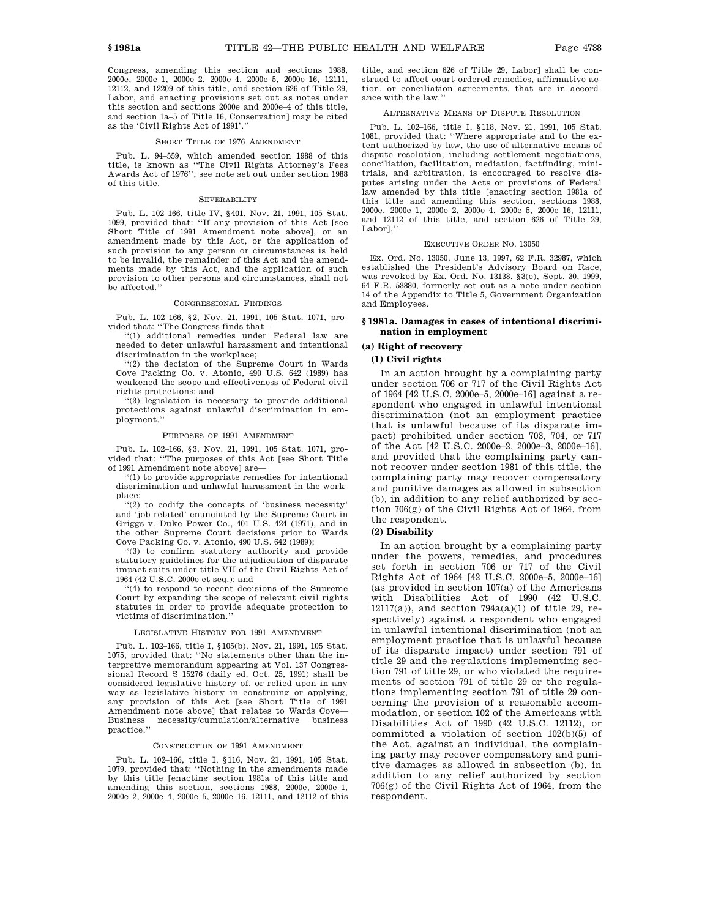Congress, amending this section and sections 1988, 2000e, 2000e–1, 2000e–2, 2000e–4, 2000e–5, 2000e–16, 12111, 12112, and 12209 of this title, and section 626 of Title 29, Labor, and enacting provisions set out as notes under this section and sections 2000e and 2000e–4 of this title, and section 1a–5 of Title 16, Conservation] may be cited as the 'Civil Rights Act of 1991'.''

SHORT TITLE OF 1976 AMENDMENT

Pub. L. 94–559, which amended section 1988 of this title, is known as ''The Civil Rights Attorney's Fees Awards Act of 1976'', see note set out under section 1988 of this title.

SEVERABILITY

Pub. L. 102–166, title IV, §401, Nov. 21, 1991, 105 Stat. 1099, provided that: ''If any provision of this Act [see Short Title of 1991 Amendment note above], or an amendment made by this Act, or the application of such provision to any person or circumstances is held to be invalid, the remainder of this Act and the amendments made by this Act, and the application of such provision to other persons and circumstances, shall not be affected.''

CONGRESSIONAL FINDINGS

Pub. L. 102–166, §2, Nov. 21, 1991, 105 Stat. 1071, provided that: ''The Congress finds that—

''(1) additional remedies under Federal law are needed to deter unlawful harassment and intentional discrimination in the workplace;

''(2) the decision of the Supreme Court in Wards Cove Packing Co. v. Atonio, 490 U.S. 642 (1989) has weakened the scope and effectiveness of Federal civil rights protections; and

''(3) legislation is necessary to provide additional protections against unlawful discrimination in employment.''

PURPOSES OF 1991 AMENDMENT

Pub. L. 102–166, §3, Nov. 21, 1991, 105 Stat. 1071, provided that: ''The purposes of this Act [see Short Title of 1991 Amendment note above] are—

''(1) to provide appropriate remedies for intentional discrimination and unlawful harassment in the workplace;

''(2) to codify the concepts of 'business necessity' and 'job related' enunciated by the Supreme Court in Griggs v. Duke Power Co., 401 U.S. 424 (1971), and in the other Supreme Court decisions prior to Wards Cove Packing Co. v. Atonio, 490 U.S. 642 (1989);

''(3) to confirm statutory authority and provide statutory guidelines for the adjudication of disparate impact suits under title VII of the Civil Rights Act of 1964 (42 U.S.C. 2000e et seq.); and

''(4) to respond to recent decisions of the Supreme Court by expanding the scope of relevant civil rights statutes in order to provide adequate protection to victims of discrimination.''

LEGISLATIVE HISTORY FOR 1991 AMENDMENT

Pub. L. 102–166, title I, §105(b), Nov. 21, 1991, 105 Stat. 1075, provided that: ''No statements other than the interpretive memorandum appearing at Vol. 137 Congressional Record S 15276 (daily ed. Oct. 25, 1991) shall be considered legislative history of, or relied upon in any way as legislative history in construing or applying, any provision of this Act [see Short Title of 1991 Amendment note above] that relates to Wards Cove—Business necessity/cumulation/alternative business practice.''

CONSTRUCTION OF 1991 AMENDMENT

Pub. L. 102–166, title I, §116, Nov. 21, 1991, 105 Stat. 1079, provided that: ''Nothing in the amendments made by this title [enacting section 1981a of this title and amending this section, sections 1988, 2000e, 2000e–1, 2000e–2, 2000e–4, 2000e–5, 2000e–16, 12111, and 12112 of this title, and section 626 of Title 29, Labor] shall be construed to affect court-ordered remedies, affirmative action, or conciliation agreements, that are in accordance with the law.''

ALTERNATIVE MEANS OF DISPUTE RESOLUTION

Pub. L. 102–166, title I, §118, Nov. 21, 1991, 105 Stat. 1081, provided that: ''Where appropriate and to the extent authorized by law, the use of alternative means of dispute resolution, including settlement negotiations, conciliation, facilitation, mediation, factfinding, minitrials, and arbitration, is encouraged to resolve disputes arising under the Acts or provisions of Federal law amended by this title [enacting section 1981a of this title and amending this section, sections 1988, 2000e, 2000e–1, 2000e–2, 2000e–4, 2000e–5, 2000e–16, 12111, and 12112 of this title, and section 626 of Title 29, Labor].''

EXECUTIVE ORDER NO. 13050

Ex. Ord. No. 13050, June 13, 1997, 62 F.R. 32987, which established the President's Advisory Board on Race, was revoked by Ex. Ord. No. 13138, §3(e), Sept. 30, 1999, 64 F.R. 53880, formerly set out as a note under section 14 of the Appendix to Title 5, Government Organization and Employees.

## §1981a. Damages in cases of intentional discrimination in employment

### (a) Right of recovery

#### (1) Civil rights

In an action brought by a complaining party under section 706 or 717 of the Civil Rights Act of 1964 [42 U.S.C. 2000e–5, 2000e–16] against a respondent who engaged in unlawful intentional discrimination (not an employment practice that is unlawful because of its disparate impact) prohibited under section 703, 704, or 717 of the Act [42 U.S.C. 2000e–2, 2000e–3, 2000e–16], and provided that the complaining party cannot recover under section 1981 of this title, the complaining party may recover compensatory and punitive damages as allowed in subsection (b), in addition to any relief authorized by section 706(g) of the Civil Rights Act of 1964, from the respondent.

#### (2) Disability

In an action brought by a complaining party under the powers, remedies, and procedures set forth in section 706 or 717 of the Civil Rights Act of 1964 [42 U.S.C. 2000e–5, 2000e–16] (as provided in section 107(a) of the Americans with Disabilities Act of 1990 (42 U.S.C. 12117(a)), and section 794a(a)(1) of title 29, respectively) against a respondent who engaged in unlawful intentional discrimination (not an employment practice that is unlawful because of its disparate impact) under section 791 of title 29 and the regulations implementing section 791 of title 29, or who violated the requirements of section 791 of title 29 or the regulations implementing section 791 of title 29 concerning the provision of a reasonable accommodation, or section 102 of the Americans with Disabilities Act of 1990 (42 U.S.C. 12112), or committed a violation of section 102(b)(5) of the Act, against an individual, the complaining party may recover compensatory and punitive damages as allowed in subsection (b), in addition to any relief authorized by section 706(g) of the Civil Rights Act of 1964, from the respondent.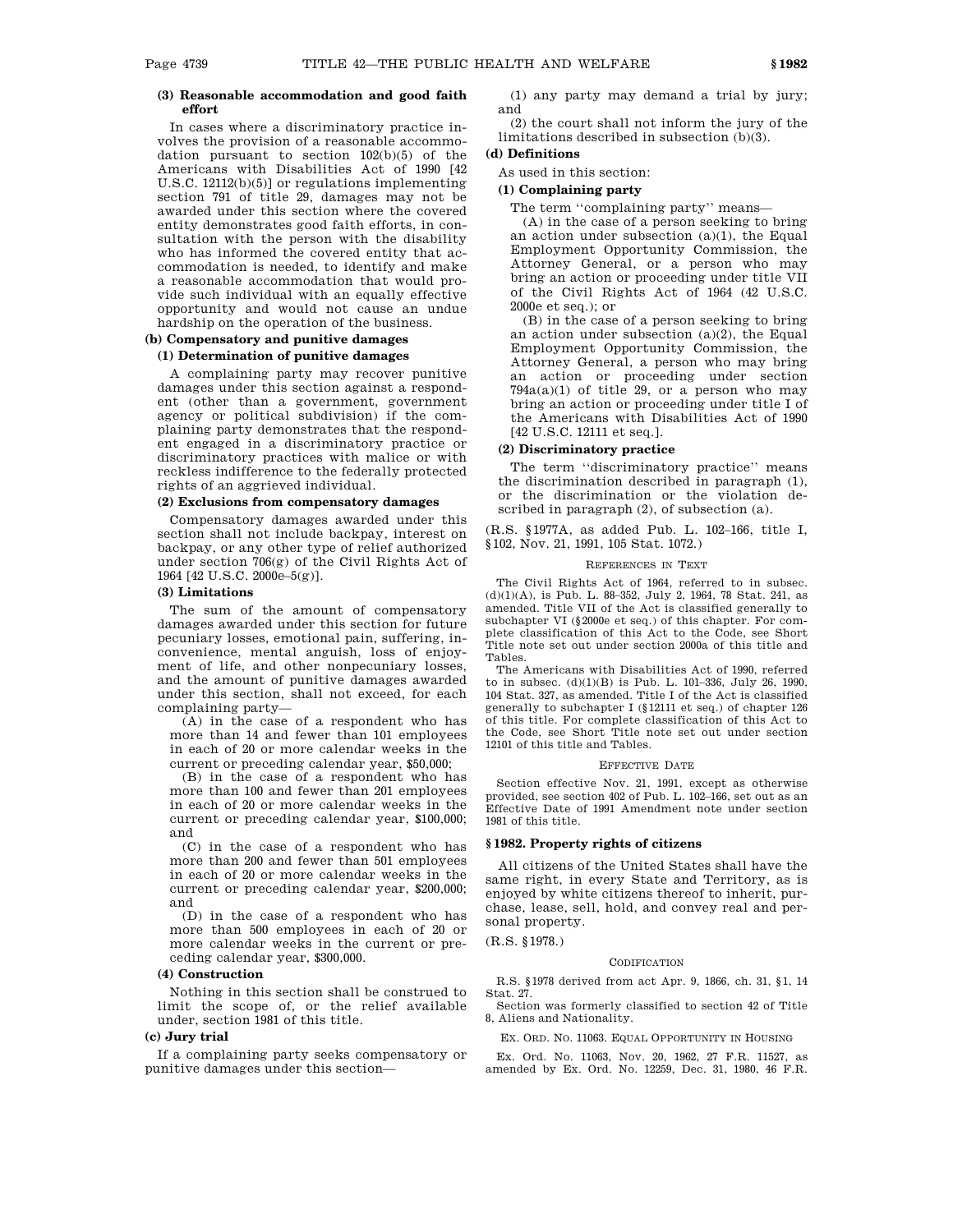**(3) Reasonable accommodation and good faith effort**

In cases where a discriminatory practice involves the provision of a reasonable accommodation pursuant to section 102(b)(5) of the Americans with Disabilities Act of 1990 [42 U.S.C. 12112(b)(5)] or regulations implementing section 791 of title 29, damages may not be awarded under this section where the covered entity demonstrates good faith efforts, in consultation with the person with the disability who has informed the covered entity that accommodation is needed, to identify and make a reasonable accommodation that would provide such individual with an equally effective opportunity and would not cause an undue hardship on the operation of the business.

**(b) Compensatory and punitive damages**

**(1) Determination of punitive damages**

A complaining party may recover punitive damages under this section against a respondent (other than a government, government agency or political subdivision) if the complaining party demonstrates that the respondent engaged in a discriminatory practice or discriminatory practices with malice or with reckless indifference to the federally protected rights of an aggrieved individual.

**(2) Exclusions from compensatory damages**

Compensatory damages awarded under this section shall not include backpay, interest on backpay, or any other type of relief authorized under section 706(g) of the Civil Rights Act of 1964 [42 U.S.C. 2000e–5(g)].

**(3) Limitations**

The sum of the amount of compensatory damages awarded under this section for future pecuniary losses, emotional pain, suffering, inconvenience, mental anguish, loss of enjoyment of life, and other nonpecuniary losses, and the amount of punitive damages awarded under this section, shall not exceed, for each complaining party—

(A) in the case of a respondent who has more than 14 and fewer than 101 employees in each of 20 or more calendar weeks in the current or preceding calendar year, $50,000;

(B) in the case of a respondent who has more than 100 and fewer than 201 employees in each of 20 or more calendar weeks in the current or preceding calendar year, $100,000; and

(C) in the case of a respondent who has more than 200 and fewer than 501 employees in each of 20 or more calendar weeks in the current or preceding calendar year, $200,000; and

(D) in the case of a respondent who has more than 500 employees in each of 20 or more calendar weeks in the current or preceding calendar year, $300,000.

**(4) Construction**

Nothing in this section shall be construed to limit the scope of, or the relief available under, section 1981 of this title.

**(c) Jury trial**

If a complaining party seeks compensatory or punitive damages under this section—

(1) any party may demand a trial by jury; and

(2) the court shall not inform the jury of the limitations described in subsection (b)(3).

**(d) Definitions**

As used in this section:

**(1) Complaining party**

The term "complaining party" means—

(A) in the case of a person seeking to bring an action under subsection (a)(1), the Equal Employment Opportunity Commission, the Attorney General, or a person who may bring an action or proceeding under title VII of the Civil Rights Act of 1964 (42 U.S.C. 2000e et seq.); or

(B) in the case of a person seeking to bring an action under subsection (a)(2), the Equal Employment Opportunity Commission, the Attorney General, a person who may bring an action or proceeding under section 794a(a)(1) of title 29, or a person who may bring an action or proceeding under title I of the Americans with Disabilities Act of 1990 [42 U.S.C. 12111 et seq.].

**(2) Discriminatory practice**

The term "discriminatory practice" means the discrimination described in paragraph (1), or the discrimination or the violation described in paragraph (2), of subsection (a).

(R.S. §1977A, as added Pub. L. 102–166, title I, §102, Nov. 21, 1991, 105 Stat. 1072.)

REFERENCES IN TEXT

The Civil Rights Act of 1964, referred to in subsec. (d)(1)(A), is Pub. L. 88–352, July 2, 1964, 78 Stat. 241, as amended. Title VII of the Act is classified generally to subchapter VI (§2000e et seq.) of this chapter. For complete classification of this Act to the Code, see Short Title note set out under section 2000a of this title and Tables.

The Americans with Disabilities Act of 1990, referred to in subsec. (d)(1)(B) is Pub. L. 101–336, July 26, 1990, 104 Stat. 327, as amended. Title I of the Act is classified generally to subchapter I (§12111 et seq.) of chapter 126 of this title. For complete classification of this Act to the Code, see Short Title note set out under section 12101 of this title and Tables.

EFFECTIVE DATE

Section effective Nov. 21, 1991, except as otherwise provided, see section 402 of Pub. L. 102–166, set out as an Effective Date of 1991 Amendment note under section 1981 of this title.

## §1982. Property rights of citizens

All citizens of the United States shall have the same right, in every State and Territory, as is enjoyed by white citizens thereof to inherit, purchase, lease, sell, hold, and convey real and personal property.

(R.S. §1978.)

CODIFICATION

R.S. §1978 derived from act Apr. 9, 1866, ch. 31, §1, 14 Stat. 27.

Section was formerly classified to section 42 of Title 8, Aliens and Nationality.

EX. ORD. NO. 11063. EQUAL OPPORTUNITY IN HOUSING

Ex. Ord. No. 11063, Nov. 20, 1962, 27 F.R. 11527, as amended by Ex. Ord. No. 12259, Dec. 31, 1980, 46 F.R.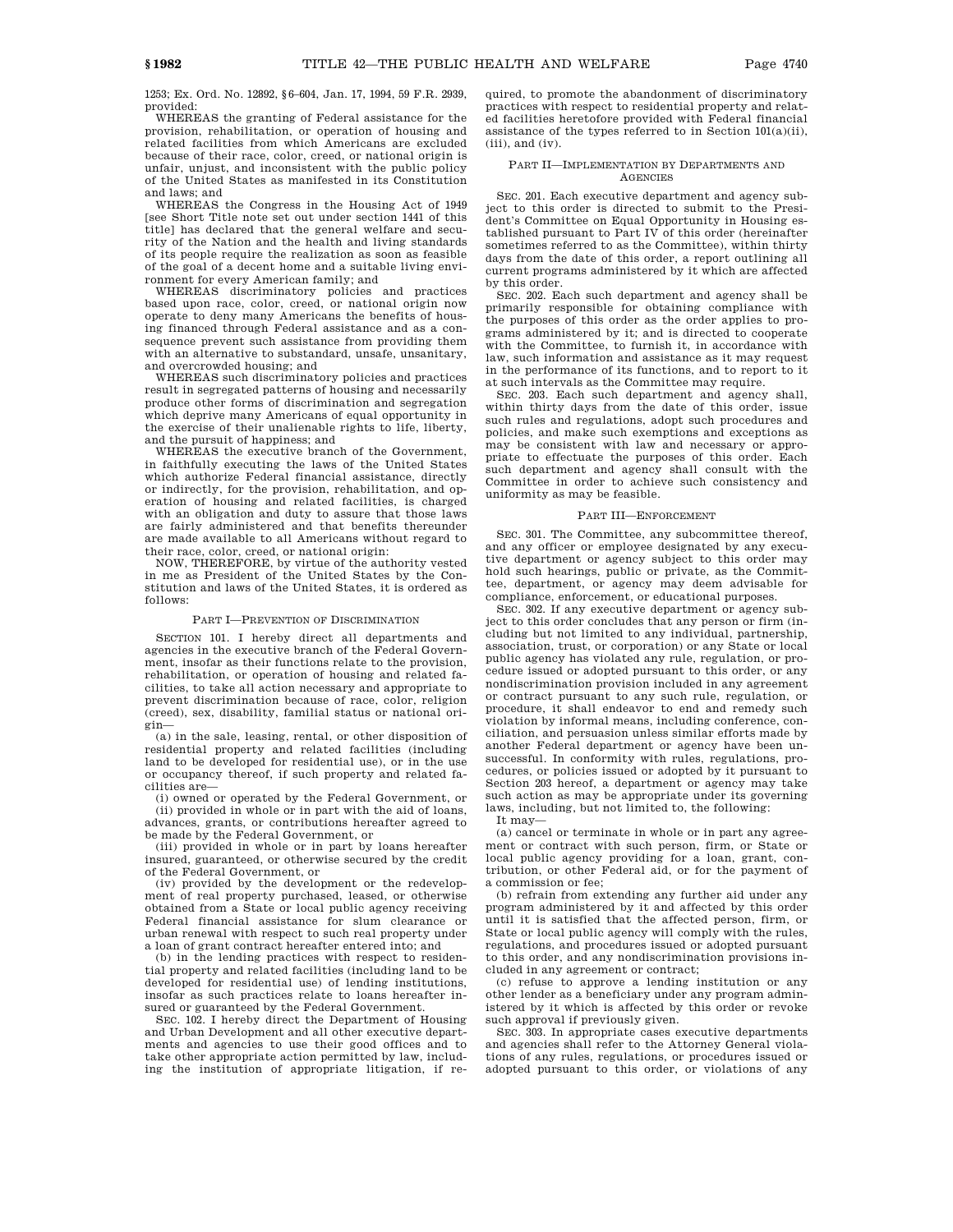1253; Ex. Ord. No. 12892, §6–604, Jan. 17, 1994, 59 F.R. 2939, provided:

WHEREAS the granting of Federal assistance for the provision, rehabilitation, or operation of housing and related facilities from which Americans are excluded because of their race, color, creed, or national origin is unfair, unjust, and inconsistent with the public policy of the United States as manifested in its Constitution and laws; and

WHEREAS the Congress in the Housing Act of 1949 [see Short Title note set out under section 1441 of this title] has declared that the general welfare and security of the Nation and the health and living standards of its people require the realization as soon as feasible of the goal of a decent home and a suitable living environment for every American family; and

WHEREAS discriminatory policies and practices based upon race, color, creed, or national origin now operate to deny many Americans the benefits of housing financed through Federal assistance and as a consequence prevent such assistance from providing them with an alternative to substandard, unsafe, unsanitary, and overcrowded housing; and

WHEREAS such discriminatory policies and practices result in segregated patterns of housing and necessarily produce other forms of discrimination and segregation which deprive many Americans of equal opportunity in the exercise of their unalienable rights to life, liberty, and the pursuit of happiness; and

WHEREAS the executive branch of the Government, in faithfully executing the laws of the United States which authorize Federal financial assistance, directly or indirectly, for the provision, rehabilitation, and operation of housing and related facilities, is charged with an obligation and duty to assure that those laws are fairly administered and that benefits thereunder are made available to all Americans without regard to their race, color, creed, or national origin:

NOW, THEREFORE, by virtue of the authority vested in me as President of the United States by the Constitution and laws of the United States, it is ordered as follows:

PART I—PREVENTION OF DISCRIMINATION

SECTION 101. I hereby direct all departments and agencies in the executive branch of the Federal Government, insofar as their functions relate to the provision, rehabilitation, or operation of housing and related facilities, to take all action necessary and appropriate to prevent discrimination because of race, color, religion (creed), sex, disability, familial status or national origin—

(a) in the sale, leasing, rental, or other disposition of residential property and related facilities (including land to be developed for residential use), or in the use or occupancy thereof, if such property and related facilities are—

(i) owned or operated by the Federal Government, or

(ii) provided in whole or in part with the aid of loans, advances, grants, or contributions hereafter agreed to be made by the Federal Government, or

(iii) provided in whole or in part by loans hereafter insured, guaranteed, or otherwise secured by the credit of the Federal Government, or

(iv) provided by the development or the redevelopment of real property purchased, leased, or otherwise obtained from a State or local public agency receiving Federal financial assistance for slum clearance or urban renewal with respect to such real property under a loan of grant contract hereafter entered into; and

(b) in the lending practices with respect to residential property and related facilities (including land to be developed for residential use) of lending institutions, insofar as such practices relate to loans hereafter insured or guaranteed by the Federal Government.

SEC. 102. I hereby direct the Department of Housing and Urban Development and all other executive departments and agencies to use their good offices and to take other appropriate action permitted by law, including the institution of appropriate litigation, if required, to promote the abandonment of discriminatory practices with respect to residential property and related facilities heretofore provided with Federal financial assistance of the types referred to in Section 101(a)(ii), (iii), and (iv).

PART II—IMPLEMENTATION BY DEPARTMENTS AND AGENCIES

SEC. 201. Each executive department and agency subject to this order is directed to submit to the President's Committee on Equal Opportunity in Housing established pursuant to Part IV of this order (hereinafter sometimes referred to as the Committee), within thirty days from the date of this order, a report outlining all current programs administered by it which are affected by this order.

SEC. 202. Each such department and agency shall be primarily responsible for obtaining compliance with the purposes of this order as the order applies to programs administered by it; and is directed to cooperate with the Committee, to furnish it, in accordance with law, such information and assistance as it may request in the performance of its functions, and to report to it at such intervals as the Committee may require.

SEC. 203. Each such department and agency shall, within thirty days from the date of this order, issue such rules and regulations, adopt such procedures and policies, and make such exemptions and exceptions as may be consistent with law and necessary or appropriate to effectuate the purposes of this order. Each such department and agency shall consult with the Committee in order to achieve such consistency and uniformity as may be feasible.

PART III—ENFORCEMENT

SEC. 301. The Committee, any subcommittee thereof, and any officer or employee designated by any executive department or agency subject to this order may hold such hearings, public or private, as the Committee, department, or agency may deem advisable for compliance, enforcement, or educational purposes.

SEC. 302. If any executive department or agency subject to this order concludes that any person or firm (including but not limited to any individual, partnership, association, trust, or corporation) or any State or local public agency has violated any rule, regulation, or procedure issued or adopted pursuant to this order, or any nondiscrimination provision included in any agreement or contract pursuant to any such rule, regulation, or procedure, it shall endeavor to end and remedy such violation by informal means, including conference, conciliation, and persuasion unless similar efforts made by another Federal department or agency have been unsuccessful. In conformity with rules, regulations, procedures, or policies issued or adopted by it pursuant to Section 203 hereof, a department or agency may take such action as may be appropriate under its governing laws, including, but not limited to, the following:

It may—

(a) cancel or terminate in whole or in part any agreement or contract with such person, firm, or State or local public agency providing for a loan, grant, contribution, or other Federal aid, or for the payment of a commission or fee;

(b) refrain from extending any further aid under any program administered by it and affected by this order until it is satisfied that the affected person, firm, or State or local public agency will comply with the rules, regulations, and procedures issued or adopted pursuant to this order, and any nondiscrimination provisions included in any agreement or contract;

(c) refuse to approve a lending institution or any other lender as a beneficiary under any program administered by it which is affected by this order or revoke such approval if previously given.

SEC. 303. In appropriate cases executive departments and agencies shall refer to the Attorney General violations of any rules, regulations, or procedures issued or adopted pursuant to this order, or violations of any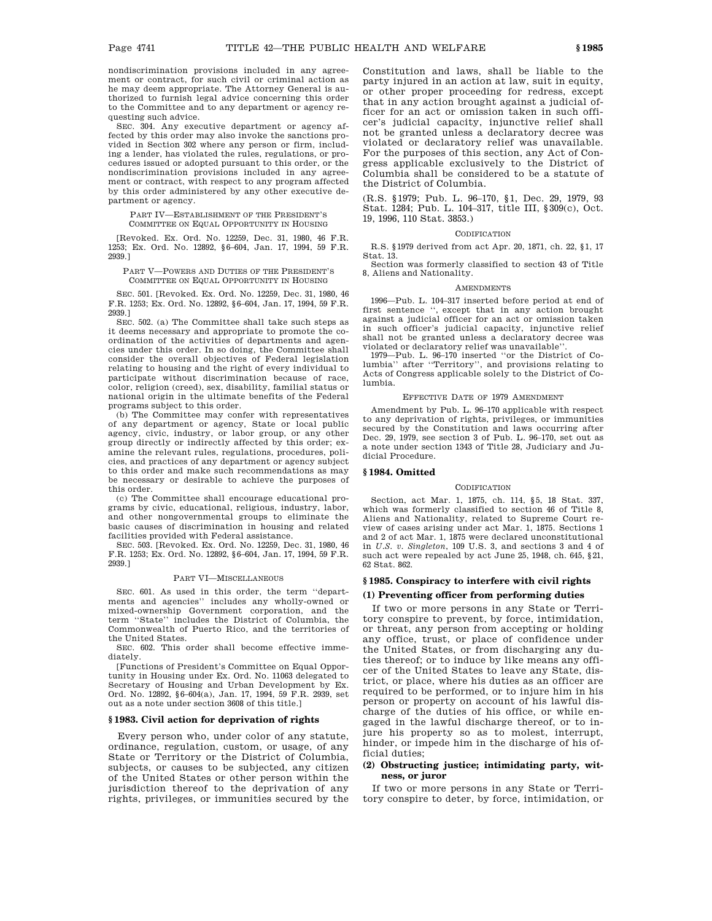nondiscrimination provisions included in any agreement or contract, for such civil or criminal action as he may deem appropriate. The Attorney General is authorized to furnish legal advice concerning this order to the Committee and to any department or agency requesting such advice.

SEC. 304. Any executive department or agency affected by this order may also invoke the sanctions provided in Section 302 where any person or firm, including a lender, has violated the rules, regulations, or procedures issued or adopted pursuant to this order, or the nondiscrimination provisions included in any agreement or contract, with respect to any program affected by this order administered by any other executive department or agency.

PART IV—ESTABLISHMENT OF THE PRESIDENT'S COMMITTEE ON EQUAL OPPORTUNITY IN HOUSING

[Revoked. Ex. Ord. No. 12259, Dec. 31, 1980, 46 F.R. 1253; Ex. Ord. No. 12892, §6–604, Jan. 17, 1994, 59 F.R. 2939.]

PART V—POWERS AND DUTIES OF THE PRESIDENT'S COMMITTEE ON EQUAL OPPORTUNITY IN HOUSING

SEC. 501. [Revoked. Ex. Ord. No. 12259, Dec. 31, 1980, 46 F.R. 1253; Ex. Ord. No. 12892, §6–604, Jan. 17, 1994, 59 F.R. 2939.]

SEC. 502. (a) The Committee shall take such steps as it deems necessary and appropriate to promote the coordination of the activities of departments and agencies under this order. In so doing, the Committee shall consider the overall objectives of Federal legislation relating to housing and the right of every individual to participate without discrimination because of race, color, religion (creed), sex, disability, familial status or national origin in the ultimate benefits of the Federal programs subject to this order.

(b) The Committee may confer with representatives of any department or agency, State or local public agency, civic, industry, or labor group, or any other group directly or indirectly affected by this order; examine the relevant rules, regulations, procedures, policies, and practices of any department or agency subject to this order and make such recommendations as may be necessary or desirable to achieve the purposes of this order.

(c) The Committee shall encourage educational programs by civic, educational, religious, industry, labor, and other nongovernmental groups to eliminate the basic causes of discrimination in housing and related facilities provided with Federal assistance.

SEC. 503. [Revoked. Ex. Ord. No. 12259, Dec. 31, 1980, 46 F.R. 1253; Ex. Ord. No. 12892, §6–604, Jan. 17, 1994, 59 F.R. 2939.]

PART VI—MISCELLANEOUS

SEC. 601. As used in this order, the term "departments and agencies" includes any wholly-owned or mixed-ownership Government corporation, and the term "State" includes the District of Columbia, the Commonwealth of Puerto Rico, and the territories of the United States.

SEC. 602. This order shall become effective immediately.

[Functions of President's Committee on Equal Opportunity in Housing under Ex. Ord. No. 11063 delegated to Secretary of Housing and Urban Development by Ex. Ord. No. 12892, §6–604(a), Jan. 17, 1994, 59 F.R. 2939, set out as a note under section 3608 of this title.]

### § 1983. Civil action for deprivation of rights

Every person who, under color of any statute, ordinance, regulation, custom, or usage, of any State or Territory or the District of Columbia, subjects, or causes to be subjected, any citizen of the United States or other person within the jurisdiction thereof to the deprivation of any rights, privileges, or immunities secured by the Constitution and laws, shall be liable to the party injured in an action at law, suit in equity, or other proper proceeding for redress, except that in any action brought against a judicial officer for an act or omission taken in such officer's judicial capacity, injunctive relief shall not be granted unless a declaratory decree was violated or declaratory relief was unavailable. For the purposes of this section, any Act of Congress applicable exclusively to the District of Columbia shall be considered to be a statute of the District of Columbia.

(R.S. §1979; Pub. L. 96–170, §1, Dec. 29, 1979, 93 Stat. 1284; Pub. L. 104–317, title III, §309(c), Oct. 19, 1996, 110 Stat. 3853.)

CODIFICATION

R.S. §1979 derived from act Apr. 20, 1871, ch. 22, §1, 17 Stat. 13.

Section was formerly classified to section 43 of Title 8, Aliens and Nationality.

AMENDMENTS

1996—Pub. L. 104–317 inserted before period at end of first sentence ", except that in any action brought against a judicial officer for an act or omission taken in such officer's judicial capacity, injunctive relief shall not be granted unless a declaratory decree was violated or declaratory relief was unavailable".

1979—Pub. L. 96–170 inserted "or the District of Columbia" after "Territory", and provisions relating to Acts of Congress applicable solely to the District of Columbia.

EFFECTIVE DATE OF 1979 AMENDMENT

Amendment by Pub. L. 96–170 applicable with respect to any deprivation of rights, privileges, or immunities secured by the Constitution and laws occurring after Dec. 29, 1979, see section 3 of Pub. L. 96–170, set out as a note under section 1343 of Title 28, Judiciary and Judicial Procedure.

### § 1984. Omitted

CODIFICATION

Section, act Mar. 1, 1875, ch. 114, §5, 18 Stat. 337, which was formerly classified to section 46 of Title 8, Aliens and Nationality, related to Supreme Court review of cases arising under act Mar. 1, 1875. Sections 1 and 2 of act Mar. 1, 1875 were declared unconstitutional in *U.S. v. Singleton*, 109 U.S. 3, and sections 3 and 4 of such act were repealed by act June 25, 1948, ch. 645, §21, 62 Stat. 862.

### § 1985. Conspiracy to interfere with civil rights

**(1) Preventing officer from performing duties**

If two or more persons in any State or Territory conspire to prevent, by force, intimidation, or threat, any person from accepting or holding any office, trust, or place of confidence under the United States, or from discharging any duties thereof; or to induce by like means any officer of the United States to leave any State, district, or place, where his duties as an officer are required to be performed, or to injure him in his person or property on account of his lawful discharge of the duties of his office, or while engaged in the lawful discharge thereof, or to injure his property so as to molest, interrupt, hinder, or impede him in the discharge of his official duties;

**(2) Obstructing justice; intimidating party, witness, or juror**

If two or more persons in any State or Territory conspire to deter, by force, intimidation, or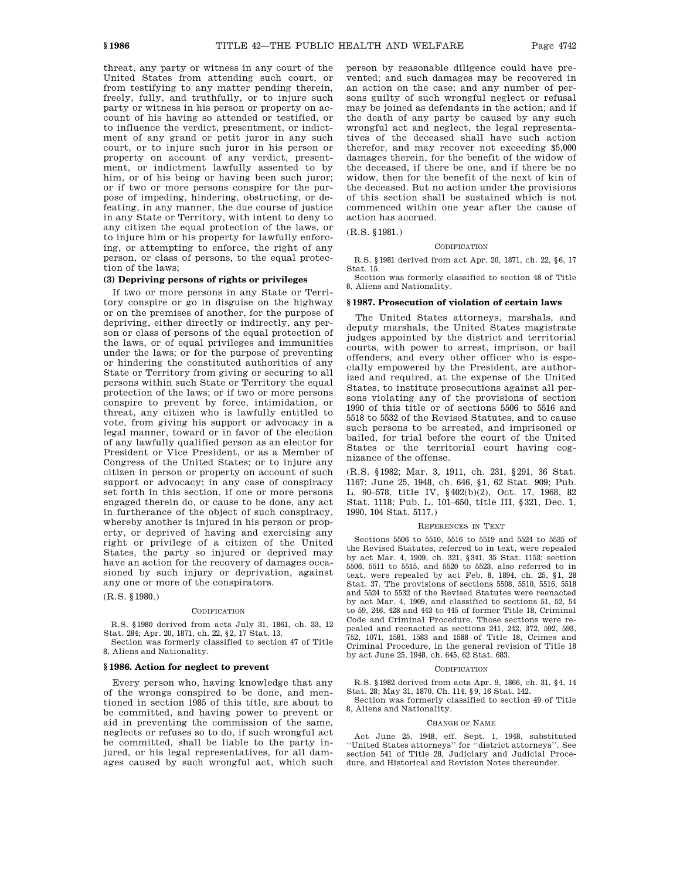threat, any party or witness in any court of the United States from attending such court, or from testifying to any matter pending therein, freely, fully, and truthfully, or to injure such party or witness in his person or property on account of his having so attended or testified, or to influence the verdict, presentment, or indictment of any grand or petit juror in any such court, or to injure such juror in his person or property on account of any verdict, presentment, or indictment lawfully assented to by him, or of his being or having been such juror; or if two or more persons conspire for the purpose of impeding, hindering, obstructing, or defeating, in any manner, the due course of justice in any State or Territory, with intent to deny to any citizen the equal protection of the laws, or to injure him or his property for lawfully enforcing, or attempting to enforce, the right of any person, or class of persons, to the equal protection of the laws;

**(3) Depriving persons of rights or privileges**

If two or more persons in any State or Territory conspire or go in disguise on the highway or on the premises of another, for the purpose of depriving, either directly or indirectly, any person or class of persons of the equal protection of the laws, or of equal privileges and immunities under the laws; or for the purpose of preventing or hindering the constituted authorities of any State or Territory from giving or securing to all persons within such State or Territory the equal protection of the laws; or if two or more persons conspire to prevent by force, intimidation, or threat, any citizen who is lawfully entitled to vote, from giving his support or advocacy in a legal manner, toward or in favor of the election of any lawfully qualified person as an elector for President or Vice President, or as a Member of Congress of the United States; or to injure any citizen in person or property on account of such support or advocacy; in any case of conspiracy set forth in this section, if one or more persons engaged therein do, or cause to be done, any act in furtherance of the object of such conspiracy, whereby another is injured in his person or property, or deprived of having and exercising any right or privilege of a citizen of the United States, the party so injured or deprived may have an action for the recovery of damages occasioned by such injury or deprivation, against any one or more of the conspirators.

(R.S. §1980.)

CODIFICATION

R.S. §1980 derived from acts July 31, 1861, ch. 33, 12 Stat. 284; Apr. 20, 1871, ch. 22, §2, 17 Stat. 13.

Section was formerly classified to section 47 of Title 8, Aliens and Nationality.

### §1986. Action for neglect to prevent

Every person who, having knowledge that any of the wrongs conspired to be done, and mentioned in section 1985 of this title, are about to be committed, and having power to prevent or aid in preventing the commission of the same, neglects or refuses so to do, if such wrongful act be committed, shall be liable to the party injured, or his legal representatives, for all damages caused by such wrongful act, which such person by reasonable diligence could have prevented; and such damages may be recovered in an action on the case; and any number of persons guilty of such wrongful neglect or refusal may be joined as defendants in the action; and if the death of any party be caused by any such wrongful act and neglect, the legal representatives of the deceased shall have such action therefor, and may recover not exceeding $5,000 damages therein, for the benefit of the widow of the deceased, if there be one, and if there be no widow, then for the benefit of the next of kin of the deceased. But no action under the provisions of this section shall be sustained which is not commenced within one year after the cause of action has accrued.

(R.S. §1981.)

CODIFICATION

R.S. §1981 derived from act Apr. 20, 1871, ch. 22, §6, 17 Stat. 15.

Section was formerly classified to section 48 of Title 8, Aliens and Nationality.

### §1987. Prosecution of violation of certain laws

The United States attorneys, marshals, and deputy marshals, the United States magistrate judges appointed by the district and territorial courts, with power to arrest, imprison, or bail offenders, and every other officer who is especially empowered by the President, are authorized and required, at the expense of the United States, to institute prosecutions against all persons violating any of the provisions of section 1990 of this title or of sections 5506 to 5516 and 5518 to 5532 of the Revised Statutes, and to cause such persons to be arrested, and imprisoned or bailed, for trial before the court of the United States or the territorial court having cognizance of the offense.

(R.S. §1982; Mar. 3, 1911, ch. 231, §291, 36 Stat. 1167; June 25, 1948, ch. 646, §1, 62 Stat. 909; Pub. L. 90–578, title IV, §402(b)(2), Oct. 17, 1968, 82 Stat. 1118; Pub. L. 101–650, title III, §321, Dec. 1, 1990, 104 Stat. 5117.)

REFERENCES IN TEXT

Sections 5506 to 5510, 5516 to 5519 and 5524 to 5535 of the Revised Statutes, referred to in text, were repealed by act Mar. 4, 1909, ch. 321, §341, 35 Stat. 1153; section 5506, 5511 to 5515, and 5520 to 5523, also referred to in text, were repealed by act Feb. 8, 1894, ch. 25, §1, 28 Stat. 37. The provisions of sections 5508, 5510, 5516, 5518 and 5524 to 5532 of the Revised Statutes were reenacted by act Mar. 4, 1909, and classified to sections 51, 52, 54 to 59, 246, 428 and 443 to 445 of former Title 18, Criminal Code and Criminal Procedure. Those sections were repealed and reenacted as sections 241, 242, 372, 592, 593, 752, 1071, 1581, 1583 and 1588 of Title 18, Crimes and Criminal Procedure, in the general revision of Title 18 by act June 25, 1948, ch. 645, 62 Stat. 683.

CODIFICATION

R.S. §1982 derived from acts Apr. 9, 1866, ch. 31, §4, 14 Stat. 28; May 31, 1870, Ch. 114, §9, 16 Stat. 142.

Section was formerly classified to section 49 of Title 8, Aliens and Nationality.

CHANGE OF NAME

Act June 25, 1948, eff. Sept. 1, 1948, substituted ''United States attorneys'' for ''district attorneys''. See section 541 of Title 28, Judiciary and Judicial Procedure, and Historical and Revision Notes thereunder.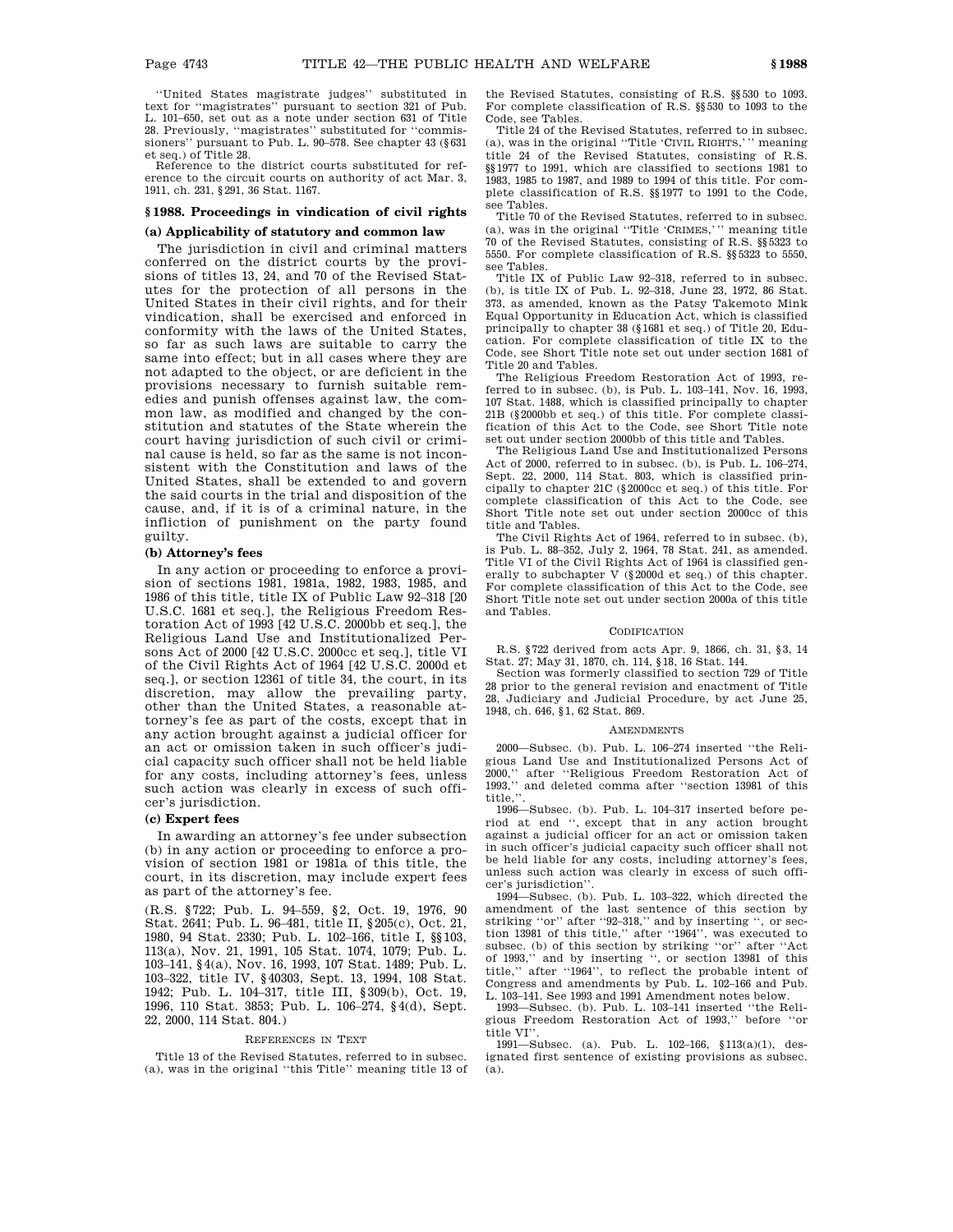''United States magistrate judges'' substituted in text for ''magistrates'' pursuant to section 321 of Pub. L. 101–650, set out as a note under section 631 of Title 28. Previously, ''magistrates'' substituted for ''commissioners'' pursuant to Pub. L. 90–578. See chapter 43 (§631 et seq.) of Title 28.

Reference to the district courts substituted for reference to the circuit courts on authority of act Mar. 3, 1911, ch. 231, §291, 36 Stat. 1167.

### §1988. Proceedings in vindication of civil rights

#### (a) Applicability of statutory and common law

The jurisdiction in civil and criminal matters conferred on the district courts by the provisions of titles 13, 24, and 70 of the Revised Statutes for the protection of all persons in the United States in their civil rights, and for their vindication, shall be exercised and enforced in conformity with the laws of the United States, so far as such laws are suitable to carry the same into effect; but in all cases where they are not adapted to the object, or are deficient in the provisions necessary to furnish suitable remedies and punish offenses against law, the common law, as modified and changed by the constitution and statutes of the State wherein the court having jurisdiction of such civil or criminal cause is held, so far as the same is not inconsistent with the Constitution and laws of the United States, shall be extended to and govern the said courts in the trial and disposition of the cause, and, if it is of a criminal nature, in the infliction of punishment on the party found guilty.

#### (b) Attorney's fees

In any action or proceeding to enforce a provision of sections 1981, 1981a, 1982, 1983, 1985, and 1986 of this title, title IX of Public Law 92–318 [20 U.S.C. 1681 et seq.], the Religious Freedom Restoration Act of 1993 [42 U.S.C. 2000bb et seq.], the Religious Land Use and Institutionalized Persons Act of 2000 [42 U.S.C. 2000cc et seq.], title VI of the Civil Rights Act of 1964 [42 U.S.C. 2000d et seq.], or section 12361 of title 34, the court, in its discretion, may allow the prevailing party, other than the United States, a reasonable attorney's fee as part of the costs, except that in any action brought against a judicial officer for an act or omission taken in such officer's judicial capacity such officer shall not be held liable for any costs, including attorney's fees, unless such action was clearly in excess of such officer's jurisdiction.

#### (c) Expert fees

In awarding an attorney's fee under subsection (b) in any action or proceeding to enforce a provision of section 1981 or 1981a of this title, the court, in its discretion, may include expert fees as part of the attorney's fee.

(R.S. §722; Pub. L. 94–559, §2, Oct. 19, 1976, 90 Stat. 2641; Pub. L. 96–481, title II, §205(c), Oct. 21, 1980, 94 Stat. 2330; Pub. L. 102–166, title I, §§103, 113(a), Nov. 21, 1991, 105 Stat. 1074, 1079; Pub. L. 103–141, §4(a), Nov. 16, 1993, 107 Stat. 1489; Pub. L. 103–322, title IV, §40303, Sept. 13, 1994, 108 Stat. 1942; Pub. L. 104–317, title III, §309(b), Oct. 19, 1996, 110 Stat. 3853; Pub. L. 106–274, §4(d), Sept. 22, 2000, 114 Stat. 804.)

REFERENCES IN TEXT

Title 13 of the Revised Statutes, referred to in subsec. (a), was in the original ''this Title'' meaning title 13 of the Revised Statutes, consisting of R.S. §§530 to 1093. For complete classification of R.S. §§530 to 1093 to the Code, see Tables.

Title 24 of the Revised Statutes, referred to in subsec. (a), was in the original ''Title 'CIVIL RIGHTS,' '' meaning title 24 of the Revised Statutes, consisting of R.S. §§1977 to 1991, which are classified to sections 1981 to 1983, 1985 to 1987, and 1989 to 1994 of this title. For complete classification of R.S. §§1977 to 1991 to the Code, see Tables.

Title 70 of the Revised Statutes, referred to in subsec. (a), was in the original ''Title 'CRIMES,' '' meaning title 70 of the Revised Statutes, consisting of R.S. §§5323 to 5550. For complete classification of R.S. §§5323 to 5550, see Tables.

Title IX of Public Law 92–318, referred to in subsec. (b), is title IX of Pub. L. 92–318, June 23, 1972, 86 Stat. 373, as amended, known as the Patsy Takemoto Mink Equal Opportunity in Education Act, which is classified principally to chapter 38 (§1681 et seq.) of Title 20, Education. For complete classification of title IX to the Code, see Short Title note set out under section 1681 of Title 20 and Tables.

The Religious Freedom Restoration Act of 1993, referred to in subsec. (b), is Pub. L. 103–141, Nov. 16, 1993, 107 Stat. 1488, which is classified principally to chapter 21B (§2000bb et seq.) of this title. For complete classification of this Act to the Code, see Short Title note set out under section 2000bb of this title and Tables.

The Religious Land Use and Institutionalized Persons Act of 2000, referred to in subsec. (b), is Pub. L. 106–274, Sept. 22, 2000, 114 Stat. 803, which is classified principally to chapter 21C (§2000cc et seq.) of this title. For complete classification of this Act to the Code, see Short Title note set out under section 2000cc of this title and Tables.

The Civil Rights Act of 1964, referred to in subsec. (b), is Pub. L. 88–352, July 2, 1964, 78 Stat. 241, as amended. Title VI of the Civil Rights Act of 1964 is classified generally to subchapter V (§2000d et seq.) of this chapter. For complete classification of this Act to the Code, see Short Title note set out under section 2000a of this title and Tables.

CODIFICATION

R.S. §722 derived from acts Apr. 9, 1866, ch. 31, §3, 14 Stat. 27; May 31, 1870, ch. 114, §18, 16 Stat. 144.

Section was formerly classified to section 729 of Title 28 prior to the general revision and enactment of Title 28, Judiciary and Judicial Procedure, by act June 25, 1948, ch. 646, §1, 62 Stat. 869.

AMENDMENTS

2000—Subsec. (b). Pub. L. 106–274 inserted ''the Religious Land Use and Institutionalized Persons Act of 2000,'' after ''Religious Freedom Restoration Act of 1993,'' and deleted comma after ''section 13981 of this title,''.

1996—Subsec. (b). Pub. L. 104–317 inserted before period at end '', except that in any action brought against a judicial officer for an act or omission taken in such officer's judicial capacity such officer shall not be held liable for any costs, including attorney's fees, unless such action was clearly in excess of such officer's jurisdiction''.

1994—Subsec. (b). Pub. L. 103–322, which directed the amendment of the last sentence of this section by striking ''or'' after ''92–318,'' and by inserting '', or section 13981 of this title,'' after ''1964'', was executed to subsec. (b) of this section by striking ''or'' after ''Act of 1993,'' and by inserting '', or section 13981 of this title,'' after ''1964'', to reflect the probable intent of Congress and amendments by Pub. L. 102–166 and Pub. L. 103–141. See 1993 and 1991 Amendment notes below.

1993—Subsec. (b). Pub. L. 103–141 inserted ''the Religious Freedom Restoration Act of 1993,'' before ''or title VI''.

1991—Subsec. (a). Pub. L. 102–166, §113(a)(1), designated first sentence of existing provisions as subsec. (a).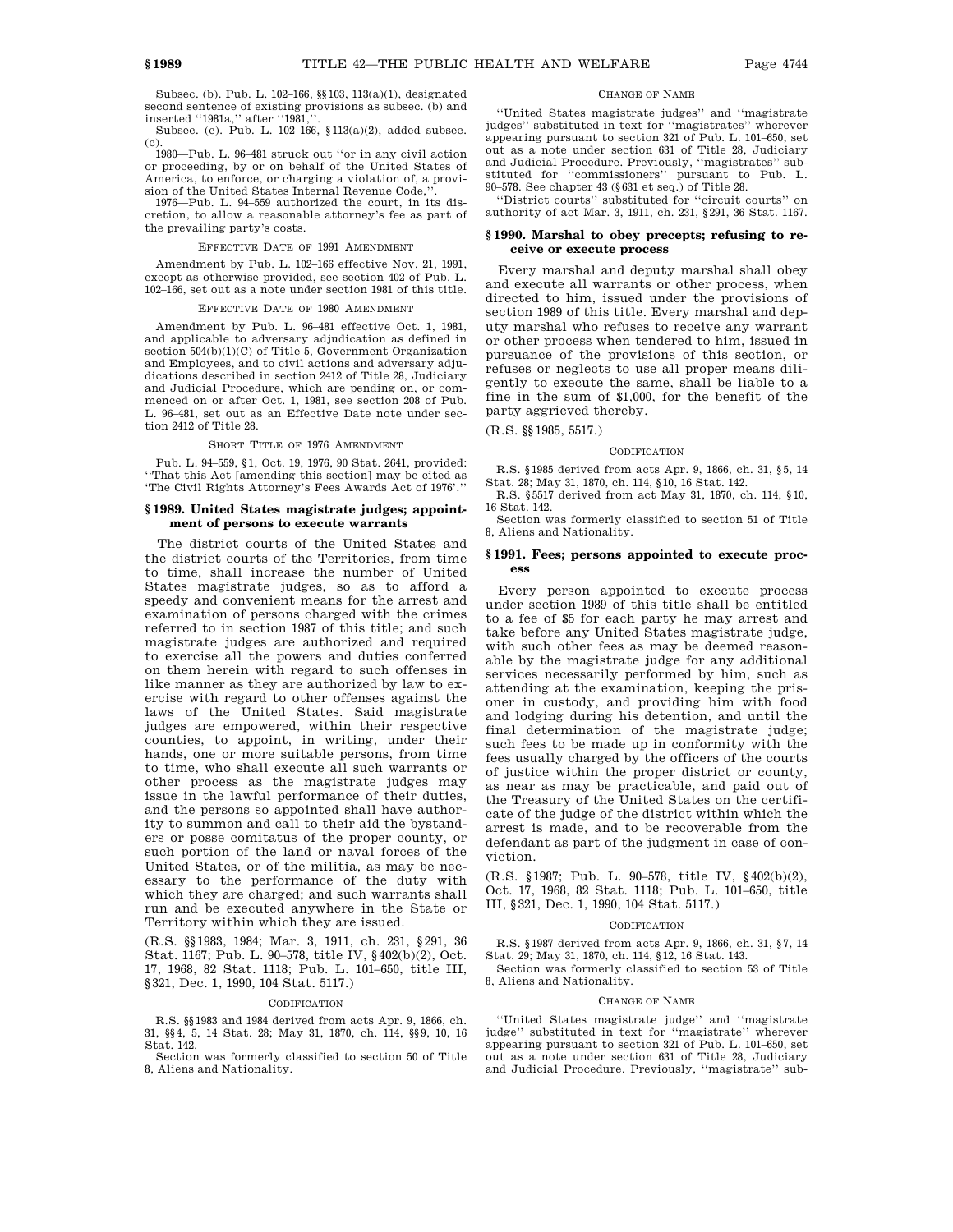Subsec. (b). Pub. L. 102–166, §§103, 113(a)(1), designated second sentence of existing provisions as subsec. (b) and inserted ''1981a,'' after ''1981,''.

Subsec. (c). Pub. L. 102–166, §113(a)(2), added subsec. (c).

1980—Pub. L. 96–481 struck out ''or in any civil action or proceeding, by or on behalf of the United States of America, to enforce, or charging a violation of, a provision of the United States Internal Revenue Code,''.

1976—Pub. L. 94–559 authorized the court, in its discretion, to allow a reasonable attorney's fee as part of the prevailing party's costs.

EFFECTIVE DATE OF 1991 AMENDMENT

Amendment by Pub. L. 102–166 effective Nov. 21, 1991, except as otherwise provided, see section 402 of Pub. L. 102–166, set out as a note under section 1981 of this title.

EFFECTIVE DATE OF 1980 AMENDMENT

Amendment by Pub. L. 96–481 effective Oct. 1, 1981, and applicable to adversary adjudication as defined in section 504(b)(1)(C) of Title 5, Government Organization and Employees, and to civil actions and adversary adjudications described in section 2412 of Title 28, Judiciary and Judicial Procedure, which are pending on, or commenced on or after Oct. 1, 1981, see section 208 of Pub. L. 96–481, set out as an Effective Date note under section 2412 of Title 28.

SHORT TITLE OF 1976 AMENDMENT

Pub. L. 94–559, §1, Oct. 19, 1976, 90 Stat. 2641, provided: ''That this Act [amending this section] may be cited as 'The Civil Rights Attorney's Fees Awards Act of 1976'.''

## §1989. United States magistrate judges; appointment of persons to execute warrants

The district courts of the United States and the district courts of the Territories, from time to time, shall increase the number of United States magistrate judges, so as to afford a speedy and convenient means for the arrest and examination of persons charged with the crimes referred to in section 1987 of this title; and such magistrate judges are authorized and required to exercise all the powers and duties conferred on them herein with regard to such offenses in like manner as they are authorized by law to exercise with regard to other offenses against the laws of the United States. Said magistrate judges are empowered, within their respective counties, to appoint, in writing, under their hands, one or more suitable persons, from time to time, who shall execute all such warrants or other process as the magistrate judges may issue in the lawful performance of their duties, and the persons so appointed shall have authority to summon and call to their aid the bystanders or posse comitatus of the proper county, or such portion of the land or naval forces of the United States, or of the militia, as may be necessary to the performance of the duty with which they are charged; and such warrants shall run and be executed anywhere in the State or Territory within which they are issued.

(R.S. §§1983, 1984; Mar. 3, 1911, ch. 231, §291, 36 Stat. 1167; Pub. L. 90–578, title IV, §402(b)(2), Oct. 17, 1968, 82 Stat. 1118; Pub. L. 101–650, title III, §321, Dec. 1, 1990, 104 Stat. 5117.)

CODIFICATION

R.S. §§1983 and 1984 derived from acts Apr. 9, 1866, ch. 31, §§4, 5, 14 Stat. 28; May 31, 1870, ch. 114, §§9, 10, 16 Stat. 142.

Section was formerly classified to section 50 of Title 8, Aliens and Nationality.

CHANGE OF NAME

''United States magistrate judges'' and ''magistrate judges'' substituted in text for ''magistrates'' wherever appearing pursuant to section 321 of Pub. L. 101–650, set out as a note under section 631 of Title 28, Judiciary and Judicial Procedure. Previously, ''magistrates'' substituted for ''commissioners'' pursuant to Pub. L. 90–578. See chapter 43 (§631 et seq.) of Title 28.

''District courts'' substituted for ''circuit courts'' on authority of act Mar. 3, 1911, ch. 231, §291, 36 Stat. 1167.

## §1990. Marshal to obey precepts; refusing to receive or execute process

Every marshal and deputy marshal shall obey and execute all warrants or other process, when directed to him, issued under the provisions of section 1989 of this title. Every marshal and deputy marshal who refuses to receive any warrant or other process when tendered to him, issued in pursuance of the provisions of this section, or refuses or neglects to use all proper means diligently to execute the same, shall be liable to a fine in the sum of $1,000, for the benefit of the party aggrieved thereby.

(R.S. §§1985, 5517.)

CODIFICATION

R.S. §1985 derived from acts Apr. 9, 1866, ch. 31, §5, 14 Stat. 28; May 31, 1870, ch. 114, §10, 16 Stat. 142.

R.S. §5517 derived from act May 31, 1870, ch. 114, §10, 16 Stat. 142.

Section was formerly classified to section 51 of Title 8, Aliens and Nationality.

## §1991. Fees; persons appointed to execute process

Every person appointed to execute process under section 1989 of this title shall be entitled to a fee of $5 for each party he may arrest and take before any United States magistrate judge, with such other fees as may be deemed reasonable by the magistrate judge for any additional services necessarily performed by him, such as attending at the examination, keeping the prisoner in custody, and providing him with food and lodging during his detention, and until the final determination of the magistrate judge; such fees to be made up in conformity with the fees usually charged by the officers of the courts of justice within the proper district or county, as near as may be practicable, and paid out of the Treasury of the United States on the certificate of the judge of the district within which the arrest is made, and to be recoverable from the defendant as part of the judgment in case of conviction.

(R.S. §1987; Pub. L. 90–578, title IV, §402(b)(2), Oct. 17, 1968, 82 Stat. 1118; Pub. L. 101–650, title III, §321, Dec. 1, 1990, 104 Stat. 5117.)

CODIFICATION

R.S. §1987 derived from acts Apr. 9, 1866, ch. 31, §7, 14 Stat. 29; May 31, 1870, ch. 114, §12, 16 Stat. 143.

Section was formerly classified to section 53 of Title 8, Aliens and Nationality.

CHANGE OF NAME

''United States magistrate judge'' and ''magistrate judge'' substituted in text for ''magistrate'' wherever appearing pursuant to section 321 of Pub. L. 101–650, set out as a note under section 631 of Title 28, Judiciary and Judicial Procedure. Previously, ''magistrate'' sub-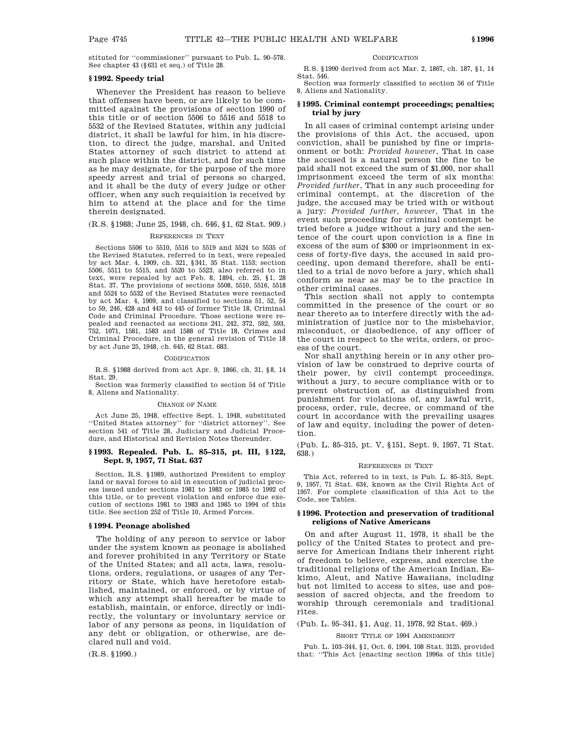stituted for ''commissioner'' pursuant to Pub. L. 90–578. See chapter 43 (§631 et seq.) of Title 28.

### §1992. Speedy trial

Whenever the President has reason to believe that offenses have been, or are likely to be committed against the provisions of section 1990 of this title or of section 5506 to 5516 and 5518 to 5532 of the Revised Statutes, within any judicial district, it shall be lawful for him, in his discretion, to direct the judge, marshal, and United States attorney of such district to attend at such place within the district, and for such time as he may designate, for the purpose of the more speedy arrest and trial of persons so charged, and it shall be the duty of every judge or other officer, when any such requisition is received by him to attend at the place and for the time therein designated.

(R.S. §1988; June 25, 1948, ch. 646, §1, 62 Stat. 909.)

REFERENCES IN TEXT

Sections 5506 to 5510, 5516 to 5519 and 5524 to 5535 of the Revised Statutes, referred to in text, were repealed by act Mar. 4, 1909, ch. 321, §341, 35 Stat. 1153; section 5506, 5511 to 5515, and 5520 to 5523, also referred to in text, were repealed by act Feb. 8, 1894, ch. 25, §1, 28 Stat. 37. The provisions of sections 5508, 5510, 5516, 5518 and 5524 to 5532 of the Revised Statutes were reenacted by act Mar. 4, 1909, and classified to sections 51, 52, 54 to 59, 246, 428 and 443 to 445 of former Title 18, Criminal Code and Criminal Procedure. Those sections were repealed and reenacted as sections 241, 242, 372, 592, 593, 752, 1071, 1581, 1583 and 1588 of Title 18, Crimes and Criminal Procedure, in the general revision of Title 18 by act June 25, 1948, ch. 645, 62 Stat. 683.

CODIFICATION

R.S. §1988 derived from act Apr. 9, 1866, ch. 31, §8, 14 Stat. 29.

Section was formerly classified to section 54 of Title 8, Aliens and Nationality.

CHANGE OF NAME

Act June 25, 1948, effective Sept. 1, 1948, substituted ''United States attorney'' for ''district attorney''. See section 541 of Title 28, Judiciary and Judicial Procedure, and Historical and Revision Notes thereunder.

### §1993. Repealed. Pub. L. 85–315, pt. III, §122, Sept. 9, 1957, 71 Stat. 637

Section, R.S. §1989, authorized President to employ land or naval forces to aid in execution of judicial process issued under sections 1981 to 1983 or 1985 to 1992 of this title, or to prevent violation and enforce due execution of sections 1981 to 1983 and 1985 to 1994 of this title. See section 252 of Title 10, Armed Forces.

### §1994. Peonage abolished

The holding of any person to service or labor under the system known as peonage is abolished and forever prohibited in any Territory or State of the United States; and all acts, laws, resolutions, orders, regulations, or usages of any Territory or State, which have heretofore established, maintained, or enforced, or by virtue of which any attempt shall hereafter be made to establish, maintain, or enforce, directly or indirectly, the voluntary or involuntary service or labor of any persons as peons, in liquidation of any debt or obligation, or otherwise, are declared null and void.

(R.S. §1990.)

CODIFICATION

R.S. §1990 derived from act Mar. 2, 1867, ch. 187, §1, 14 Stat. 546.

Section was formerly classified to section 56 of Title 8, Aliens and Nationality.

### §1995. Criminal contempt proceedings; penalties; trial by jury

In all cases of criminal contempt arising under the provisions of this Act, the accused, upon conviction, shall be punished by fine or imprisonment or both: *Provided however*, That in case the accused is a natural person the fine to be paid shall not exceed the sum of $1,000, nor shall imprisonment exceed the term of six months: *Provided further*, That in any such proceeding for criminal contempt, at the discretion of the judge, the accused may be tried with or without a jury: *Provided further, however*, That in the event such proceeding for criminal contempt be tried before a judge without a jury and the sentence of the court upon conviction is a fine in excess of the sum of $300 or imprisonment in excess of forty-five days, the accused in said proceeding, upon demand therefore, shall be entitled to a trial de novo before a jury, which shall conform as near as may be to the practice in other criminal cases.

This section shall not apply to contempts committed in the presence of the court or so near thereto as to interfere directly with the administration of justice nor to the misbehavior, misconduct, or disobedience, of any officer of the court in respect to the writs, orders, or process of the court.

Nor shall anything herein or in any other provision of law be construed to deprive courts of their power, by civil contempt proceedings, without a jury, to secure compliance with or to prevent obstruction of, as distinguished from punishment for violations of, any lawful writ, process, order, rule, decree, or command of the court in accordance with the prevailing usages of law and equity, including the power of detention.

(Pub. L. 85–315, pt. V, §151, Sept. 9, 1957, 71 Stat. 638.)

REFERENCES IN TEXT

This Act, referred to in text, is Pub. L. 85–315, Sept. 9, 1957, 71 Stat. 634, known as the Civil Rights Act of 1957. For complete classification of this Act to the Code, see Tables.

### §1996. Protection and preservation of traditional religions of Native Americans

On and after August 11, 1978, it shall be the policy of the United States to protect and preserve for American Indians their inherent right of freedom to believe, express, and exercise the traditional religions of the American Indian, Eskimo, Aleut, and Native Hawaiians, including but not limited to access to sites, use and possession of sacred objects, and the freedom to worship through ceremonials and traditional rites.

(Pub. L. 95–341, §1, Aug. 11, 1978, 92 Stat. 469.)

SHORT TITLE OF 1994 AMENDMENT

Pub. L. 103–344, §1, Oct. 6, 1994, 108 Stat. 3125, provided that: ''This Act [enacting section 1996a of this title]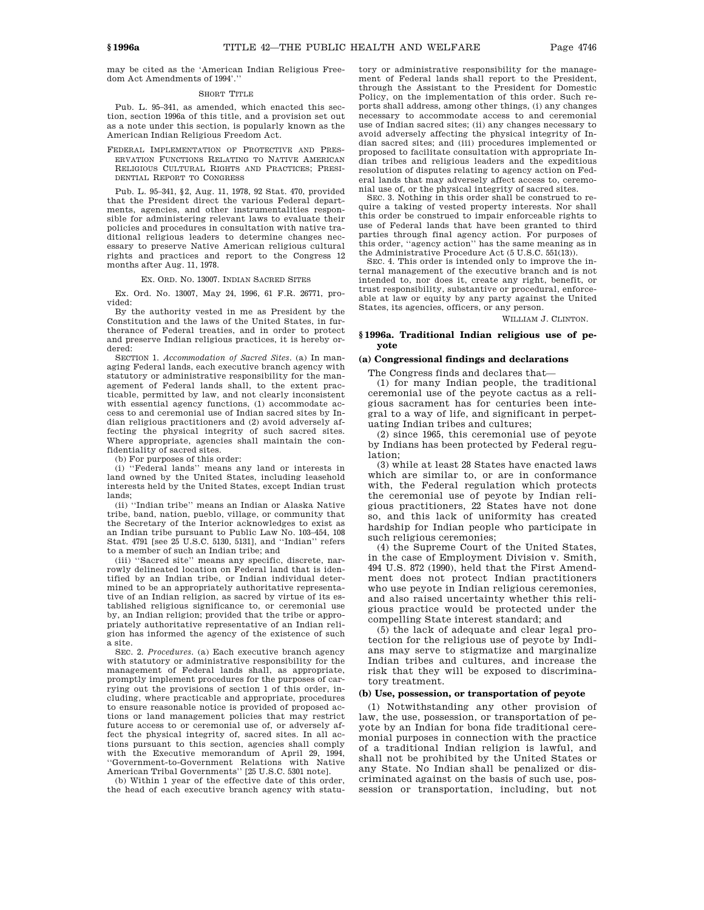may be cited as the 'American Indian Religious Freedom Act Amendments of 1994'.''

SHORT TITLE

Pub. L. 95–341, as amended, which enacted this section, section 1996a of this title, and a provision set out as a note under this section, is popularly known as the American Indian Religious Freedom Act.

FEDERAL IMPLEMENTATION OF PROTECTIVE AND PRESERVATION FUNCTIONS RELATING TO NATIVE AMERICAN RELIGIOUS CULTURAL RIGHTS AND PRACTICES; PRESIDENTIAL REPORT TO CONGRESS

Pub. L. 95–341, §2, Aug. 11, 1978, 92 Stat. 470, provided that the President direct the various Federal departments, agencies, and other instrumentalities responsible for administering relevant laws to evaluate their policies and procedures in consultation with native traditional religious leaders to determine changes necessary to preserve Native American religious cultural rights and practices and report to the Congress 12 months after Aug. 11, 1978.

EX. ORD. NO. 13007. INDIAN SACRED SITES

Ex. Ord. No. 13007, May 24, 1996, 61 F.R. 26771, provided:

By the authority vested in me as President by the Constitution and the laws of the United States, in furtherance of Federal treaties, and in order to protect and preserve Indian religious practices, it is hereby ordered:

SECTION 1. *Accommodation of Sacred Sites*. (a) In managing Federal lands, each executive branch agency with statutory or administrative responsibility for the management of Federal lands shall, to the extent practicable, permitted by law, and not clearly inconsistent with essential agency functions, (1) accommodate access to and ceremonial use of Indian sacred sites by Indian religious practitioners and (2) avoid adversely affecting the physical integrity of such sacred sites. Where appropriate, agencies shall maintain the confidentiality of sacred sites.

(b) For purposes of this order:

(i) ''Federal lands'' means any land or interests in land owned by the United States, including leasehold interests held by the United States, except Indian trust lands;

(ii) ''Indian tribe'' means an Indian or Alaska Native tribe, band, nation, pueblo, village, or community that the Secretary of the Interior acknowledges to exist as an Indian tribe pursuant to Public Law No. 103–454, 108 Stat. 4791 [see 25 U.S.C. 5130, 5131], and ''Indian'' refers to a member of such an Indian tribe; and

(iii) ''Sacred site'' means any specific, discrete, narrowly delineated location on Federal land that is identified by an Indian tribe, or Indian individual determined to be an appropriately authoritative representative of an Indian religion, as sacred by virtue of its established religious significance to, or ceremonial use by, an Indian religion; provided that the tribe or appropriately authoritative representative of an Indian religion has informed the agency of the existence of such a site.

SEC. 2. *Procedures*. (a) Each executive branch agency with statutory or administrative responsibility for the management of Federal lands shall, as appropriate, promptly implement procedures for the purposes of carrying out the provisions of section 1 of this order, including, where practicable and appropriate, procedures to ensure reasonable notice is provided of proposed actions or land management policies that may restrict future access to or ceremonial use of, or adversely affect the physical integrity of, sacred sites. In all actions pursuant to this section, agencies shall comply with the Executive memorandum of April 29, 1994, ''Government-to-Government Relations with Native American Tribal Governments'' [25 U.S.C. 5301 note].

(b) Within 1 year of the effective date of this order, the head of each executive branch agency with statutory or administrative responsibility for the management of Federal lands shall report to the President, through the Assistant to the President for Domestic Policy, on the implementation of this order. Such reports shall address, among other things, (i) any changes necessary to accommodate access to and ceremonial use of Indian sacred sites; (ii) any changes necessary to avoid adversely affecting the physical integrity of Indian sacred sites; and (iii) procedures implemented or proposed to facilitate consultation with appropriate Indian tribes and religious leaders and the expeditious resolution of disputes relating to agency action on Federal lands that may adversely affect access to, ceremonial use of, or the physical integrity of sacred sites.

SEC. 3. Nothing in this order shall be construed to require a taking of vested property interests. Nor shall this order be construed to impair enforceable rights to use of Federal lands that have been granted to third parties through final agency action. For purposes of this order, ''agency action'' has the same meaning as in the Administrative Procedure Act (5 U.S.C. 551(13)).

SEC. 4. This order is intended only to improve the internal management of the executive branch and is not intended to, nor does it, create any right, benefit, or trust responsibility, substantive or procedural, enforceable at law or equity by any party against the United States, its agencies, officers, or any person.

WILLIAM J. CLINTON.

## §1996a. Traditional Indian religious use of peyote

### (a) Congressional findings and declarations

The Congress finds and declares that—

(1) for many Indian people, the traditional ceremonial use of the peyote cactus as a religious sacrament has for centuries been integral to a way of life, and significant in perpetuating Indian tribes and cultures;

(2) since 1965, this ceremonial use of peyote by Indians has been protected by Federal regulation;

(3) while at least 28 States have enacted laws which are similar to, or are in conformance with, the Federal regulation which protects the ceremonial use of peyote by Indian religious practitioners, 22 States have not done so, and this lack of uniformity has created hardship for Indian people who participate in such religious ceremonies;

(4) the Supreme Court of the United States, in the case of Employment Division v. Smith, 494 U.S. 872 (1990), held that the First Amendment does not protect Indian practitioners who use peyote in Indian religious ceremonies, and also raised uncertainty whether this religious practice would be protected under the compelling State interest standard; and

(5) the lack of adequate and clear legal protection for the religious use of peyote by Indians may serve to stigmatize and marginalize Indian tribes and cultures, and increase the risk that they will be exposed to discriminatory treatment.

### (b) Use, possession, or transportation of peyote

(1) Notwithstanding any other provision of law, the use, possession, or transportation of peyote by an Indian for bona fide traditional ceremonial purposes in connection with the practice of a traditional Indian religion is lawful, and shall not be prohibited by the United States or any State. No Indian shall be penalized or discriminated against on the basis of such use, possession or transportation, including, but not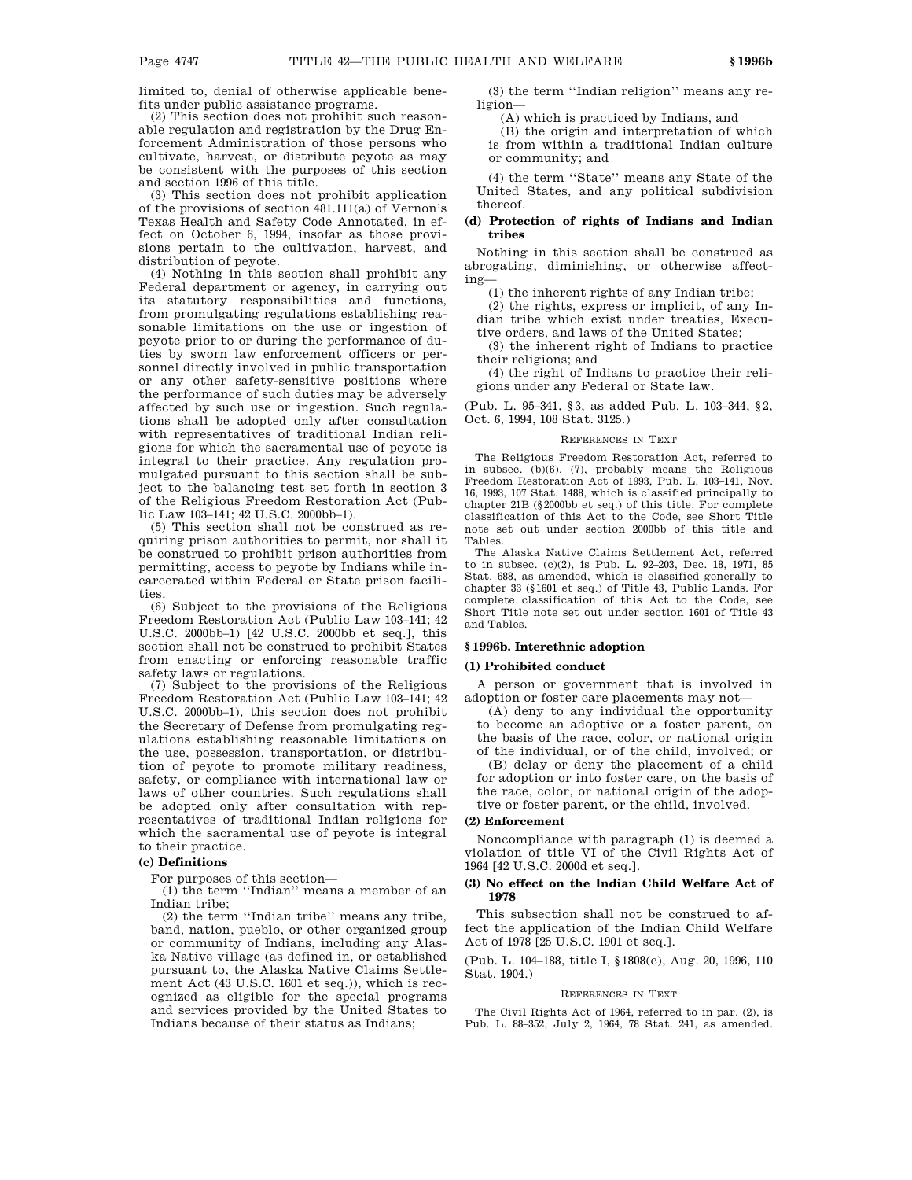limited to, denial of otherwise applicable benefits under public assistance programs.

(2) This section does not prohibit such reasonable regulation and registration by the Drug Enforcement Administration of those persons who cultivate, harvest, or distribute peyote as may be consistent with the purposes of this section and section 1996 of this title.

(3) This section does not prohibit application of the provisions of section 481.111(a) of Vernon's Texas Health and Safety Code Annotated, in effect on October 6, 1994, insofar as those provisions pertain to the cultivation, harvest, and distribution of peyote.

(4) Nothing in this section shall prohibit any Federal department or agency, in carrying out its statutory responsibilities and functions, from promulgating regulations establishing reasonable limitations on the use or ingestion of peyote prior to or during the performance of duties by sworn law enforcement officers or personnel directly involved in public transportation or any other safety-sensitive positions where the performance of such duties may be adversely affected by such use or ingestion. Such regulations shall be adopted only after consultation with representatives of traditional Indian religions for which the sacramental use of peyote is integral to their practice. Any regulation promulgated pursuant to this section shall be subject to the balancing test set forth in section 3 of the Religious Freedom Restoration Act (Public Law 103–141; 42 U.S.C. 2000bb–1).

(5) This section shall not be construed as requiring prison authorities to permit, nor shall it be construed to prohibit prison authorities from permitting, access to peyote by Indians while incarcerated within Federal or State prison facilities.

(6) Subject to the provisions of the Religious Freedom Restoration Act (Public Law 103–141; 42 U.S.C. 2000bb–1) [42 U.S.C. 2000bb et seq.], this section shall not be construed to prohibit States from enacting or enforcing reasonable traffic safety laws or regulations.

(7) Subject to the provisions of the Religious Freedom Restoration Act (Public Law 103–141; 42 U.S.C. 2000bb–1), this section does not prohibit the Secretary of Defense from promulgating regulations establishing reasonable limitations on the use, possession, transportation, or distribution of peyote to promote military readiness, safety, or compliance with international law or laws of other countries. Such regulations shall be adopted only after consultation with representatives of traditional Indian religions for which the sacramental use of peyote is integral to their practice.

**(c) Definitions**

For purposes of this section—

(1) the term ''Indian'' means a member of an Indian tribe;

(2) the term ''Indian tribe'' means any tribe, band, nation, pueblo, or other organized group or community of Indians, including any Alaska Native village (as defined in, or established pursuant to, the Alaska Native Claims Settlement Act (43 U.S.C. 1601 et seq.)), which is recognized as eligible for the special programs and services provided by the United States to Indians because of their status as Indians;

(3) the term ''Indian religion'' means any religion—

(A) which is practiced by Indians, and

(B) the origin and interpretation of which is from within a traditional Indian culture or community; and

(4) the term ''State'' means any State of the United States, and any political subdivision thereof.

**(d) Protection of rights of Indians and Indian tribes**

Nothing in this section shall be construed as abrogating, diminishing, or otherwise affecting—

(1) the inherent rights of any Indian tribe;

(2) the rights, express or implicit, of any Indian tribe which exist under treaties, Executive orders, and laws of the United States;

(3) the inherent right of Indians to practice their religions; and

(4) the right of Indians to practice their religions under any Federal or State law.

(Pub. L. 95–341, §3, as added Pub. L. 103–344, §2, Oct. 6, 1994, 108 Stat. 3125.)

REFERENCES IN TEXT

The Religious Freedom Restoration Act, referred to in subsec. (b)(6), (7), probably means the Religious Freedom Restoration Act of 1993, Pub. L. 103–141, Nov. 16, 1993, 107 Stat. 1488, which is classified principally to chapter 21B (§2000bb et seq.) of this title. For complete classification of this Act to the Code, see Short Title note set out under section 2000bb of this title and Tables.

The Alaska Native Claims Settlement Act, referred to in subsec. (c)(2), is Pub. L. 92–203, Dec. 18, 1971, 85 Stat. 688, as amended, which is classified generally to chapter 33 (§1601 et seq.) of Title 43, Public Lands. For complete classification of this Act to the Code, see Short Title note set out under section 1601 of Title 43 and Tables.

## §1996b. Interethnic adoption

**(1) Prohibited conduct**

A person or government that is involved in adoption or foster care placements may not—

(A) deny to any individual the opportunity to become an adoptive or a foster parent, on the basis of the race, color, or national origin of the individual, or of the child, involved; or

(B) delay or deny the placement of a child for adoption or into foster care, on the basis of the race, color, or national origin of the adoptive or foster parent, or the child, involved.

**(2) Enforcement**

Noncompliance with paragraph (1) is deemed a violation of title VI of the Civil Rights Act of 1964 [42 U.S.C. 2000d et seq.].

**(3) No effect on the Indian Child Welfare Act of 1978**

This subsection shall not be construed to affect the application of the Indian Child Welfare Act of 1978 [25 U.S.C. 1901 et seq.].

(Pub. L. 104–188, title I, §1808(c), Aug. 20, 1996, 110 Stat. 1904.)

REFERENCES IN TEXT

The Civil Rights Act of 1964, referred to in par. (2), is Pub. L. 88–352, July 2, 1964, 78 Stat. 241, as amended.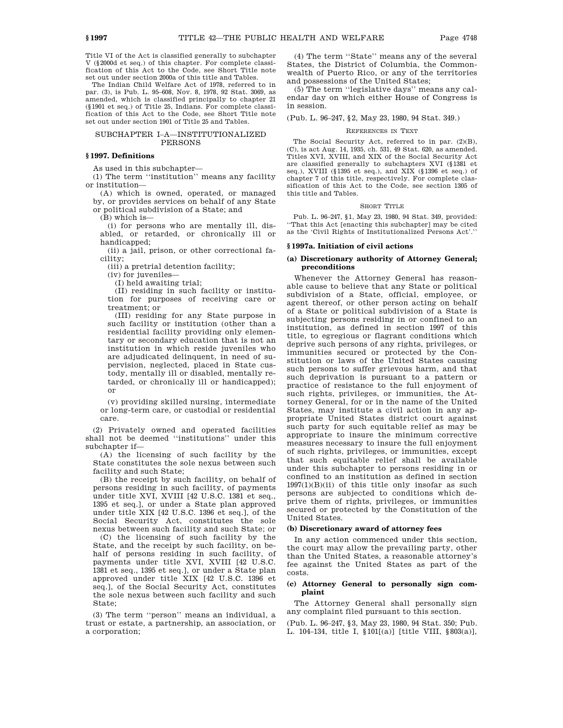Title VI of the Act is classified generally to subchapter V (§2000d et seq.) of this chapter. For complete classification of this Act to the Code, see Short Title note set out under section 2000a of this title and Tables.

The Indian Child Welfare Act of 1978, referred to in par. (3), is Pub. L. 95–608, Nov. 8, 1978, 92 Stat. 3069, as amended, which is classified principally to chapter 21 (§1901 et seq.) of Title 25, Indians. For complete classification of this Act to the Code, see Short Title note set out under section 1901 of Title 25 and Tables.

## SUBCHAPTER I–A—INSTITUTIONALIZED PERSONS

### §1997. Definitions

As used in this subchapter—

(1) The term "institution" means any facility or institution—

(A) which is owned, operated, or managed by, or provides services on behalf of any State or political subdivision of a State; and

(B) which is—

(i) for persons who are mentally ill, disabled, or retarded, or chronically ill or handicapped;

(ii) a jail, prison, or other correctional facility;

(iii) a pretrial detention facility;

(iv) for juveniles—

(I) held awaiting trial;

(II) residing in such facility or institution for purposes of receiving care or treatment; or

(III) residing for any State purpose in such facility or institution (other than a residential facility providing only elementary or secondary education that is not an institution in which reside juveniles who are adjudicated delinquent, in need of supervision, neglected, placed in State custody, mentally ill or disabled, mentally retarded, or chronically ill or handicapped); or

(v) providing skilled nursing, intermediate or long-term care, or custodial or residential care.

(2) Privately owned and operated facilities shall not be deemed "institutions" under this subchapter if—

(A) the licensing of such facility by the State constitutes the sole nexus between such facility and such State;

(B) the receipt by such facility, on behalf of persons residing in such facility, of payments under title XVI, XVIII [42 U.S.C. 1381 et seq., 1395 et seq.], or under a State plan approved under title XIX [42 U.S.C. 1396 et seq.], of the Social Security Act, constitutes the sole nexus between such facility and such State; or

(C) the licensing of such facility by the State, and the receipt by such facility, on behalf of persons residing in such facility, of payments under title XVI, XVIII [42 U.S.C. 1381 et seq., 1395 et seq.], or under a State plan approved under title XIX [42 U.S.C. 1396 et seq.], of the Social Security Act, constitutes the sole nexus between such facility and such State;

(3) The term "person" means an individual, a trust or estate, a partnership, an association, or a corporation;

(4) The term "State" means any of the several States, the District of Columbia, the Commonwealth of Puerto Rico, or any of the territories and possessions of the United States;

(5) The term "legislative days" means any calendar day on which either House of Congress is in session.

(Pub. L. 96–247, §2, May 23, 1980, 94 Stat. 349.)

REFERENCES IN TEXT

The Social Security Act, referred to in par. (2)(B), (C), is act Aug. 14, 1935, ch. 531, 49 Stat. 620, as amended. Titles XVI, XVIII, and XIX of the Social Security Act are classified generally to subchapters XVI (§1381 et seq.), XVIII (§1395 et seq.), and XIX (§1396 et seq.) of chapter 7 of this title, respectively. For complete classification of this Act to the Code, see section 1305 of this title and Tables.

SHORT TITLE

Pub. L. 96–247, §1, May 23, 1980, 94 Stat. 349, provided: "That this Act [enacting this subchapter] may be cited as the 'Civil Rights of Institutionalized Persons Act'."

### §1997a. Initiation of civil actions

#### (a) Discretionary authority of Attorney General; preconditions

Whenever the Attorney General has reasonable cause to believe that any State or political subdivision of a State, official, employee, or agent thereof, or other person acting on behalf of a State or political subdivision of a State is subjecting persons residing in or confined to an institution, as defined in section 1997 of this title, to egregious or flagrant conditions which deprive such persons of any rights, privileges, or immunities secured or protected by the Constitution or laws of the United States causing such persons to suffer grievous harm, and that such deprivation is pursuant to a pattern or practice of resistance to the full enjoyment of such rights, privileges, or immunities, the Attorney General, for or in the name of the United States, may institute a civil action in any appropriate United States district court against such party for such equitable relief as may be appropriate to insure the minimum corrective measures necessary to insure the full enjoyment of such rights, privileges, or immunities, except that such equitable relief shall be available under this subchapter to persons residing in or confined to an institution as defined in section 1997(1)(B)(ii) of this title only insofar as such persons are subjected to conditions which deprive them of rights, privileges, or immunities secured or protected by the Constitution of the United States.

#### (b) Discretionary award of attorney fees

In any action commenced under this section, the court may allow the prevailing party, other than the United States, a reasonable attorney's fee against the United States as part of the costs.

#### (c) Attorney General to personally sign complaint

The Attorney General shall personally sign any complaint filed pursuant to this section.

(Pub. L. 96–247, §3, May 23, 1980, 94 Stat. 350; Pub. L. 104–134, title I, §101[(a)] [title VIII, §803(a)],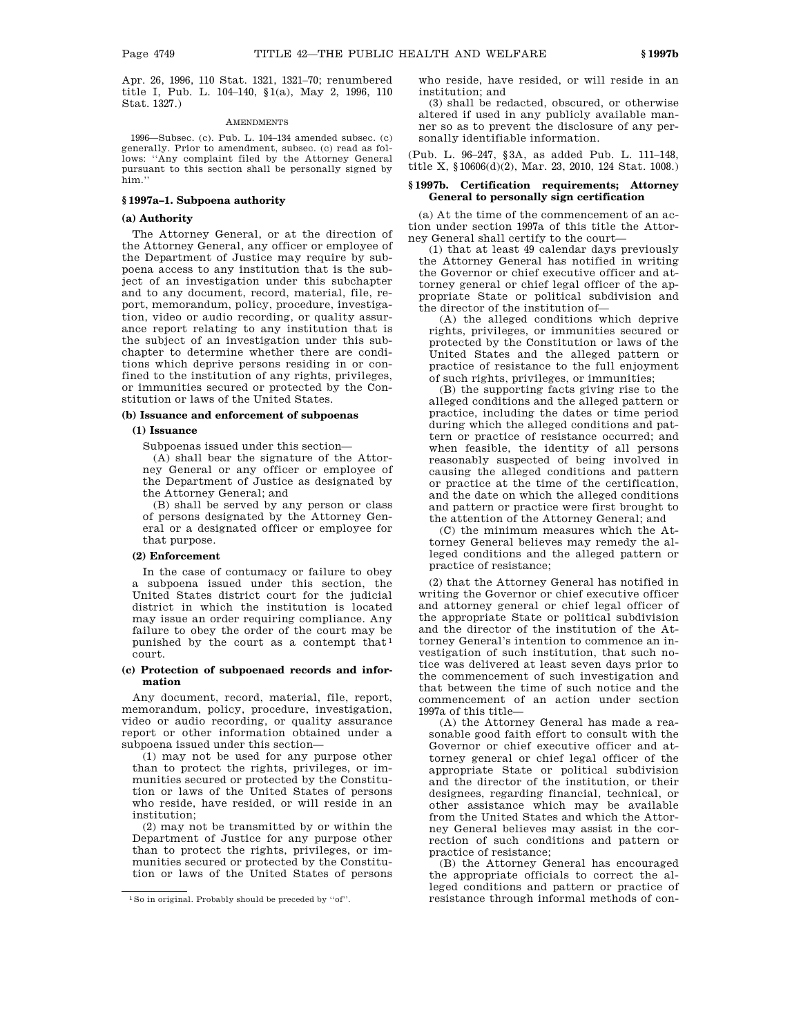Apr. 26, 1996, 110 Stat. 1321, 1321–70; renumbered title I, Pub. L. 104–140, §1(a), May 2, 1996, 110 Stat. 1327.)

AMENDMENTS

1996—Subsec. (c). Pub. L. 104–134 amended subsec. (c) generally. Prior to amendment, subsec. (c) read as follows: "Any complaint filed by the Attorney General pursuant to this section shall be personally signed by him."

### §1997a–1. Subpoena authority

#### (a) Authority

The Attorney General, or at the direction of the Attorney General, any officer or employee of the Department of Justice may require by subpoena access to any institution that is the subject of an investigation under this subchapter and to any document, record, material, file, report, memorandum, policy, procedure, investigation, video or audio recording, or quality assurance report relating to any institution that is the subject of an investigation under this subchapter to determine whether there are conditions which deprive persons residing in or confined to the institution of any rights, privileges, or immunities secured or protected by the Constitution or laws of the United States.

#### (b) Issuance and enforcement of subpoenas

##### (1) Issuance

Subpoenas issued under this section—

(A) shall bear the signature of the Attorney General or any officer or employee of the Department of Justice as designated by the Attorney General; and

(B) shall be served by any person or class of persons designated by the Attorney General or a designated officer or employee for that purpose.

##### (2) Enforcement

In the case of contumacy or failure to obey a subpoena issued under this section, the United States district court for the judicial district in which the institution is located may issue an order requiring compliance. Any failure to obey the order of the court may be punished by the court as a contempt that[1] court.

#### (c) Protection of subpoenaed records and information

Any document, record, material, file, report, memorandum, policy, procedure, investigation, video or audio recording, quality assurance report or other information obtained under a subpoena issued under this section—

(1) may not be used for any purpose other than to protect the rights, privileges, or immunities secured or protected by the Constitution or laws of the United States of persons who reside, have resided, or will reside in an institution;

(2) may not be transmitted by or within the Department of Justice for any purpose other than to protect the rights, privileges, or immunities secured or protected by the Constitution or laws of the United States of persons who reside, have resided, or will reside in an institution; and

(3) shall be redacted, obscured, or otherwise altered if used in any publicly available manner so as to prevent the disclosure of any personally identifiable information.

(Pub. L. 96–247, §3A, as added Pub. L. 111–148, title X, §10606(d)(2), Mar. 23, 2010, 124 Stat. 1008.)

### §1997b. Certification requirements; Attorney General to personally sign certification

(a) At the time of the commencement of an action under section 1997a of this title the Attorney General shall certify to the court—

(1) that at least 49 calendar days previously the Attorney General has notified in writing the Governor or chief executive officer and attorney general or chief legal officer of the appropriate State or political subdivision and the director of the institution of—

(A) the alleged conditions which deprive rights, privileges, or immunities secured or protected by the Constitution or laws of the United States and the alleged pattern or practice of resistance to the full enjoyment of such rights, privileges, or immunities;

(B) the supporting facts giving rise to the alleged conditions and the alleged pattern or practice, including the dates or time period during which the alleged conditions and pattern or practice of resistance occurred; and when feasible, the identity of all persons reasonably suspected of being involved in causing the alleged conditions and pattern or practice at the time of the certification, and the date on which the alleged conditions and pattern or practice were first brought to the attention of the Attorney General; and

(C) the minimum measures which the Attorney General believes may remedy the alleged conditions and the alleged pattern or practice of resistance;

(2) that the Attorney General has notified in writing the Governor or chief executive officer and attorney general or chief legal officer of the appropriate State or political subdivision and the director of the institution of the Attorney General's intention to commence an investigation of such institution, that such notice was delivered at least seven days prior to the commencement of such investigation and that between the time of such notice and the commencement of an action under section 1997a of this title—

(A) the Attorney General has made a reasonable good faith effort to consult with the Governor or chief executive officer and attorney general or chief legal officer of the appropriate State or political subdivision and the director of the institution, or their designees, regarding financial, technical, or other assistance which may be available from the United States and which the Attorney General believes may assist in the correction of such conditions and pattern or practice of resistance;

(B) the Attorney General has encouraged the appropriate officials to correct the alleged conditions and pattern or practice of resistance through informal methods of con-

[1] So in original. Probably should be preceded by "of".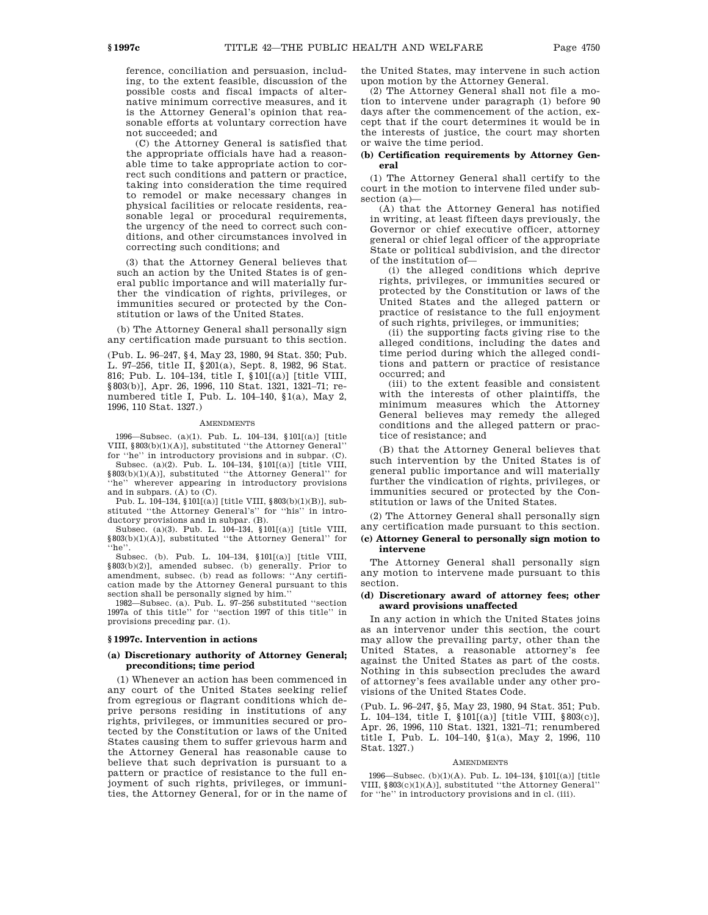ference, conciliation and persuasion, including, to the extent feasible, discussion of the possible costs and fiscal impacts of alternative minimum corrective measures, and it is the Attorney General's opinion that reasonable efforts at voluntary correction have not succeeded; and

(C) the Attorney General is satisfied that the appropriate officials have had a reasonable time to take appropriate action to correct such conditions and pattern or practice, taking into consideration the time required to remodel or make necessary changes in physical facilities or relocate residents, reasonable legal or procedural requirements, the urgency of the need to correct such conditions, and other circumstances involved in correcting such conditions; and

(3) that the Attorney General believes that such an action by the United States is of general public importance and will materially further the vindication of rights, privileges, or immunities secured or protected by the Constitution or laws of the United States.

(b) The Attorney General shall personally sign any certification made pursuant to this section.

(Pub. L. 96–247, §4, May 23, 1980, 94 Stat. 350; Pub. L. 97–256, title II, §201(a), Sept. 8, 1982, 96 Stat. 816; Pub. L. 104–134, title I, §101[(a)] [title VIII, §803(b)], Apr. 26, 1996, 110 Stat. 1321, 1321–71; renumbered title I, Pub. L. 104–140, §1(a), May 2, 1996, 110 Stat. 1327.)

AMENDMENTS

1996—Subsec. (a)(1). Pub. L. 104–134, §101[(a)] [title VIII, §803(b)(1)(A)], substituted "the Attorney General" for "he" in introductory provisions and in subpar. (C).

Subsec. (a)(2). Pub. L. 104–134, §101[(a)] [title VIII, §803(b)(1)(A)], substituted "the Attorney General" for "he" wherever appearing in introductory provisions and in subpars. (A) to (C).

Pub. L. 104–134, §101[(a)] [title VIII, §803(b)(1)(B)], substituted "the Attorney General's" for "his" in introductory provisions and in subpar. (B).

Subsec. (a)(3). Pub. L. 104–134, §101[(a)] [title VIII, §803(b)(1)(A)], substituted "the Attorney General" for "he".

Subsec. (b). Pub. L. 104–134, §101[(a)] [title VIII, §803(b)(2)], amended subsec. (b) generally. Prior to amendment, subsec. (b) read as follows: "Any certification made by the Attorney General pursuant to this section shall be personally signed by him."

1982—Subsec. (a). Pub. L. 97–256 substituted "section 1997a of this title" for "section 1997 of this title" in provisions preceding par. (1).

## §1997c. Intervention in actions

### (a) Discretionary authority of Attorney General; preconditions; time period

(1) Whenever an action has been commenced in any court of the United States seeking relief from egregious or flagrant conditions which deprive persons residing in institutions of any rights, privileges, or immunities secured or protected by the Constitution or laws of the United States causing them to suffer grievous harm and the Attorney General has reasonable cause to believe that such deprivation is pursuant to a pattern or practice of resistance to the full enjoyment of such rights, privileges, or immunities, the Attorney General, for or in the name of the United States, may intervene in such action upon motion by the Attorney General.

(2) The Attorney General shall not file a motion to intervene under paragraph (1) before 90 days after the commencement of the action, except that if the court determines it would be in the interests of justice, the court may shorten or waive the time period.

### (b) Certification requirements by Attorney General

(1) The Attorney General shall certify to the court in the motion to intervene filed under subsection (a)—

(A) that the Attorney General has notified in writing, at least fifteen days previously, the Governor or chief executive officer, attorney general or chief legal officer of the appropriate State or political subdivision, and the director of the institution of—

(i) the alleged conditions which deprive rights, privileges, or immunities secured or protected by the Constitution or laws of the United States and the alleged pattern or practice of resistance to the full enjoyment of such rights, privileges, or immunities;

(ii) the supporting facts giving rise to the alleged conditions, including the dates and time period during which the alleged conditions and pattern or practice of resistance occurred; and

(iii) to the extent feasible and consistent with the interests of other plaintiffs, the minimum measures which the Attorney General believes may remedy the alleged conditions and the alleged pattern or practice of resistance; and

(B) that the Attorney General believes that such intervention by the United States is of general public importance and will materially further the vindication of rights, privileges, or immunities secured or protected by the Constitution or laws of the United States.

(2) The Attorney General shall personally sign any certification made pursuant to this section.

### (c) Attorney General to personally sign motion to intervene

The Attorney General shall personally sign any motion to intervene made pursuant to this section.

### (d) Discretionary award of attorney fees; other award provisions unaffected

In any action in which the United States joins as an intervenor under this section, the court may allow the prevailing party, other than the United States, a reasonable attorney's fee against the United States as part of the costs. Nothing in this subsection precludes the award of attorney's fees available under any other provisions of the United States Code.

(Pub. L. 96–247, §5, May 23, 1980, 94 Stat. 351; Pub. L. 104–134, title I, §101[(a)] [title VIII, §803(c)], Apr. 26, 1996, 110 Stat. 1321, 1321–71; renumbered title I, Pub. L. 104–140, §1(a), May 2, 1996, 110 Stat. 1327.)

AMENDMENTS

1996—Subsec. (b)(1)(A). Pub. L. 104–134, §101[(a)] [title VIII, §803(c)(1)(A)], substituted "the Attorney General" for "he" in introductory provisions and in cl. (iii).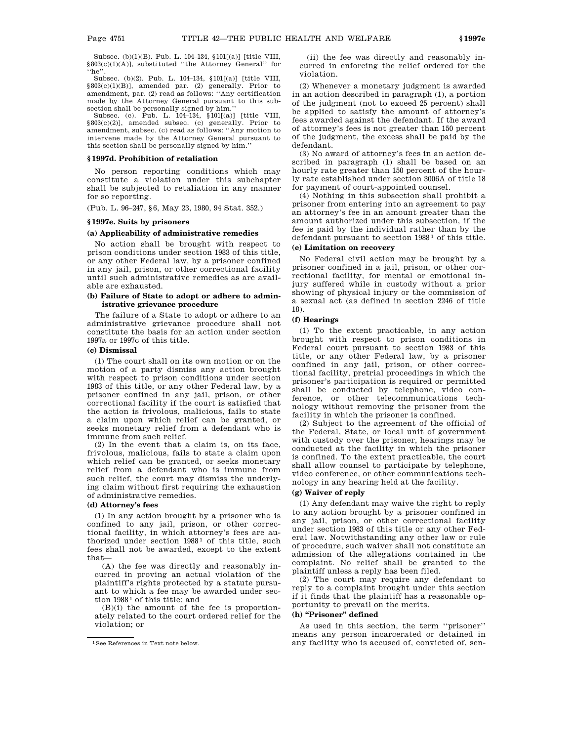Subsec. (b)(1)(B). Pub. L. 104–134, §101[(a)] [title VIII, §803(c)(1)(A)], substituted ''the Attorney General'' for ''he''.

Subsec. (b)(2). Pub. L. 104–134, §101[(a)] [title VIII, §803(c)(1)(B)], amended par. (2) generally. Prior to amendment, par. (2) read as follows: ''Any certification made by the Attorney General pursuant to this subsection shall be personally signed by him.''

Subsec. (c). Pub. L. 104–134, §101[(a)] [title VIII, §803(c)(2)], amended subsec. (c) generally. Prior to amendment, subsec. (c) read as follows: ''Any motion to intervene made by the Attorney General pursuant to this section shall be personally signed by him.''

### §1997d. Prohibition of retaliation

No person reporting conditions which may constitute a violation under this subchapter shall be subjected to retaliation in any manner for so reporting.

(Pub. L. 96–247, §6, May 23, 1980, 94 Stat. 352.)

### §1997e. Suits by prisoners

#### (a) Applicability of administrative remedies

No action shall be brought with respect to prison conditions under section 1983 of this title, or any other Federal law, by a prisoner confined in any jail, prison, or other correctional facility until such administrative remedies as are available are exhausted.

#### (b) Failure of State to adopt or adhere to administrative grievance procedure

The failure of a State to adopt or adhere to an administrative grievance procedure shall not constitute the basis for an action under section 1997a or 1997c of this title.

#### (c) Dismissal

(1) The court shall on its own motion or on the motion of a party dismiss any action brought with respect to prison conditions under section 1983 of this title, or any other Federal law, by a prisoner confined in any jail, prison, or other correctional facility if the court is satisfied that the action is frivolous, malicious, fails to state a claim upon which relief can be granted, or seeks monetary relief from a defendant who is immune from such relief.

(2) In the event that a claim is, on its face, frivolous, malicious, fails to state a claim upon which relief can be granted, or seeks monetary relief from a defendant who is immune from such relief, the court may dismiss the underlying claim without first requiring the exhaustion of administrative remedies.

#### (d) Attorney's fees

(1) In any action brought by a prisoner who is confined to any jail, prison, or other correctional facility, in which attorney's fees are authorized under section 1988[1] of this title, such fees shall not be awarded, except to the extent that—

(A) the fee was directly and reasonably incurred in proving an actual violation of the plaintiff's rights protected by a statute pursuant to which a fee may be awarded under section 1988[1] of this title; and

(B)(i) the amount of the fee is proportionately related to the court ordered relief for the violation; or

(ii) the fee was directly and reasonably incurred in enforcing the relief ordered for the violation.

(2) Whenever a monetary judgment is awarded in an action described in paragraph (1), a portion of the judgment (not to exceed 25 percent) shall be applied to satisfy the amount of attorney's fees awarded against the defendant. If the award of attorney's fees is not greater than 150 percent of the judgment, the excess shall be paid by the defendant.

(3) No award of attorney's fees in an action described in paragraph (1) shall be based on an hourly rate greater than 150 percent of the hourly rate established under section 3006A of title 18 for payment of court-appointed counsel.

(4) Nothing in this subsection shall prohibit a prisoner from entering into an agreement to pay an attorney's fee in an amount greater than the amount authorized under this subsection, if the fee is paid by the individual rather than by the defendant pursuant to section 1988[1] of this title.

#### (e) Limitation on recovery

No Federal civil action may be brought by a prisoner confined in a jail, prison, or other correctional facility, for mental or emotional injury suffered while in custody without a prior showing of physical injury or the commission of a sexual act (as defined in section 2246 of title 18).

#### (f) Hearings

(1) To the extent practicable, in any action brought with respect to prison conditions in Federal court pursuant to section 1983 of this title, or any other Federal law, by a prisoner confined in any jail, prison, or other correctional facility, pretrial proceedings in which the prisoner's participation is required or permitted shall be conducted by telephone, video conference, or other telecommunications technology without removing the prisoner from the facility in which the prisoner is confined.

(2) Subject to the agreement of the official of the Federal, State, or local unit of government with custody over the prisoner, hearings may be conducted at the facility in which the prisoner is confined. To the extent practicable, the court shall allow counsel to participate by telephone, video conference, or other communications technology in any hearing held at the facility.

#### (g) Waiver of reply

(1) Any defendant may waive the right to reply to any action brought by a prisoner confined in any jail, prison, or other correctional facility under section 1983 of this title or any other Federal law. Notwithstanding any other law or rule of procedure, such waiver shall not constitute an admission of the allegations contained in the complaint. No relief shall be granted to the plaintiff unless a reply has been filed.

(2) The court may require any defendant to reply to a complaint brought under this section if it finds that the plaintiff has a reasonable opportunity to prevail on the merits.

#### (h) "Prisoner" defined

As used in this section, the term ''prisoner'' means any person incarcerated or detained in any facility who is accused of, convicted of, sen-

[1] See References in Text note below.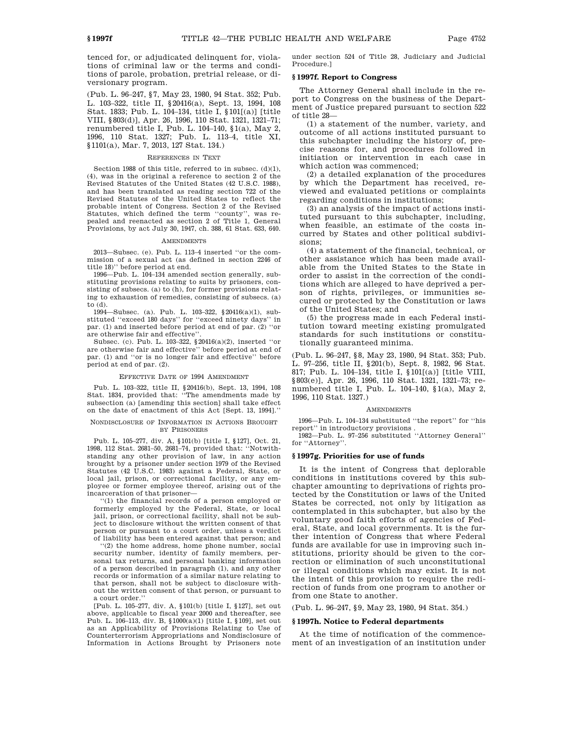tenced for, or adjudicated delinquent for, violations of criminal law or the terms and conditions of parole, probation, pretrial release, or diversionary program.

(Pub. L. 96–247, §7, May 23, 1980, 94 Stat. 352; Pub. L. 103–322, title II, §20416(a), Sept. 13, 1994, 108 Stat. 1833; Pub. L. 104–134, title I, §101[(a)] [title VIII, §803(d)], Apr. 26, 1996, 110 Stat. 1321, 1321–71; renumbered title I, Pub. L. 104–140, §1(a), May 2, 1996, 110 Stat. 1327; Pub. L. 113–4, title XI, §1101(a), Mar. 7, 2013, 127 Stat. 134.)

REFERENCES IN TEXT

Section 1988 of this title, referred to in subsec. (d)(1), (4), was in the original a reference to section 2 of the Revised Statutes of the United States (42 U.S.C. 1988), and has been translated as reading section 722 of the Revised Statutes of the United States to reflect the probable intent of Congress. Section 2 of the Revised Statutes, which defined the term ''county'', was repealed and reenacted as section 2 of Title 1, General Provisions, by act July 30, 1947, ch. 388, 61 Stat. 633, 640.

AMENDMENTS

2013—Subsec. (e). Pub. L. 113–4 inserted ''or the commission of a sexual act (as defined in section 2246 of title 18)'' before period at end.

1996—Pub. L. 104–134 amended section generally, substituting provisions relating to suits by prisoners, consisting of subsecs. (a) to (h), for former provisions relating to exhaustion of remedies, consisting of subsecs. (a) to (d).

1994—Subsec. (a). Pub. L. 103–322, §20416(a)(1), substituted ''exceed 180 days'' for ''exceed ninety days'' in par. (1) and inserted before period at end of par. (2) ''or are otherwise fair and effective''.

Subsec. (c). Pub. L. 103–322, §20416(a)(2), inserted ''or are otherwise fair and effective'' before period at end of par. (1) and ''or is no longer fair and effective'' before period at end of par. (2).

EFFECTIVE DATE OF 1994 AMENDMENT

Pub. L. 103–322, title II, §20416(b), Sept. 13, 1994, 108 Stat. 1834, provided that: ''The amendments made by subsection (a) [amending this section] shall take effect on the date of enactment of this Act [Sept. 13, 1994].''

NONDISCLOSURE OF INFORMATION IN ACTIONS BROUGHT BY PRISONERS

Pub. L. 105–277, div. A, §101(b) [title I, §127], Oct. 21, 1998, 112 Stat. 2681–50, 2681–74, provided that: ''Notwithstanding any other provision of law, in any action brought by a prisoner under section 1979 of the Revised Statutes (42 U.S.C. 1983) against a Federal, State, or local jail, prison, or correctional facility, or any employee or former employee thereof, arising out of the incarceration of that prisoner—

''(1) the financial records of a person employed or formerly employed by the Federal, State, or local jail, prison, or correctional facility, shall not be subject to disclosure without the written consent of that person or pursuant to a court order, unless a verdict of liability has been entered against that person; and

''(2) the home address, home phone number, social security number, identity of family members, personal tax returns, and personal banking information of a person described in paragraph (1), and any other records or information of a similar nature relating to that person, shall not be subject to disclosure without the written consent of that person, or pursuant to a court order.''

[Pub. L. 105–277, div. A, §101(b) [title I, §127], set out above, applicable to fiscal year 2000 and thereafter, see Pub. L. 106–113, div. B, §1000(a)(1) [title I, §109], set out as an Applicability of Provisions Relating to Use of Counterterrorism Appropriations and Nondisclosure of Information in Actions Brought by Prisoners note under section 524 of Title 28, Judiciary and Judicial Procedure.]

## §1997f. Report to Congress

The Attorney General shall include in the report to Congress on the business of the Department of Justice prepared pursuant to section 522 of title 28—

(1) a statement of the number, variety, and outcome of all actions instituted pursuant to this subchapter including the history of, precise reasons for, and procedures followed in initiation or intervention in each case in which action was commenced;

(2) a detailed explanation of the procedures by which the Department has received, reviewed and evaluated petitions or complaints regarding conditions in institutions;

(3) an analysis of the impact of actions instituted pursuant to this subchapter, including, when feasible, an estimate of the costs incurred by States and other political subdivisions;

(4) a statement of the financial, technical, or other assistance which has been made available from the United States to the State in order to assist in the correction of the conditions which are alleged to have deprived a person of rights, privileges, or immunities secured or protected by the Constitution or laws of the United States; and

(5) the progress made in each Federal institution toward meeting existing promulgated standards for such institutions or constitutionally guaranteed minima.

(Pub. L. 96–247, §8, May 23, 1980, 94 Stat. 353; Pub. L. 97–256, title II, §201(b), Sept. 8, 1982, 96 Stat. 817; Pub. L. 104–134, title I, §101[(a)] [title VIII, §803(e)], Apr. 26, 1996, 110 Stat. 1321, 1321–73; renumbered title I, Pub. L. 104–140, §1(a), May 2, 1996, 110 Stat. 1327.)

AMENDMENTS

1996—Pub. L. 104–134 substituted ''the report'' for ''his report'' in introductory provisions .

1982—Pub. L. 97–256 substituted ''Attorney General'' for ''Attorney''.

## §1997g. Priorities for use of funds

It is the intent of Congress that deplorable conditions in institutions covered by this subchapter amounting to deprivations of rights protected by the Constitution or laws of the United States be corrected, not only by litigation as contemplated in this subchapter, but also by the voluntary good faith efforts of agencies of Federal, State, and local governments. It is the further intention of Congress that where Federal funds are available for use in improving such institutions, priority should be given to the correction or elimination of such unconstitutional or illegal conditions which may exist. It is not the intent of this provision to require the redirection of funds from one program to another or from one State to another.

(Pub. L. 96–247, §9, May 23, 1980, 94 Stat. 354.)

## §1997h. Notice to Federal departments

At the time of notification of the commencement of an investigation of an institution under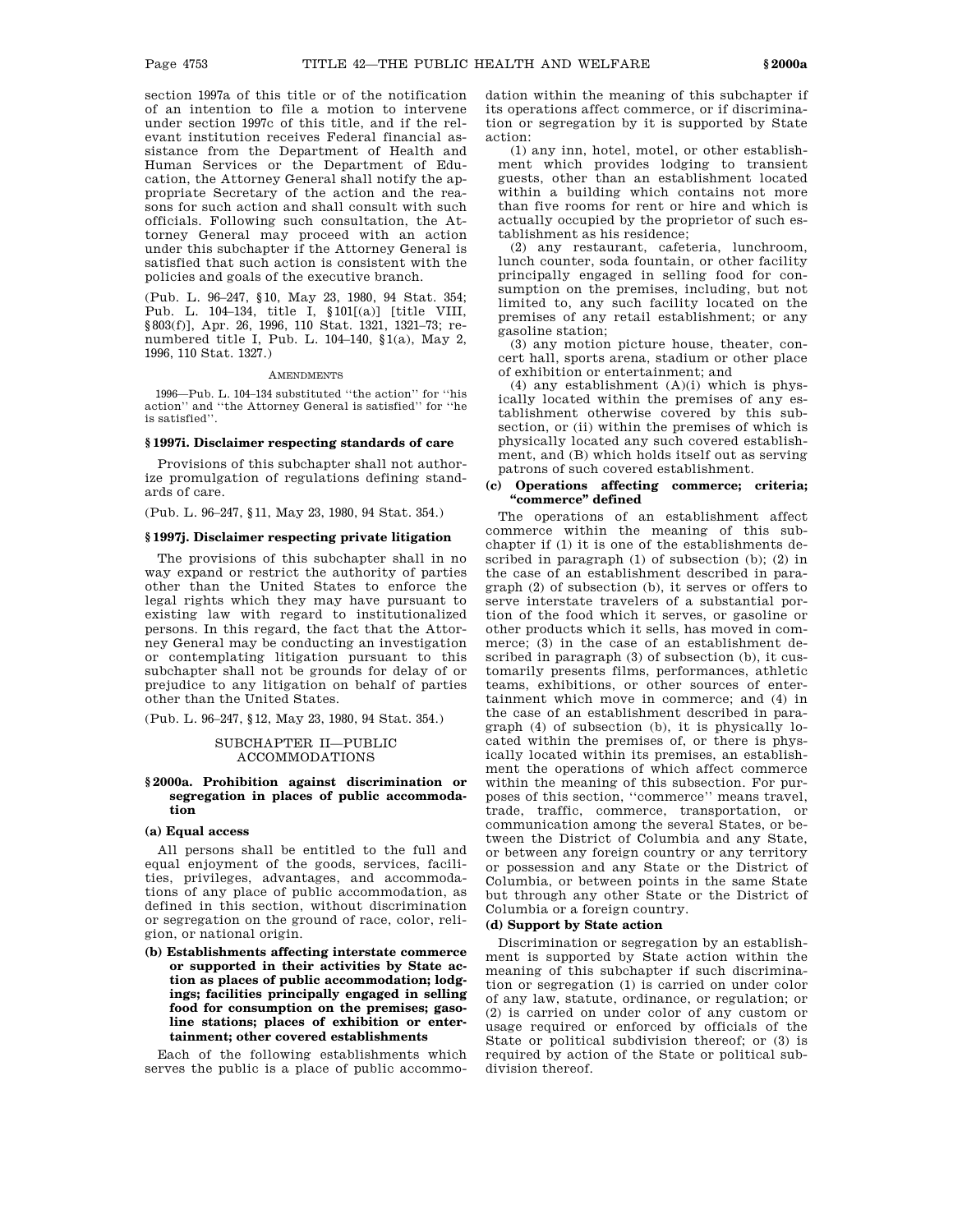section 1997a of this title or of the notification of an intention to file a motion to intervene under section 1997c of this title, and if the relevant institution receives Federal financial assistance from the Department of Health and Human Services or the Department of Education, the Attorney General shall notify the appropriate Secretary of the action and the reasons for such action and shall consult with such officials. Following such consultation, the Attorney General may proceed with an action under this subchapter if the Attorney General is satisfied that such action is consistent with the policies and goals of the executive branch.

(Pub. L. 96–247, §10, May 23, 1980, 94 Stat. 354; Pub. L. 104–134, title I, §101[(a)] [title VIII, §803(f)], Apr. 26, 1996, 110 Stat. 1321, 1321–73; renumbered title I, Pub. L. 104–140, §1(a), May 2, 1996, 110 Stat. 1327.)

AMENDMENTS

1996—Pub. L. 104–134 substituted "the action" for "his action" and "the Attorney General is satisfied" for "he is satisfied".

### §1997i. Disclaimer respecting standards of care

Provisions of this subchapter shall not authorize promulgation of regulations defining standards of care.

(Pub. L. 96–247, §11, May 23, 1980, 94 Stat. 354.)

### §1997j. Disclaimer respecting private litigation

The provisions of this subchapter shall in no way expand or restrict the authority of parties other than the United States to enforce the legal rights which they may have pursuant to existing law with regard to institutionalized persons. In this regard, the fact that the Attorney General may be conducting an investigation or contemplating litigation pursuant to this subchapter shall not be grounds for delay of or prejudice to any litigation on behalf of parties other than the United States.

(Pub. L. 96–247, §12, May 23, 1980, 94 Stat. 354.)

## SUBCHAPTER II—PUBLIC ACCOMMODATIONS

### §2000a. Prohibition against discrimination or segregation in places of public accommodation

**(a) Equal access**

All persons shall be entitled to the full and equal enjoyment of the goods, services, facilities, privileges, advantages, and accommodations of any place of public accommodation, as defined in this section, without discrimination or segregation on the ground of race, color, religion, or national origin.

**(b) Establishments affecting interstate commerce or supported in their activities by State action as places of public accommodation; lodgings; facilities principally engaged in selling food for consumption on the premises; gasoline stations; places of exhibition or entertainment; other covered establishments**

Each of the following establishments which serves the public is a place of public accommodation within the meaning of this subchapter if its operations affect commerce, or if discrimination or segregation by it is supported by State action:

(1) any inn, hotel, motel, or other establishment which provides lodging to transient guests, other than an establishment located within a building which contains not more than five rooms for rent or hire and which is actually occupied by the proprietor of such establishment as his residence;

(2) any restaurant, cafeteria, lunchroom, lunch counter, soda fountain, or other facility principally engaged in selling food for consumption on the premises, including, but not limited to, any such facility located on the premises of any retail establishment; or any gasoline station;

(3) any motion picture house, theater, concert hall, sports arena, stadium or other place of exhibition or entertainment; and

(4) any establishment (A)(i) which is physically located within the premises of any establishment otherwise covered by this subsection, or (ii) within the premises of which is physically located any such covered establishment, and (B) which holds itself out as serving patrons of such covered establishment.

**(c) Operations affecting commerce; criteria; "commerce" defined**

The operations of an establishment affect commerce within the meaning of this subchapter if (1) it is one of the establishments described in paragraph (1) of subsection (b); (2) in the case of an establishment described in paragraph (2) of subsection (b), it serves or offers to serve interstate travelers of a substantial portion of the food which it serves, or gasoline or other products which it sells, has moved in commerce; (3) in the case of an establishment described in paragraph (3) of subsection (b), it customarily presents films, performances, athletic teams, exhibitions, or other sources of entertainment which move in commerce; and (4) in the case of an establishment described in paragraph (4) of subsection (b), it is physically located within the premises of, or there is physically located within its premises, an establishment the operations of which affect commerce within the meaning of this subsection. For purposes of this section, "commerce" means travel, trade, traffic, commerce, transportation, or communication among the several States, or between the District of Columbia and any State, or between any foreign country or any territory or possession and any State or the District of Columbia, or between points in the same State but through any other State or the District of Columbia or a foreign country.

**(d) Support by State action**

Discrimination or segregation by an establishment is supported by State action within the meaning of this subchapter if such discrimination or segregation (1) is carried on under color of any law, statute, ordinance, or regulation; or (2) is carried on under color of any custom or usage required or enforced by officials of the State or political subdivision thereof; or (3) is required by action of the State or political subdivision thereof.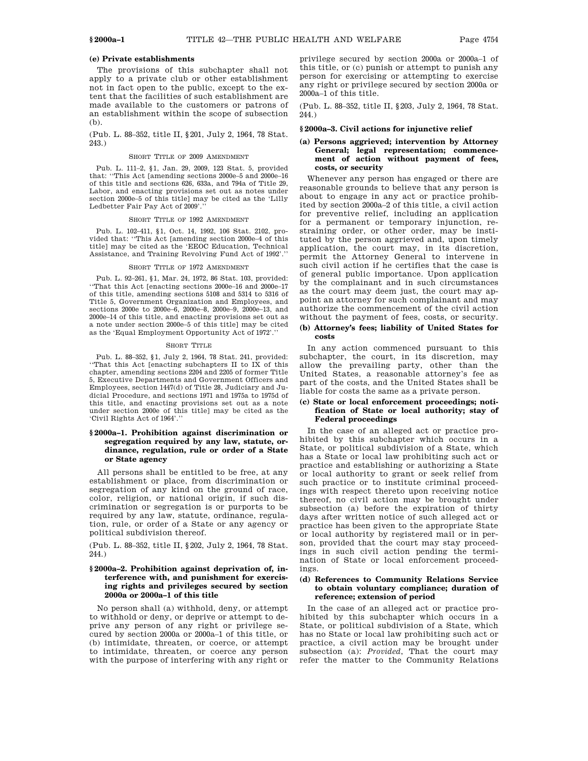**(e) Private establishments**

The provisions of this subchapter shall not apply to a private club or other establishment not in fact open to the public, except to the extent that the facilities of such establishment are made available to the customers or patrons of an establishment within the scope of subsection (b).

(Pub. L. 88–352, title II, §201, July 2, 1964, 78 Stat. 243.)

SHORT TITLE OF 2009 AMENDMENT

Pub. L. 111–2, §1, Jan. 29, 2009, 123 Stat. 5, provided that: "This Act [amending sections 2000e–5 and 2000e–16 of this title and sections 626, 633a, and 794a of Title 29, Labor, and enacting provisions set out as notes under section 2000e–5 of this title] may be cited as the 'Lilly Ledbetter Fair Pay Act of 2009'."

SHORT TITLE OF 1992 AMENDMENT

Pub. L. 102–411, §1, Oct. 14, 1992, 106 Stat. 2102, provided that: "This Act [amending section 2000e–4 of this title] may be cited as the 'EEOC Education, Technical Assistance, and Training Revolving Fund Act of 1992'."

SHORT TITLE OF 1972 AMENDMENT

Pub. L. 92–261, §1, Mar. 24, 1972, 86 Stat. 103, provided: "That this Act [enacting sections 2000e–16 and 2000e–17 of this title, amending sections 5108 and 5314 to 5316 of Title 5, Government Organization and Employees, and sections 2000e to 2000e–6, 2000e–8, 2000e–9, 2000e–13, and 2000e–14 of this title, and enacting provisions set out as a note under section 2000e–5 of this title] may be cited as the 'Equal Employment Opportunity Act of 1972'."

SHORT TITLE

Pub. L. 88–352, §1, July 2, 1964, 78 Stat. 241, provided: "That this Act [enacting subchapters II to IX of this chapter, amending sections 2204 and 2205 of former Title 5, Executive Departments and Government Officers and Employees, section 1447(d) of Title 28, Judiciary and Judicial Procedure, and sections 1971 and 1975a to 1975d of this title, and enacting provisions set out as a note under section 2000e of this title] may be cited as the 'Civil Rights Act of 1964'."

### §2000a–1. Prohibition against discrimination or segregation required by any law, statute, ordinance, regulation, rule or order of a State or State agency

All persons shall be entitled to be free, at any establishment or place, from discrimination or segregation of any kind on the ground of race, color, religion, or national origin, if such discrimination or segregation is or purports to be required by any law, statute, ordinance, regulation, rule, or order of a State or any agency or political subdivision thereof.

(Pub. L. 88–352, title II, §202, July 2, 1964, 78 Stat. 244.)

### §2000a–2. Prohibition against deprivation of, interference with, and punishment for exercising rights and privileges secured by section 2000a or 2000a–1 of this title

No person shall (a) withhold, deny, or attempt to withhold or deny, or deprive or attempt to deprive any person of any right or privilege secured by section 2000a or 2000a–1 of this title, or (b) intimidate, threaten, or coerce, or attempt to intimidate, threaten, or coerce any person with the purpose of interfering with any right or privilege secured by section 2000a or 2000a–1 of this title, or (c) punish or attempt to punish any person for exercising or attempting to exercise any right or privilege secured by section 2000a or 2000a–1 of this title.

(Pub. L. 88–352, title II, §203, July 2, 1964, 78 Stat. 244.)

### §2000a–3. Civil actions for injunctive relief

**(a) Persons aggrieved; intervention by Attorney General; legal representation; commencement of action without payment of fees, costs, or security**

Whenever any person has engaged or there are reasonable grounds to believe that any person is about to engage in any act or practice prohibited by section 2000a–2 of this title, a civil action for preventive relief, including an application for a permanent or temporary injunction, restraining order, or other order, may be instituted by the person aggrieved and, upon timely application, the court may, in its discretion, permit the Attorney General to intervene in such civil action if he certifies that the case is of general public importance. Upon application by the complainant and in such circumstances as the court may deem just, the court may appoint an attorney for such complainant and may authorize the commencement of the civil action without the payment of fees, costs, or security.

**(b) Attorney's fees; liability of United States for costs**

In any action commenced pursuant to this subchapter, the court, in its discretion, may allow the prevailing party, other than the United States, a reasonable attorney's fee as part of the costs, and the United States shall be liable for costs the same as a private person.

**(c) State or local enforcement proceedings; notification of State or local authority; stay of Federal proceedings**

In the case of an alleged act or practice prohibited by this subchapter which occurs in a State, or political subdivision of a State, which has a State or local law prohibiting such act or practice and establishing or authorizing a State or local authority to grant or seek relief from such practice or to institute criminal proceedings with respect thereto upon receiving notice thereof, no civil action may be brought under subsection (a) before the expiration of thirty days after written notice of such alleged act or practice has been given to the appropriate State or local authority by registered mail or in person, provided that the court may stay proceedings in such civil action pending the termination of State or local enforcement proceedings.

**(d) References to Community Relations Service to obtain voluntary compliance; duration of reference; extension of period**

In the case of an alleged act or practice prohibited by this subchapter which occurs in a State, or political subdivision of a State, which has no State or local law prohibiting such act or practice, a civil action may be brought under subsection (a): *Provided*, That the court may refer the matter to the Community Relations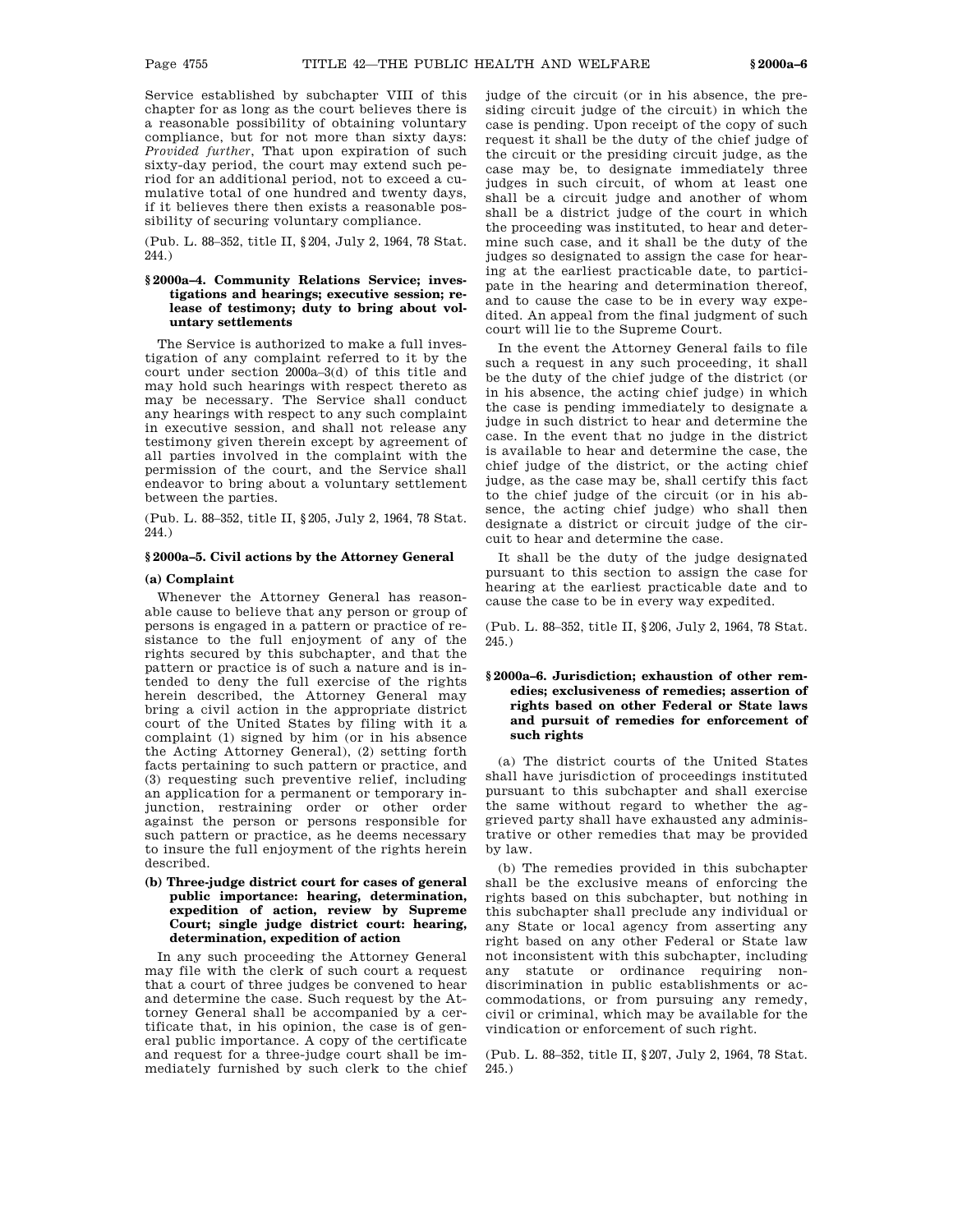Service established by subchapter VIII of this chapter for as long as the court believes there is a reasonable possibility of obtaining voluntary compliance, but for not more than sixty days: *Provided further*, That upon expiration of such sixty-day period, the court may extend such period for an additional period, not to exceed a cumulative total of one hundred and twenty days, if it believes there then exists a reasonable possibility of securing voluntary compliance.

(Pub. L. 88–352, title II, §204, July 2, 1964, 78 Stat. 244.)

### §2000a–4. Community Relations Service; investigations and hearings; executive session; release of testimony; duty to bring about voluntary settlements

The Service is authorized to make a full investigation of any complaint referred to it by the court under section 2000a–3(d) of this title and may hold such hearings with respect thereto as may be necessary. The Service shall conduct any hearings with respect to any such complaint in executive session, and shall not release any testimony given therein except by agreement of all parties involved in the complaint with the permission of the court, and the Service shall endeavor to bring about a voluntary settlement between the parties.

(Pub. L. 88–352, title II, §205, July 2, 1964, 78 Stat. 244.)

### §2000a–5. Civil actions by the Attorney General

#### (a) Complaint

Whenever the Attorney General has reasonable cause to believe that any person or group of persons is engaged in a pattern or practice of resistance to the full enjoyment of any of the rights secured by this subchapter, and that the pattern or practice is of such a nature and is intended to deny the full exercise of the rights herein described, the Attorney General may bring a civil action in the appropriate district court of the United States by filing with it a complaint (1) signed by him (or in his absence the Acting Attorney General), (2) setting forth facts pertaining to such pattern or practice, and (3) requesting such preventive relief, including an application for a permanent or temporary injunction, restraining order or other order against the person or persons responsible for such pattern or practice, as he deems necessary to insure the full enjoyment of the rights herein described.

#### (b) Three-judge district court for cases of general public importance: hearing, determination, expedition of action, review by Supreme Court; single judge district court: hearing, determination, expedition of action

In any such proceeding the Attorney General may file with the clerk of such court a request that a court of three judges be convened to hear and determine the case. Such request by the Attorney General shall be accompanied by a certificate that, in his opinion, the case is of general public importance. A copy of the certificate and request for a three-judge court shall be immediately furnished by such clerk to the chief judge of the circuit (or in his absence, the presiding circuit judge of the circuit) in which the case is pending. Upon receipt of the copy of such request it shall be the duty of the chief judge of the circuit or the presiding circuit judge, as the case may be, to designate immediately three judges in such circuit, of whom at least one shall be a circuit judge and another of whom shall be a district judge of the court in which the proceeding was instituted, to hear and determine such case, and it shall be the duty of the judges so designated to assign the case for hearing at the earliest practicable date, to participate in the hearing and determination thereof, and to cause the case to be in every way expedited. An appeal from the final judgment of such court will lie to the Supreme Court.

In the event the Attorney General fails to file such a request in any such proceeding, it shall be the duty of the chief judge of the district (or in his absence, the acting chief judge) in which the case is pending immediately to designate a judge in such district to hear and determine the case. In the event that no judge in the district is available to hear and determine the case, the chief judge of the district, or the acting chief judge, as the case may be, shall certify this fact to the chief judge of the circuit (or in his absence, the acting chief judge) who shall then designate a district or circuit judge of the circuit to hear and determine the case.

It shall be the duty of the judge designated pursuant to this section to assign the case for hearing at the earliest practicable date and to cause the case to be in every way expedited.

(Pub. L. 88–352, title II, §206, July 2, 1964, 78 Stat. 245.)

### §2000a–6. Jurisdiction; exhaustion of other remedies; exclusiveness of remedies; assertion of rights based on other Federal or State laws and pursuit of remedies for enforcement of such rights

(a) The district courts of the United States shall have jurisdiction of proceedings instituted pursuant to this subchapter and shall exercise the same without regard to whether the aggrieved party shall have exhausted any administrative or other remedies that may be provided by law.

(b) The remedies provided in this subchapter shall be the exclusive means of enforcing the rights based on this subchapter, but nothing in this subchapter shall preclude any individual or any State or local agency from asserting any right based on any other Federal or State law not inconsistent with this subchapter, including any statute or ordinance requiring nondiscrimination in public establishments or accommodations, or from pursuing any remedy, civil or criminal, which may be available for the vindication or enforcement of such right.

(Pub. L. 88–352, title II, §207, July 2, 1964, 78 Stat. 245.)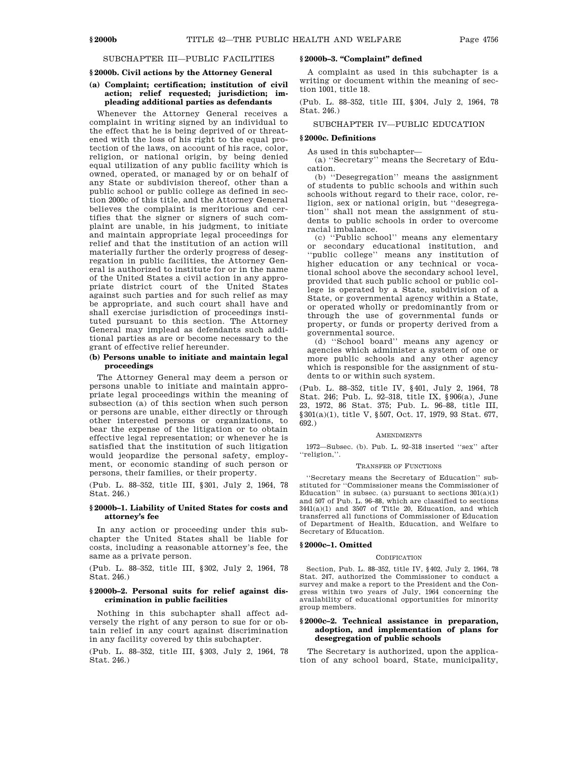## SUBCHAPTER III—PUBLIC FACILITIES

### § 2000b. Civil actions by the Attorney General

#### (a) Complaint; certification; institution of civil action; relief requested; jurisdiction; impleading additional parties as defendants

Whenever the Attorney General receives a complaint in writing signed by an individual to the effect that he is being deprived of or threatened with the loss of his right to the equal protection of the laws, on account of his race, color, religion, or national origin, by being denied equal utilization of any public facility which is owned, operated, or managed by or on behalf of any State or subdivision thereof, other than a public school or public college as defined in section 2000c of this title, and the Attorney General believes the complaint is meritorious and certifies that the signer or signers of such complaint are unable, in his judgment, to initiate and maintain appropriate legal proceedings for relief and that the institution of an action will materially further the orderly progress of desegregation in public facilities, the Attorney General is authorized to institute for or in the name of the United States a civil action in any appropriate district court of the United States against such parties and for such relief as may be appropriate, and such court shall have and shall exercise jurisdiction of proceedings instituted pursuant to this section. The Attorney General may implead as defendants such additional parties as are or become necessary to the grant of effective relief hereunder.

#### (b) Persons unable to initiate and maintain legal proceedings

The Attorney General may deem a person or persons unable to initiate and maintain appropriate legal proceedings within the meaning of subsection (a) of this section when such person or persons are unable, either directly or through other interested persons or organizations, to bear the expense of the litigation or to obtain effective legal representation; or whenever he is satisfied that the institution of such litigation would jeopardize the personal safety, employment, or economic standing of such person or persons, their families, or their property.

(Pub. L. 88–352, title III, § 301, July 2, 1964, 78 Stat. 246.)

### § 2000b–1. Liability of United States for costs and attorney's fee

In any action or proceeding under this subchapter the United States shall be liable for costs, including a reasonable attorney's fee, the same as a private person.

(Pub. L. 88–352, title III, § 302, July 2, 1964, 78 Stat. 246.)

### § 2000b–2. Personal suits for relief against discrimination in public facilities

Nothing in this subchapter shall affect adversely the right of any person to sue for or obtain relief in any court against discrimination in any facility covered by this subchapter.

(Pub. L. 88–352, title III, § 303, July 2, 1964, 78 Stat. 246.)

### § 2000b–3. "Complaint" defined

A complaint as used in this subchapter is a writing or document within the meaning of section 1001, title 18.

(Pub. L. 88–352, title III, § 304, July 2, 1964, 78 Stat. 246.)

## SUBCHAPTER IV—PUBLIC EDUCATION

### § 2000c. Definitions

As used in this subchapter—

(a) ''Secretary'' means the Secretary of Education.

(b) ''Desegregation'' means the assignment of students to public schools and within such schools without regard to their race, color, religion, sex or national origin, but ''desegregation'' shall not mean the assignment of students to public schools in order to overcome racial imbalance.

(c) ''Public school'' means any elementary or secondary educational institution, and ''public college'' means any institution of higher education or any technical or vocational school above the secondary school level, provided that such public school or public college is operated by a State, subdivision of a State, or governmental agency within a State, or operated wholly or predominantly from or through the use of governmental funds or property, or funds or property derived from a governmental source.

(d) ''School board'' means any agency or agencies which administer a system of one or more public schools and any other agency which is responsible for the assignment of students to or within such system.

(Pub. L. 88–352, title IV, § 401, July 2, 1964, 78 Stat. 246; Pub. L. 92–318, title IX, § 906(a), June 23, 1972, 86 Stat. 375; Pub. L. 96–88, title III, § 301(a)(1), title V, § 507, Oct. 17, 1979, 93 Stat. 677, 692.)

AMENDMENTS

1972—Subsec. (b). Pub. L. 92–318 inserted ''sex'' after ''religion,''.

TRANSFER OF FUNCTIONS

''Secretary means the Secretary of Education'' substituted for ''Commissioner means the Commissioner of Education'' in subsec. (a) pursuant to sections 301(a)(1) and 507 of Pub. L. 96–88, which are classified to sections 3441(a)(1) and 3507 of Title 20, Education, and which transferred all functions of Commissioner of Education of Department of Health, Education, and Welfare to Secretary of Education.

### § 2000c–1. Omitted

CODIFICATION

Section, Pub. L. 88–352, title IV, § 402, July 2, 1964, 78 Stat. 247, authorized the Commissioner to conduct a survey and make a report to the President and the Congress within two years of July, 1964 concerning the availability of educational opportunities for minority group members.

### § 2000c–2. Technical assistance in preparation, adoption, and implementation of plans for desegregation of public schools

The Secretary is authorized, upon the application of any school board, State, municipality,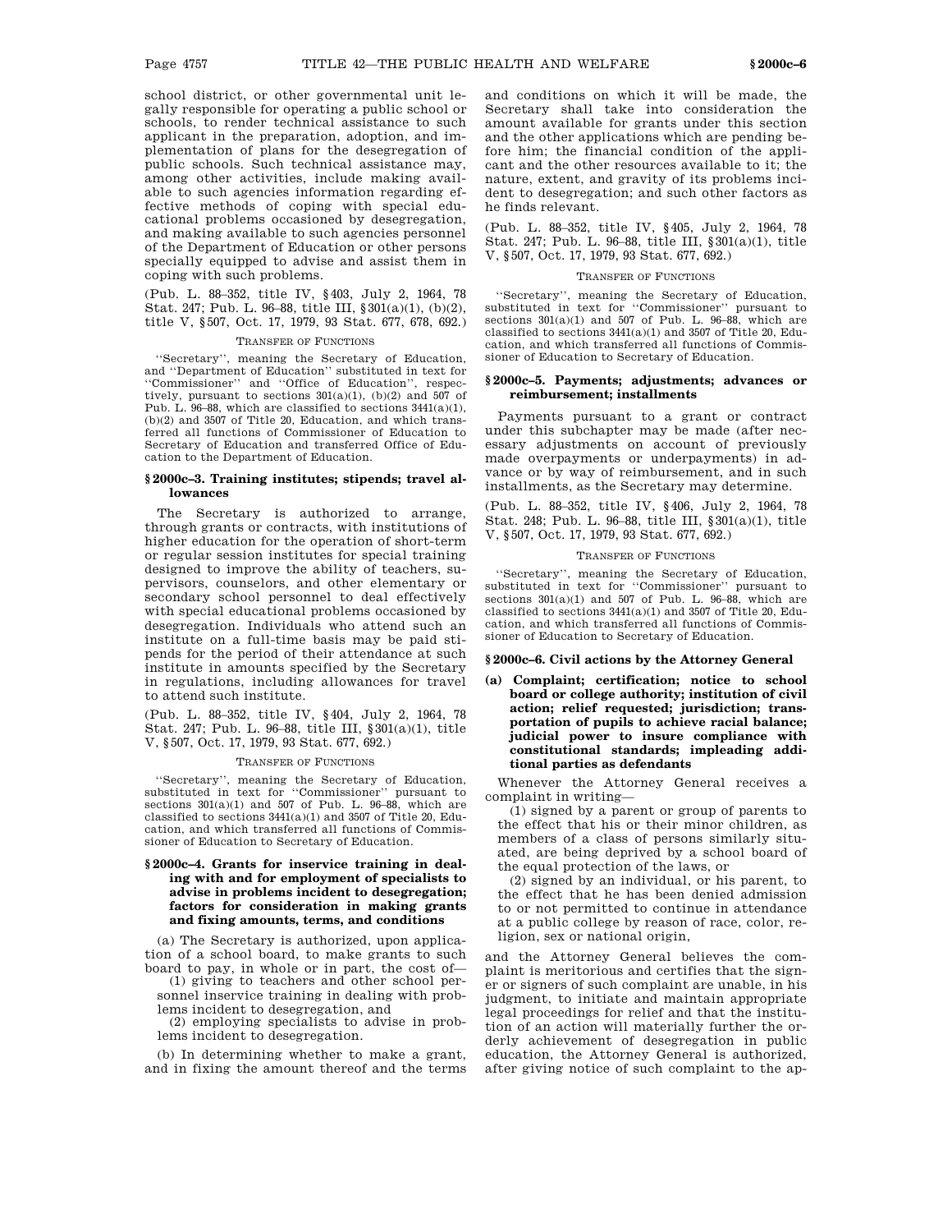school district, or other governmental unit legally responsible for operating a public school or schools, to render technical assistance to such applicant in the preparation, adoption, and implementation of plans for the desegregation of public schools. Such technical assistance may, among other activities, include making available to such agencies information regarding effective methods of coping with special educational problems occasioned by desegregation, and making available to such agencies personnel of the Department of Education or other persons specially equipped to advise and assist them in coping with such problems.

(Pub. L. 88–352, title IV, §403, July 2, 1964, 78 Stat. 247; Pub. L. 96–88, title III, §301(a)(1), (b)(2), title V, §507, Oct. 17, 1979, 93 Stat. 677, 678, 692.)

TRANSFER OF FUNCTIONS

''Secretary'', meaning the Secretary of Education, and ''Department of Education'' substituted in text for ''Commissioner'' and ''Office of Education'', respectively, pursuant to sections 301(a)(1), (b)(2) and 507 of Pub. L. 96–88, which are classified to sections 3441(a)(1), (b)(2) and 3507 of Title 20, Education, and which transferred all functions of Commissioner of Education to Secretary of Education and transferred Office of Education to the Department of Education.

### §2000c–3. Training institutes; stipends; travel allowances

The Secretary is authorized to arrange, through grants or contracts, with institutions of higher education for the operation of short-term or regular session institutes for special training designed to improve the ability of teachers, supervisors, counselors, and other elementary or secondary school personnel to deal effectively with special educational problems occasioned by desegregation. Individuals who attend such an institute on a full-time basis may be paid stipends for the period of their attendance at such institute in amounts specified by the Secretary in regulations, including allowances for travel to attend such institute.

(Pub. L. 88–352, title IV, §404, July 2, 1964, 78 Stat. 247; Pub. L. 96–88, title III, §301(a)(1), title V, §507, Oct. 17, 1979, 93 Stat. 677, 692.)

TRANSFER OF FUNCTIONS

''Secretary'', meaning the Secretary of Education, substituted in text for ''Commissioner'' pursuant to sections 301(a)(1) and 507 of Pub. L. 96–88, which are classified to sections 3441(a)(1) and 3507 of Title 20, Education, and which transferred all functions of Commissioner of Education to Secretary of Education.

### §2000c–4. Grants for inservice training in dealing with and for employment of specialists to advise in problems incident to desegregation; factors for consideration in making grants and fixing amounts, terms, and conditions

(a) The Secretary is authorized, upon application of a school board, to make grants to such board to pay, in whole or in part, the cost of—

(1) giving to teachers and other school personnel inservice training in dealing with problems incident to desegregation, and

(2) employing specialists to advise in problems incident to desegregation.

(b) In determining whether to make a grant, and in fixing the amount thereof and the terms and conditions on which it will be made, the Secretary shall take into consideration the amount available for grants under this section and the other applications which are pending before him; the financial condition of the applicant and the other resources available to it; the nature, extent, and gravity of its problems incident to desegregation; and such other factors as he finds relevant.

(Pub. L. 88–352, title IV, §405, July 2, 1964, 78 Stat. 247; Pub. L. 96–88, title III, §301(a)(1), title V, §507, Oct. 17, 1979, 93 Stat. 677, 692.)

TRANSFER OF FUNCTIONS

''Secretary'', meaning the Secretary of Education, substituted in text for ''Commissioner'' pursuant to sections 301(a)(1) and 507 of Pub. L. 96–88, which are classified to sections 3441(a)(1) and 3507 of Title 20, Education, and which transferred all functions of Commissioner of Education to Secretary of Education.

### §2000c–5. Payments; adjustments; advances or reimbursement; installments

Payments pursuant to a grant or contract under this subchapter may be made (after necessary adjustments on account of previously made overpayments or underpayments) in advance or by way of reimbursement, and in such installments, as the Secretary may determine.

(Pub. L. 88–352, title IV, §406, July 2, 1964, 78 Stat. 248; Pub. L. 96–88, title III, §301(a)(1), title V, §507, Oct. 17, 1979, 93 Stat. 677, 692.)

TRANSFER OF FUNCTIONS

''Secretary'', meaning the Secretary of Education, substituted in text for ''Commissioner'' pursuant to sections 301(a)(1) and 507 of Pub. L. 96–88, which are classified to sections 3441(a)(1) and 3507 of Title 20, Education, and which transferred all functions of Commissioner of Education to Secretary of Education.

### §2000c–6. Civil actions by the Attorney General

#### (a) Complaint; certification; notice to school board or college authority; institution of civil action; relief requested; jurisdiction; transportation of pupils to achieve racial balance; judicial power to insure compliance with constitutional standards; impleading additional parties as defendants

Whenever the Attorney General receives a complaint in writing—

(1) signed by a parent or group of parents to the effect that his or their minor children, as members of a class of persons similarly situated, are being deprived by a school board of the equal protection of the laws, or

(2) signed by an individual, or his parent, to the effect that he has been denied admission to or not permitted to continue in attendance at a public college by reason of race, color, religion, sex or national origin,

and the Attorney General believes the complaint is meritorious and certifies that the signer or signers of such complaint are unable, in his judgment, to initiate and maintain appropriate legal proceedings for relief and that the institution of an action will materially further the orderly achievement of desegregation in public education, the Attorney General is authorized, after giving notice of such complaint to the ap-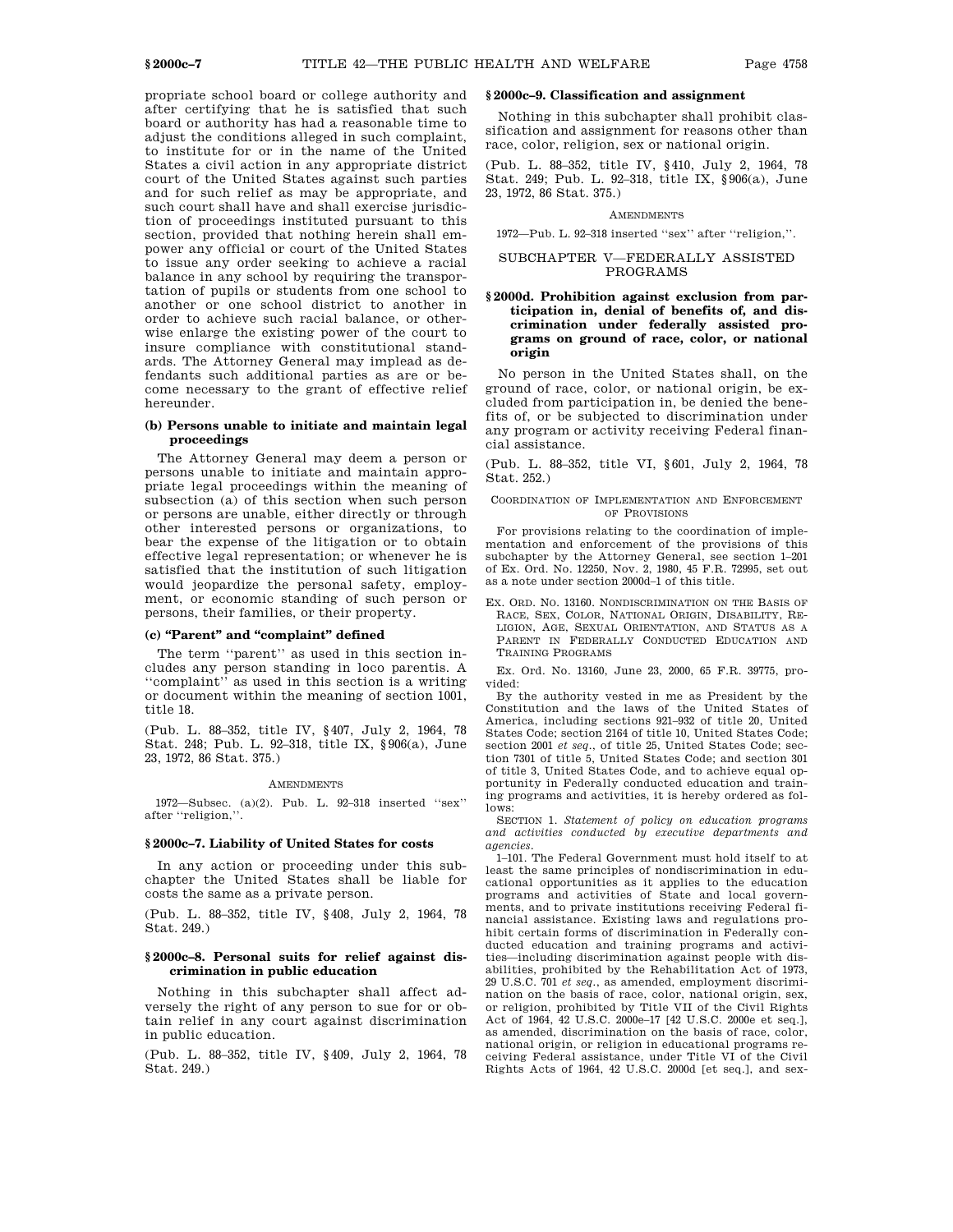propriate school board or college authority and after certifying that he is satisfied that such board or authority has had a reasonable time to adjust the conditions alleged in such complaint, to institute for or in the name of the United States a civil action in any appropriate district court of the United States against such parties and for such relief as may be appropriate, and such court shall have and shall exercise jurisdiction of proceedings instituted pursuant to this section, provided that nothing herein shall empower any official or court of the United States to issue any order seeking to achieve a racial balance in any school by requiring the transportation of pupils or students from one school to another or one school district to another in order to achieve such racial balance, or otherwise enlarge the existing power of the court to insure compliance with constitutional standards. The Attorney General may implead as defendants such additional parties as are or become necessary to the grant of effective relief hereunder.

#### (b) Persons unable to initiate and maintain legal proceedings

The Attorney General may deem a person or persons unable to initiate and maintain appropriate legal proceedings within the meaning of subsection (a) of this section when such person or persons are unable, either directly or through other interested persons or organizations, to bear the expense of the litigation or to obtain effective legal representation; or whenever he is satisfied that the institution of such litigation would jeopardize the personal safety, employment, or economic standing of such person or persons, their families, or their property.

#### (c) "Parent" and "complaint" defined

The term ''parent'' as used in this section includes any person standing in loco parentis. A ''complaint'' as used in this section is a writing or document within the meaning of section 1001, title 18.

(Pub. L. 88–352, title IV, §407, July 2, 1964, 78 Stat. 248; Pub. L. 92–318, title IX, §906(a), June 23, 1972, 86 Stat. 375.)

AMENDMENTS

1972—Subsec. (a)(2). Pub. L. 92–318 inserted ''sex'' after ''religion,''.

### §2000c–7. Liability of United States for costs

In any action or proceeding under this subchapter the United States shall be liable for costs the same as a private person.

(Pub. L. 88–352, title IV, §408, July 2, 1964, 78 Stat. 249.)

### §2000c–8. Personal suits for relief against discrimination in public education

Nothing in this subchapter shall affect adversely the right of any person to sue for or obtain relief in any court against discrimination in public education.

(Pub. L. 88–352, title IV, §409, July 2, 1964, 78 Stat. 249.)

### §2000c–9. Classification and assignment

Nothing in this subchapter shall prohibit classification and assignment for reasons other than race, color, religion, sex or national origin.

(Pub. L. 88–352, title IV, §410, July 2, 1964, 78 Stat. 249; Pub. L. 92–318, title IX, §906(a), June 23, 1972, 86 Stat. 375.)

AMENDMENTS

1972—Pub. L. 92–318 inserted ''sex'' after ''religion,''.

## SUBCHAPTER V—FEDERALLY ASSISTED PROGRAMS

### §2000d. Prohibition against exclusion from participation in, denial of benefits of, and discrimination under federally assisted programs on ground of race, color, or national origin

No person in the United States shall, on the ground of race, color, or national origin, be excluded from participation in, be denied the benefits of, or be subjected to discrimination under any program or activity receiving Federal financial assistance.

(Pub. L. 88–352, title VI, §601, July 2, 1964, 78 Stat. 252.)

COORDINATION OF IMPLEMENTATION AND ENFORCEMENT OF PROVISIONS

For provisions relating to the coordination of implementation and enforcement of the provisions of this subchapter by the Attorney General, see section 1–201 of Ex. Ord. No. 12250, Nov. 2, 1980, 45 F.R. 72995, set out as a note under section 2000d–1 of this title.

EX. ORD. NO. 13160. NONDISCRIMINATION ON THE BASIS OF RACE, SEX, COLOR, NATIONAL ORIGIN, DISABILITY, RELIGION, AGE, SEXUAL ORIENTATION, AND STATUS AS A PARENT IN FEDERALLY CONDUCTED EDUCATION AND TRAINING PROGRAMS

Ex. Ord. No. 13160, June 23, 2000, 65 F.R. 39775, provided:

By the authority vested in me as President by the Constitution and the laws of the United States of America, including sections 921–932 of title 20, United States Code; section 2164 of title 10, United States Code; section 2001 *et seq.*, of title 25, United States Code; section 7301 of title 5, United States Code; and section 301 of title 3, United States Code, and to achieve equal opportunity in Federally conducted education and training programs and activities, it is hereby ordered as follows:

SECTION 1. *Statement of policy on education programs and activities conducted by executive departments and agencies.*

1–101. The Federal Government must hold itself to at least the same principles of nondiscrimination in educational opportunities as it applies to the education programs and activities of State and local governments, and to private institutions receiving Federal financial assistance. Existing laws and regulations prohibit certain forms of discrimination in Federally conducted education and training programs and activities—including discrimination against people with disabilities, prohibited by the Rehabilitation Act of 1973, 29 U.S.C. 701 *et seq.*, as amended, employment discrimination on the basis of race, color, national origin, sex, or religion, prohibited by Title VII of the Civil Rights Act of 1964, 42 U.S.C. 2000e–17 [42 U.S.C. 2000e et seq.], as amended, discrimination on the basis of race, color, national origin, or religion in educational programs receiving Federal assistance, under Title VI of the Civil Rights Acts of 1964, 42 U.S.C. 2000d [et seq.], and sex-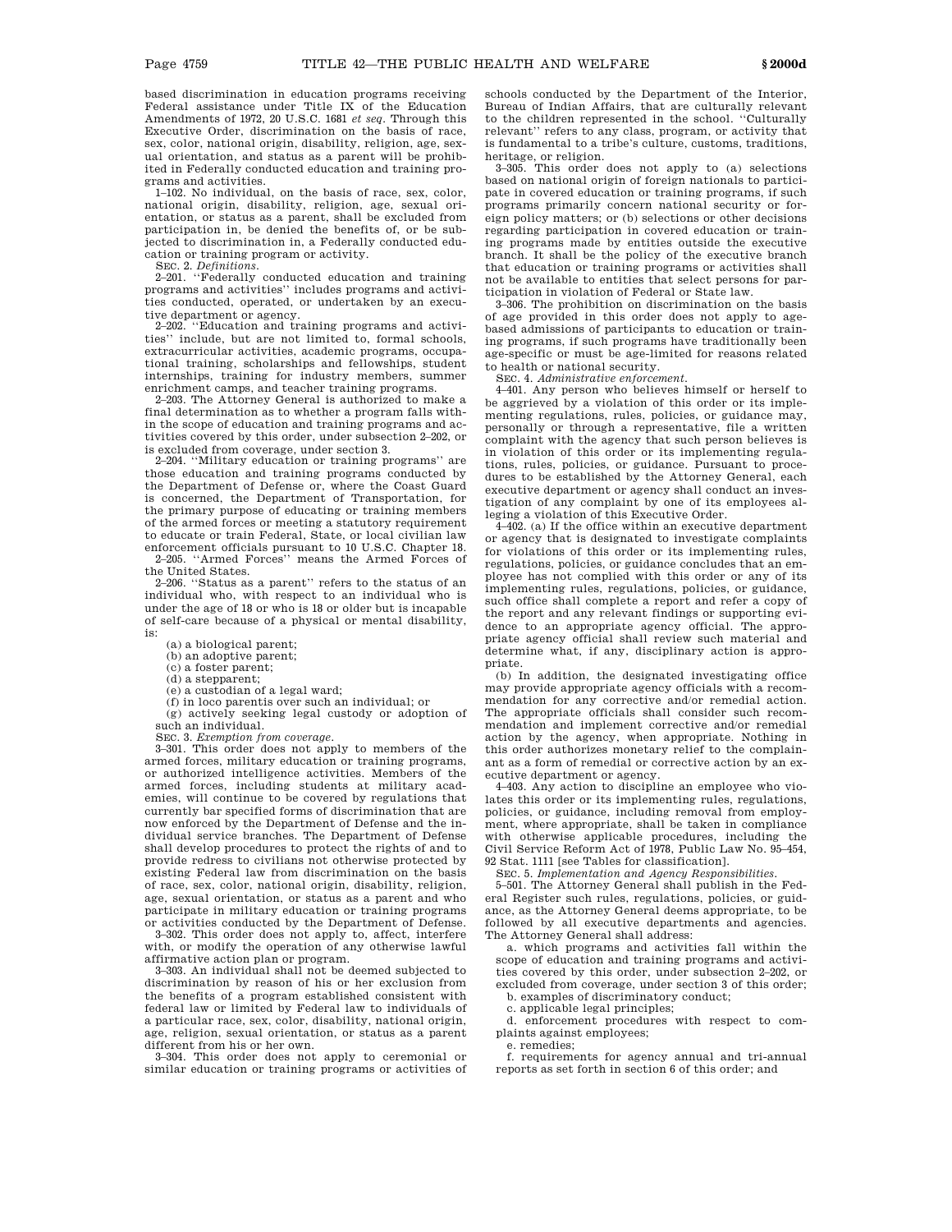based discrimination in education programs receiving Federal assistance under Title IX of the Education Amendments of 1972, 20 U.S.C. 1681 *et seq*. Through this Executive Order, discrimination on the basis of race, sex, color, national origin, disability, religion, age, sexual orientation, and status as a parent will be prohibited in Federally conducted education and training programs and activities.

1–102. No individual, on the basis of race, sex, color, national origin, disability, religion, age, sexual orientation, or status as a parent, shall be excluded from participation in, be denied the benefits of, or be subjected to discrimination in, a Federally conducted education or training program or activity.

SEC. 2. *Definitions*.

2–201. ''Federally conducted education and training programs and activities'' includes programs and activities conducted, operated, or undertaken by an executive department or agency.

2–202. ''Education and training programs and activities'' include, but are not limited to, formal schools, extracurricular activities, academic programs, occupational training, scholarships and fellowships, student internships, training for industry members, summer enrichment camps, and teacher training programs.

2–203. The Attorney General is authorized to make a final determination as to whether a program falls within the scope of education and training programs and activities covered by this order, under subsection 2–202, or is excluded from coverage, under section 3.

2–204. ''Military education or training programs'' are those education and training programs conducted by the Department of Defense or, where the Coast Guard is concerned, the Department of Transportation, for the primary purpose of educating or training members of the armed forces or meeting a statutory requirement to educate or train Federal, State, or local civilian law enforcement officials pursuant to 10 U.S.C. Chapter 18.

2–205. ''Armed Forces'' means the Armed Forces of the United States.

2–206. ''Status as a parent'' refers to the status of an individual who, with respect to an individual who is under the age of 18 or who is 18 or older but is incapable of self-care because of a physical or mental disability, is:

(a) a biological parent;

(b) an adoptive parent;

(c) a foster parent;

(d) a stepparent;

(e) a custodian of a legal ward;

(f) in loco parentis over such an individual; or

(g) actively seeking legal custody or adoption of such an individual.

SEC. 3. *Exemption from coverage*.

3–301. This order does not apply to members of the armed forces, military education or training programs, or authorized intelligence activities. Members of the armed forces, including students at military academies, will continue to be covered by regulations that currently bar specified forms of discrimination that are now enforced by the Department of Defense and the individual service branches. The Department of Defense shall develop procedures to protect the rights of and to provide redress to civilians not otherwise protected by existing Federal law from discrimination on the basis of race, sex, color, national origin, disability, religion, age, sexual orientation, or status as a parent and who participate in military education or training programs or activities conducted by the Department of Defense.

3–302. This order does not apply to, affect, interfere with, or modify the operation of any otherwise lawful affirmative action plan or program.

3–303. An individual shall not be deemed subjected to discrimination by reason of his or her exclusion from the benefits of a program established consistent with federal law or limited by Federal law to individuals of a particular race, sex, color, disability, national origin, age, religion, sexual orientation, or status as a parent different from his or her own.

3–304. This order does not apply to ceremonial or similar education or training programs or activities of schools conducted by the Department of the Interior, Bureau of Indian Affairs, that are culturally relevant to the children represented in the school. ''Culturally relevant'' refers to any class, program, or activity that is fundamental to a tribe's culture, customs, traditions, heritage, or religion.

3–305. This order does not apply to (a) selections based on national origin of foreign nationals to participate in covered education or training programs, if such programs primarily concern national security or foreign policy matters; or (b) selections or other decisions regarding participation in covered education or training programs made by entities outside the executive branch. It shall be the policy of the executive branch that education or training programs or activities shall not be available to entities that select persons for participation in violation of Federal or State law.

3–306. The prohibition on discrimination on the basis of age provided in this order does not apply to age-based admissions of participants to education or training programs, if such programs have traditionally been age-specific or must be age-limited for reasons related to health or national security.

SEC. 4. *Administrative enforcement*.

4–401. Any person who believes himself or herself to be aggrieved by a violation of this order or its implementing regulations, rules, policies, or guidance may, personally or through a representative, file a written complaint with the agency that such person believes is in violation of this order or its implementing regulations, rules, policies, or guidance. Pursuant to procedures to be established by the Attorney General, each executive department or agency shall conduct an investigation of any complaint by one of its employees alleging a violation of this Executive Order.

4–402. (a) If the office within an executive department or agency that is designated to investigate complaints for violations of this order or its implementing rules, regulations, policies, or guidance concludes that an employee has not complied with this order or any of its implementing rules, regulations, policies, or guidance, such office shall complete a report and refer a copy of the report and any relevant findings or supporting evidence to an appropriate agency official. The appropriate agency official shall review such material and determine what, if any, disciplinary action is appropriate.

(b) In addition, the designated investigating office may provide appropriate agency officials with a recommendation for any corrective and/or remedial action. The appropriate officials shall consider such recommendation and implement corrective and/or remedial action by the agency, when appropriate. Nothing in this order authorizes monetary relief to the complainant as a form of remedial or corrective action by an executive department or agency.

4–403. Any action to discipline an employee who violates this order or its implementing rules, regulations, policies, or guidance, including removal from employment, where appropriate, shall be taken in compliance with otherwise applicable procedures, including the Civil Service Reform Act of 1978, Public Law No. 95–454, 92 Stat. 1111 [see Tables for classification].

SEC. 5. *Implementation and Agency Responsibilities*.

5–501. The Attorney General shall publish in the Federal Register such rules, regulations, policies, or guidance, as the Attorney General deems appropriate, to be followed by all executive departments and agencies. The Attorney General shall address:

a. which programs and activities fall within the scope of education and training programs and activities covered by this order, under subsection 2–202, or excluded from coverage, under section 3 of this order;

b. examples of discriminatory conduct;

c. applicable legal principles;

d. enforcement procedures with respect to complaints against employees;

e. remedies;

f. requirements for agency annual and tri-annual reports as set forth in section 6 of this order; and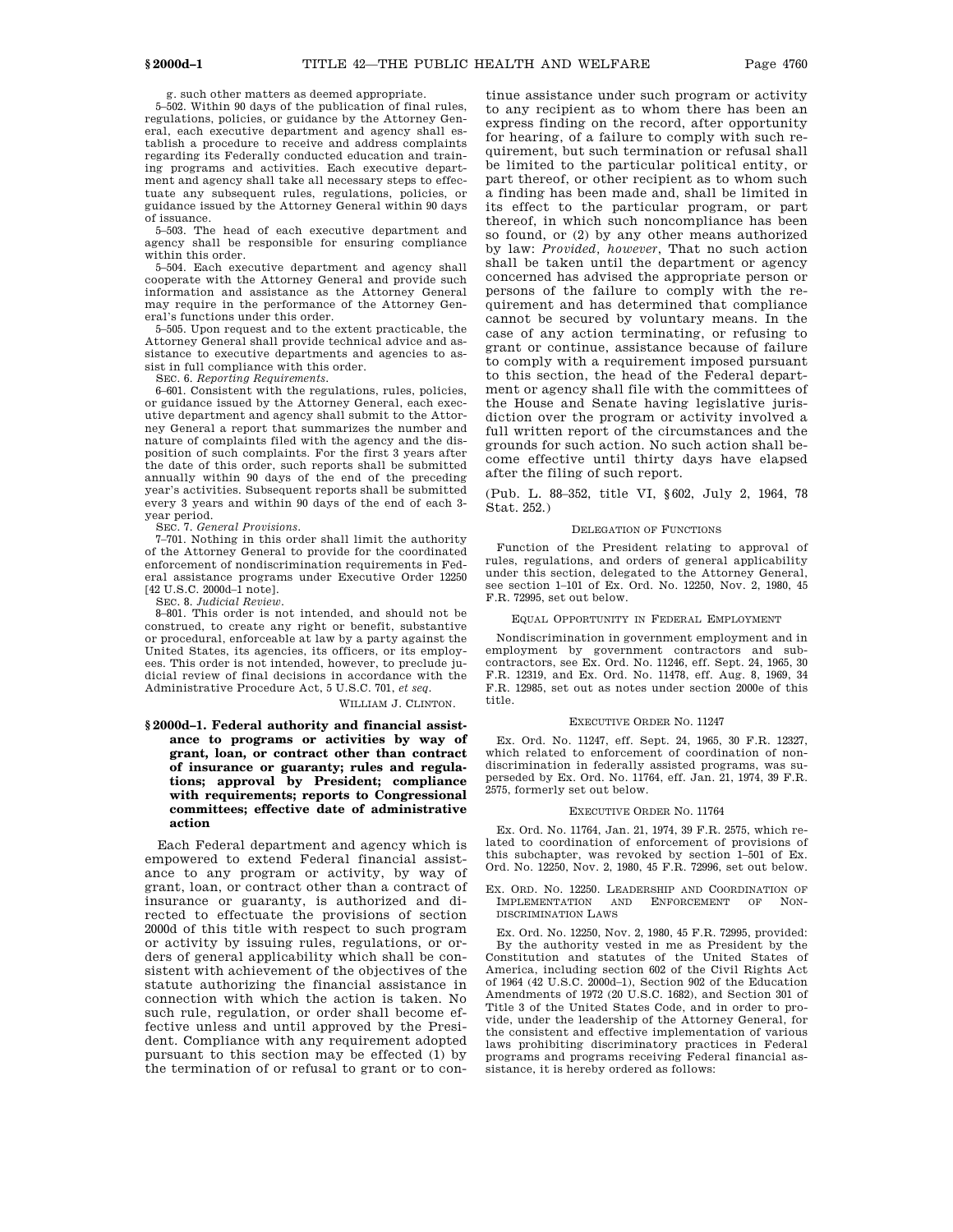g. such other matters as deemed appropriate.

5–502. Within 90 days of the publication of final rules, regulations, policies, or guidance by the Attorney General, each executive department and agency shall establish a procedure to receive and address complaints regarding its Federally conducted education and training programs and activities. Each executive department and agency shall take all necessary steps to effectuate any subsequent rules, regulations, policies, or guidance issued by the Attorney General within 90 days of issuance.

5–503. The head of each executive department and agency shall be responsible for ensuring compliance within this order.

5–504. Each executive department and agency shall cooperate with the Attorney General and provide such information and assistance as the Attorney General may require in the performance of the Attorney General's functions under this order.

5–505. Upon request and to the extent practicable, the Attorney General shall provide technical advice and assistance to executive departments and agencies to assist in full compliance with this order.

SEC. 6. *Reporting Requirements.*

6–601. Consistent with the regulations, rules, policies, or guidance issued by the Attorney General, each executive department and agency shall submit to the Attorney General a report that summarizes the number and nature of complaints filed with the agency and the disposition of such complaints. For the first 3 years after the date of this order, such reports shall be submitted annually within 90 days of the end of the preceding year's activities. Subsequent reports shall be submitted every 3 years and within 90 days of the end of each 3-year period.

SEC. 7. *General Provisions.*

7–701. Nothing in this order shall limit the authority of the Attorney General to provide for the coordinated enforcement of nondiscrimination requirements in Federal assistance programs under Executive Order 12250 [42 U.S.C. 2000d–1 note].

SEC. 8. *Judicial Review.*

8–801. This order is not intended, and should not be construed, to create any right or benefit, substantive or procedural, enforceable at law by a party against the United States, its agencies, its officers, or its employees. This order is not intended, however, to preclude judicial review of final decisions in accordance with the Administrative Procedure Act, 5 U.S.C. 701, *et seq.*

WILLIAM J. CLINTON.

## § 2000d–1. Federal authority and financial assistance to programs or activities by way of grant, loan, or contract other than contract of insurance or guaranty; rules and regulations; approval by President; compliance with requirements; reports to Congressional committees; effective date of administrative action

Each Federal department and agency which is empowered to extend Federal financial assistance to any program or activity, by way of grant, loan, or contract other than a contract of insurance or guaranty, is authorized and directed to effectuate the provisions of section 2000d of this title with respect to such program or activity by issuing rules, regulations, or orders of general applicability which shall be consistent with achievement of the objectives of the statute authorizing the financial assistance in connection with which the action is taken. No such rule, regulation, or order shall become effective unless and until approved by the President. Compliance with any requirement adopted pursuant to this section may be effected (1) by the termination of or refusal to grant or to continue assistance under such program or activity to any recipient as to whom there has been an express finding on the record, after opportunity for hearing, of a failure to comply with such requirement, but such termination or refusal shall be limited to the particular political entity, or part thereof, or other recipient as to whom such a finding has been made and, shall be limited in its effect to the particular program, or part thereof, in which such noncompliance has been so found, or (2) by any other means authorized by law: *Provided, however*, That no such action shall be taken until the department or agency concerned has advised the appropriate person or persons of the failure to comply with the requirement and has determined that compliance cannot be secured by voluntary means. In the case of any action terminating, or refusing to grant or continue, assistance because of failure to comply with a requirement imposed pursuant to this section, the head of the Federal department or agency shall file with the committees of the House and Senate having legislative jurisdiction over the program or activity involved a full written report of the circumstances and the grounds for such action. No such action shall become effective until thirty days have elapsed after the filing of such report.

(Pub. L. 88–352, title VI, § 602, July 2, 1964, 78 Stat. 252.)

#### DELEGATION OF FUNCTIONS

Function of the President relating to approval of rules, regulations, and orders of general applicability under this section, delegated to the Attorney General, see section 1–101 of Ex. Ord. No. 12250, Nov. 2, 1980, 45 F.R. 72995, set out below.

#### EQUAL OPPORTUNITY IN FEDERAL EMPLOYMENT

Nondiscrimination in government employment and in employment by government contractors and subcontractors, see Ex. Ord. No. 11246, eff. Sept. 24, 1965, 30 F.R. 12319, and Ex. Ord. No. 11478, eff. Aug. 8, 1969, 34 F.R. 12985, set out as notes under section 2000e of this title.

#### EXECUTIVE ORDER NO. 11247

Ex. Ord. No. 11247, eff. Sept. 24, 1965, 30 F.R. 12327, which related to enforcement of coordination of nondiscrimination in federally assisted programs, was superseded by Ex. Ord. No. 11764, eff. Jan. 21, 1974, 39 F.R. 2575, formerly set out below.

#### EXECUTIVE ORDER NO. 11764

Ex. Ord. No. 11764, Jan. 21, 1974, 39 F.R. 2575, which related to coordination of enforcement of provisions of this subchapter, was revoked by section 1–501 of Ex. Ord. No. 12250, Nov. 2, 1980, 45 F.R. 72996, set out below.

#### EX. ORD. NO. 12250. LEADERSHIP AND COORDINATION OF IMPLEMENTATION AND ENFORCEMENT OF NONDISCRIMINATION LAWS

Ex. Ord. No. 12250, Nov. 2, 1980, 45 F.R. 72995, provided:

By the authority vested in me as President by the Constitution and statutes of the United States of America, including section 602 of the Civil Rights Act of 1964 (42 U.S.C. 2000d–1), Section 902 of the Education Amendments of 1972 (20 U.S.C. 1682), and Section 301 of Title 3 of the United States Code, and in order to provide, under the leadership of the Attorney General, for the consistent and effective implementation of various laws prohibiting discriminatory practices in Federal programs and programs receiving Federal financial assistance, it is hereby ordered as follows: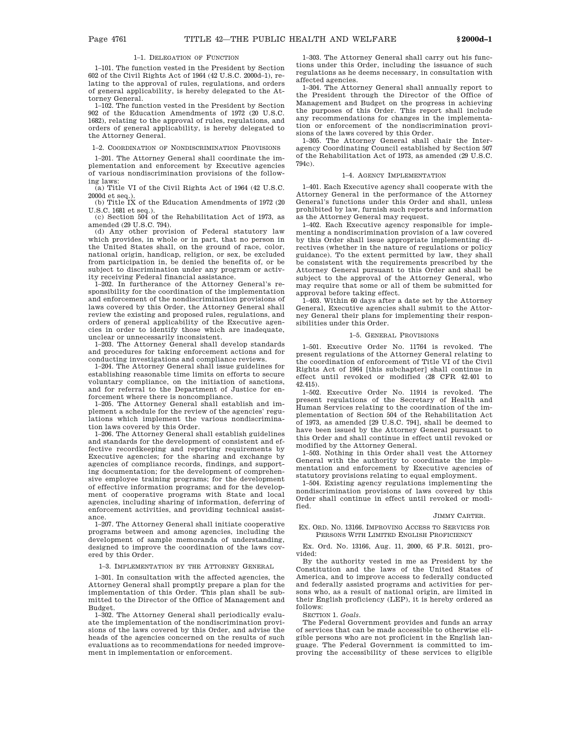1–1. DELEGATION OF FUNCTION

1–101. The function vested in the President by Section 602 of the Civil Rights Act of 1964 (42 U.S.C. 2000d–1), relating to the approval of rules, regulations, and orders of general applicability, is hereby delegated to the Attorney General.

1–102. The function vested in the President by Section 902 of the Education Amendments of 1972 (20 U.S.C. 1682), relating to the approval of rules, regulations, and orders of general applicability, is hereby delegated to the Attorney General.

1–2. COORDINATION OF NONDISCRIMINATION PROVISIONS

1–201. The Attorney General shall coordinate the implementation and enforcement by Executive agencies of various nondiscrimination provisions of the following laws:

(a) Title VI of the Civil Rights Act of 1964 (42 U.S.C. 2000d et seq.).

(b) Title IX of the Education Amendments of 1972 (20 U.S.C. 1681 et seq.).

(c) Section 504 of the Rehabilitation Act of 1973, as amended (29 U.S.C. 794).

(d) Any other provision of Federal statutory law which provides, in whole or in part, that no person in the United States shall, on the ground of race, color, national origin, handicap, religion, or sex, be excluded from participation in, be denied the benefits of, or be subject to discrimination under any program or activity receiving Federal financial assistance.

1–202. In furtherance of the Attorney General's responsibility for the coordination of the implementation and enforcement of the nondiscrimination provisions of laws covered by this Order, the Attorney General shall review the existing and proposed rules, regulations, and orders of general applicability of the Executive agencies in order to identify those which are inadequate, unclear or unnecessarily inconsistent.

1–203. The Attorney General shall develop standards and procedures for taking enforcement actions and for conducting investigations and compliance reviews.

1–204. The Attorney General shall issue guidelines for establishing reasonable time limits on efforts to secure voluntary compliance, on the initiation of sanctions, and for referral to the Department of Justice for enforcement where there is noncompliance.

1–205. The Attorney General shall establish and implement a schedule for the review of the agencies' regulations which implement the various nondiscrimination laws covered by this Order.

1–206. The Attorney General shall establish guidelines and standards for the development of consistent and effective recordkeeping and reporting requirements by Executive agencies; for the sharing and exchange by agencies of compliance records, findings, and supporting documentation; for the development of comprehensive employee training programs; for the development of effective information programs; and for the development of cooperative programs with State and local agencies, including sharing of information, deferring of enforcement activities, and providing technical assistance.

1–207. The Attorney General shall initiate cooperative programs between and among agencies, including the development of sample memoranda of understanding, designed to improve the coordination of the laws covered by this Order.

1–3. IMPLEMENTATION BY THE ATTORNEY GENERAL

1–301. In consultation with the affected agencies, the Attorney General shall promptly prepare a plan for the implementation of this Order. This plan shall be submitted to the Director of the Office of Management and Budget.

1–302. The Attorney General shall periodically evaluate the implementation of the nondiscrimination provisions of the laws covered by this Order, and advise the heads of the agencies concerned on the results of such evaluations as to recommendations for needed improvement in implementation or enforcement.

1–303. The Attorney General shall carry out his functions under this Order, including the issuance of such regulations as he deems necessary, in consultation with affected agencies.

1–304. The Attorney General shall annually report to the President through the Director of the Office of Management and Budget on the progress in achieving the purposes of this Order. This report shall include any recommendations for changes in the implementation or enforcement of the nondiscrimination provisions of the laws covered by this Order.

1–305. The Attorney General shall chair the Interagency Coordinating Council established by Section 507 of the Rehabilitation Act of 1973, as amended (29 U.S.C. 794c).

1–4. AGENCY IMPLEMENTATION

1–401. Each Executive agency shall cooperate with the Attorney General in the performance of the Attorney General's functions under this Order and shall, unless prohibited by law, furnish such reports and information as the Attorney General may request.

1–402. Each Executive agency responsible for implementing a nondiscrimination provision of a law covered by this Order shall issue appropriate implementing directives (whether in the nature of regulations or policy guidance). To the extent permitted by law, they shall be consistent with the requirements prescribed by the Attorney General pursuant to this Order and shall be subject to the approval of the Attorney General, who may require that some or all of them be submitted for approval before taking effect.

1–403. Within 60 days after a date set by the Attorney General, Executive agencies shall submit to the Attorney General their plans for implementing their responsibilities under this Order.

1–5. GENERAL PROVISIONS

1–501. Executive Order No. 11764 is revoked. The present regulations of the Attorney General relating to the coordination of enforcement of Title VI of the Civil Rights Act of 1964 [this subchapter] shall continue in effect until revoked or modified (28 CFR 42.401 to 42.415).

1–502. Executive Order No. 11914 is revoked. The present regulations of the Secretary of Health and Human Services relating to the coordination of the implementation of Section 504 of the Rehabilitation Act of 1973, as amended [29 U.S.C. 794], shall be deemed to have been issued by the Attorney General pursuant to this Order and shall continue in effect until revoked or modified by the Attorney General.

1–503. Nothing in this Order shall vest the Attorney General with the authority to coordinate the implementation and enforcement by Executive agencies of statutory provisions relating to equal employment.

1–504. Existing agency regulations implementing the nondiscrimination provisions of laws covered by this Order shall continue in effect until revoked or modified.

JIMMY CARTER.

EX. ORD. NO. 13166. IMPROVING ACCESS TO SERVICES FOR PERSONS WITH LIMITED ENGLISH PROFICIENCY

Ex. Ord. No. 13166, Aug. 11, 2000, 65 F.R. 50121, provided:

By the authority vested in me as President by the Constitution and the laws of the United States of America, and to improve access to federally conducted and federally assisted programs and activities for persons who, as a result of national origin, are limited in their English proficiency (LEP), it is hereby ordered as follows:

SECTION 1. *Goals.*

The Federal Government provides and funds an array of services that can be made accessible to otherwise eligible persons who are not proficient in the English language. The Federal Government is committed to improving the accessibility of these services to eligible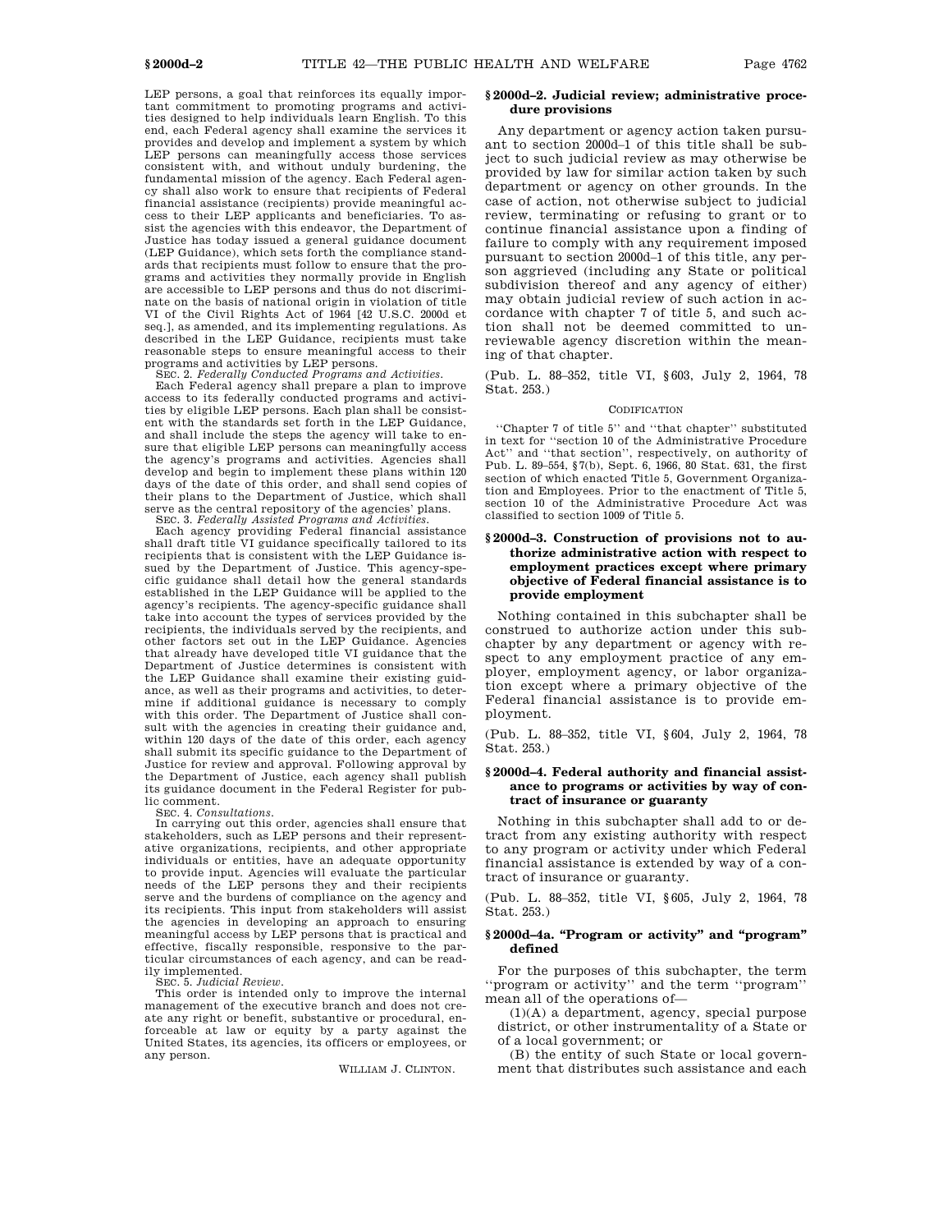LEP persons, a goal that reinforces its equally important commitment to promoting programs and activities designed to help individuals learn English. To this end, each Federal agency shall examine the services it provides and develop and implement a system by which LEP persons can meaningfully access those services consistent with, and without unduly burdening, the fundamental mission of the agency. Each Federal agency shall also work to ensure that recipients of Federal financial assistance (recipients) provide meaningful access to their LEP applicants and beneficiaries. To assist the agencies with this endeavor, the Department of Justice has today issued a general guidance document (LEP Guidance), which sets forth the compliance standards that recipients must follow to ensure that the programs and activities they normally provide in English are accessible to LEP persons and thus do not discriminate on the basis of national origin in violation of title VI of the Civil Rights Act of 1964 [42 U.S.C. 2000d et seq.], as amended, and its implementing regulations. As described in the LEP Guidance, recipients must take reasonable steps to ensure meaningful access to their programs and activities by LEP persons.

SEC. 2. *Federally Conducted Programs and Activities.*

Each Federal agency shall prepare a plan to improve access to its federally conducted programs and activities by eligible LEP persons. Each plan shall be consistent with the standards set forth in the LEP Guidance, and shall include the steps the agency will take to ensure that eligible LEP persons can meaningfully access the agency's programs and activities. Agencies shall develop and begin to implement these plans within 120 days of the date of this order, and shall send copies of their plans to the Department of Justice, which shall serve as the central repository of the agencies' plans.

SEC. 3. *Federally Assisted Programs and Activities.*

Each agency providing Federal financial assistance shall draft title VI guidance specifically tailored to its recipients that is consistent with the LEP Guidance issued by the Department of Justice. This agency-specific guidance shall detail how the general standards established in the LEP Guidance will be applied to the agency's recipients. The agency-specific guidance shall take into account the types of services provided by the recipients, the individuals served by the recipients, and other factors set out in the LEP Guidance. Agencies that already have developed title VI guidance that the Department of Justice determines is consistent with the LEP Guidance shall examine their existing guidance, as well as their programs and activities, to determine if additional guidance is necessary to comply with this order. The Department of Justice shall consult with the agencies in creating their guidance and, within 120 days of the date of this order, each agency shall submit its specific guidance to the Department of Justice for review and approval. Following approval by the Department of Justice, each agency shall publish its guidance document in the Federal Register for public comment.

SEC. 4. *Consultations.*

In carrying out this order, agencies shall ensure that stakeholders, such as LEP persons and their representative organizations, recipients, and other appropriate individuals or entities, have an adequate opportunity to provide input. Agencies will evaluate the particular needs of the LEP persons they and their recipients serve and the burdens of compliance on the agency and its recipients. This input from stakeholders will assist the agencies in developing an approach to ensuring meaningful access by LEP persons that is practical and effective, fiscally responsible, responsive to the particular circumstances of each agency, and can be readily implemented.

SEC. 5. *Judicial Review.*

This order is intended only to improve the internal management of the executive branch and does not create any right or benefit, substantive or procedural, enforceable at law or equity by a party against the United States, its agencies, its officers or employees, or any person.

WILLIAM J. CLINTON.

### § 2000d–2. Judicial review; administrative procedure provisions

Any department or agency action taken pursuant to section 2000d–1 of this title shall be subject to such judicial review as may otherwise be provided by law for similar action taken by such department or agency on other grounds. In the case of action, not otherwise subject to judicial review, terminating or refusing to grant or to continue financial assistance upon a finding of failure to comply with any requirement imposed pursuant to section 2000d–1 of this title, any person aggrieved (including any State or political subdivision thereof and any agency of either) may obtain judicial review of such action in accordance with chapter 7 of title 5, and such action shall not be deemed committed to unreviewable agency discretion within the meaning of that chapter.

(Pub. L. 88–352, title VI, § 603, July 2, 1964, 78 Stat. 253.)

CODIFICATION

"Chapter 7 of title 5" and "that chapter" substituted in text for "section 10 of the Administrative Procedure Act" and "that section", respectively, on authority of Pub. L. 89–554, § 7(b), Sept. 6, 1966, 80 Stat. 631, the first section of which enacted Title 5, Government Organization and Employees. Prior to the enactment of Title 5, section 10 of the Administrative Procedure Act was classified to section 1009 of Title 5.

### § 2000d–3. Construction of provisions not to authorize administrative action with respect to employment practices except where primary objective of Federal financial assistance is to provide employment

Nothing contained in this subchapter shall be construed to authorize action under this subchapter by any department or agency with respect to any employment practice of any employer, employment agency, or labor organization except where a primary objective of the Federal financial assistance is to provide employment.

(Pub. L. 88–352, title VI, § 604, July 2, 1964, 78 Stat. 253.)

### § 2000d–4. Federal authority and financial assistance to programs or activities by way of contract of insurance or guaranty

Nothing in this subchapter shall add to or detract from any existing authority with respect to any program or activity under which Federal financial assistance is extended by way of a contract of insurance or guaranty.

(Pub. L. 88–352, title VI, § 605, July 2, 1964, 78 Stat. 253.)

### § 2000d–4a. "Program or activity" and "program" defined

For the purposes of this subchapter, the term "program or activity" and the term "program" mean all of the operations of—

(1)(A) a department, agency, special purpose district, or other instrumentality of a State or of a local government; or

(B) the entity of such State or local government that distributes such assistance and each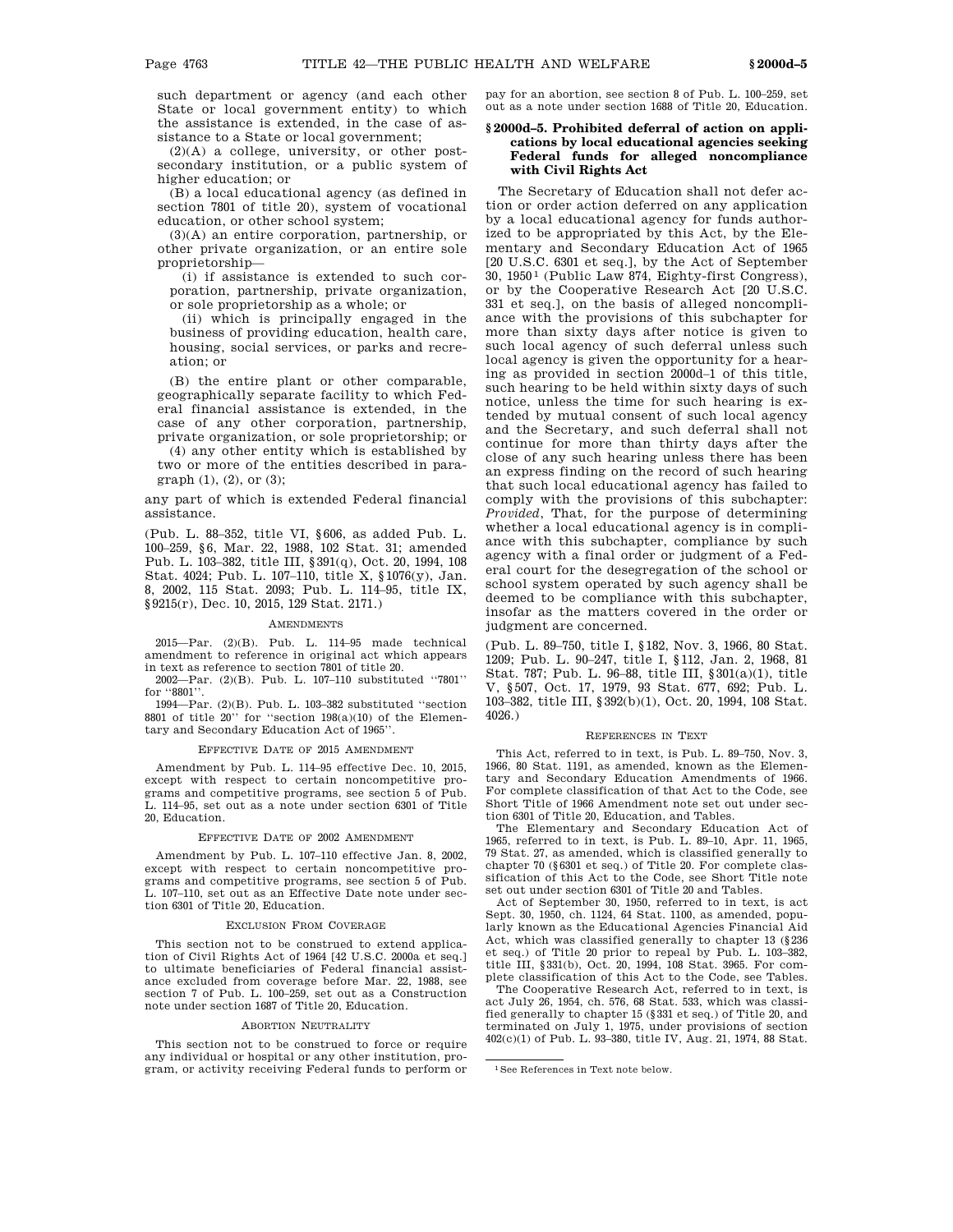such department or agency (and each other State or local government entity) to which the assistance is extended, in the case of assistance to a State or local government;

(2)(A) a college, university, or other postsecondary institution, or a public system of higher education; or

(B) a local educational agency (as defined in section 7801 of title 20), system of vocational education, or other school system;

(3)(A) an entire corporation, partnership, or other private organization, or an entire sole proprietorship—

(i) if assistance is extended to such corporation, partnership, private organization, or sole proprietorship as a whole; or

(ii) which is principally engaged in the business of providing education, health care, housing, social services, or parks and recreation; or

(B) the entire plant or other comparable, geographically separate facility to which Federal financial assistance is extended, in the case of any other corporation, partnership, private organization, or sole proprietorship; or

(4) any other entity which is established by two or more of the entities described in paragraph (1), (2), or (3);

any part of which is extended Federal financial assistance.

(Pub. L. 88–352, title VI, §606, as added Pub. L. 100–259, §6, Mar. 22, 1988, 102 Stat. 31; amended Pub. L. 103–382, title III, §391(q), Oct. 20, 1994, 108 Stat. 4024; Pub. L. 107–110, title X, §1076(y), Jan. 8, 2002, 115 Stat. 2093; Pub. L. 114–95, title IX, §9215(r), Dec. 10, 2015, 129 Stat. 2171.)

#### Amendments

2015—Par. (2)(B). Pub. L. 114–95 made technical amendment to reference in original act which appears in text as reference to section 7801 of title 20.

2002—Par. (2)(B). Pub. L. 107–110 substituted "7801" for "8801".

1994—Par. (2)(B). Pub. L. 103–382 substituted "section 8801 of title 20" for "section 198(a)(10) of the Elementary and Secondary Education Act of 1965".

#### Effective Date of 2015 Amendment

Amendment by Pub. L. 114–95 effective Dec. 10, 2015, except with respect to certain noncompetitive programs and competitive programs, see section 5 of Pub. L. 114–95, set out as a note under section 6301 of Title 20, Education.

#### Effective Date of 2002 Amendment

Amendment by Pub. L. 107–110 effective Jan. 8, 2002, except with respect to certain noncompetitive programs and competitive programs, see section 5 of Pub. L. 107–110, set out as an Effective Date note under section 6301 of Title 20, Education.

#### Exclusion From Coverage

This section not to be construed to extend application of Civil Rights Act of 1964 [42 U.S.C. 2000a et seq.] to ultimate beneficiaries of Federal financial assistance excluded from coverage before Mar. 22, 1988, see section 7 of Pub. L. 100–259, set out as a Construction note under section 1687 of Title 20, Education.

#### Abortion Neutrality

This section not to be construed to force or require any individual or hospital or any other institution, program, or activity receiving Federal funds to perform or pay for an abortion, see section 8 of Pub. L. 100–259, set out as a note under section 1688 of Title 20, Education.

### §2000d–5. Prohibited deferral of action on applications by local educational agencies seeking Federal funds for alleged noncompliance with Civil Rights Act

The Secretary of Education shall not defer action or order action deferred on any application by a local educational agency for funds authorized to be appropriated by this Act, by the Elementary and Secondary Education Act of 1965 [20 U.S.C. 6301 et seq.], by the Act of September 30, 1950[1] (Public Law 874, Eighty-first Congress), or by the Cooperative Research Act [20 U.S.C. 331 et seq.], on the basis of alleged noncompliance with the provisions of this subchapter for more than sixty days after notice is given to such local agency of such deferral unless such local agency is given the opportunity for a hearing as provided in section 2000d–1 of this title, such hearing to be held within sixty days of such notice, unless the time for such hearing is extended by mutual consent of such local agency and the Secretary, and such deferral shall not continue for more than thirty days after the close of any such hearing unless there has been an express finding on the record of such hearing that such local educational agency has failed to comply with the provisions of this subchapter: *Provided*, That, for the purpose of determining whether a local educational agency is in compliance with this subchapter, compliance by such agency with a final order or judgment of a Federal court for the desegregation of the school or school system operated by such agency shall be deemed to be compliance with this subchapter, insofar as the matters covered in the order or judgment are concerned.

(Pub. L. 89–750, title I, §182, Nov. 3, 1966, 80 Stat. 1209; Pub. L. 90–247, title I, §112, Jan. 2, 1968, 81 Stat. 787; Pub. L. 96–88, title III, §301(a)(1), title V, §507, Oct. 17, 1979, 93 Stat. 677, 692; Pub. L. 103–382, title III, §392(b)(1), Oct. 20, 1994, 108 Stat. 4026.)

#### References in Text

This Act, referred to in text, is Pub. L. 89–750, Nov. 3, 1966, 80 Stat. 1191, as amended, known as the Elementary and Secondary Education Amendments of 1966. For complete classification of that Act to the Code, see Short Title of 1966 Amendment note set out under section 6301 of Title 20, Education, and Tables.

The Elementary and Secondary Education Act of 1965, referred to in text, is Pub. L. 89–10, Apr. 11, 1965, 79 Stat. 27, as amended, which is classified generally to chapter 70 (§6301 et seq.) of Title 20. For complete classification of this Act to the Code, see Short Title note set out under section 6301 of Title 20 and Tables.

Act of September 30, 1950, referred to in text, is act Sept. 30, 1950, ch. 1124, 64 Stat. 1100, as amended, popularly known as the Educational Agencies Financial Aid Act, which was classified generally to chapter 13 (§236 et seq.) of Title 20 prior to repeal by Pub. L. 103–382, title III, §331(b), Oct. 20, 1994, 108 Stat. 3965. For complete classification of this Act to the Code, see Tables.

The Cooperative Research Act, referred to in text, is act July 26, 1954, ch. 576, 68 Stat. 533, which was classified generally to chapter 15 (§331 et seq.) of Title 20, and terminated on July 1, 1975, under provisions of section 402(c)(1) of Pub. L. 93–380, title IV, Aug. 21, 1974, 88 Stat.

[1] See References in Text note below.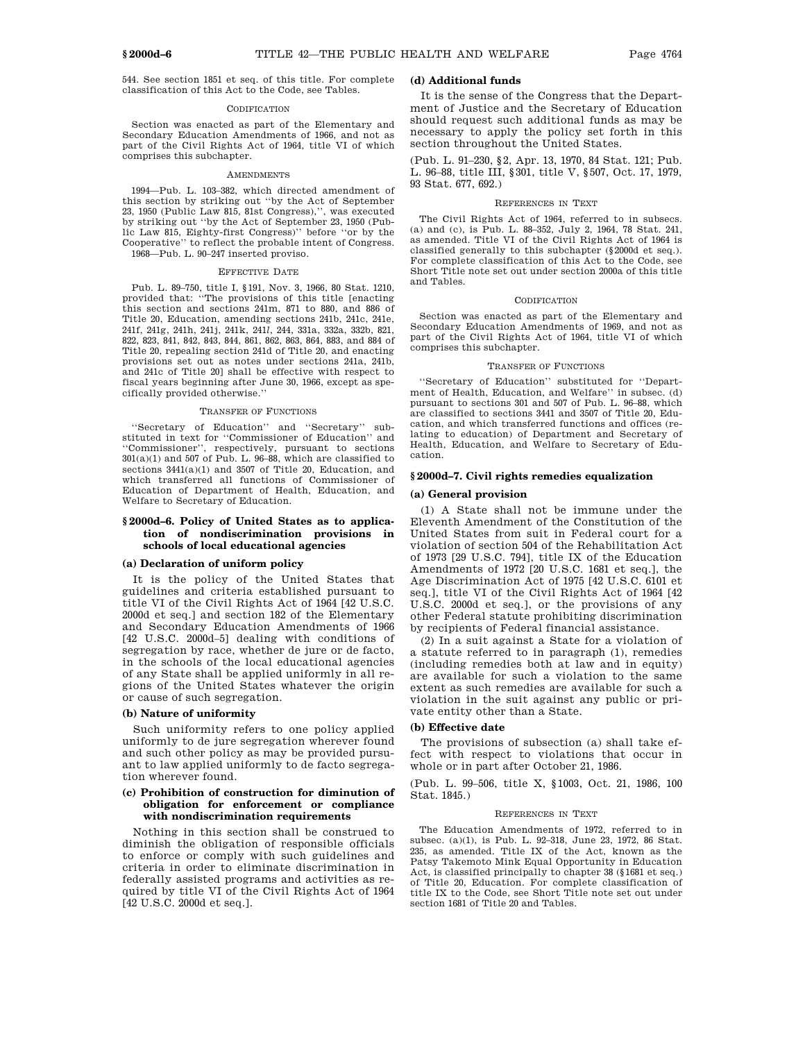544. See section 1851 et seq. of this title. For complete classification of this Act to the Code, see Tables.

CODIFICATION

Section was enacted as part of the Elementary and Secondary Education Amendments of 1966, and not as part of the Civil Rights Act of 1964, title VI of which comprises this subchapter.

AMENDMENTS

1994—Pub. L. 103–382, which directed amendment of this section by striking out "by the Act of September 23, 1950 (Public Law 815, 81st Congress),", was executed by striking out "by the Act of September 23, 1950 (Public Law 815, Eighty-first Congress)" before "or by the Cooperative" to reflect the probable intent of Congress.

1968—Pub. L. 90–247 inserted proviso.

EFFECTIVE DATE

Pub. L. 89–750, title I, §191, Nov. 3, 1966, 80 Stat. 1210, provided that: "The provisions of this title [enacting this section and sections 241m, 871 to 880, and 886 of Title 20, Education, amending sections 241b, 241c, 241e, 241f, 241g, 241h, 241j, 241k, 241*l*, 244, 331a, 332a, 332b, 821, 822, 823, 841, 842, 843, 844, 861, 862, 863, 864, 883, and 884 of Title 20, repealing section 241d of Title 20, and enacting provisions set out as notes under sections 241a, 241b, and 241c of Title 20] shall be effective with respect to fiscal years beginning after June 30, 1966, except as specifically provided otherwise."

TRANSFER OF FUNCTIONS

"Secretary of Education" and "Secretary" substituted in text for "Commissioner of Education" and "Commissioner", respectively, pursuant to sections 301(a)(1) and 507 of Pub. L. 96–88, which are classified to sections 3441(a)(1) and 3507 of Title 20, Education, and which transferred all functions of Commissioner of Education of Department of Health, Education, and Welfare to Secretary of Education.

## § 2000d–6. Policy of United States as to application of nondiscrimination provisions in schools of local educational agencies

### (a) Declaration of uniform policy

It is the policy of the United States that guidelines and criteria established pursuant to title VI of the Civil Rights Act of 1964 [42 U.S.C. 2000d et seq.] and section 182 of the Elementary and Secondary Education Amendments of 1966 [42 U.S.C. 2000d–5] dealing with conditions of segregation by race, whether de jure or de facto, in the schools of the local educational agencies of any State shall be applied uniformly in all regions of the United States whatever the origin or cause of such segregation.

### (b) Nature of uniformity

Such uniformity refers to one policy applied uniformly to de jure segregation wherever found and such other policy as may be provided pursuant to law applied uniformly to de facto segregation wherever found.

### (c) Prohibition of construction for diminution of obligation for enforcement or compliance with nondiscrimination requirements

Nothing in this section shall be construed to diminish the obligation of responsible officials to enforce or comply with such guidelines and criteria in order to eliminate discrimination in federally assisted programs and activities as required by title VI of the Civil Rights Act of 1964 [42 U.S.C. 2000d et seq.].

### (d) Additional funds

It is the sense of the Congress that the Department of Justice and the Secretary of Education should request such additional funds as may be necessary to apply the policy set forth in this section throughout the United States.

(Pub. L. 91–230, §2, Apr. 13, 1970, 84 Stat. 121; Pub. L. 96–88, title III, §301, title V, §507, Oct. 17, 1979, 93 Stat. 677, 692.)

REFERENCES IN TEXT

The Civil Rights Act of 1964, referred to in subsecs. (a) and (c), is Pub. L. 88–352, July 2, 1964, 78 Stat. 241, as amended. Title VI of the Civil Rights Act of 1964 is classified generally to this subchapter (§2000d et seq.). For complete classification of this Act to the Code, see Short Title note set out under section 2000a of this title and Tables.

CODIFICATION

Section was enacted as part of the Elementary and Secondary Education Amendments of 1969, and not as part of the Civil Rights Act of 1964, title VI of which comprises this subchapter.

TRANSFER OF FUNCTIONS

"Secretary of Education" substituted for "Department of Health, Education, and Welfare" in subsec. (d) pursuant to sections 301 and 507 of Pub. L. 96–88, which are classified to sections 3441 and 3507 of Title 20, Education, and which transferred functions and offices (relating to education) of Department and Secretary of Health, Education, and Welfare to Secretary of Education.

## § 2000d–7. Civil rights remedies equalization

### (a) General provision

(1) A State shall not be immune under the Eleventh Amendment of the Constitution of the United States from suit in Federal court for a violation of section 504 of the Rehabilitation Act of 1973 [29 U.S.C. 794], title IX of the Education Amendments of 1972 [20 U.S.C. 1681 et seq.], the Age Discrimination Act of 1975 [42 U.S.C. 6101 et seq.], title VI of the Civil Rights Act of 1964 [42 U.S.C. 2000d et seq.], or the provisions of any other Federal statute prohibiting discrimination by recipients of Federal financial assistance.

(2) In a suit against a State for a violation of a statute referred to in paragraph (1), remedies (including remedies both at law and in equity) are available for such a violation to the same extent as such remedies are available for such a violation in the suit against any public or private entity other than a State.

### (b) Effective date

The provisions of subsection (a) shall take effect with respect to violations that occur in whole or in part after October 21, 1986.

(Pub. L. 99–506, title X, §1003, Oct. 21, 1986, 100 Stat. 1845.)

REFERENCES IN TEXT

The Education Amendments of 1972, referred to in subsec. (a)(1), is Pub. L. 92–318, June 23, 1972, 86 Stat. 235, as amended. Title IX of the Act, known as the Patsy Takemoto Mink Equal Opportunity in Education Act, is classified principally to chapter 38 (§1681 et seq.) of Title 20, Education. For complete classification of title IX to the Code, see Short Title note set out under section 1681 of Title 20 and Tables.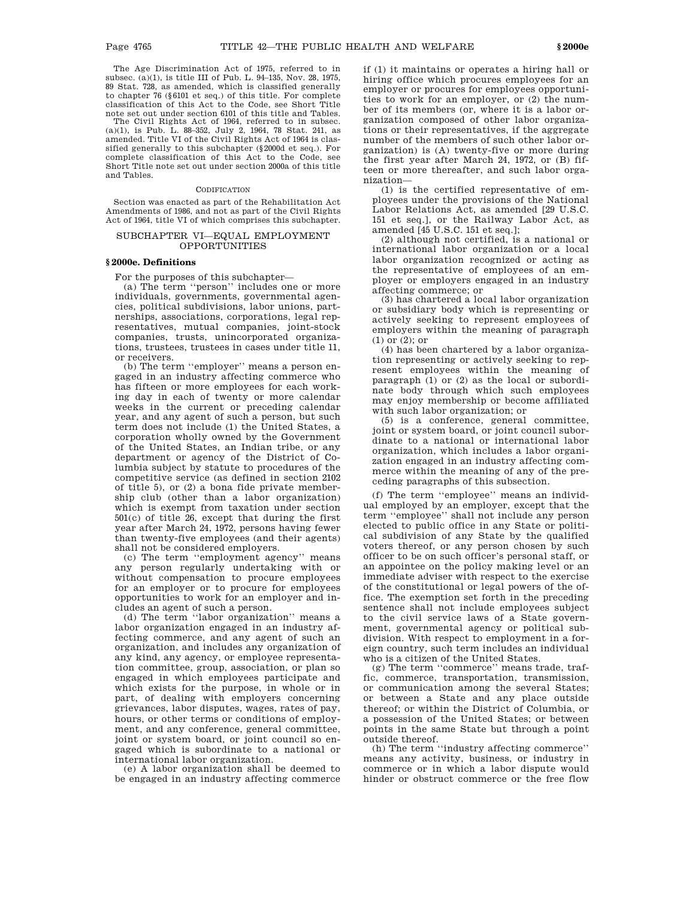The Age Discrimination Act of 1975, referred to in subsec. (a)(1), is title III of Pub. L. 94–135, Nov. 28, 1975, 89 Stat. 728, as amended, which is classified generally to chapter 76 (§6101 et seq.) of this title. For complete classification of this Act to the Code, see Short Title note set out under section 6101 of this title and Tables.

The Civil Rights Act of 1964, referred to in subsec. (a)(1), is Pub. L. 88–352, July 2, 1964, 78 Stat. 241, as amended. Title VI of the Civil Rights Act of 1964 is classified generally to this subchapter (§2000d et seq.). For complete classification of this Act to the Code, see Short Title note set out under section 2000a of this title and Tables.

CODIFICATION

Section was enacted as part of the Rehabilitation Act Amendments of 1986, and not as part of the Civil Rights Act of 1964, title VI of which comprises this subchapter.

## SUBCHAPTER VI—EQUAL EMPLOYMENT OPPORTUNITIES

### § 2000e. Definitions

For the purposes of this subchapter—

(a) The term ''person'' includes one or more individuals, governments, governmental agencies, political subdivisions, labor unions, partnerships, associations, corporations, legal representatives, mutual companies, joint-stock companies, trusts, unincorporated organizations, trustees, trustees in cases under title 11, or receivers.

(b) The term ''employer'' means a person engaged in an industry affecting commerce who has fifteen or more employees for each working day in each of twenty or more calendar weeks in the current or preceding calendar year, and any agent of such a person, but such term does not include (1) the United States, a corporation wholly owned by the Government of the United States, an Indian tribe, or any department or agency of the District of Columbia subject by statute to procedures of the competitive service (as defined in section 2102 of title 5), or (2) a bona fide private membership club (other than a labor organization) which is exempt from taxation under section 501(c) of title 26, except that during the first year after March 24, 1972, persons having fewer than twenty-five employees (and their agents) shall not be considered employers.

(c) The term ''employment agency'' means any person regularly undertaking with or without compensation to procure employees for an employer or to procure for employees opportunities to work for an employer and includes an agent of such a person.

(d) The term ''labor organization'' means a labor organization engaged in an industry affecting commerce, and any agent of such an organization, and includes any organization of any kind, any agency, or employee representation committee, group, association, or plan so engaged in which employees participate and which exists for the purpose, in whole or in part, of dealing with employers concerning grievances, labor disputes, wages, rates of pay, hours, or other terms or conditions of employment, and any conference, general committee, joint or system board, or joint council so engaged which is subordinate to a national or international labor organization.

(e) A labor organization shall be deemed to be engaged in an industry affecting commerce if (1) it maintains or operates a hiring hall or hiring office which procures employees for an employer or procures for employees opportunities to work for an employer, or (2) the number of its members (or, where it is a labor organization composed of other labor organizations or their representatives, if the aggregate number of the members of such other labor organization) is (A) twenty-five or more during the first year after March 24, 1972, or (B) fifteen or more thereafter, and such labor organization—

(1) is the certified representative of employees under the provisions of the National Labor Relations Act, as amended [29 U.S.C. 151 et seq.], or the Railway Labor Act, as amended [45 U.S.C. 151 et seq.];

(2) although not certified, is a national or international labor organization or a local labor organization recognized or acting as the representative of employees of an employer or employers engaged in an industry affecting commerce; or

(3) has chartered a local labor organization or subsidiary body which is representing or actively seeking to represent employees of employers within the meaning of paragraph (1) or (2); or

(4) has been chartered by a labor organization representing or actively seeking to represent employees within the meaning of paragraph (1) or (2) as the local or subordinate body through which such employees may enjoy membership or become affiliated with such labor organization; or

(5) is a conference, general committee, joint or system board, or joint council subordinate to a national or international labor organization, which includes a labor organization engaged in an industry affecting commerce within the meaning of any of the preceding paragraphs of this subsection.

(f) The term ''employee'' means an individual employed by an employer, except that the term ''employee'' shall not include any person elected to public office in any State or political subdivision of any State by the qualified voters thereof, or any person chosen by such officer to be on such officer's personal staff, or an appointee on the policy making level or an immediate adviser with respect to the exercise of the constitutional or legal powers of the office. The exemption set forth in the preceding sentence shall not include employees subject to the civil service laws of a State government, governmental agency or political subdivision. With respect to employment in a foreign country, such term includes an individual who is a citizen of the United States.

(g) The term ''commerce'' means trade, traffic, commerce, transportation, transmission, or communication among the several States; or between a State and any place outside thereof; or within the District of Columbia, or a possession of the United States; or between points in the same State but through a point outside thereof.

(h) The term ''industry affecting commerce'' means any activity, business, or industry in commerce or in which a labor dispute would hinder or obstruct commerce or the free flow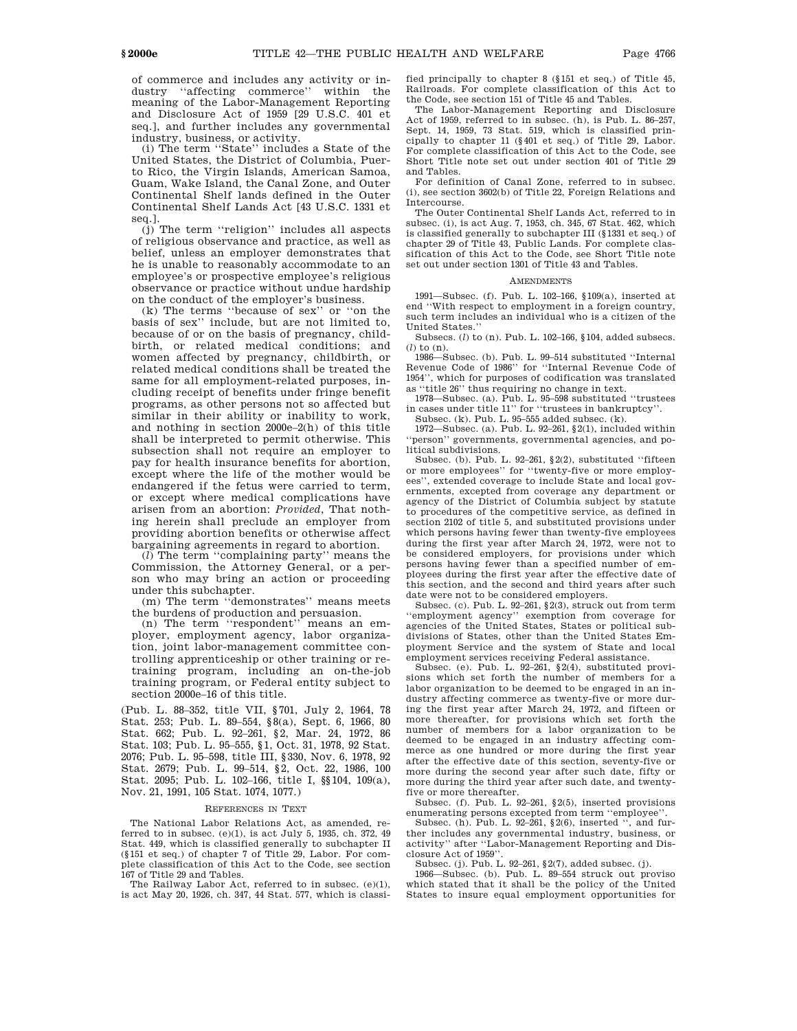of commerce and includes any activity or industry "affecting commerce" within the meaning of the Labor-Management Reporting and Disclosure Act of 1959 [29 U.S.C. 401 et seq.], and further includes any governmental industry, business, or activity.

(i) The term "State" includes a State of the United States, the District of Columbia, Puerto Rico, the Virgin Islands, American Samoa, Guam, Wake Island, the Canal Zone, and Outer Continental Shelf lands defined in the Outer Continental Shelf Lands Act [43 U.S.C. 1331 et seq.].

(j) The term "religion" includes all aspects of religious observance and practice, as well as belief, unless an employer demonstrates that he is unable to reasonably accommodate to an employee's or prospective employee's religious observance or practice without undue hardship on the conduct of the employer's business.

(k) The terms "because of sex" or "on the basis of sex" include, but are not limited to, because of or on the basis of pregnancy, childbirth, or related medical conditions; and women affected by pregnancy, childbirth, or related medical conditions shall be treated the same for all employment-related purposes, including receipt of benefits under fringe benefit programs, as other persons not so affected but similar in their ability or inability to work, and nothing in section 2000e–2(h) of this title shall be interpreted to permit otherwise. This subsection shall not require an employer to pay for health insurance benefits for abortion, except where the life of the mother would be endangered if the fetus were carried to term, or except where medical complications have arisen from an abortion: *Provided*, That nothing herein shall preclude an employer from providing abortion benefits or otherwise affect bargaining agreements in regard to abortion.

(*l*) The term "complaining party" means the Commission, the Attorney General, or a person who may bring an action or proceeding under this subchapter.

(m) The term "demonstrates" means meets the burdens of production and persuasion.

(n) The term "respondent" means an employer, employment agency, labor organization, joint labor-management committee controlling apprenticeship or other training or retraining program, including an on-the-job training program, or Federal entity subject to section 2000e–16 of this title.

(Pub. L. 88–352, title VII, §701, July 2, 1964, 78 Stat. 253; Pub. L. 89–554, §8(a), Sept. 6, 1966, 80 Stat. 662; Pub. L. 92–261, §2, Mar. 24, 1972, 86 Stat. 103; Pub. L. 95–555, §1, Oct. 31, 1978, 92 Stat. 2076; Pub. L. 95–598, title III, §330, Nov. 6, 1978, 92 Stat. 2679; Pub. L. 99–514, §2, Oct. 22, 1986, 100 Stat. 2095; Pub. L. 102–166, title I, §§104, 109(a), Nov. 21, 1991, 105 Stat. 1074, 1077.)

### References in Text

The National Labor Relations Act, as amended, referred to in subsec. (e)(1), is act July 5, 1935, ch. 372, 49 Stat. 449, which is classified generally to subchapter II (§151 et seq.) of chapter 7 of Title 29, Labor. For complete classification of this Act to the Code, see section 167 of Title 29 and Tables.

The Railway Labor Act, referred to in subsec. (e)(1), is act May 20, 1926, ch. 347, 44 Stat. 577, which is classified principally to chapter 8 (§151 et seq.) of Title 45, Railroads. For complete classification of this Act to the Code, see section 151 of Title 45 and Tables.

The Labor-Management Reporting and Disclosure Act of 1959, referred to in subsec. (h), is Pub. L. 86–257, Sept. 14, 1959, 73 Stat. 519, which is classified principally to chapter 11 (§401 et seq.) of Title 29, Labor. For complete classification of this Act to the Code, see Short Title note set out under section 401 of Title 29 and Tables.

For definition of Canal Zone, referred to in subsec. (i), see section 3602(b) of Title 22, Foreign Relations and Intercourse.

The Outer Continental Shelf Lands Act, referred to in subsec. (i), is act Aug. 7, 1953, ch. 345, 67 Stat. 462, which is classified generally to subchapter III (§1331 et seq.) of chapter 29 of Title 43, Public Lands. For complete classification of this Act to the Code, see Short Title note set out under section 1301 of Title 43 and Tables.

### Amendments

1991—Subsec. (f). Pub. L. 102–166, §109(a), inserted at end "With respect to employment in a foreign country, such term includes an individual who is a citizen of the United States."

Subsecs. (*l*) to (n). Pub. L. 102–166, §104, added subsecs. (*l*) to (n).

1986—Subsec. (b). Pub. L. 99–514 substituted "Internal Revenue Code of 1986" for "Internal Revenue Code of 1954", which for purposes of codification was translated as "title 26" thus requiring no change in text.

1978—Subsec. (a). Pub. L. 95–598 substituted "trustees in cases under title 11" for "trustees in bankruptcy".

Subsec. (k). Pub. L. 95–555 added subsec. (k).

1972—Subsec. (a). Pub. L. 92–261, §2(1), included within "person" governments, governmental agencies, and political subdivisions.

Subsec. (b). Pub. L. 92–261, §2(2), substituted "fifteen or more employees" for "twenty-five or more employees", extended coverage to include State and local governments, excepted from coverage any department or agency of the District of Columbia subject by statute to procedures of the competitive service, as defined in section 2102 of title 5, and substituted provisions under which persons having fewer than twenty-five employees during the first year after March 24, 1972, were not to be considered employers, for provisions under which persons having fewer than a specified number of employees during the first year after the effective date of this section, and the second and third years after such date were not to be considered employers.

Subsec. (c). Pub. L. 92–261, §2(3), struck out from term "employment agency" exemption from coverage for agencies of the United States, States or political subdivisions of States, other than the United States Employment Service and the system of State and local employment services receiving Federal assistance.

Subsec. (e). Pub. L. 92–261, §2(4), substituted provisions which set forth the number of members for a labor organization to be deemed to be engaged in an industry affecting commerce as twenty-five or more during the first year after March 24, 1972, and fifteen or more thereafter, for provisions which set forth the number of members for a labor organization to be deemed to be engaged in an industry affecting commerce as one hundred or more during the first year after the effective date of this section, seventy-five or more during the second year after such date, fifty or more during the third year after such date, and twenty-five or more thereafter.

Subsec. (f). Pub. L. 92–261, §2(5), inserted provisions enumerating persons excepted from term "employee".

Subsec. (h). Pub. L. 92–261, §2(6), inserted ", and further includes any governmental industry, business, or activity" after "Labor-Management Reporting and Disclosure Act of 1959".

Subsec. (j). Pub. L. 92–261, §2(7), added subsec. (j).

1966—Subsec. (b). Pub. L. 89–554 struck out proviso which stated that it shall be the policy of the United States to insure equal employment opportunities for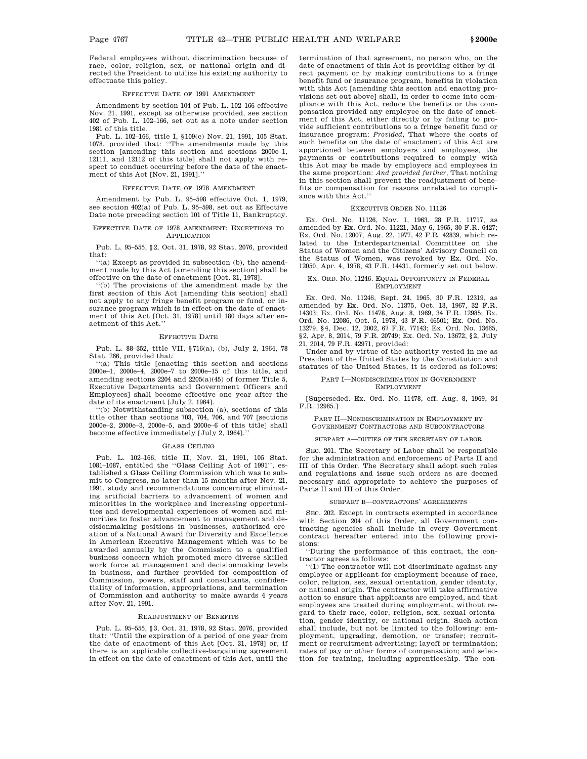Federal employees without discrimination because of race, color, religion, sex, or national origin and directed the President to utilize his existing authority to effectuate this policy.

#### EFFECTIVE DATE OF 1991 AMENDMENT

Amendment by section 104 of Pub. L. 102–166 effective Nov. 21, 1991, except as otherwise provided, see section 402 of Pub. L. 102–166, set out as a note under section 1981 of this title.

Pub. L. 102–166, title I, §109(c) Nov. 21, 1991, 105 Stat. 1078, provided that: ''The amendments made by this section [amending this section and sections 2000e–1, 12111, and 12112 of this title] shall not apply with respect to conduct occurring before the date of the enactment of this Act [Nov. 21, 1991].''

#### EFFECTIVE DATE OF 1978 AMENDMENT

Amendment by Pub. L. 95–598 effective Oct. 1, 1979, see section 402(a) of Pub. L. 95–598, set out as Effective Date note preceding section 101 of Title 11, Bankruptcy.

#### EFFECTIVE DATE OF 1978 AMENDMENT; EXCEPTIONS TO APPLICATION

Pub. L. 95–555, §2, Oct. 31, 1978, 92 Stat. 2076, provided that:

''(a) Except as provided in subsection (b), the amendment made by this Act [amending this section] shall be effective on the date of enactment [Oct. 31, 1978].

''(b) The provisions of the amendment made by the first section of this Act [amending this section] shall not apply to any fringe benefit program or fund, or insurance program which is in effect on the date of enactment of this Act [Oct. 31, 1978] until 180 days after enactment of this Act.''

#### EFFECTIVE DATE

Pub. L. 88–352, title VII, §716(a), (b), July 2, 1964, 78 Stat. 266, provided that:

''(a) This title [enacting this section and sections 2000e–1, 2000e–4, 2000e–7 to 2000e–15 of this title, and amending sections 2204 and 2205(a)(45) of former Title 5, Executive Departments and Government Officers and Employees] shall become effective one year after the date of its enactment [July 2, 1964].

''(b) Notwithstanding subsection (a), sections of this title other than sections 703, 704, 706, and 707 [sections 2000e–2, 2000e–3, 2000e–5, and 2000e–6 of this title] shall become effective immediately [July 2, 1964].''

#### GLASS CEILING

Pub. L. 102–166, title II, Nov. 21, 1991, 105 Stat. 1081–1087, entitled the ''Glass Ceiling Act of 1991'', established a Glass Ceiling Commission which was to submit to Congress, no later than 15 months after Nov. 21, 1991, study and recommendations concerning eliminating artificial barriers to advancement of women and minorities in the workplace and increasing opportunities and developmental experiences of women and minorities to foster advancement to management and decisionmaking positions in businesses, authorized creation of a National Award for Diversity and Excellence in American Executive Management which was to be awarded annually by the Commission to a qualified business concern which promoted more diverse skilled work force at management and decisionmaking levels in business, and further provided for composition of Commission, powers, staff and consultants, confidentiality of information, appropriations, and termination of Commission and authority to make awards 4 years after Nov. 21, 1991.

#### READJUSTMENT OF BENEFITS

Pub. L. 95–555, §3, Oct. 31, 1978, 92 Stat. 2076, provided that: ''Until the expiration of a period of one year from the date of enactment of this Act [Oct. 31, 1978] or, if there is an applicable collective-bargaining agreement in effect on the date of enactment of this Act, until the termination of that agreement, no person who, on the date of enactment of this Act is providing either by direct payment or by making contributions to a fringe benefit fund or insurance program, benefits in violation with this Act [amending this section and enacting provisions set out above] shall, in order to come into compliance with this Act, reduce the benefits or the compensation provided any employee on the date of enactment of this Act, either directly or by failing to provide sufficient contributions to a fringe benefit fund or insurance program: *Provided*, That where the costs of such benefits on the date of enactment of this Act are apportioned between employers and employees, the payments or contributions required to comply with this Act may be made by employers and employees in the same proportion: *And provided further*, That nothing in this section shall prevent the readjustment of benefits or compensation for reasons unrelated to compliance with this Act.''

#### EXECUTIVE ORDER NO. 11126

Ex. Ord. No. 11126, Nov. 1, 1963, 28 F.R. 11717, as amended by Ex. Ord. No. 11221, May 6, 1965, 30 F.R. 6427; Ex. Ord. No. 12007, Aug. 22, 1977, 42 F.R. 42839, which related to the Interdepartmental Committee on the Status of Women and the Citizens' Advisory Council on the Status of Women, was revoked by Ex. Ord. No. 12050, Apr. 4, 1978, 43 F.R. 14431, formerly set out below.

#### EX. ORD. NO. 11246. EQUAL OPPORTUNITY IN FEDERAL EMPLOYMENT

Ex. Ord. No. 11246, Sept. 24, 1965, 30 F.R. 12319, as amended by Ex. Ord. No. 11375, Oct. 13, 1967, 32 F.R. 14303; Ex. Ord. No. 11478, Aug. 8, 1969, 34 F.R. 12985; Ex. Ord. No. 12086, Oct. 5, 1978, 43 F.R. 46501; Ex. Ord. No. 13279, §4, Dec. 12, 2002, 67 F.R. 77143; Ex. Ord. No. 13665, §2, Apr. 8, 2014, 79 F.R. 20749; Ex. Ord. No. 13672, §2, July 21, 2014, 79 F.R. 42971, provided:

Under and by virtue of the authority vested in me as President of the United States by the Constitution and statutes of the United States, it is ordered as follows:

##### PART I—NONDISCRIMINATION IN GOVERNMENT EMPLOYMENT

[Superseded. Ex. Ord. No. 11478, eff. Aug. 8, 1969, 34 F.R. 12985.]

##### PART II—NONDISCRIMINATION IN EMPLOYMENT BY GOVERNMENT CONTRACTORS AND SUBCONTRACTORS

###### SUBPART A—DUTIES OF THE SECRETARY OF LABOR

SEC. 201. The Secretary of Labor shall be responsible for the administration and enforcement of Parts II and III of this Order. The Secretary shall adopt such rules and regulations and issue such orders as are deemed necessary and appropriate to achieve the purposes of Parts II and III of this Order.

###### SUBPART B—CONTRACTORS' AGREEMENTS

SEC. 202. Except in contracts exempted in accordance with Section 204 of this Order, all Government contracting agencies shall include in every Government contract hereafter entered into the following provisions:

''During the performance of this contract, the contractor agrees as follows:

''(1) The contractor will not discriminate against any employee or applicant for employment because of race, color, religion, sex, sexual orientation, gender identity, or national origin. The contractor will take affirmative action to ensure that applicants are employed, and that employees are treated during employment, without regard to their race, color, religion, sex, sexual orientation, gender identity, or national origin. Such action shall include, but not be limited to the following: employment, upgrading, demotion, or transfer; recruitment or recruitment advertising; layoff or termination; rates of pay or other forms of compensation; and selection for training, including apprenticeship. The con-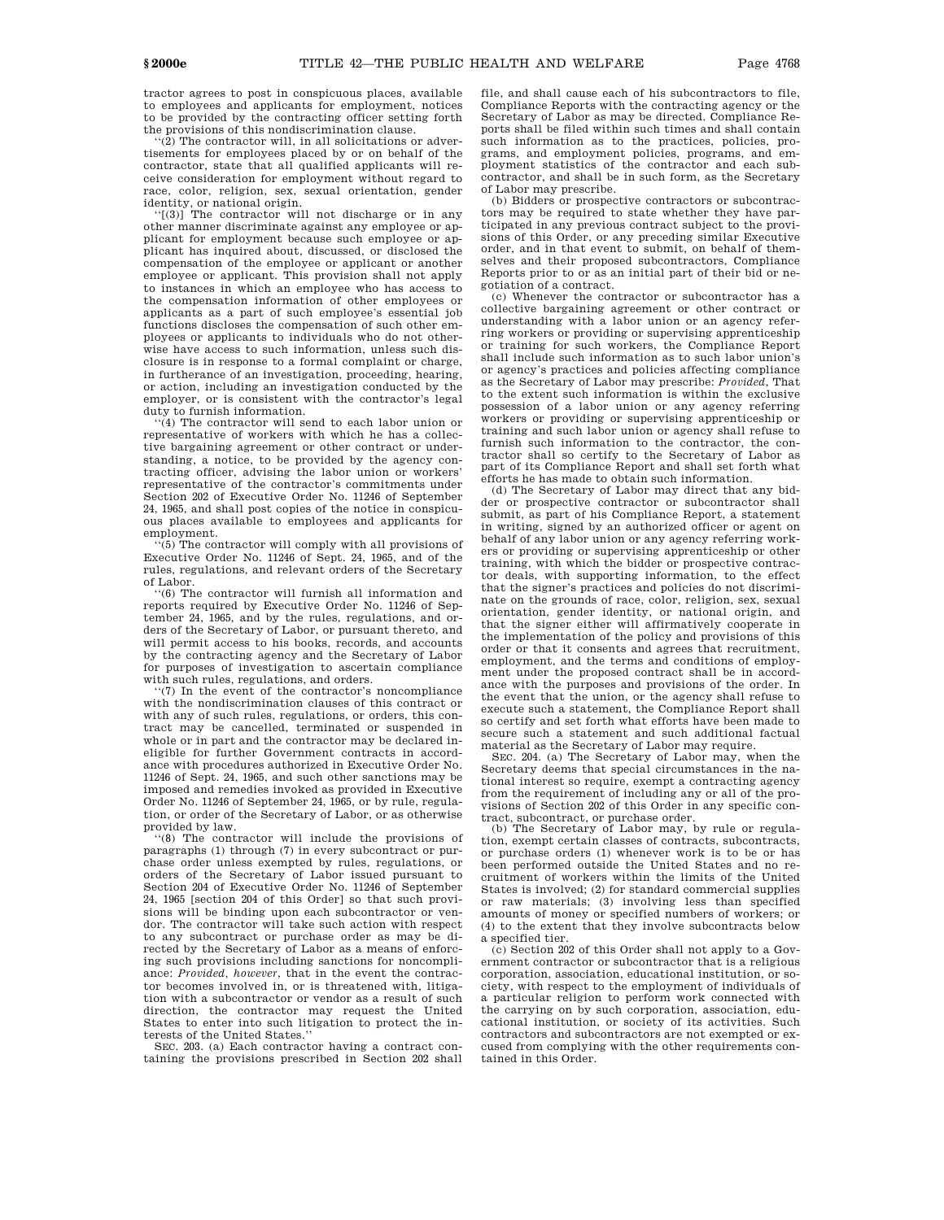tractor agrees to post in conspicuous places, available to employees and applicants for employment, notices to be provided by the contracting officer setting forth the provisions of this nondiscrimination clause.

"(2) The contractor will, in all solicitations or advertisements for employees placed by or on behalf of the contractor, state that all qualified applicants will receive consideration for employment without regard to race, color, religion, sex, sexual orientation, gender identity, or national origin.

"[(3)] The contractor will not discharge or in any other manner discriminate against any employee or applicant for employment because such employee or applicant has inquired about, discussed, or disclosed the compensation of the employee or applicant or another employee or applicant. This provision shall not apply to instances in which an employee who has access to the compensation information of other employees or applicants as a part of such employee's essential job functions discloses the compensation of such other employees or applicants to individuals who do not otherwise have access to such information, unless such disclosure is in response to a formal complaint or charge, in furtherance of an investigation, proceeding, hearing, or action, including an investigation conducted by the employer, or is consistent with the contractor's legal duty to furnish information.

"(4) The contractor will send to each labor union or representative of workers with which he has a collective bargaining agreement or other contract or understanding, a notice, to be provided by the agency contracting officer, advising the labor union or workers' representative of the contractor's commitments under Section 202 of Executive Order No. 11246 of September 24, 1965, and shall post copies of the notice in conspicuous places available to employees and applicants for employment.

"(5) The contractor will comply with all provisions of Executive Order No. 11246 of Sept. 24, 1965, and of the rules, regulations, and relevant orders of the Secretary of Labor.

"(6) The contractor will furnish all information and reports required by Executive Order No. 11246 of September 24, 1965, and by the rules, regulations, and orders of the Secretary of Labor, or pursuant thereto, and will permit access to his books, records, and accounts by the contracting agency and the Secretary of Labor for purposes of investigation to ascertain compliance with such rules, regulations, and orders.

"(7) In the event of the contractor's noncompliance with the nondiscrimination clauses of this contract or with any of such rules, regulations, or orders, this contract may be cancelled, terminated or suspended in whole or in part and the contractor may be declared ineligible for further Government contracts in accordance with procedures authorized in Executive Order No. 11246 of Sept. 24, 1965, and such other sanctions may be imposed and remedies invoked as provided in Executive Order No. 11246 of September 24, 1965, or by rule, regulation, or order of the Secretary of Labor, or as otherwise provided by law.

"(8) The contractor will include the provisions of paragraphs (1) through (7) in every subcontract or purchase order unless exempted by rules, regulations, or orders of the Secretary of Labor issued pursuant to Section 204 of Executive Order No. 11246 of September 24, 1965 [section 204 of this Order] so that such provisions will be binding upon each subcontractor or vendor. The contractor will take such action with respect to any subcontract or purchase order as may be directed by the Secretary of Labor as a means of enforcing such provisions including sanctions for noncompliance: *Provided, however*, that in the event the contractor becomes involved in, or is threatened with, litigation with a subcontractor or vendor as a result of such direction, the contractor may request the United States to enter into such litigation to protect the interests of the United States."

SEC. 203. (a) Each contractor having a contract containing the provisions prescribed in Section 202 shall file, and shall cause each of his subcontractors to file, Compliance Reports with the contracting agency or the Secretary of Labor as may be directed. Compliance Reports shall be filed within such times and shall contain such information as to the practices, policies, programs, and employment policies, programs, and employment statistics of the contractor and each subcontractor, and shall be in such form, as the Secretary of Labor may prescribe.

(b) Bidders or prospective contractors or subcontractors may be required to state whether they have participated in any previous contract subject to the provisions of this Order, or any preceding similar Executive order, and in that event to submit, on behalf of themselves and their proposed subcontractors, Compliance Reports prior to or as an initial part of their bid or negotiation of a contract.

(c) Whenever the contractor or subcontractor has a collective bargaining agreement or other contract or understanding with a labor union or an agency referring workers or providing or supervising apprenticeship or training for such workers, the Compliance Report shall include such information as to such labor union's or agency's practices and policies affecting compliance as the Secretary of Labor may prescribe: *Provided*, That to the extent such information is within the exclusive possession of a labor union or any agency referring workers or providing or supervising apprenticeship or training and such labor union or agency shall refuse to furnish such information to the contractor, the contractor shall so certify to the Secretary of Labor as part of its Compliance Report and shall set forth what efforts he has made to obtain such information.

(d) The Secretary of Labor may direct that any bidder or prospective contractor or subcontractor shall submit, as part of his Compliance Report, a statement in writing, signed by an authorized officer or agent on behalf of any labor union or any agency referring workers or providing or supervising apprenticeship or other training, with which the bidder or prospective contractor deals, with supporting information, to the effect that the signer's practices and policies do not discriminate on the grounds of race, color, religion, sex, sexual orientation, gender identity, or national origin, and that the signer either will affirmatively cooperate in the implementation of the policy and provisions of this order or that it consents and agrees that recruitment, employment, and the terms and conditions of employment under the proposed contract shall be in accordance with the purposes and provisions of the order. In the event that the union, or the agency shall refuse to execute such a statement, the Compliance Report shall so certify and set forth what efforts have been made to secure such a statement and such additional factual material as the Secretary of Labor may require.

SEC. 204. (a) The Secretary of Labor may, when the Secretary deems that special circumstances in the national interest so require, exempt a contracting agency from the requirement of including any or all of the provisions of Section 202 of this Order in any specific contract, subcontract, or purchase order.

(b) The Secretary of Labor may, by rule or regulation, exempt certain classes of contracts, subcontracts, or purchase orders (1) whenever work is to be or has been performed outside the United States and no recruitment of workers within the limits of the United States is involved; (2) for standard commercial supplies or raw materials; (3) involving less than specified amounts of money or specified numbers of workers; or (4) to the extent that they involve subcontracts below a specified tier.

(c) Section 202 of this Order shall not apply to a Government contractor or subcontractor that is a religious corporation, association, educational institution, or society, with respect to the employment of individuals of a particular religion to perform work connected with the carrying on by such corporation, association, educational institution, or society of its activities. Such contractors and subcontractors are not exempted or excused from complying with the other requirements contained in this Order.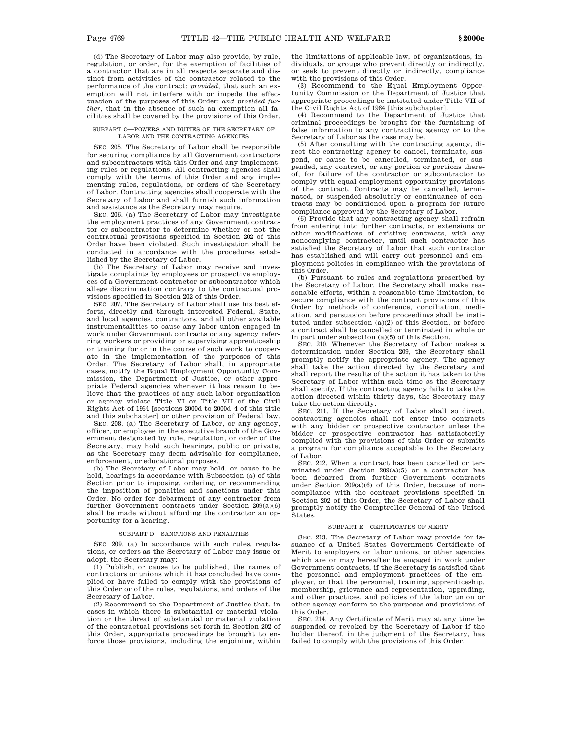(d) The Secretary of Labor may also provide, by rule, regulation, or order, for the exemption of facilities of a contractor that are in all respects separate and distinct from activities of the contractor related to the performance of the contract: *provided*, that such an exemption will not interfere with or impede the effectuation of the purposes of this Order: *and provided further*, that in the absence of such an exemption all facilities shall be covered by the provisions of this Order.

SUBPART C—POWERS AND DUTIES OF THE SECRETARY OF LABOR AND THE CONTRACTING AGENCIES

SEC. 205. The Secretary of Labor shall be responsible for securing compliance by all Government contractors and subcontractors with this Order and any implementing rules or regulations. All contracting agencies shall comply with the terms of this Order and any implementing rules, regulations, or orders of the Secretary of Labor. Contracting agencies shall cooperate with the Secretary of Labor and shall furnish such information and assistance as the Secretary may require.

SEC. 206. (a) The Secretary of Labor may investigate the employment practices of any Government contractor or subcontractor to determine whether or not the contractual provisions specified in Section 202 of this Order have been violated. Such investigation shall be conducted in accordance with the procedures established by the Secretary of Labor.

(b) The Secretary of Labor may receive and investigate complaints by employees or prospective employees of a Government contractor or subcontractor which allege discrimination contrary to the contractual provisions specified in Section 202 of this Order.

SEC. 207. The Secretary of Labor shall use his best efforts, directly and through interested Federal, State, and local agencies, contractors, and all other available instrumentalities to cause any labor union engaged in work under Government contracts or any agency referring workers or providing or supervising apprenticeship or training for or in the course of such work to cooperate in the implementation of the purposes of this Order. The Secretary of Labor shall, in appropriate cases, notify the Equal Employment Opportunity Commission, the Department of Justice, or other appropriate Federal agencies whenever it has reason to believe that the practices of any such labor organization or agency violate Title VI or Title VII of the Civil Rights Act of 1964 [sections 2000d to 2000d–4 of this title and this subchapter] or other provision of Federal law.

SEC. 208. (a) The Secretary of Labor, or any agency, officer, or employee in the executive branch of the Government designated by rule, regulation, or order of the Secretary, may hold such hearings, public or private, as the Secretary may deem advisable for compliance, enforcement, or educational purposes.

(b) The Secretary of Labor may hold, or cause to be held, hearings in accordance with Subsection (a) of this Section prior to imposing, ordering, or recommending the imposition of penalties and sanctions under this Order. No order for debarment of any contractor from further Government contracts under Section 209(a)(6) shall be made without affording the contractor an opportunity for a hearing.

SUBPART D—SANCTIONS AND PENALTIES

SEC. 209. (a) In accordance with such rules, regulations, or orders as the Secretary of Labor may issue or adopt, the Secretary may:

(1) Publish, or cause to be published, the names of contractors or unions which it has concluded have complied or have failed to comply with the provisions of this Order or of the rules, regulations, and orders of the Secretary of Labor.

(2) Recommend to the Department of Justice that, in cases in which there is substantial or material violation or the threat of substantial or material violation of the contractual provisions set forth in Section 202 of this Order, appropriate proceedings be brought to enforce those provisions, including the enjoining, within the limitations of applicable law, of organizations, individuals, or groups who prevent directly or indirectly, or seek to prevent directly or indirectly, compliance with the provisions of this Order.

(3) Recommend to the Equal Employment Opportunity Commission or the Department of Justice that appropriate proceedings be instituted under Title VII of the Civil Rights Act of 1964 [this subchapter].

(4) Recommend to the Department of Justice that criminal proceedings be brought for the furnishing of false information to any contracting agency or to the Secretary of Labor as the case may be.

(5) After consulting with the contracting agency, direct the contracting agency to cancel, terminate, suspend, or cause to be cancelled, terminated, or suspended, any contract, or any portion or portions thereof, for failure of the contractor or subcontractor to comply with equal employment opportunity provisions of the contract. Contracts may be cancelled, terminated, or suspended absolutely or continuance of contracts may be conditioned upon a program for future compliance approved by the Secretary of Labor.

(6) Provide that any contracting agency shall refrain from entering into further contracts, or extensions or other modifications of existing contracts, with any noncomplying contractor, until such contractor has satisfied the Secretary of Labor that such contractor has established and will carry out personnel and employment policies in compliance with the provisions of this Order.

(b) Pursuant to rules and regulations prescribed by the Secretary of Labor, the Secretary shall make reasonable efforts, within a reasonable time limitation, to secure compliance with the contract provisions of this Order by methods of conference, conciliation, mediation, and persuasion before proceedings shall be instituted under subsection (a)(2) of this Section, or before a contract shall be cancelled or terminated in whole or in part under subsection (a)(5) of this Section.

SEC. 210. Whenever the Secretary of Labor makes a determination under Section 209, the Secretary shall promptly notify the appropriate agency. The agency shall take the action directed by the Secretary and shall report the results of the action it has taken to the Secretary of Labor within such time as the Secretary shall specify. If the contracting agency fails to take the action directed within thirty days, the Secretary may take the action directly.

SEC. 211. If the Secretary of Labor shall so direct, contracting agencies shall not enter into contracts with any bidder or prospective contractor unless the bidder or prospective contractor has satisfactorily complied with the provisions of this Order or submits a program for compliance acceptable to the Secretary of Labor.

SEC. 212. When a contract has been cancelled or terminated under Section 209(a)(5) or a contractor has been debarred from further Government contracts under Section 209(a)(6) of this Order, because of noncompliance with the contract provisions specified in Section 202 of this Order, the Secretary of Labor shall promptly notify the Comptroller General of the United States.

SUBPART E—CERTIFICATES OF MERIT

SEC. 213. The Secretary of Labor may provide for issuance of a United States Government Certificate of Merit to employers or labor unions, or other agencies which are or may hereafter be engaged in work under Government contracts, if the Secretary is satisfied that the personnel and employment practices of the employer, or that the personnel, training, apprenticeship, membership, grievance and representation, upgrading, and other practices, and policies of the labor union or other agency conform to the purposes and provisions of this Order.

SEC. 214. Any Certificate of Merit may at any time be suspended or revoked by the Secretary of Labor if the holder thereof, in the judgment of the Secretary, has failed to comply with the provisions of this Order.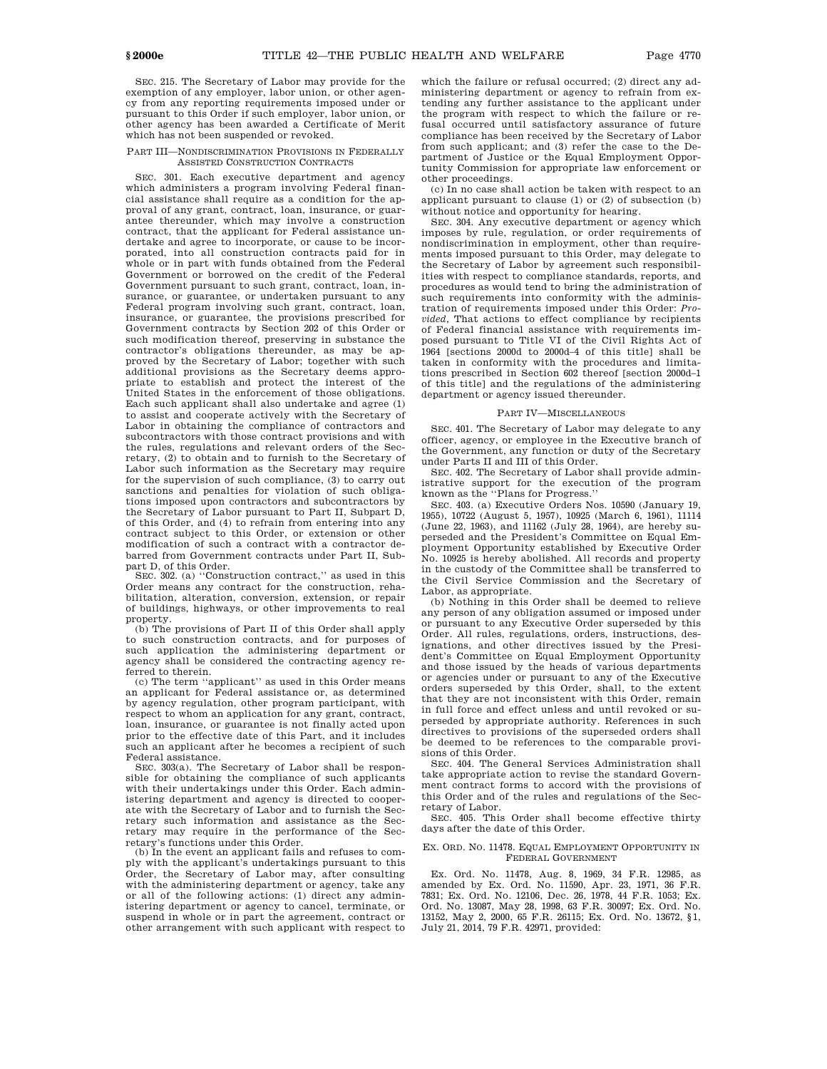SEC. 215. The Secretary of Labor may provide for the exemption of any employer, labor union, or other agency from any reporting requirements imposed under or pursuant to this Order if such employer, labor union, or other agency has been awarded a Certificate of Merit which has not been suspended or revoked.

PART III—NONDISCRIMINATION PROVISIONS IN FEDERALLY ASSISTED CONSTRUCTION CONTRACTS

SEC. 301. Each executive department and agency which administers a program involving Federal financial assistance shall require as a condition for the approval of any grant, contract, loan, insurance, or guarantee thereunder, which may involve a construction contract, that the applicant for Federal assistance undertake and agree to incorporate, or cause to be incorporated, into all construction contracts paid for in whole or in part with funds obtained from the Federal Government or borrowed on the credit of the Federal Government pursuant to such grant, contract, loan, insurance, or guarantee, or undertaken pursuant to any Federal program involving such grant, contract, loan, insurance, or guarantee, the provisions prescribed for Government contracts by Section 202 of this Order or such modification thereof, preserving in substance the contractor's obligations thereunder, as may be approved by the Secretary of Labor; together with such additional provisions as the Secretary deems appropriate to establish and protect the interest of the United States in the enforcement of those obligations. Each such applicant shall also undertake and agree (1) to assist and cooperate actively with the Secretary of Labor in obtaining the compliance of contractors and subcontractors with those contract provisions and with the rules, regulations and relevant orders of the Secretary, (2) to obtain and to furnish to the Secretary of Labor such information as the Secretary may require for the supervision of such compliance, (3) to carry out sanctions and penalties for violation of such obligations imposed upon contractors and subcontractors by the Secretary of Labor pursuant to Part II, Subpart D, of this Order, and (4) to refrain from entering into any contract subject to this Order, or extension or other modification of such a contract with a contractor debarred from Government contracts under Part II, Subpart D, of this Order.

SEC. 302. (a) ''Construction contract,'' as used in this Order means any contract for the construction, rehabilitation, alteration, conversion, extension, or repair of buildings, highways, or other improvements to real property.

(b) The provisions of Part II of this Order shall apply to such construction contracts, and for purposes of such application the administering department or agency shall be considered the contracting agency referred to therein.

(c) The term ''applicant'' as used in this Order means an applicant for Federal assistance or, as determined by agency regulation, other program participant, with respect to whom an application for any grant, contract, loan, insurance, or guarantee is not finally acted upon prior to the effective date of this Part, and it includes such an applicant after he becomes a recipient of such Federal assistance.

SEC. 303(a). The Secretary of Labor shall be responsible for obtaining the compliance of such applicants with their undertakings under this Order. Each administering department and agency is directed to cooperate with the Secretary of Labor and to furnish the Secretary such information and assistance as the Secretary may require in the performance of the Secretary's functions under this Order.

(b) In the event an applicant fails and refuses to comply with the applicant's undertakings pursuant to this Order, the Secretary of Labor may, after consulting with the administering department or agency, take any or all of the following actions: (1) direct any administering department or agency to cancel, terminate, or suspend in whole or in part the agreement, contract or other arrangement with such applicant with respect to which the failure or refusal occurred; (2) direct any administering department or agency to refrain from extending any further assistance to the applicant under the program with respect to which the failure or refusal occurred until satisfactory assurance of future compliance has been received by the Secretary of Labor from such applicant; and (3) refer the case to the Department of Justice or the Equal Employment Opportunity Commission for appropriate law enforcement or other proceedings.

(c) In no case shall action be taken with respect to an applicant pursuant to clause (1) or (2) of subsection (b) without notice and opportunity for hearing.

SEC. 304. Any executive department or agency which imposes by rule, regulation, or order requirements of nondiscrimination in employment, other than requirements imposed pursuant to this Order, may delegate to the Secretary of Labor by agreement such responsibilities with respect to compliance standards, reports, and procedures as would tend to bring the administration of such requirements into conformity with the administration of requirements imposed under this Order: *Provided*, That actions to effect compliance by recipients of Federal financial assistance with requirements imposed pursuant to Title VI of the Civil Rights Act of 1964 [sections 2000d to 2000d–4 of this title] shall be taken in conformity with the procedures and limitations prescribed in Section 602 thereof [section 2000d–1 of this title] and the regulations of the administering department or agency issued thereunder.

PART IV—MISCELLANEOUS

SEC. 401. The Secretary of Labor may delegate to any officer, agency, or employee in the Executive branch of the Government, any function or duty of the Secretary under Parts II and III of this Order.

SEC. 402. The Secretary of Labor shall provide administrative support for the execution of the program known as the ''Plans for Progress.''

SEC. 403. (a) Executive Orders Nos. 10590 (January 19, 1955), 10722 (August 5, 1957), 10925 (March 6, 1961), 11114 (June 22, 1963), and 11162 (July 28, 1964), are hereby superseded and the President's Committee on Equal Employment Opportunity established by Executive Order No. 10925 is hereby abolished. All records and property in the custody of the Committee shall be transferred to the Civil Service Commission and the Secretary of Labor, as appropriate.

(b) Nothing in this Order shall be deemed to relieve any person of any obligation assumed or imposed under or pursuant to any Executive Order superseded by this Order. All rules, regulations, orders, instructions, designations, and other directives issued by the President's Committee on Equal Employment Opportunity and those issued by the heads of various departments or agencies under or pursuant to any of the Executive orders superseded by this Order, shall, to the extent that they are not inconsistent with this Order, remain in full force and effect unless and until revoked or superseded by appropriate authority. References in such directives to provisions of the superseded orders shall be deemed to be references to the comparable provisions of this Order.

SEC. 404. The General Services Administration shall take appropriate action to revise the standard Government contract forms to accord with the provisions of this Order and of the rules and regulations of the Secretary of Labor.

SEC. 405. This Order shall become effective thirty days after the date of this Order.

EX. ORD. NO. 11478. EQUAL EMPLOYMENT OPPORTUNITY IN FEDERAL GOVERNMENT

Ex. Ord. No. 11478, Aug. 8, 1969, 34 F.R. 12985, as amended by Ex. Ord. No. 11590, Apr. 23, 1971, 36 F.R. 7831; Ex. Ord. No. 12106, Dec. 26, 1978, 44 F.R. 1053; Ex. Ord. No. 13087, May 28, 1998, 63 F.R. 30097; Ex. Ord. No. 13152, May 2, 2000, 65 F.R. 26115; Ex. Ord. No. 13672, §1, July 21, 2014, 79 F.R. 42971, provided: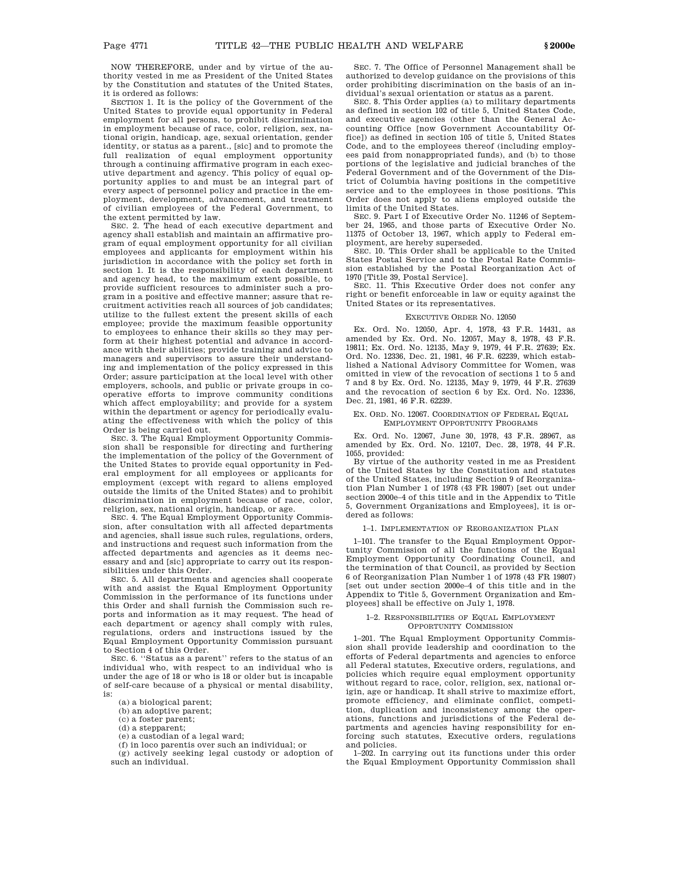NOW THEREFORE, under and by virtue of the authority vested in me as President of the United States by the Constitution and statutes of the United States, it is ordered as follows:

SECTION 1. It is the policy of the Government of the United States to provide equal opportunity in Federal employment for all persons, to prohibit discrimination in employment because of race, color, religion, sex, national origin, handicap, age, sexual orientation, gender identity, or status as a parent., [sic] and to promote the full realization of equal employment opportunity through a continuing affirmative program in each executive department and agency. This policy of equal opportunity applies to and must be an integral part of every aspect of personnel policy and practice in the employment, development, advancement, and treatment of civilian employees of the Federal Government, to the extent permitted by law.

SEC. 2. The head of each executive department and agency shall establish and maintain an affirmative program of equal employment opportunity for all civilian employees and applicants for employment within his jurisdiction in accordance with the policy set forth in section 1. It is the responsibility of each department and agency head, to the maximum extent possible, to provide sufficient resources to administer such a program in a positive and effective manner; assure that recruitment activities reach all sources of job candidates; utilize to the fullest extent the present skills of each employee; provide the maximum feasible opportunity to employees to enhance their skills so they may perform at their highest potential and advance in accordance with their abilities; provide training and advice to managers and supervisors to assure their understanding and implementation of the policy expressed in this Order; assure participation at the local level with other employers, schools, and public or private groups in cooperative efforts to improve community conditions which affect employability; and provide for a system within the department or agency for periodically evaluating the effectiveness with which the policy of this Order is being carried out.

SEC. 3. The Equal Employment Opportunity Commission shall be responsible for directing and furthering the implementation of the policy of the Government of the United States to provide equal opportunity in Federal employment for all employees or applicants for employment (except with regard to aliens employed outside the limits of the United States) and to prohibit discrimination in employment because of race, color, religion, sex, national origin, handicap, or age.

SEC. 4. The Equal Employment Opportunity Commission, after consultation with all affected departments and agencies, shall issue such rules, regulations, orders, and instructions and request such information from the affected departments and agencies as it deems necessary and and [sic] appropriate to carry out its responsibilities under this Order.

SEC. 5. All departments and agencies shall cooperate with and assist the Equal Employment Opportunity Commission in the performance of its functions under this Order and shall furnish the Commission such reports and information as it may request. The head of each department or agency shall comply with rules, regulations, orders and instructions issued by the Equal Employment Opportunity Commission pursuant to Section 4 of this Order.

SEC. 6. ''Status as a parent'' refers to the status of an individual who, with respect to an individual who is under the age of 18 or who is 18 or older but is incapable of self-care because of a physical or mental disability, is:

(a) a biological parent;
(b) an adoptive parent;
(c) a foster parent;
(d) a stepparent;
(e) a custodian of a legal ward;
(f) in loco parentis over such an individual; or
(g) actively seeking legal custody or adoption of such an individual.

SEC. 7. The Office of Personnel Management shall be authorized to develop guidance on the provisions of this order prohibiting discrimination on the basis of an individual's sexual orientation or status as a parent.

SEC. 8. This Order applies (a) to military departments as defined in section 102 of title 5, United States Code, and executive agencies (other than the General Accounting Office [now Government Accountability Office]) as defined in section 105 of title 5, United States Code, and to the employees thereof (including employees paid from nonappropriated funds), and (b) to those portions of the legislative and judicial branches of the Federal Government and of the Government of the District of Columbia having positions in the competitive service and to the employees in those positions. This Order does not apply to aliens employed outside the limits of the United States.

SEC. 9. Part I of Executive Order No. 11246 of September 24, 1965, and those parts of Executive Order No. 11375 of October 13, 1967, which apply to Federal employment, are hereby superseded.

SEC. 10. This Order shall be applicable to the United States Postal Service and to the Postal Rate Commission established by the Postal Reorganization Act of 1970 [Title 39, Postal Service].

SEC. 11. This Executive Order does not confer any right or benefit enforceable in law or equity against the United States or its representatives.

#### EXECUTIVE ORDER NO. 12050

Ex. Ord. No. 12050, Apr. 4, 1978, 43 F.R. 14431, as amended by Ex. Ord. No. 12057, May 8, 1978, 43 F.R. 19811; Ex. Ord. No. 12135, May 9, 1979, 44 F.R. 27639; Ex. Ord. No. 12336, Dec. 21, 1981, 46 F.R. 62239, which established a National Advisory Committee for Women, was omitted in view of the revocation of sections 1 to 5 and 7 and 8 by Ex. Ord. No. 12135, May 9, 1979, 44 F.R. 27639 and the revocation of section 6 by Ex. Ord. No. 12336, Dec. 21, 1981, 46 F.R. 62239.

#### EX. ORD. NO. 12067. COORDINATION OF FEDERAL EQUAL EMPLOYMENT OPPORTUNITY PROGRAMS

Ex. Ord. No. 12067, June 30, 1978, 43 F.R. 28967, as amended by Ex. Ord. No. 12107, Dec. 28, 1978, 44 F.R. 1055, provided:

By virtue of the authority vested in me as President of the United States by the Constitution and statutes of the United States, including Section 9 of Reorganization Plan Number 1 of 1978 (43 FR 19807) [set out under section 2000e–4 of this title and in the Appendix to Title 5, Government Organizations and Employees], it is ordered as follows:

##### 1–1. IMPLEMENTATION OF REORGANIZATION PLAN

1–101. The transfer to the Equal Employment Opportunity Commission of all the functions of the Equal Employment Opportunity Coordinating Council, and the termination of that Council, as provided by Section 6 of Reorganization Plan Number 1 of 1978 (43 FR 19807) [set out under section 2000e–4 of this title and in the Appendix to Title 5, Government Organization and Employees] shall be effective on July 1, 1978.

##### 1–2. RESPONSIBILITIES OF EQUAL EMPLOYMENT OPPORTUNITY COMMISSION

1–201. The Equal Employment Opportunity Commission shall provide leadership and coordination to the efforts of Federal departments and agencies to enforce all Federal statutes, Executive orders, regulations, and policies which require equal employment opportunity without regard to race, color, religion, sex, national origin, age or handicap. It shall strive to maximize effort, promote efficiency, and eliminate conflict, competition, duplication and inconsistency among the operations, functions and jurisdictions of the Federal departments and agencies having responsibility for enforcing such statutes, Executive orders, regulations and policies.

1–202. In carrying out its functions under this order the Equal Employment Opportunity Commission shall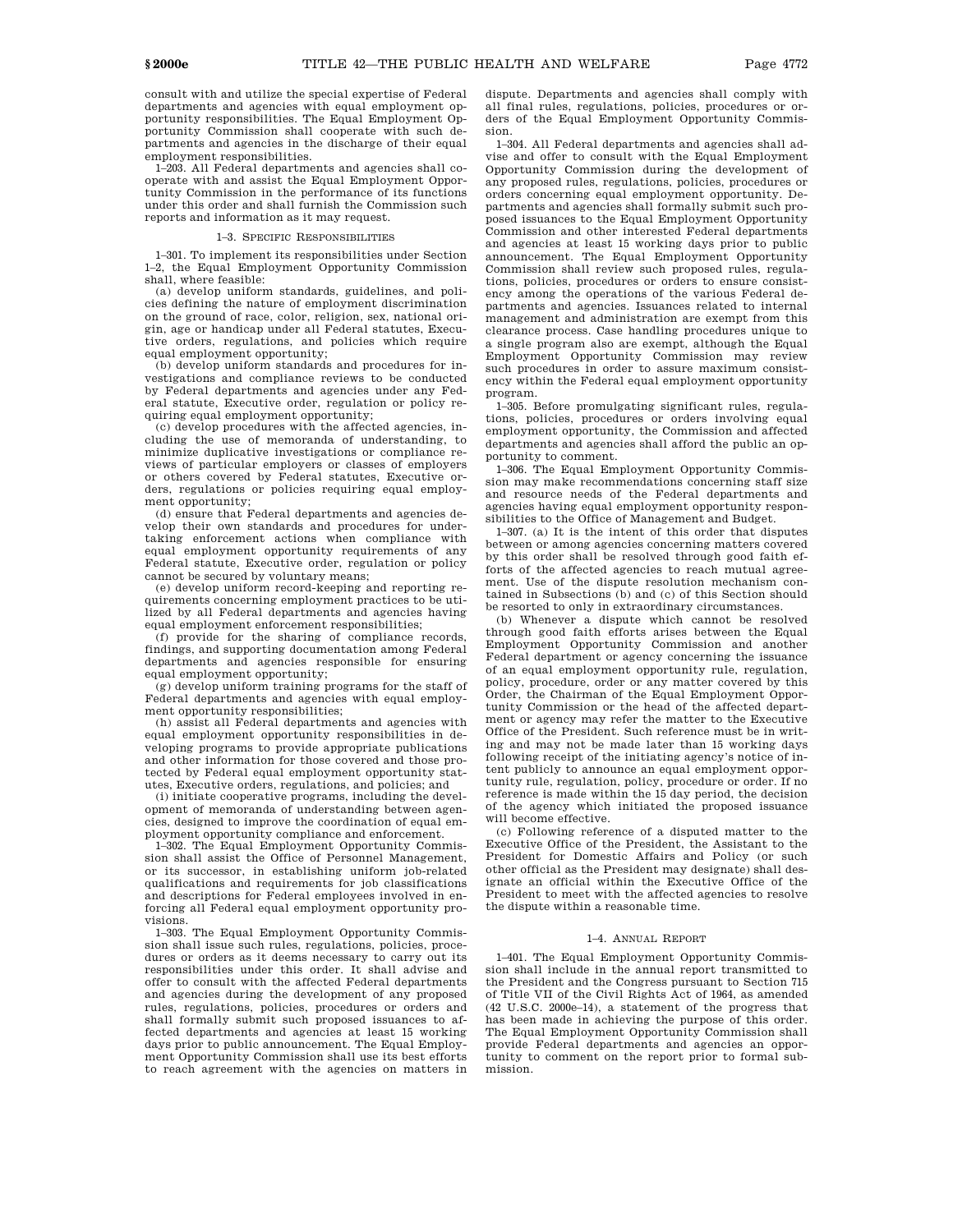consult with and utilize the special expertise of Federal departments and agencies with equal employment opportunity responsibilities. The Equal Employment Opportunity Commission shall cooperate with such departments and agencies in the discharge of their equal employment responsibilities.

1–203. All Federal departments and agencies shall cooperate with and assist the Equal Employment Opportunity Commission in the performance of its functions under this order and shall furnish the Commission such reports and information as it may request.

#### 1–3. Specific Responsibilities

1–301. To implement its responsibilities under Section 1–2, the Equal Employment Opportunity Commission shall, where feasible:

(a) develop uniform standards, guidelines, and policies defining the nature of employment discrimination on the ground of race, color, religion, sex, national origin, age or handicap under all Federal statutes, Executive orders, regulations, and policies which require equal employment opportunity;

(b) develop uniform standards and procedures for investigations and compliance reviews to be conducted by Federal departments and agencies under any Federal statute, Executive order, regulation or policy requiring equal employment opportunity;

(c) develop procedures with the affected agencies, including the use of memoranda of understanding, to minimize duplicative investigations or compliance reviews of particular employers or classes of employers or others covered by Federal statutes, Executive orders, regulations or policies requiring equal employment opportunity;

(d) ensure that Federal departments and agencies develop their own standards and procedures for undertaking enforcement actions when compliance with equal employment opportunity requirements of any Federal statute, Executive order, regulation or policy cannot be secured by voluntary means;

(e) develop uniform record-keeping and reporting requirements concerning employment practices to be utilized by all Federal departments and agencies having equal employment enforcement responsibilities;

(f) provide for the sharing of compliance records, findings, and supporting documentation among Federal departments and agencies responsible for ensuring equal employment opportunity;

(g) develop uniform training programs for the staff of Federal departments and agencies with equal employment opportunity responsibilities;

(h) assist all Federal departments and agencies with equal employment opportunity responsibilities in developing programs to provide appropriate publications and other information for those covered and those protected by Federal equal employment opportunity statutes, Executive orders, regulations, and policies; and

(i) initiate cooperative programs, including the development of memoranda of understanding between agencies, designed to improve the coordination of equal employment opportunity compliance and enforcement.

1–302. The Equal Employment Opportunity Commission shall assist the Office of Personnel Management, or its successor, in establishing uniform job-related qualifications and requirements for job classifications and descriptions for Federal employees involved in enforcing all Federal equal employment opportunity provisions.

1–303. The Equal Employment Opportunity Commission shall issue such rules, regulations, policies, procedures or orders as it deems necessary to carry out its responsibilities under this order. It shall advise and offer to consult with the affected Federal departments and agencies during the development of any proposed rules, regulations, policies, procedures or orders and shall formally submit such proposed issuances to affected departments and agencies at least 15 working days prior to public announcement. The Equal Employment Opportunity Commission shall use its best efforts to reach agreement with the agencies on matters in dispute. Departments and agencies shall comply with all final rules, regulations, policies, procedures or orders of the Equal Employment Opportunity Commission.

1–304. All Federal departments and agencies shall advise and offer to consult with the Equal Employment Opportunity Commission during the development of any proposed rules, regulations, policies, procedures or orders concerning equal employment opportunity. Departments and agencies shall formally submit such proposed issuances to the Equal Employment Opportunity Commission and other interested Federal departments and agencies at least 15 working days prior to public announcement. The Equal Employment Opportunity Commission shall review such proposed rules, regulations, policies, procedures or orders to ensure consistency among the operations of the various Federal departments and agencies. Issuances related to internal management and administration are exempt from this clearance process. Case handling procedures unique to a single program also are exempt, although the Equal Employment Opportunity Commission may review such procedures in order to assure maximum consistency within the Federal equal employment opportunity program.

1–305. Before promulgating significant rules, regulations, policies, procedures or orders involving equal employment opportunity, the Commission and affected departments and agencies shall afford the public an opportunity to comment.

1–306. The Equal Employment Opportunity Commission may make recommendations concerning staff size and resource needs of the Federal departments and agencies having equal employment opportunity responsibilities to the Office of Management and Budget.

1–307. (a) It is the intent of this order that disputes between or among agencies concerning matters covered by this order shall be resolved through good faith efforts of the affected agencies to reach mutual agreement. Use of the dispute resolution mechanism contained in Subsections (b) and (c) of this Section should be resorted to only in extraordinary circumstances.

(b) Whenever a dispute which cannot be resolved through good faith efforts arises between the Equal Employment Opportunity Commission and another Federal department or agency concerning the issuance of an equal employment opportunity rule, regulation, policy, procedure, order or any matter covered by this Order, the Chairman of the Equal Employment Opportunity Commission or the head of the affected department or agency may refer the matter to the Executive Office of the President. Such reference must be in writing and may not be made later than 15 working days following receipt of the initiating agency's notice of intent publicly to announce an equal employment opportunity rule, regulation, policy, procedure or order. If no reference is made within the 15 day period, the decision of the agency which initiated the proposed issuance will become effective.

(c) Following reference of a disputed matter to the Executive Office of the President, the Assistant to the President for Domestic Affairs and Policy (or such other official as the President may designate) shall designate an official within the Executive Office of the President to meet with the affected agencies to resolve the dispute within a reasonable time.

#### 1–4. Annual Report

1–401. The Equal Employment Opportunity Commission shall include in the annual report transmitted to the President and the Congress pursuant to Section 715 of Title VII of the Civil Rights Act of 1964, as amended (42 U.S.C. 2000e–14), a statement of the progress that has been made in achieving the purpose of this order. The Equal Employment Opportunity Commission shall provide Federal departments and agencies an opportunity to comment on the report prior to formal submission.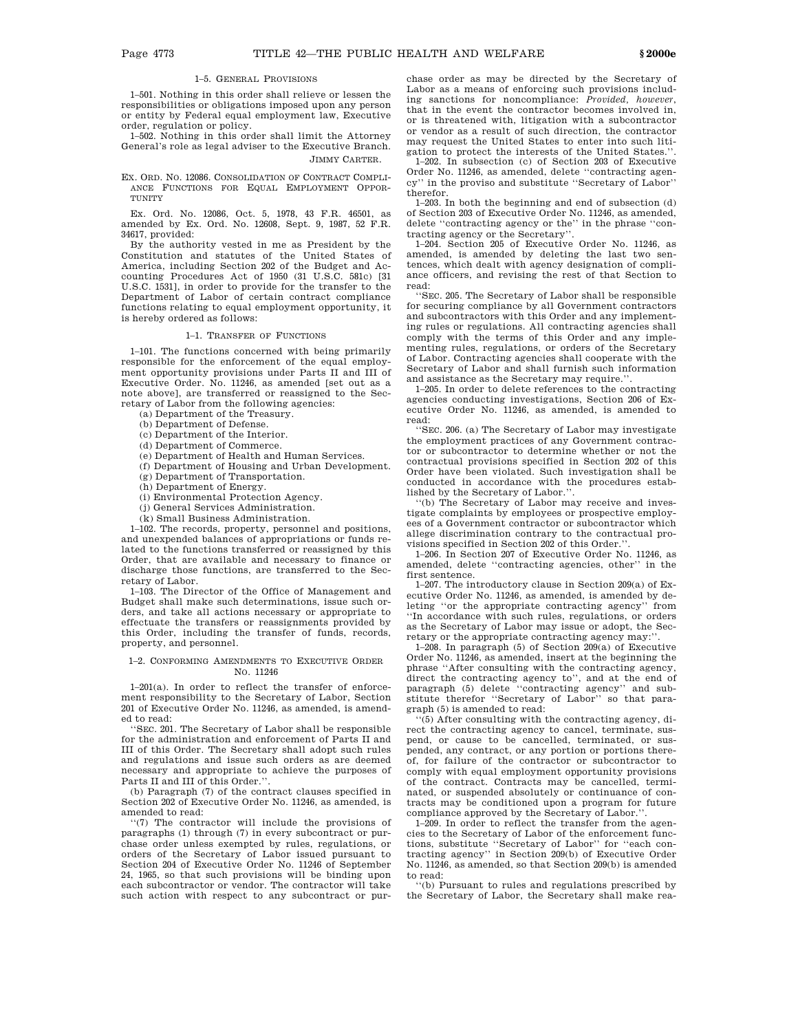1–5. GENERAL PROVISIONS

1–501. Nothing in this order shall relieve or lessen the responsibilities or obligations imposed upon any person or entity by Federal equal employment law, Executive order, regulation or policy.

1–502. Nothing in this order shall limit the Attorney General's role as legal adviser to the Executive Branch.

JIMMY CARTER.

EX. ORD. NO. 12086. CONSOLIDATION OF CONTRACT COMPLIANCE FUNCTIONS FOR EQUAL EMPLOYMENT OPPORTUNITY

Ex. Ord. No. 12086, Oct. 5, 1978, 43 F.R. 46501, as amended by Ex. Ord. No. 12608, Sept. 9, 1987, 52 F.R. 34617, provided:

By the authority vested in me as President by the Constitution and statutes of the United States of America, including Section 202 of the Budget and Accounting Procedures Act of 1950 (31 U.S.C. 581c) [31 U.S.C. 1531], in order to provide for the transfer to the Department of Labor of certain contract compliance functions relating to equal employment opportunity, it is hereby ordered as follows:

1–1. TRANSFER OF FUNCTIONS

1–101. The functions concerned with being primarily responsible for the enforcement of the equal employment opportunity provisions under Parts II and III of Executive Order. No. 11246, as amended [set out as a note above], are transferred or reassigned to the Secretary of Labor from the following agencies:

(a) Department of the Treasury.
(b) Department of Defense.
(c) Department of the Interior.
(d) Department of Commerce.
(e) Department of Health and Human Services.
(f) Department of Housing and Urban Development.
(g) Department of Transportation.
(h) Department of Energy.
(i) Environmental Protection Agency.
(j) General Services Administration.
(k) Small Business Administration.

1–102. The records, property, personnel and positions, and unexpended balances of appropriations or funds related to the functions transferred or reassigned by this Order, that are available and necessary to finance or discharge those functions, are transferred to the Secretary of Labor.

1–103. The Director of the Office of Management and Budget shall make such determinations, issue such orders, and take all actions necessary or appropriate to effectuate the transfers or reassignments provided by this Order, including the transfer of funds, records, property, and personnel.

1–2. CONFORMING AMENDMENTS TO EXECUTIVE ORDER NO. 11246

1–201(a). In order to reflect the transfer of enforcement responsibility to the Secretary of Labor, Section 201 of Executive Order No. 11246, as amended, is amended to read:

''SEC. 201. The Secretary of Labor shall be responsible for the administration and enforcement of Parts II and III of this Order. The Secretary shall adopt such rules and regulations and issue such orders as are deemed necessary and appropriate to achieve the purposes of Parts II and III of this Order.''.

(b) Paragraph (7) of the contract clauses specified in Section 202 of Executive Order No. 11246, as amended, is amended to read:

''(7) The contractor will include the provisions of paragraphs (1) through (7) in every subcontract or purchase order unless exempted by rules, regulations, or orders of the Secretary of Labor issued pursuant to Section 204 of Executive Order No. 11246 of September 24, 1965, so that such provisions will be binding upon each subcontractor or vendor. The contractor will take such action with respect to any subcontract or purchase order as may be directed by the Secretary of Labor as a means of enforcing such provisions including sanctions for noncompliance: *Provided*, *however*, that in the event the contractor becomes involved in, or is threatened with, litigation with a subcontractor or vendor as a result of such direction, the contractor may request the United States to enter into such litigation to protect the interests of the United States.''.

1–202. In subsection (c) of Section 203 of Executive Order No. 11246, as amended, delete ''contracting agency'' in the proviso and substitute ''Secretary of Labor'' therefor.

1–203. In both the beginning and end of subsection (d) of Section 203 of Executive Order No. 11246, as amended, delete ''contracting agency or the'' in the phrase ''contracting agency or the Secretary''.

1–204. Section 205 of Executive Order No. 11246, as amended, is amended by deleting the last two sentences, which dealt with agency designation of compliance officers, and revising the rest of that Section to read:

''SEC. 205. The Secretary of Labor shall be responsible for securing compliance by all Government contractors and subcontractors with this Order and any implementing rules or regulations. All contracting agencies shall comply with the terms of this Order and any implementing rules, regulations, or orders of the Secretary of Labor. Contracting agencies shall cooperate with the Secretary of Labor and shall furnish such information and assistance as the Secretary may require.''.

1–205. In order to delete references to the contracting agencies conducting investigations, Section 206 of Executive Order No. 11246, as amended, is amended to read:

''SEC. 206. (a) The Secretary of Labor may investigate the employment practices of any Government contractor or subcontractor to determine whether or not the contractual provisions specified in Section 202 of this Order have been violated. Such investigation shall be conducted in accordance with the procedures established by the Secretary of Labor.''.

''(b) The Secretary of Labor may receive and investigate complaints by employees or prospective employees of a Government contractor or subcontractor which allege discrimination contrary to the contractual provisions specified in Section 202 of this Order.''.

1–206. In Section 207 of Executive Order No. 11246, as amended, delete ''contracting agencies, other'' in the first sentence.

1–207. The introductory clause in Section 209(a) of Executive Order No. 11246, as amended, is amended by deleting ''or the appropriate contracting agency'' from ''In accordance with such rules, regulations, or orders as the Secretary of Labor may issue or adopt, the Secretary or the appropriate contracting agency may:''.

1–208. In paragraph (5) of Section 209(a) of Executive Order No. 11246, as amended, insert at the beginning the phrase ''After consulting with the contracting agency, direct the contracting agency to'', and at the end of paragraph (5) delete ''contracting agency'' and substitute therefor ''Secretary of Labor'' so that paragraph (5) is amended to read:

''(5) After consulting with the contracting agency, direct the contracting agency to cancel, terminate, suspend, or cause to be cancelled, terminated, or suspended, any contract, or any portion or portions thereof, for failure of the contractor or subcontractor to comply with equal employment opportunity provisions of the contract. Contracts may be cancelled, terminated, or suspended absolutely or continuance of contracts may be conditioned upon a program for future compliance approved by the Secretary of Labor.''.

1–209. In order to reflect the transfer from the agencies to the Secretary of Labor of the enforcement functions, substitute ''Secretary of Labor'' for ''each contracting agency'' in Section 209(b) of Executive Order No. 11246, as amended, so that Section 209(b) is amended to read:

''(b) Pursuant to rules and regulations prescribed by the Secretary of Labor, the Secretary shall make rea-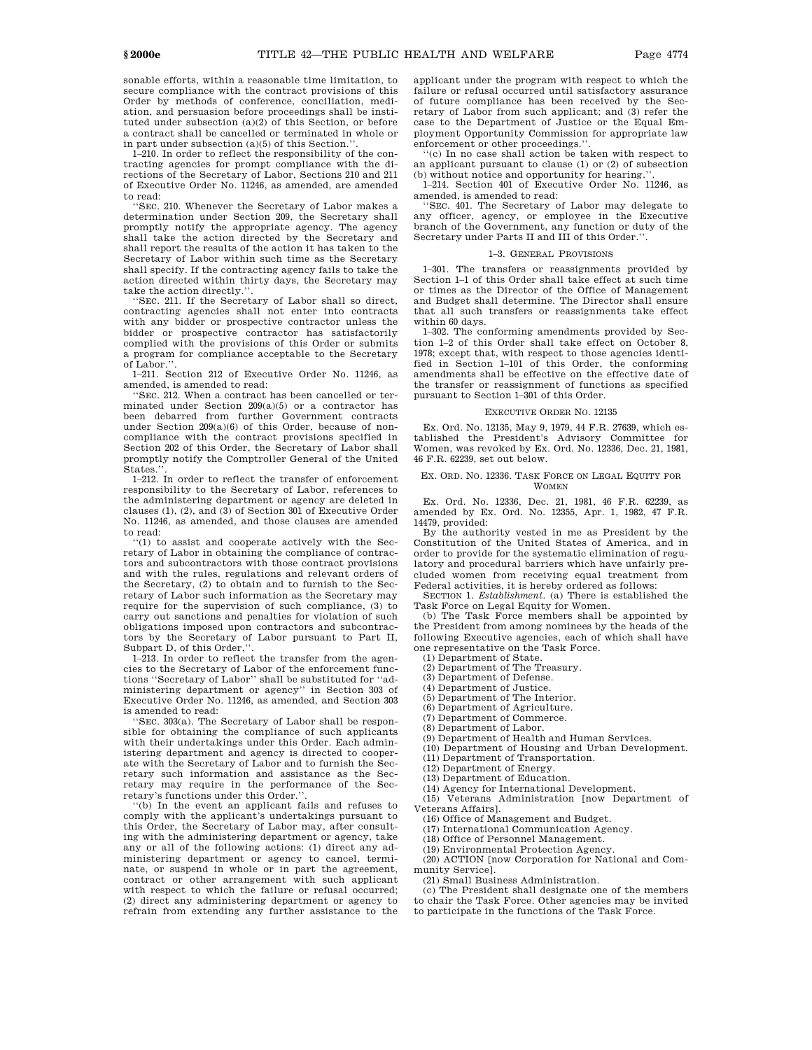sonable efforts, within a reasonable time limitation, to secure compliance with the contract provisions of this Order by methods of conference, conciliation, mediation, and persuasion before proceedings shall be instituted under subsection (a)(2) of this Section, or before a contract shall be cancelled or terminated in whole or in part under subsection (a)(5) of this Section.''.

1–210. In order to reflect the responsibility of the contracting agencies for prompt compliance with the directions of the Secretary of Labor, Sections 210 and 211 of Executive Order No. 11246, as amended, are amended to read:

''SEC. 210. Whenever the Secretary of Labor makes a determination under Section 209, the Secretary shall promptly notify the appropriate agency. The agency shall take the action directed by the Secretary and shall report the results of the action it has taken to the Secretary of Labor within such time as the Secretary shall specify. If the contracting agency fails to take the action directed within thirty days, the Secretary may take the action directly.''.

''SEC. 211. If the Secretary of Labor shall so direct, contracting agencies shall not enter into contracts with any bidder or prospective contractor unless the bidder or prospective contractor has satisfactorily complied with the provisions of this Order or submits a program for compliance acceptable to the Secretary of Labor.''.

1–211. Section 212 of Executive Order No. 11246, as amended, is amended to read:

''SEC. 212. When a contract has been cancelled or terminated under Section 209(a)(5) or a contractor has been debarred from further Government contracts under Section 209(a)(6) of this Order, because of noncompliance with the contract provisions specified in Section 202 of this Order, the Secretary of Labor shall promptly notify the Comptroller General of the United States.''.

1–212. In order to reflect the transfer of enforcement responsibility to the Secretary of Labor, references to the administering department or agency are deleted in clauses (1), (2), and (3) of Section 301 of Executive Order No. 11246, as amended, and those clauses are amended to read:

''(1) to assist and cooperate actively with the Secretary of Labor in obtaining the compliance of contractors and subcontractors with those contract provisions and with the rules, regulations and relevant orders of the Secretary, (2) to obtain and to furnish to the Secretary of Labor such information as the Secretary may require for the supervision of such compliance, (3) to carry out sanctions and penalties for violation of such obligations imposed upon contractors and subcontractors by the Secretary of Labor pursuant to Part II, Subpart D, of this Order,''.

1–213. In order to reflect the transfer from the agencies to the Secretary of Labor of the enforcement functions ''Secretary of Labor'' shall be substituted for ''administering department or agency'' in Section 303 of Executive Order No. 11246, as amended, and Section 303 is amended to read:

''SEC. 303(a). The Secretary of Labor shall be responsible for obtaining the compliance of such applicants with their undertakings under this Order. Each administering department and agency is directed to cooperate with the Secretary of Labor and to furnish the Secretary such information and assistance as the Secretary may require in the performance of the Secretary's functions under this Order.''.

''(b) In the event an applicant fails and refuses to comply with the applicant's undertakings pursuant to this Order, the Secretary of Labor may, after consulting with the administering department or agency, take any or all of the following actions: (1) direct any administering department or agency to cancel, terminate, or suspend in whole or in part the agreement, contract or other arrangement with such applicant with respect to which the failure or refusal occurred; (2) direct any administering department or agency to refrain from extending any further assistance to the applicant under the program with respect to which the failure or refusal occurred until satisfactory assurance of future compliance has been received by the Secretary of Labor from such applicant; and (3) refer the case to the Department of Justice or the Equal Employment Opportunity Commission for appropriate law enforcement or other proceedings.''.

''(c) In no case shall action be taken with respect to an applicant pursuant to clause (1) or (2) of subsection (b) without notice and opportunity for hearing.''.

1–214. Section 401 of Executive Order No. 11246, as amended, is amended to read:

''SEC. 401. The Secretary of Labor may delegate to any officer, agency, or employee in the Executive branch of the Government, any function or duty of the Secretary under Parts II and III of this Order.''.

1–3. GENERAL PROVISIONS

1–301. The transfers or reassignments provided by Section 1–1 of this Order shall take effect at such time or times as the Director of the Office of Management and Budget shall determine. The Director shall ensure that all such transfers or reassignments take effect within 60 days.

1–302. The conforming amendments provided by Section 1–2 of this Order shall take effect on October 8, 1978; except that, with respect to those agencies identified in Section 1–101 of this Order, the conforming amendments shall be effective on the effective date of the transfer or reassignment of functions as specified pursuant to Section 1–301 of this Order.

EXECUTIVE ORDER NO. 12135

Ex. Ord. No. 12135, May 9, 1979, 44 F.R. 27639, which established the President's Advisory Committee for Women, was revoked by Ex. Ord. No. 12336, Dec. 21, 1981, 46 F.R. 62239, set out below.

EX. ORD. NO. 12336. TASK FORCE ON LEGAL EQUITY FOR WOMEN

Ex. Ord. No. 12336, Dec. 21, 1981, 46 F.R. 62239, as amended by Ex. Ord. No. 12355, Apr. 1, 1982, 47 F.R. 14479, provided:

By the authority vested in me as President by the Constitution of the United States of America, and in order to provide for the systematic elimination of regulatory and procedural barriers which have unfairly precluded women from receiving equal treatment from Federal activities, it is hereby ordered as follows:

SECTION 1. *Establishment*. (a) There is established the Task Force on Legal Equity for Women.

(b) The Task Force members shall be appointed by the President from among nominees by the heads of the following Executive agencies, each of which shall have one representative on the Task Force.

(1) Department of State.
(2) Department of The Treasury.
(3) Department of Defense.
(4) Department of Justice.
(5) Department of The Interior.
(6) Department of Agriculture.
(7) Department of Commerce.
(8) Department of Labor.
(9) Department of Health and Human Services.
(10) Department of Housing and Urban Development.
(11) Department of Transportation.
(12) Department of Energy.
(13) Department of Education.
(14) Agency for International Development.
(15) Veterans Administration [now Department of Veterans Affairs].
(16) Office of Management and Budget.
(17) International Communication Agency.
(18) Office of Personnel Management.
(19) Environmental Protection Agency.
(20) ACTION [now Corporation for National and Community Service].
(21) Small Business Administration.

(c) The President shall designate one of the members to chair the Task Force. Other agencies may be invited to participate in the functions of the Task Force.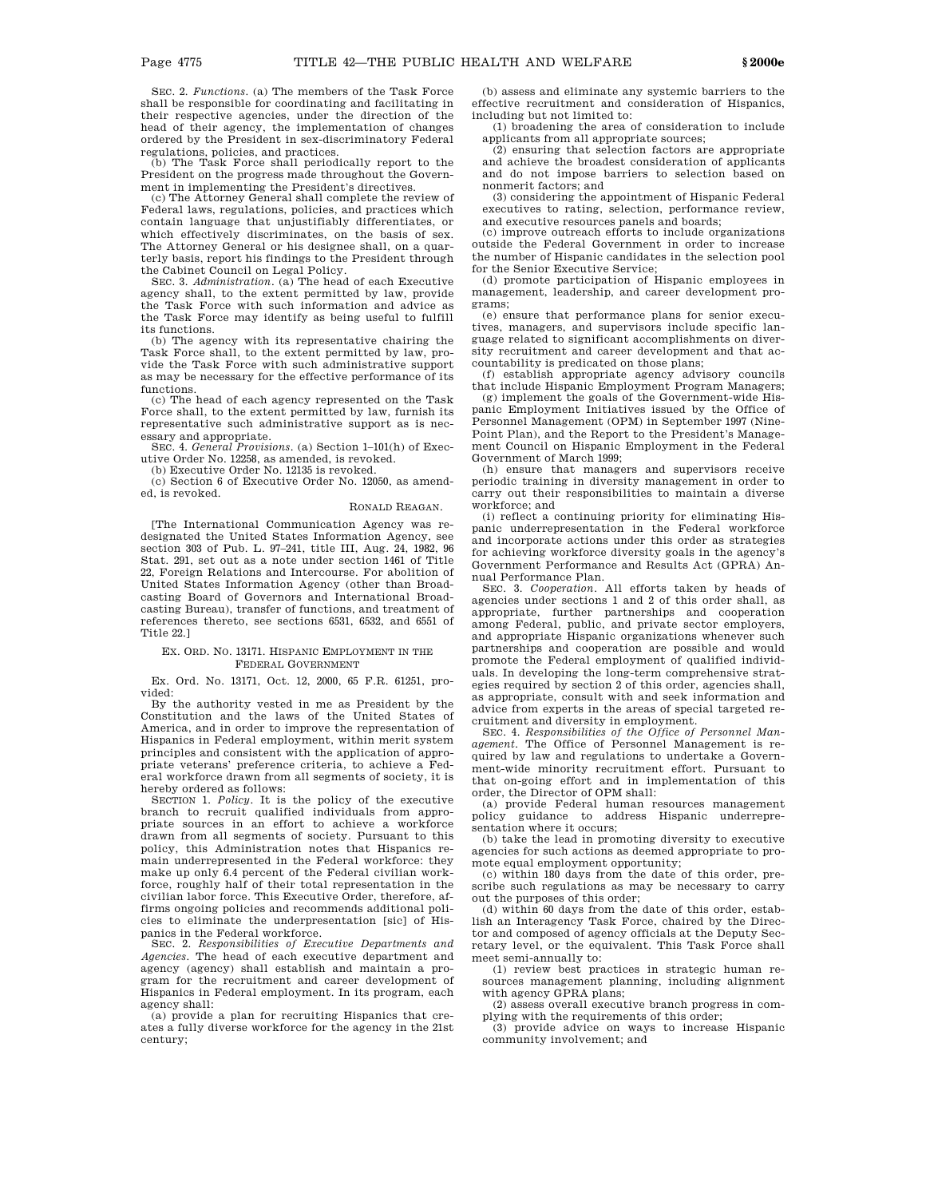SEC. 2. *Functions*. (a) The members of the Task Force shall be responsible for coordinating and facilitating in their respective agencies, under the direction of the head of their agency, the implementation of changes ordered by the President in sex-discriminatory Federal regulations, policies, and practices.

(b) The Task Force shall periodically report to the President on the progress made throughout the Government in implementing the President's directives.

(c) The Attorney General shall complete the review of Federal laws, regulations, policies, and practices which contain language that unjustifiably differentiates, or which effectively discriminates, on the basis of sex. The Attorney General or his designee shall, on a quarterly basis, report his findings to the President through the Cabinet Council on Legal Policy.

SEC. 3. *Administration*. (a) The head of each Executive agency shall, to the extent permitted by law, provide the Task Force with such information and advice as the Task Force may identify as being useful to fulfill its functions.

(b) The agency with its representative chairing the Task Force shall, to the extent permitted by law, provide the Task Force with such administrative support as may be necessary for the effective performance of its functions.

(c) The head of each agency represented on the Task Force shall, to the extent permitted by law, furnish its representative such administrative support as is necessary and appropriate.

SEC. 4. *General Provisions*. (a) Section 1–101(h) of Executive Order No. 12258, as amended, is revoked.

(b) Executive Order No. 12135 is revoked.

(c) Section 6 of Executive Order No. 12050, as amended, is revoked.

RONALD REAGAN.

[The International Communication Agency was redesignated the United States Information Agency, see section 303 of Pub. L. 97–241, title III, Aug. 24, 1982, 96 Stat. 291, set out as a note under section 1461 of Title 22, Foreign Relations and Intercourse. For abolition of United States Information Agency (other than Broadcasting Board of Governors and International Broadcasting Bureau), transfer of functions, and treatment of references thereto, see sections 6531, 6532, and 6551 of Title 22.]

EX. ORD. NO. 13171. HISPANIC EMPLOYMENT IN THE FEDERAL GOVERNMENT

Ex. Ord. No. 13171, Oct. 12, 2000, 65 F.R. 61251, provided:

By the authority vested in me as President by the Constitution and the laws of the United States of America, and in order to improve the representation of Hispanics in Federal employment, within merit system principles and consistent with the application of appropriate veterans' preference criteria, to achieve a Federal workforce drawn from all segments of society, it is hereby ordered as follows:

SECTION 1. *Policy*. It is the policy of the executive branch to recruit qualified individuals from appropriate sources in an effort to achieve a workforce drawn from all segments of society. Pursuant to this policy, this Administration notes that Hispanics remain underrepresented in the Federal workforce: they make up only 6.4 percent of the Federal civilian workforce, roughly half of their total representation in the civilian labor force. This Executive Order, therefore, affirms ongoing policies and recommends additional policies to eliminate the underrepresentation [sic] of Hispanics in the Federal workforce.

SEC. 2. *Responsibilities of Executive Departments and Agencies*. The head of each executive department and agency (agency) shall establish and maintain a program for the recruitment and career development of Hispanics in Federal employment. In its program, each agency shall:

(a) provide a plan for recruiting Hispanics that creates a fully diverse workforce for the agency in the 21st century;

(b) assess and eliminate any systemic barriers to the effective recruitment and consideration of Hispanics, including but not limited to:

(1) broadening the area of consideration to include applicants from all appropriate sources;

(2) ensuring that selection factors are appropriate and achieve the broadest consideration of applicants and do not impose barriers to selection based on nonmerit factors; and

(3) considering the appointment of Hispanic Federal executives to rating, selection, performance review, and executive resources panels and boards;

(c) improve outreach efforts to include organizations outside the Federal Government in order to increase the number of Hispanic candidates in the selection pool for the Senior Executive Service;

(d) promote participation of Hispanic employees in management, leadership, and career development programs;

(e) ensure that performance plans for senior executives, managers, and supervisors include specific language related to significant accomplishments on diversity recruitment and career development and that accountability is predicated on those plans;

(f) establish appropriate agency advisory councils that include Hispanic Employment Program Managers;

(g) implement the goals of the Government-wide Hispanic Employment Initiatives issued by the Office of Personnel Management (OPM) in September 1997 (Nine-Point Plan), and the Report to the President's Management Council on Hispanic Employment in the Federal Government of March 1999;

(h) ensure that managers and supervisors receive periodic training in diversity management in order to carry out their responsibilities to maintain a diverse workforce; and

(i) reflect a continuing priority for eliminating Hispanic underrepresentation in the Federal workforce and incorporate actions under this order as strategies for achieving workforce diversity goals in the agency's Government Performance and Results Act (GPRA) Annual Performance Plan.

SEC. 3. *Cooperation*. All efforts taken by heads of agencies under sections 1 and 2 of this order shall, as appropriate, further partnerships and cooperation among Federal, public, and private sector employers, and appropriate Hispanic organizations whenever such partnerships and cooperation are possible and would promote the Federal employment of qualified individuals. In developing the long-term comprehensive strategies required by section 2 of this order, agencies shall, as appropriate, consult with and seek information and advice from experts in the areas of special targeted recruitment and diversity in employment.

SEC. 4. *Responsibilities of the Office of Personnel Management*. The Office of Personnel Management is required by law and regulations to undertake a Government-wide minority recruitment effort. Pursuant to that on-going effort and in implementation of this order, the Director of OPM shall:

(a) provide Federal human resources management policy guidance to address Hispanic underrepresentation where it occurs;

(b) take the lead in promoting diversity to executive agencies for such actions as deemed appropriate to promote equal employment opportunity;

(c) within 180 days from the date of this order, prescribe such regulations as may be necessary to carry out the purposes of this order;

(d) within 60 days from the date of this order, establish an Interagency Task Force, chaired by the Director and composed of agency officials at the Deputy Secretary level, or the equivalent. This Task Force shall meet semi-annually to:

(1) review best practices in strategic human resources management planning, including alignment with agency GPRA plans;

(2) assess overall executive branch progress in complying with the requirements of this order;

(3) provide advice on ways to increase Hispanic community involvement; and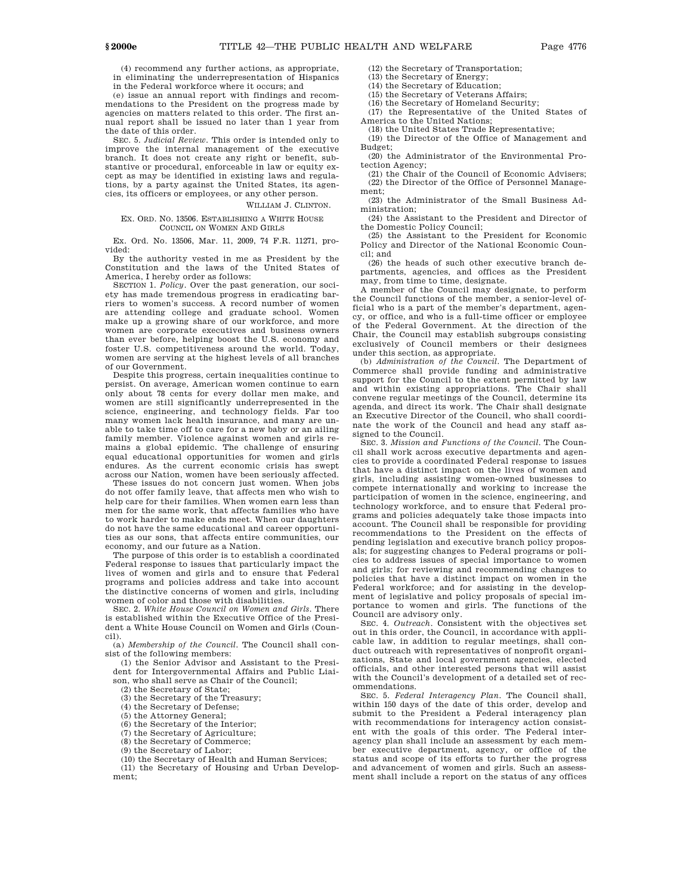(4) recommend any further actions, as appropriate, in eliminating the underrepresentation of Hispanics in the Federal workforce where it occurs; and

(e) issue an annual report with findings and recommendations to the President on the progress made by agencies on matters related to this order. The first annual report shall be issued no later than 1 year from the date of this order.

SEC. 5. *Judicial Review*. This order is intended only to improve the internal management of the executive branch. It does not create any right or benefit, substantive or procedural, enforceable in law or equity except as may be identified in existing laws and regulations, by a party against the United States, its agencies, its officers or employees, or any other person.

WILLIAM J. CLINTON.

### EX. ORD. NO. 13506. ESTABLISHING A WHITE HOUSE COUNCIL ON WOMEN AND GIRLS

Ex. Ord. No. 13506, Mar. 11, 2009, 74 F.R. 11271, provided:

By the authority vested in me as President by the Constitution and the laws of the United States of America, I hereby order as follows:

SECTION 1. *Policy*. Over the past generation, our society has made tremendous progress in eradicating barriers to women's success. A record number of women are attending college and graduate school. Women make up a growing share of our workforce, and more women are corporate executives and business owners than ever before, helping boost the U.S. economy and foster U.S. competitiveness around the world. Today, women are serving at the highest levels of all branches of our Government.

Despite this progress, certain inequalities continue to persist. On average, American women continue to earn only about 78 cents for every dollar men make, and women are still significantly underrepresented in the science, engineering, and technology fields. Far too many women lack health insurance, and many are unable to take time off to care for a new baby or an ailing family member. Violence against women and girls remains a global epidemic. The challenge of ensuring equal educational opportunities for women and girls endures. As the current economic crisis has swept across our Nation, women have been seriously affected.

These issues do not concern just women. When jobs do not offer family leave, that affects men who wish to help care for their families. When women earn less than men for the same work, that affects families who have to work harder to make ends meet. When our daughters do not have the same educational and career opportunities as our sons, that affects entire communities, our economy, and our future as a Nation.

The purpose of this order is to establish a coordinated Federal response to issues that particularly impact the lives of women and girls and to ensure that Federal programs and policies address and take into account the distinctive concerns of women and girls, including women of color and those with disabilities.

SEC. 2. *White House Council on Women and Girls*. There is established within the Executive Office of the President a White House Council on Women and Girls (Council).

(a) *Membership of the Council*. The Council shall consist of the following members:

(1) the Senior Advisor and Assistant to the President for Intergovernmental Affairs and Public Liaison, who shall serve as Chair of the Council;

(2) the Secretary of State;

(3) the Secretary of the Treasury;

(4) the Secretary of Defense;

(5) the Attorney General;

(6) the Secretary of the Interior;

(7) the Secretary of Agriculture;

(8) the Secretary of Commerce;

(9) the Secretary of Labor;

(10) the Secretary of Health and Human Services;

(11) the Secretary of Housing and Urban Development;

(12) the Secretary of Transportation;

(13) the Secretary of Energy;

(14) the Secretary of Education;

(15) the Secretary of Veterans Affairs;

(16) the Secretary of Homeland Security;

(17) the Representative of the United States of America to the United Nations;

(18) the United States Trade Representative;

(19) the Director of the Office of Management and Budget;

(20) the Administrator of the Environmental Protection Agency;

(21) the Chair of the Council of Economic Advisers;

(22) the Director of the Office of Personnel Management;

(23) the Administrator of the Small Business Administration;

(24) the Assistant to the President and Director of the Domestic Policy Council;

(25) the Assistant to the President for Economic Policy and Director of the National Economic Council; and

(26) the heads of such other executive branch departments, agencies, and offices as the President may, from time to time, designate.

A member of the Council may designate, to perform the Council functions of the member, a senior-level official who is a part of the member's department, agency, or office, and who is a full-time officer or employee of the Federal Government. At the direction of the Chair, the Council may establish subgroups consisting exclusively of Council members or their designees under this section, as appropriate.

(b) *Administration of the Council*. The Department of Commerce shall provide funding and administrative support for the Council to the extent permitted by law and within existing appropriations. The Chair shall convene regular meetings of the Council, determine its agenda, and direct its work. The Chair shall designate an Executive Director of the Council, who shall coordinate the work of the Council and head any staff assigned to the Council.

SEC. 3. *Mission and Functions of the Council*. The Council shall work across executive departments and agencies to provide a coordinated Federal response to issues that have a distinct impact on the lives of women and girls, including assisting women-owned businesses to compete internationally and working to increase the participation of women in the science, engineering, and technology workforce, and to ensure that Federal programs and policies adequately take those impacts into account. The Council shall be responsible for providing recommendations to the President on the effects of pending legislation and executive branch policy proposals; for suggesting changes to Federal programs or policies to address issues of special importance to women and girls; for reviewing and recommending changes to policies that have a distinct impact on women in the Federal workforce; and for assisting in the development of legislative and policy proposals of special importance to women and girls. The functions of the Council are advisory only.

SEC. 4. *Outreach*. Consistent with the objectives set out in this order, the Council, in accordance with applicable law, in addition to regular meetings, shall conduct outreach with representatives of nonprofit organizations, State and local government agencies, elected officials, and other interested persons that will assist with the Council's development of a detailed set of recommendations.

SEC. 5. *Federal Interagency Plan*. The Council shall, within 150 days of the date of this order, develop and submit to the President a Federal interagency plan with recommendations for interagency action consistent with the goals of this order. The Federal interagency plan shall include an assessment by each member executive department, agency, or office of the status and scope of its efforts to further the progress and advancement of women and girls. Such an assessment shall include a report on the status of any offices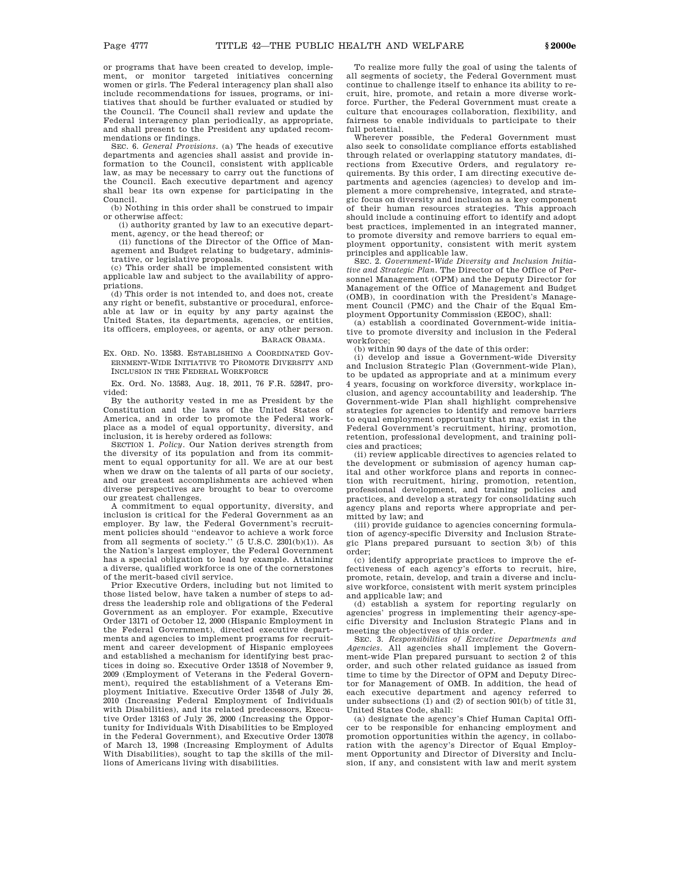or programs that have been created to develop, implement, or monitor targeted initiatives concerning women or girls. The Federal interagency plan shall also include recommendations for issues, programs, or initiatives that should be further evaluated or studied by the Council. The Council shall review and update the Federal interagency plan periodically, as appropriate, and shall present to the President any updated recommendations or findings.

SEC. 6. *General Provisions*. (a) The heads of executive departments and agencies shall assist and provide information to the Council, consistent with applicable law, as may be necessary to carry out the functions of the Council. Each executive department and agency shall bear its own expense for participating in the Council.

(b) Nothing in this order shall be construed to impair or otherwise affect:

(i) authority granted by law to an executive department, agency, or the head thereof; or

(ii) functions of the Director of the Office of Management and Budget relating to budgetary, administrative, or legislative proposals.

(c) This order shall be implemented consistent with applicable law and subject to the availability of appropriations.

(d) This order is not intended to, and does not, create any right or benefit, substantive or procedural, enforceable at law or in equity by any party against the United States, its departments, agencies, or entities, its officers, employees, or agents, or any other person.

BARACK OBAMA.

EX. ORD. NO. 13583. ESTABLISHING A COORDINATED GOVERNMENT-WIDE INITIATIVE TO PROMOTE DIVERSITY AND INCLUSION IN THE FEDERAL WORKFORCE

Ex. Ord. No. 13583, Aug. 18, 2011, 76 F.R. 52847, provided:

By the authority vested in me as President by the Constitution and the laws of the United States of America, and in order to promote the Federal workplace as a model of equal opportunity, diversity, and inclusion, it is hereby ordered as follows:

SECTION 1. *Policy*. Our Nation derives strength from the diversity of its population and from its commitment to equal opportunity for all. We are at our best when we draw on the talents of all parts of our society, and our greatest accomplishments are achieved when diverse perspectives are brought to bear to overcome our greatest challenges.

A commitment to equal opportunity, diversity, and inclusion is critical for the Federal Government as an employer. By law, the Federal Government's recruitment policies should "endeavor to achieve a work force from all segments of society." (5 U.S.C. 2301(b)(1)). As the Nation's largest employer, the Federal Government has a special obligation to lead by example. Attaining a diverse, qualified workforce is one of the cornerstones of the merit-based civil service.

Prior Executive Orders, including but not limited to those listed below, have taken a number of steps to address the leadership role and obligations of the Federal Government as an employer. For example, Executive Order 13171 of October 12, 2000 (Hispanic Employment in the Federal Government), directed executive departments and agencies to implement programs for recruitment and career development of Hispanic employees and established a mechanism for identifying best practices in doing so. Executive Order 13518 of November 9, 2009 (Employment of Veterans in the Federal Government), required the establishment of a Veterans Employment Initiative. Executive Order 13548 of July 26, 2010 (Increasing Federal Employment of Individuals with Disabilities), and its related predecessors, Executive Order 13163 of July 26, 2000 (Increasing the Opportunity for Individuals With Disabilities to be Employed in the Federal Government), and Executive Order 13078 of March 13, 1998 (Increasing Employment of Adults With Disabilities), sought to tap the skills of the millions of Americans living with disabilities.

To realize more fully the goal of using the talents of all segments of society, the Federal Government must continue to challenge itself to enhance its ability to recruit, hire, promote, and retain a more diverse workforce. Further, the Federal Government must create a culture that encourages collaboration, flexibility, and fairness to enable individuals to participate to their full potential.

Wherever possible, the Federal Government must also seek to consolidate compliance efforts established through related or overlapping statutory mandates, directions from Executive Orders, and regulatory requirements. By this order, I am directing executive departments and agencies (agencies) to develop and implement a more comprehensive, integrated, and strategic focus on diversity and inclusion as a key component of their human resources strategies. This approach should include a continuing effort to identify and adopt best practices, implemented in an integrated manner, to promote diversity and remove barriers to equal employment opportunity, consistent with merit system principles and applicable law.

SEC. 2. *Government-Wide Diversity and Inclusion Initiative and Strategic Plan*. The Director of the Office of Personnel Management (OPM) and the Deputy Director for Management of the Office of Management and Budget (OMB), in coordination with the President's Management Council (PMC) and the Chair of the Equal Employment Opportunity Commission (EEOC), shall:

(a) establish a coordinated Government-wide initiative to promote diversity and inclusion in the Federal workforce;

(b) within 90 days of the date of this order:

(i) develop and issue a Government-wide Diversity and Inclusion Strategic Plan (Government-wide Plan), to be updated as appropriate and at a minimum every 4 years, focusing on workforce diversity, workplace inclusion, and agency accountability and leadership. The Government-wide Plan shall highlight comprehensive strategies for agencies to identify and remove barriers to equal employment opportunity that may exist in the Federal Government's recruitment, hiring, promotion, retention, professional development, and training policies and practices;

(ii) review applicable directives to agencies related to the development or submission of agency human capital and other workforce plans and reports in connection with recruitment, hiring, promotion, retention, professional development, and training policies and practices, and develop a strategy for consolidating such agency plans and reports where appropriate and permitted by law; and

(iii) provide guidance to agencies concerning formulation of agency-specific Diversity and Inclusion Strategic Plans prepared pursuant to section 3(b) of this order;

(c) identify appropriate practices to improve the effectiveness of each agency's efforts to recruit, hire, promote, retain, develop, and train a diverse and inclusive workforce, consistent with merit system principles and applicable law; and

(d) establish a system for reporting regularly on agencies' progress in implementing their agency-specific Diversity and Inclusion Strategic Plans and in meeting the objectives of this order.

SEC. 3. *Responsibilities of Executive Departments and Agencies*. All agencies shall implement the Government-wide Plan prepared pursuant to section 2 of this order, and such other related guidance as issued from time to time by the Director of OPM and Deputy Director for Management of OMB. In addition, the head of each executive department and agency referred to under subsections (1) and (2) of section 901(b) of title 31, United States Code, shall:

(a) designate the agency's Chief Human Capital Officer to be responsible for enhancing employment and promotion opportunities within the agency, in collaboration with the agency's Director of Equal Employment Opportunity and Director of Diversity and Inclusion, if any, and consistent with law and merit system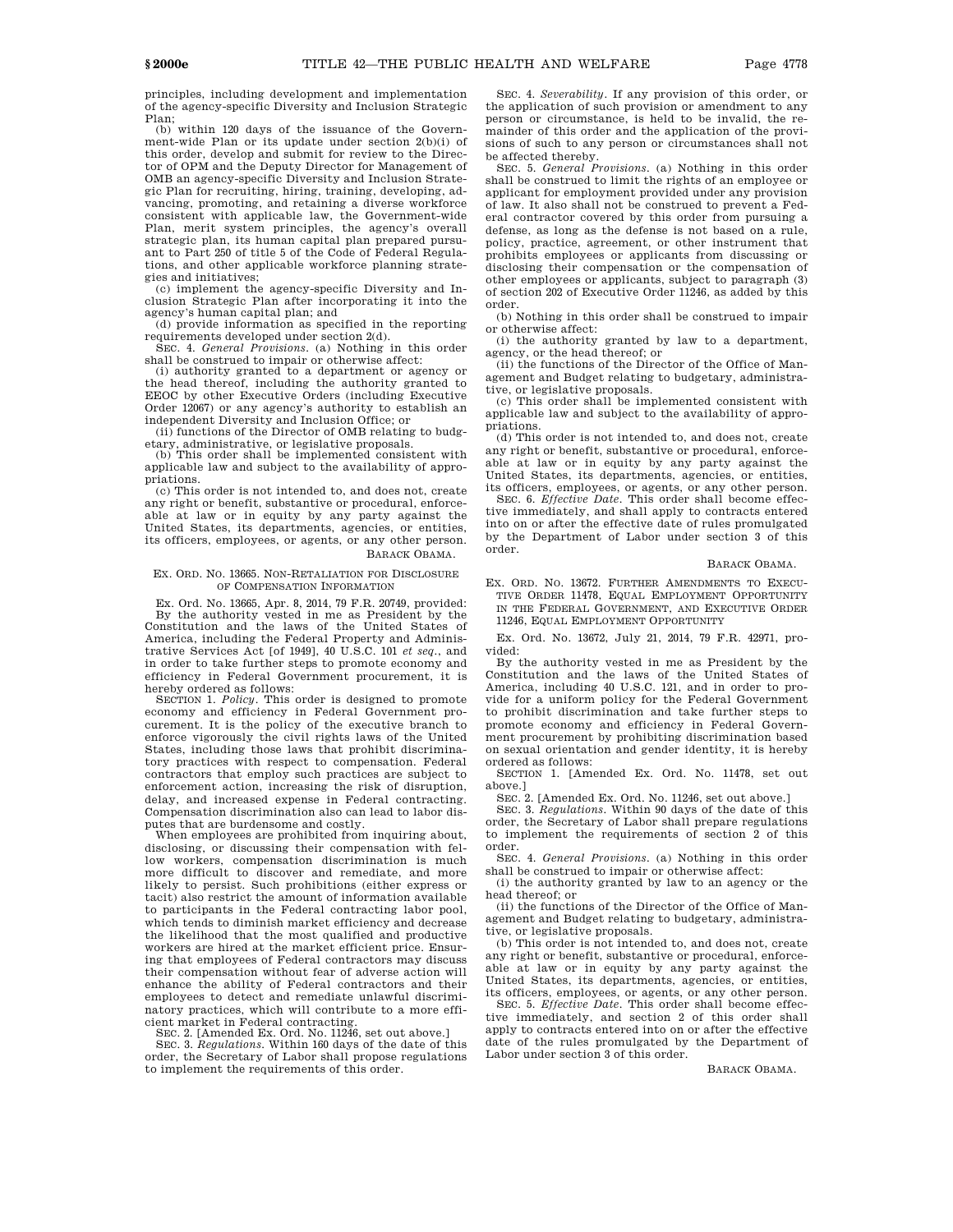principles, including development and implementation of the agency-specific Diversity and Inclusion Strategic Plan;

(b) within 120 days of the issuance of the Government-wide Plan or its update under section 2(b)(i) of this order, develop and submit for review to the Director of OPM and the Deputy Director for Management of OMB an agency-specific Diversity and Inclusion Strategic Plan for recruiting, hiring, training, developing, advancing, promoting, and retaining a diverse workforce consistent with applicable law, the Government-wide Plan, merit system principles, the agency's overall strategic plan, its human capital plan prepared pursuant to Part 250 of title 5 of the Code of Federal Regulations, and other applicable workforce planning strategies and initiatives;

(c) implement the agency-specific Diversity and Inclusion Strategic Plan after incorporating it into the agency's human capital plan; and

(d) provide information as specified in the reporting requirements developed under section 2(d).

SEC. 4. *General Provisions*. (a) Nothing in this order shall be construed to impair or otherwise affect:

(i) authority granted to a department or agency or the head thereof, including the authority granted to EEOC by other Executive Orders (including Executive Order 12067) or any agency's authority to establish an independent Diversity and Inclusion Office; or

(ii) functions of the Director of OMB relating to budgetary, administrative, or legislative proposals.

(b) This order shall be implemented consistent with applicable law and subject to the availability of appropriations.

(c) This order is not intended to, and does not, create any right or benefit, substantive or procedural, enforceable at law or in equity by any party against the United States, its departments, agencies, or entities, its officers, employees, or agents, or any other person.

BARACK OBAMA.

EX. ORD. NO. 13665. NON-RETALIATION FOR DISCLOSURE OF COMPENSATION INFORMATION

Ex. Ord. No. 13665, Apr. 8, 2014, 79 F.R. 20749, provided:

By the authority vested in me as President by the Constitution and the laws of the United States of America, including the Federal Property and Administrative Services Act [of 1949], 40 U.S.C. 101 *et seq.*, and in order to take further steps to promote economy and efficiency in Federal Government procurement, it is hereby ordered as follows:

SECTION 1. *Policy*. This order is designed to promote economy and efficiency in Federal Government procurement. It is the policy of the executive branch to enforce vigorously the civil rights laws of the United States, including those laws that prohibit discriminatory practices with respect to compensation. Federal contractors that employ such practices are subject to enforcement action, increasing the risk of disruption, delay, and increased expense in Federal contracting. Compensation discrimination also can lead to labor disputes that are burdensome and costly.

When employees are prohibited from inquiring about, disclosing, or discussing their compensation with fellow workers, compensation discrimination is much more difficult to discover and remediate, and more likely to persist. Such prohibitions (either express or tacit) also restrict the amount of information available to participants in the Federal contracting labor pool, which tends to diminish market efficiency and decrease the likelihood that the most qualified and productive workers are hired at the market efficient price. Ensuring that employees of Federal contractors may discuss their compensation without fear of adverse action will enhance the ability of Federal contractors and their employees to detect and remediate unlawful discriminatory practices, which will contribute to a more efficient market in Federal contracting.

SEC. 2. [Amended Ex. Ord. No. 11246, set out above.]

SEC. 3. *Regulations*. Within 160 days of the date of this order, the Secretary of Labor shall propose regulations to implement the requirements of this order.

SEC. 4. *Severability*. If any provision of this order, or the application of such provision or amendment to any person or circumstance, is held to be invalid, the remainder of this order and the application of the provisions of such to any person or circumstances shall not be affected thereby.

SEC. 5. *General Provisions*. (a) Nothing in this order shall be construed to limit the rights of an employee or applicant for employment provided under any provision of law. It also shall not be construed to prevent a Federal contractor covered by this order from pursuing a defense, as long as the defense is not based on a rule, policy, practice, agreement, or other instrument that prohibits employees or applicants from discussing or disclosing their compensation or the compensation of other employees or applicants, subject to paragraph (3) of section 202 of Executive Order 11246, as added by this order.

(b) Nothing in this order shall be construed to impair or otherwise affect:

(i) the authority granted by law to a department, agency, or the head thereof; or

(ii) the functions of the Director of the Office of Management and Budget relating to budgetary, administrative, or legislative proposals.

(c) This order shall be implemented consistent with applicable law and subject to the availability of appropriations.

(d) This order is not intended to, and does not, create any right or benefit, substantive or procedural, enforceable at law or in equity by any party against the United States, its departments, agencies, or entities, its officers, employees, or agents, or any other person.

SEC. 6. *Effective Date*. This order shall become effective immediately, and shall apply to contracts entered into on or after the effective date of rules promulgated by the Department of Labor under section 3 of this order.

BARACK OBAMA.

EX. ORD. NO. 13672. FURTHER AMENDMENTS TO EXECUTIVE ORDER 11478, EQUAL EMPLOYMENT OPPORTUNITY IN THE FEDERAL GOVERNMENT, AND EXECUTIVE ORDER 11246, EQUAL EMPLOYMENT OPPORTUNITY

Ex. Ord. No. 13672, July 21, 2014, 79 F.R. 42971, provided:

By the authority vested in me as President by the Constitution and the laws of the United States of America, including 40 U.S.C. 121, and in order to provide for a uniform policy for the Federal Government to prohibit discrimination and take further steps to promote economy and efficiency in Federal Government procurement by prohibiting discrimination based on sexual orientation and gender identity, it is hereby ordered as follows:

SECTION 1. [Amended Ex. Ord. No. 11478, set out above.]

SEC. 2. [Amended Ex. Ord. No. 11246, set out above.]

SEC. 3. *Regulations*. Within 90 days of the date of this order, the Secretary of Labor shall prepare regulations to implement the requirements of section 2 of this order.

SEC. 4. *General Provisions*. (a) Nothing in this order shall be construed to impair or otherwise affect:

(i) the authority granted by law to an agency or the head thereof; or

(ii) the functions of the Director of the Office of Management and Budget relating to budgetary, administrative, or legislative proposals.

(b) This order is not intended to, and does not, create any right or benefit, substantive or procedural, enforceable at law or in equity by any party against the United States, its departments, agencies, or entities, its officers, employees, or agents, or any other person.

SEC. 5. *Effective Date*. This order shall become effective immediately, and section 2 of this order shall apply to contracts entered into on or after the effective date of the rules promulgated by the Department of Labor under section 3 of this order.

BARACK OBAMA.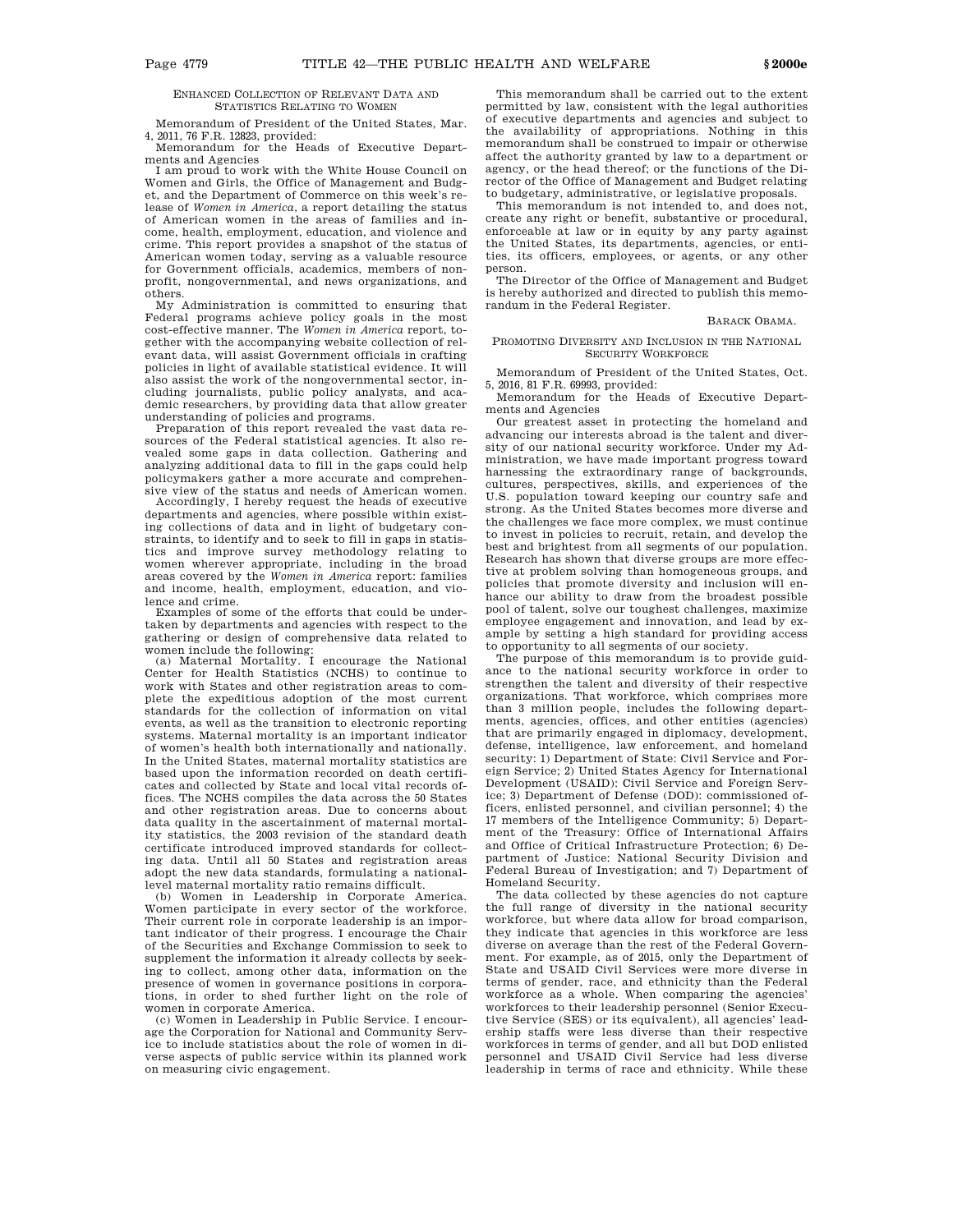ENHANCED COLLECTION OF RELEVANT DATA AND STATISTICS RELATING TO WOMEN

Memorandum of President of the United States, Mar. 4, 2011, 76 F.R. 12823, provided:

Memorandum for the Heads of Executive Departments and Agencies

I am proud to work with the White House Council on Women and Girls, the Office of Management and Budget, and the Department of Commerce on this week's release of *Women in America*, a report detailing the status of American women in the areas of families and income, health, employment, education, and violence and crime. This report provides a snapshot of the status of American women today, serving as a valuable resource for Government officials, academics, members of nonprofit, nongovernmental, and news organizations, and others.

My Administration is committed to ensuring that Federal programs achieve policy goals in the most cost-effective manner. The *Women in America* report, together with the accompanying website collection of relevant data, will assist Government officials in crafting policies in light of available statistical evidence. It will also assist the work of the nongovernmental sector, including journalists, public policy analysts, and academic researchers, by providing data that allow greater understanding of policies and programs.

Preparation of this report revealed the vast data resources of the Federal statistical agencies. It also revealed some gaps in data collection. Gathering and analyzing additional data to fill in the gaps could help policymakers gather a more accurate and comprehensive view of the status and needs of American women.

Accordingly, I hereby request the heads of executive departments and agencies, where possible within existing collections of data and in light of budgetary constraints, to identify and to seek to fill in gaps in statistics and improve survey methodology relating to women wherever appropriate, including in the broad areas covered by the *Women in America* report: families and income, health, employment, education, and violence and crime.

Examples of some of the efforts that could be undertaken by departments and agencies with respect to the gathering or design of comprehensive data related to women include the following:

(a) Maternal Mortality. I encourage the National Center for Health Statistics (NCHS) to continue to work with States and other registration areas to complete the expeditious adoption of the most current standards for the collection of information on vital events, as well as the transition to electronic reporting systems. Maternal mortality is an important indicator of women's health both internationally and nationally. In the United States, maternal mortality statistics are based upon the information recorded on death certificates and collected by State and local vital records offices. The NCHS compiles the data across the 50 States and other registration areas. Due to concerns about data quality in the ascertainment of maternal mortality statistics, the 2003 revision of the standard death certificate introduced improved standards for collecting data. Until all 50 States and registration areas adopt the new data standards, formulating a national-level maternal mortality ratio remains difficult.

(b) Women in Leadership in Corporate America. Women participate in every sector of the workforce. Their current role in corporate leadership is an important indicator of their progress. I encourage the Chair of the Securities and Exchange Commission to seek to supplement the information it already collects by seeking to collect, among other data, information on the presence of women in governance positions in corporations, in order to shed further light on the role of women in corporate America.

(c) Women in Leadership in Public Service. I encourage the Corporation for National and Community Service to include statistics about the role of women in diverse aspects of public service within its planned work on measuring civic engagement.

This memorandum shall be carried out to the extent permitted by law, consistent with the legal authorities of executive departments and agencies and subject to the availability of appropriations. Nothing in this memorandum shall be construed to impair or otherwise affect the authority granted by law to a department or agency, or the head thereof; or the functions of the Director of the Office of Management and Budget relating to budgetary, administrative, or legislative proposals.

This memorandum is not intended to, and does not, create any right or benefit, substantive or procedural, enforceable at law or in equity by any party against the United States, its departments, agencies, or entities, its officers, employees, or agents, or any other person.

The Director of the Office of Management and Budget is hereby authorized and directed to publish this memorandum in the Federal Register.

BARACK OBAMA.

PROMOTING DIVERSITY AND INCLUSION IN THE NATIONAL SECURITY WORKFORCE

Memorandum of President of the United States, Oct. 5, 2016, 81 F.R. 69993, provided:

Memorandum for the Heads of Executive Departments and Agencies

Our greatest asset in protecting the homeland and advancing our interests abroad is the talent and diversity of our national security workforce. Under my Administration, we have made important progress toward harnessing the extraordinary range of backgrounds, cultures, perspectives, skills, and experiences of the U.S. population toward keeping our country safe and strong. As the United States becomes more diverse and the challenges we face more complex, we must continue to invest in policies to recruit, retain, and develop the best and brightest from all segments of our population. Research has shown that diverse groups are more effective at problem solving than homogeneous groups, and policies that promote diversity and inclusion will enhance our ability to draw from the broadest possible pool of talent, solve our toughest challenges, maximize employee engagement and innovation, and lead by example by setting a high standard for providing access to opportunity to all segments of our society.

The purpose of this memorandum is to provide guidance to the national security workforce in order to strengthen the talent and diversity of their respective organizations. That workforce, which comprises more than 3 million people, includes the following departments, agencies, offices, and other entities (agencies) that are primarily engaged in diplomacy, development, defense, intelligence, law enforcement, and homeland security: 1) Department of State: Civil Service and Foreign Service; 2) United States Agency for International Development (USAID): Civil Service and Foreign Service; 3) Department of Defense (DOD): commissioned officers, enlisted personnel, and civilian personnel; 4) the 17 members of the Intelligence Community; 5) Department of the Treasury: Office of International Affairs and Office of Critical Infrastructure Protection; 6) Department of Justice: National Security Division and Federal Bureau of Investigation; and 7) Department of Homeland Security.

The data collected by these agencies do not capture the full range of diversity in the national security workforce, but where data allow for broad comparison, they indicate that agencies in this workforce are less diverse on average than the rest of the Federal Government. For example, as of 2015, only the Department of State and USAID Civil Services were more diverse in terms of gender, race, and ethnicity than the Federal workforce as a whole. When comparing the agencies' workforces to their leadership personnel (Senior Executive Service (SES) or its equivalent), all agencies' leadership staffs were less diverse than their respective workforces in terms of gender, and all but DOD enlisted personnel and USAID Civil Service had less diverse leadership in terms of race and ethnicity. While these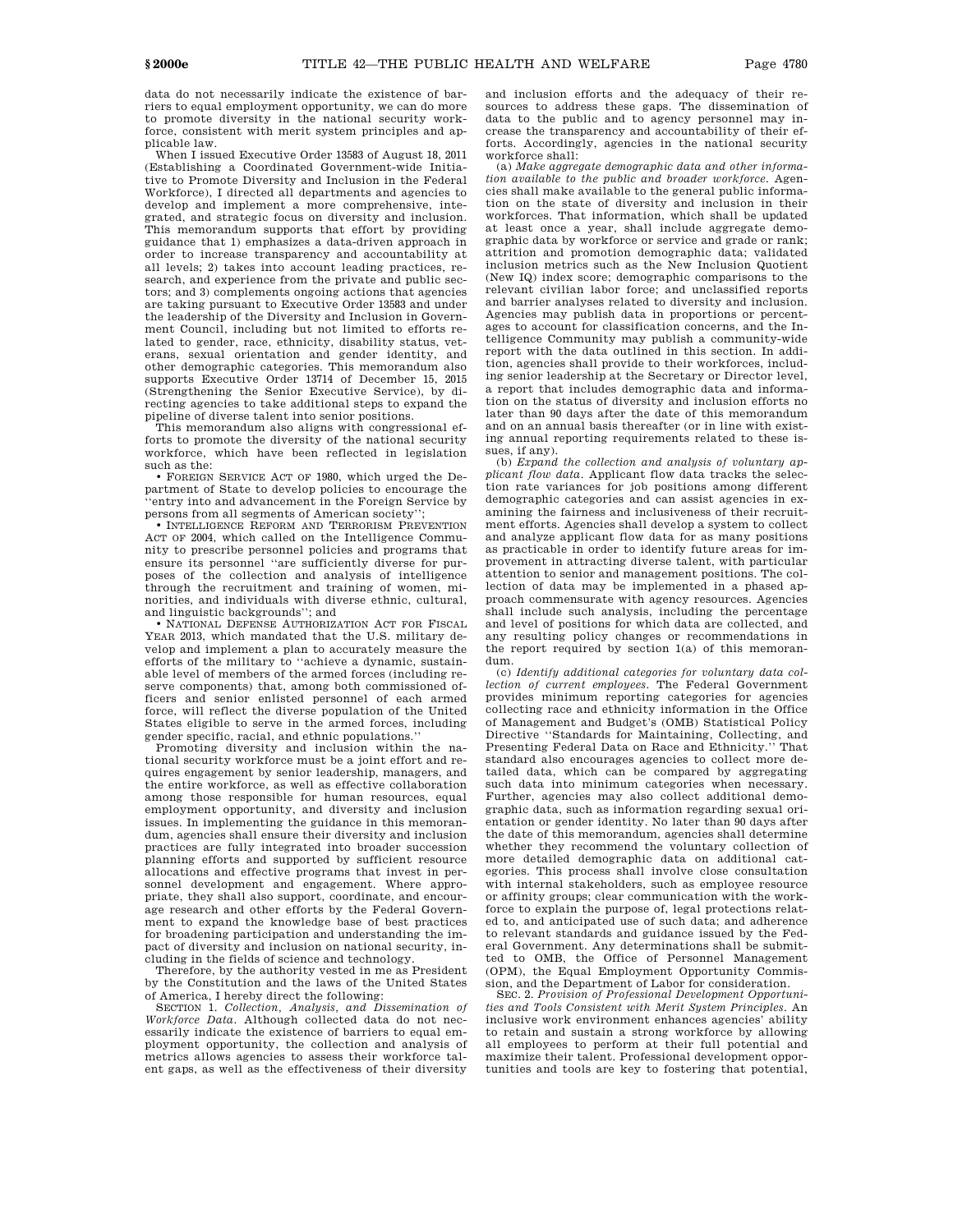data do not necessarily indicate the existence of barriers to equal employment opportunity, we can do more to promote diversity in the national security workforce, consistent with merit system principles and applicable law.

When I issued Executive Order 13583 of August 18, 2011 (Establishing a Coordinated Government-wide Initiative to Promote Diversity and Inclusion in the Federal Workforce), I directed all departments and agencies to develop and implement a more comprehensive, integrated, and strategic focus on diversity and inclusion. This memorandum supports that effort by providing guidance that 1) emphasizes a data-driven approach in order to increase transparency and accountability at all levels; 2) takes into account leading practices, research, and experience from the private and public sectors; and 3) complements ongoing actions that agencies are taking pursuant to Executive Order 13583 and under the leadership of the Diversity and Inclusion in Government Council, including but not limited to efforts related to gender, race, ethnicity, disability status, veterans, sexual orientation and gender identity, and other demographic categories. This memorandum also supports Executive Order 13714 of December 15, 2015 (Strengthening the Senior Executive Service), by directing agencies to take additional steps to expand the pipeline of diverse talent into senior positions.

This memorandum also aligns with congressional efforts to promote the diversity of the national security workforce, which have been reflected in legislation such as the:

• FOREIGN SERVICE ACT OF 1980, which urged the Department of State to develop policies to encourage the ''entry into and advancement in the Foreign Service by persons from all segments of American society'';

• INTELLIGENCE REFORM AND TERRORISM PREVENTION ACT OF 2004, which called on the Intelligence Community to prescribe personnel policies and programs that ensure its personnel ''are sufficiently diverse for purposes of the collection and analysis of intelligence through the recruitment and training of women, minorities, and individuals with diverse ethnic, cultural, and linguistic backgrounds''; and

• NATIONAL DEFENSE AUTHORIZATION ACT FOR FISCAL YEAR 2013, which mandated that the U.S. military develop and implement a plan to accurately measure the efforts of the military to ''achieve a dynamic, sustainable level of members of the armed forces (including reserve components) that, among both commissioned officers and senior enlisted personnel of each armed force, will reflect the diverse population of the United States eligible to serve in the armed forces, including gender specific, racial, and ethnic populations.''

Promoting diversity and inclusion within the national security workforce must be a joint effort and requires engagement by senior leadership, managers, and the entire workforce, as well as effective collaboration among those responsible for human resources, equal employment opportunity, and diversity and inclusion issues. In implementing the guidance in this memorandum, agencies shall ensure their diversity and inclusion practices are fully integrated into broader succession planning efforts and supported by sufficient resource allocations and effective programs that invest in personnel development and engagement. Where appropriate, they shall also support, coordinate, and encourage research and other efforts by the Federal Government to expand the knowledge base of best practices for broadening participation and understanding the impact of diversity and inclusion on national security, including in the fields of science and technology.

Therefore, by the authority vested in me as President by the Constitution and the laws of the United States of America, I hereby direct the following:

SECTION 1. *Collection, Analysis, and Dissemination of Workforce Data*. Although collected data do not necessarily indicate the existence of barriers to equal employment opportunity, the collection and analysis of metrics allows agencies to assess their workforce talent gaps, as well as the effectiveness of their diversity and inclusion efforts and the adequacy of their resources to address these gaps. The dissemination of data to the public and to agency personnel may increase the transparency and accountability of their efforts. Accordingly, agencies in the national security workforce shall:

(a) *Make aggregate demographic data and other information available to the public and broader workforce*. Agencies shall make available to the general public information on the state of diversity and inclusion in their workforces. That information, which shall be updated at least once a year, shall include aggregate demographic data by workforce or service and grade or rank; attrition and promotion demographic data; validated inclusion metrics such as the New Inclusion Quotient (New IQ) index score; demographic comparisons to the relevant civilian labor force; and unclassified reports and barrier analyses related to diversity and inclusion. Agencies may publish data in proportions or percentages to account for classification concerns, and the Intelligence Community may publish a community-wide report with the data outlined in this section. In addition, agencies shall provide to their workforces, including senior leadership at the Secretary or Director level, a report that includes demographic data and information on the status of diversity and inclusion efforts no later than 90 days after the date of this memorandum and on an annual basis thereafter (or in line with existing annual reporting requirements related to these issues, if any).

(b) *Expand the collection and analysis of voluntary applicant flow data*. Applicant flow data tracks the selection rate variances for job positions among different demographic categories and can assist agencies in examining the fairness and inclusiveness of their recruitment efforts. Agencies shall develop a system to collect and analyze applicant flow data for as many positions as practicable in order to identify future areas for improvement in attracting diverse talent, with particular attention to senior and management positions. The collection of data may be implemented in a phased approach commensurate with agency resources. Agencies shall include such analysis, including the percentage and level of positions for which data are collected, and any resulting policy changes or recommendations in the report required by section 1(a) of this memorandum.

(c) *Identify additional categories for voluntary data collection of current employees*. The Federal Government provides minimum reporting categories for agencies collecting race and ethnicity information in the Office of Management and Budget's (OMB) Statistical Policy Directive ''Standards for Maintaining, Collecting, and Presenting Federal Data on Race and Ethnicity.'' That standard also encourages agencies to collect more detailed data, which can be compared by aggregating such data into minimum categories when necessary. Further, agencies may also collect additional demographic data, such as information regarding sexual orientation or gender identity. No later than 90 days after the date of this memorandum, agencies shall determine whether they recommend the voluntary collection of more detailed demographic data on additional categories. This process shall involve close consultation with internal stakeholders, such as employee resource or affinity groups; clear communication with the workforce to explain the purpose of, legal protections related to, and anticipated use of such data; and adherence to relevant standards and guidance issued by the Federal Government. Any determinations shall be submitted to OMB, the Office of Personnel Management (OPM), the Equal Employment Opportunity Commission, and the Department of Labor for consideration.

SEC. 2. *Provision of Professional Development Opportunities and Tools Consistent with Merit System Principles*. An inclusive work environment enhances agencies' ability to retain and sustain a strong workforce by allowing all employees to perform at their full potential and maximize their talent. Professional development opportunities and tools are key to fostering that potential,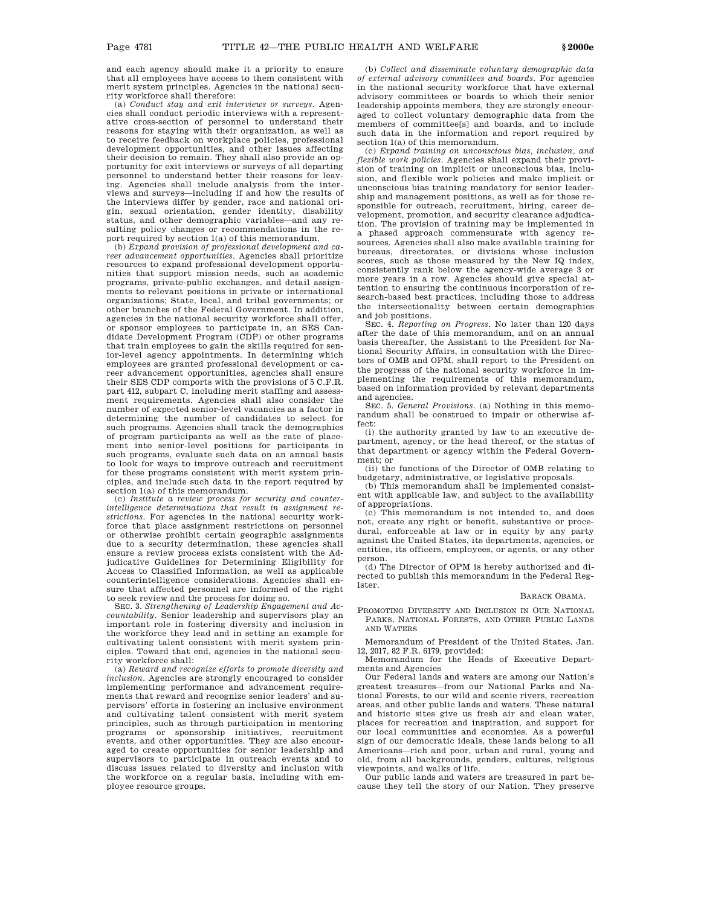and each agency should make it a priority to ensure that all employees have access to them consistent with merit system principles. Agencies in the national security workforce shall therefore:

(a) *Conduct stay and exit interviews or surveys.* Agencies shall conduct periodic interviews with a representative cross-section of personnel to understand their reasons for staying with their organization, as well as to receive feedback on workplace policies, professional development opportunities, and other issues affecting their decision to remain. They shall also provide an opportunity for exit interviews or surveys of all departing personnel to understand better their reasons for leaving. Agencies shall include analysis from the interviews and surveys—including if and how the results of the interviews differ by gender, race and national origin, sexual orientation, gender identity, disability status, and other demographic variables—and any resulting policy changes or recommendations in the report required by section 1(a) of this memorandum.

(b) *Expand provision of professional development and career advancement opportunities.* Agencies shall prioritize resources to expand professional development opportunities that support mission needs, such as academic programs, private-public exchanges, and detail assignments to relevant positions in private or international organizations; State, local, and tribal governments; or other branches of the Federal Government. In addition, agencies in the national security workforce shall offer, or sponsor employees to participate in, an SES Candidate Development Program (CDP) or other programs that train employees to gain the skills required for senior-level agency appointments. In determining which employees are granted professional development or career advancement opportunities, agencies shall ensure their SES CDP comports with the provisions of 5 C.F.R. part 412, subpart C, including merit staffing and assessment requirements. Agencies shall also consider the number of expected senior-level vacancies as a factor in determining the number of candidates to select for such programs. Agencies shall track the demographics of program participants as well as the rate of placement into senior-level positions for participants in such programs, evaluate such data on an annual basis to look for ways to improve outreach and recruitment for these programs consistent with merit system principles, and include such data in the report required by section 1(a) of this memorandum.

(c) *Institute a review process for security and counterintelligence determinations that result in assignment restrictions.* For agencies in the national security workforce that place assignment restrictions on personnel or otherwise prohibit certain geographic assignments due to a security determination, these agencies shall ensure a review process exists consistent with the Adjudicative Guidelines for Determining Eligibility for Access to Classified Information, as well as applicable counterintelligence considerations. Agencies shall ensure that affected personnel are informed of the right to seek review and the process for doing so.

SEC. 3. *Strengthening of Leadership Engagement and Accountability.* Senior leadership and supervisors play an important role in fostering diversity and inclusion in the workforce they lead and in setting an example for cultivating talent consistent with merit system principles. Toward that end, agencies in the national security workforce shall:

(a) *Reward and recognize efforts to promote diversity and inclusion.* Agencies are strongly encouraged to consider implementing performance and advancement requirements that reward and recognize senior leaders' and supervisors' efforts in fostering an inclusive environment and cultivating talent consistent with merit system principles, such as through participation in mentoring programs or sponsorship initiatives, recruitment events, and other opportunities. They are also encouraged to create opportunities for senior leadership and supervisors to participate in outreach events and to discuss issues related to diversity and inclusion with the workforce on a regular basis, including with employee resource groups.

(b) *Collect and disseminate voluntary demographic data of external advisory committees and boards.* For agencies in the national security workforce that have external advisory committees or boards to which their senior leadership appoints members, they are strongly encouraged to collect voluntary demographic data from the members of committee[s] and boards, and to include such data in the information and report required by section 1(a) of this memorandum.

(c) *Expand training on unconscious bias, inclusion, and flexible work policies.* Agencies shall expand their provision of training on implicit or unconscious bias, inclusion, and flexible work policies and make implicit or unconscious bias training mandatory for senior leadership and management positions, as well as for those responsible for outreach, recruitment, hiring, career development, promotion, and security clearance adjudication. The provision of training may be implemented in a phased approach commensurate with agency resources. Agencies shall also make available training for bureaus, directorates, or divisions whose inclusion scores, such as those measured by the New IQ index, consistently rank below the agency-wide average 3 or more years in a row. Agencies should give special attention to ensuring the continuous incorporation of research-based best practices, including those to address the intersectionality between certain demographics and job positions.

SEC. 4. *Reporting on Progress.* No later than 120 days after the date of this memorandum, and on an annual basis thereafter, the Assistant to the President for National Security Affairs, in consultation with the Directors of OMB and OPM, shall report to the President on the progress of the national security workforce in implementing the requirements of this memorandum, based on information provided by relevant departments and agencies.

SEC. 5. *General Provisions.* (a) Nothing in this memorandum shall be construed to impair or otherwise affect:

(i) the authority granted by law to an executive department, agency, or the head thereof, or the status of that department or agency within the Federal Government; or

(ii) the functions of the Director of OMB relating to budgetary, administrative, or legislative proposals.

(b) This memorandum shall be implemented consistent with applicable law, and subject to the availability of appropriations.

(c) This memorandum is not intended to, and does not, create any right or benefit, substantive or procedural, enforceable at law or in equity by any party against the United States, its departments, agencies, or entities, its officers, employees, or agents, or any other person.

(d) The Director of OPM is hereby authorized and directed to publish this memorandum in the Federal Register.

BARACK OBAMA.

PROMOTING DIVERSITY AND INCLUSION IN OUR NATIONAL PARKS, NATIONAL FORESTS, AND OTHER PUBLIC LANDS AND WATERS

Memorandum of President of the United States, Jan. 12, 2017, 82 F.R. 6179, provided:

Memorandum for the Heads of Executive Departments and Agencies

Our Federal lands and waters are among our Nation's greatest treasures—from our National Parks and National Forests, to our wild and scenic rivers, recreation areas, and other public lands and waters. These natural and historic sites give us fresh air and clean water, places for recreation and inspiration, and support for our local communities and economies. As a powerful sign of our democratic ideals, these lands belong to all Americans—rich and poor, urban and rural, young and old, from all backgrounds, genders, cultures, religious viewpoints, and walks of life.

Our public lands and waters are treasured in part because they tell the story of our Nation. They preserve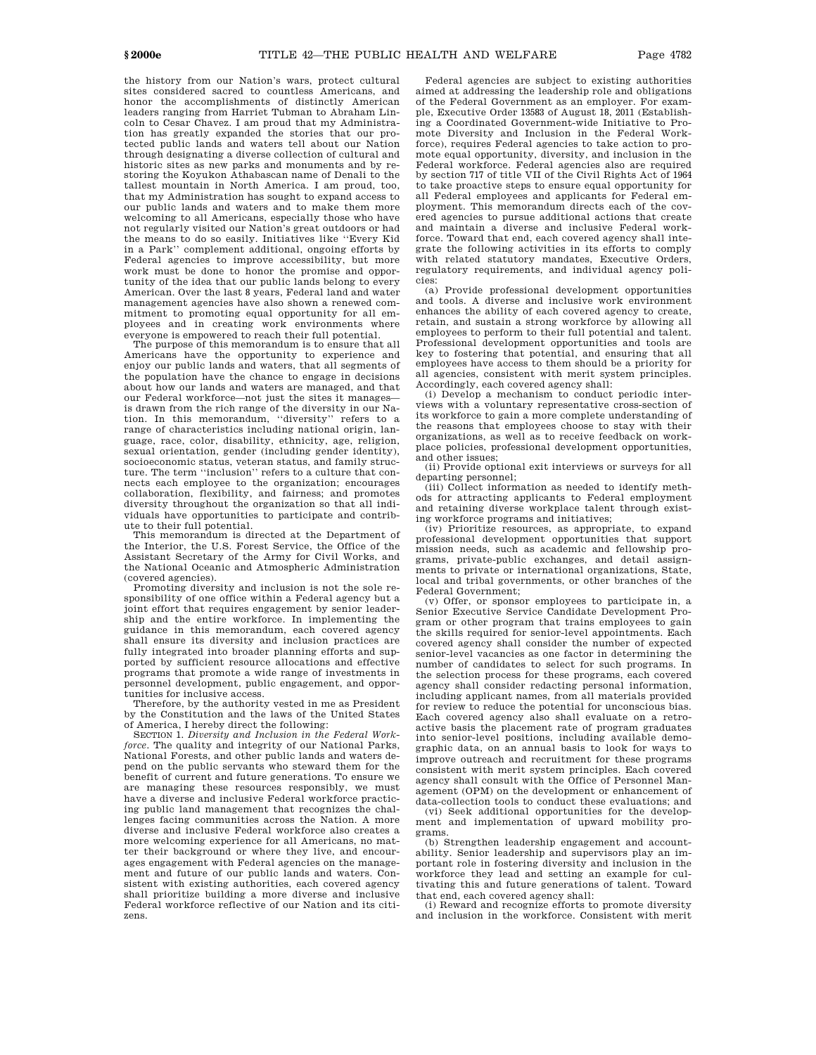the history from our Nation's wars, protect cultural sites considered sacred to countless Americans, and honor the accomplishments of distinctly American leaders ranging from Harriet Tubman to Abraham Lincoln to Cesar Chavez. I am proud that my Administration has greatly expanded the stories that our protected public lands and waters tell about our Nation through designating a diverse collection of cultural and historic sites as new parks and monuments and by restoring the Koyukon Athabascan name of Denali to the tallest mountain in North America. I am proud, too, that my Administration has sought to expand access to our public lands and waters and to make them more welcoming to all Americans, especially those who have not regularly visited our Nation's great outdoors or had the means to do so easily. Initiatives like ''Every Kid in a Park'' complement additional, ongoing efforts by Federal agencies to improve accessibility, but more work must be done to honor the promise and opportunity of the idea that our public lands belong to every American. Over the last 8 years, Federal land and water management agencies have also shown a renewed commitment to promoting equal opportunity for all employees and in creating work environments where everyone is empowered to reach their full potential.

The purpose of this memorandum is to ensure that all Americans have the opportunity to experience and enjoy our public lands and waters, that all segments of the population have the chance to engage in decisions about how our lands and waters are managed, and that our Federal workforce—not just the sites it manages—is drawn from the rich range of the diversity in our Nation. In this memorandum, ''diversity'' refers to a range of characteristics including national origin, language, race, color, disability, ethnicity, age, religion, sexual orientation, gender (including gender identity), socioeconomic status, veteran status, and family structure. The term ''inclusion'' refers to a culture that connects each employee to the organization; encourages collaboration, flexibility, and fairness; and promotes diversity throughout the organization so that all individuals have opportunities to participate and contribute to their full potential.

This memorandum is directed at the Department of the Interior, the U.S. Forest Service, the Office of the Assistant Secretary of the Army for Civil Works, and the National Oceanic and Atmospheric Administration (covered agencies).

Promoting diversity and inclusion is not the sole responsibility of one office within a Federal agency but a joint effort that requires engagement by senior leadership and the entire workforce. In implementing the guidance in this memorandum, each covered agency shall ensure its diversity and inclusion practices are fully integrated into broader planning efforts and supported by sufficient resource allocations and effective programs that promote a wide range of investments in personnel development, public engagement, and opportunities for inclusive access.

Therefore, by the authority vested in me as President by the Constitution and the laws of the United States of America, I hereby direct the following:

SECTION 1. *Diversity and Inclusion in the Federal Workforce*. The quality and integrity of our National Parks, National Forests, and other public lands and waters depend on the public servants who steward them for the benefit of current and future generations. To ensure we are managing these resources responsibly, we must have a diverse and inclusive Federal workforce practicing public land management that recognizes the challenges facing communities across the Nation. A more diverse and inclusive Federal workforce also creates a more welcoming experience for all Americans, no matter their background or where they live, and encourages engagement with Federal agencies on the management and future of our public lands and waters. Consistent with existing authorities, each covered agency shall prioritize building a more diverse and inclusive Federal workforce reflective of our Nation and its citizens.

Federal agencies are subject to existing authorities aimed at addressing the leadership role and obligations of the Federal Government as an employer. For example, Executive Order 13583 of August 18, 2011 (Establishing a Coordinated Government-wide Initiative to Promote Diversity and Inclusion in the Federal Workforce), requires Federal agencies to take action to promote equal opportunity, diversity, and inclusion in the Federal workforce. Federal agencies also are required by section 717 of title VII of the Civil Rights Act of 1964 to take proactive steps to ensure equal opportunity for all Federal employees and applicants for Federal employment. This memorandum directs each of the covered agencies to pursue additional actions that create and maintain a diverse and inclusive Federal workforce. Toward that end, each covered agency shall integrate the following activities in its efforts to comply with related statutory mandates, Executive Orders, regulatory requirements, and individual agency policies:

(a) Provide professional development opportunities and tools. A diverse and inclusive work environment enhances the ability of each covered agency to create, retain, and sustain a strong workforce by allowing all employees to perform to their full potential and talent. Professional development opportunities and tools are key to fostering that potential, and ensuring that all employees have access to them should be a priority for all agencies, consistent with merit system principles. Accordingly, each covered agency shall:

(i) Develop a mechanism to conduct periodic interviews with a voluntary representative cross-section of its workforce to gain a more complete understanding of the reasons that employees choose to stay with their organizations, as well as to receive feedback on workplace policies, professional development opportunities, and other issues;

(ii) Provide optional exit interviews or surveys for all departing personnel;

(iii) Collect information as needed to identify methods for attracting applicants to Federal employment and retaining diverse workplace talent through existing workforce programs and initiatives;

(iv) Prioritize resources, as appropriate, to expand professional development opportunities that support mission needs, such as academic and fellowship programs, private-public exchanges, and detail assignments to private or international organizations, State, local and tribal governments, or other branches of the Federal Government;

(v) Offer, or sponsor employees to participate in, a Senior Executive Service Candidate Development Program or other program that trains employees to gain the skills required for senior-level appointments. Each covered agency shall consider the number of expected senior-level vacancies as one factor in determining the number of candidates to select for such programs. In the selection process for these programs, each covered agency shall consider redacting personal information, including applicant names, from all materials provided for review to reduce the potential for unconscious bias. Each covered agency also shall evaluate on a retroactive basis the placement rate of program graduates into senior-level positions, including available demographic data, on an annual basis to look for ways to improve outreach and recruitment for these programs consistent with merit system principles. Each covered agency shall consult with the Office of Personnel Management (OPM) on the development or enhancement of data-collection tools to conduct these evaluations; and

(vi) Seek additional opportunities for the development and implementation of upward mobility programs.

(b) Strengthen leadership engagement and accountability. Senior leadership and supervisors play an important role in fostering diversity and inclusion in the workforce they lead and setting an example for cultivating this and future generations of talent. Toward that end, each covered agency shall:

(i) Reward and recognize efforts to promote diversity and inclusion in the workforce. Consistent with merit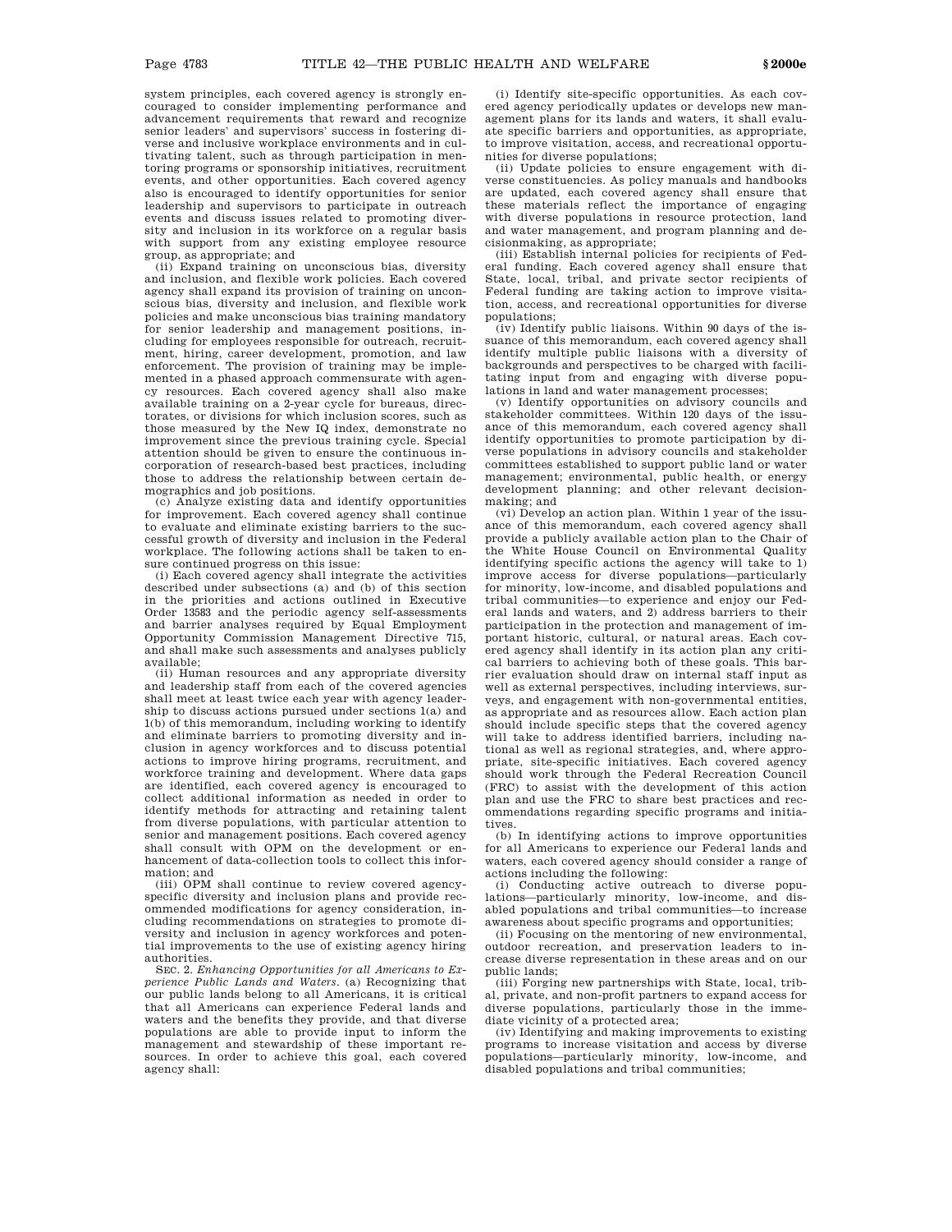system principles, each covered agency is strongly encouraged to consider implementing performance and advancement requirements that reward and recognize senior leaders' and supervisors' success in fostering diverse and inclusive workplace environments and in cultivating talent, such as through participation in mentoring programs or sponsorship initiatives, recruitment events, and other opportunities. Each covered agency also is encouraged to identify opportunities for senior leadership and supervisors to participate in outreach events and discuss issues related to promoting diversity and inclusion in its workforce on a regular basis with support from any existing employee resource group, as appropriate; and

(ii) Expand training on unconscious bias, diversity and inclusion, and flexible work policies. Each covered agency shall expand its provision of training on unconscious bias, diversity and inclusion, and flexible work policies and make unconscious bias training mandatory for senior leadership and management positions, including for employees responsible for outreach, recruitment, hiring, career development, promotion, and law enforcement. The provision of training may be implemented in a phased approach commensurate with agency resources. Each covered agency shall also make available training on a 2-year cycle for bureaus, directorates, or divisions for which inclusion scores, such as those measured by the New IQ index, demonstrate no improvement since the previous training cycle. Special attention should be given to ensure the continuous incorporation of research-based best practices, including those to address the relationship between certain demographics and job positions.

(c) Analyze existing data and identify opportunities for improvement. Each covered agency shall continue to evaluate and eliminate existing barriers to the successful growth of diversity and inclusion in the Federal workplace. The following actions shall be taken to ensure continued progress on this issue:

(i) Each covered agency shall integrate the activities described under subsections (a) and (b) of this section in the priorities and actions outlined in Executive Order 13583 and the periodic agency self-assessments and barrier analyses required by Equal Employment Opportunity Commission Management Directive 715, and shall make such assessments and analyses publicly available;

(ii) Human resources and any appropriate diversity and leadership staff from each of the covered agencies shall meet at least twice each year with agency leadership to discuss actions pursued under sections 1(a) and 1(b) of this memorandum, including working to identify and eliminate barriers to promoting diversity and inclusion in agency workforces and to discuss potential actions to improve hiring programs, recruitment, and workforce training and development. Where data gaps are identified, each covered agency is encouraged to collect additional information as needed in order to identify methods for attracting and retaining talent from diverse populations, with particular attention to senior and management positions. Each covered agency shall consult with OPM on the development or enhancement of data-collection tools to collect this information; and

(iii) OPM shall continue to review covered agency-specific diversity and inclusion plans and provide recommended modifications for agency consideration, including recommendations on strategies to promote diversity and inclusion in agency workforces and potential improvements to the use of existing agency hiring authorities.

SEC. 2. *Enhancing Opportunities for all Americans to Experience Public Lands and Waters.* (a) Recognizing that our public lands belong to all Americans, it is critical that all Americans can experience Federal lands and waters and the benefits they provide, and that diverse populations are able to provide input to inform the management and stewardship of these important resources. In order to achieve this goal, each covered agency shall:

(i) Identify site-specific opportunities. As each covered agency periodically updates or develops new management plans for its lands and waters, it shall evaluate specific barriers and opportunities, as appropriate, to improve visitation, access, and recreational opportunities for diverse populations;

(ii) Update policies to ensure engagement with diverse constituencies. As policy manuals and handbooks are updated, each covered agency shall ensure that these materials reflect the importance of engaging with diverse populations in resource protection, land and water management, and program planning and decisionmaking, as appropriate;

(iii) Establish internal policies for recipients of Federal funding. Each covered agency shall ensure that State, local, tribal, and private sector recipients of Federal funding are taking action to improve visitation, access, and recreational opportunities for diverse populations;

(iv) Identify public liaisons. Within 90 days of the issuance of this memorandum, each covered agency shall identify multiple public liaisons with a diversity of backgrounds and perspectives to be charged with facilitating input from and engaging with diverse populations in land and water management processes;

(v) Identify opportunities on advisory councils and stakeholder committees. Within 120 days of the issuance of this memorandum, each covered agency shall identify opportunities to promote participation by diverse populations in advisory councils and stakeholder committees established to support public land or water management; environmental, public health, or energy development planning; and other relevant decisionmaking; and

(vi) Develop an action plan. Within 1 year of the issuance of this memorandum, each covered agency shall provide a publicly available action plan to the Chair of the White House Council on Environmental Quality identifying specific actions the agency will take to 1) improve access for diverse populations—particularly for minority, low-income, and disabled populations and tribal communities—to experience and enjoy our Federal lands and waters, and 2) address barriers to their participation in the protection and management of important historic, cultural, or natural areas. Each covered agency shall identify in its action plan any critical barriers to achieving both of these goals. This barrier evaluation should draw on internal staff input as well as external perspectives, including interviews, surveys, and engagement with non-governmental entities, as appropriate and as resources allow. Each action plan should include specific steps that the covered agency will take to address identified barriers, including national as well as regional strategies, and, where appropriate, site-specific initiatives. Each covered agency should work through the Federal Recreation Council (FRC) to assist with the development of this action plan and use the FRC to share best practices and recommendations regarding specific programs and initiatives.

(b) In identifying actions to improve opportunities for all Americans to experience our Federal lands and waters, each covered agency should consider a range of actions including the following:

(i) Conducting active outreach to diverse populations—particularly minority, low-income, and disabled populations and tribal communities—to increase awareness about specific programs and opportunities;

(ii) Focusing on the mentoring of new environmental, outdoor recreation, and preservation leaders to increase diverse representation in these areas and on our public lands;

(iii) Forging new partnerships with State, local, tribal, private, and non-profit partners to expand access for diverse populations, particularly those in the immediate vicinity of a protected area;

(iv) Identifying and making improvements to existing programs to increase visitation and access by diverse populations—particularly minority, low-income, and disabled populations and tribal communities;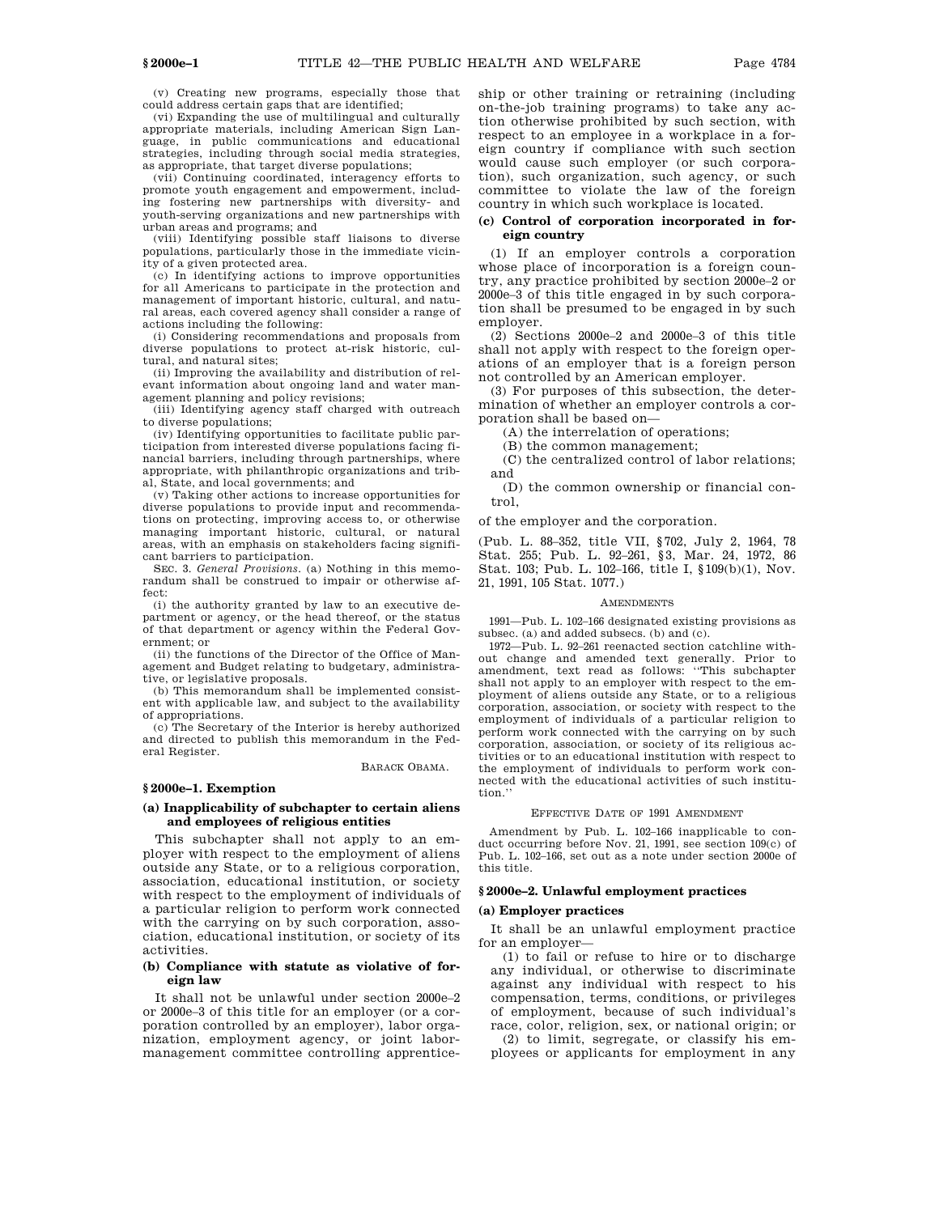(v) Creating new programs, especially those that could address certain gaps that are identified;

(vi) Expanding the use of multilingual and culturally appropriate materials, including American Sign Language, in public communications and educational strategies, including through social media strategies, as appropriate, that target diverse populations;

(vii) Continuing coordinated, interagency efforts to promote youth engagement and empowerment, including fostering new partnerships with diversity- and youth-serving organizations and new partnerships with urban areas and programs; and

(viii) Identifying possible staff liaisons to diverse populations, particularly those in the immediate vicinity of a given protected area.

(c) In identifying actions to improve opportunities for all Americans to participate in the protection and management of important historic, cultural, and natural areas, each covered agency shall consider a range of actions including the following:

(i) Considering recommendations and proposals from diverse populations to protect at-risk historic, cultural, and natural sites;

(ii) Improving the availability and distribution of relevant information about ongoing land and water management planning and policy revisions;

(iii) Identifying agency staff charged with outreach to diverse populations;

(iv) Identifying opportunities to facilitate public participation from interested diverse populations facing financial barriers, including through partnerships, where appropriate, with philanthropic organizations and tribal, State, and local governments; and

(v) Taking other actions to increase opportunities for diverse populations to provide input and recommendations on protecting, improving access to, or otherwise managing important historic, cultural, or natural areas, with an emphasis on stakeholders facing significant barriers to participation.

SEC. 3. *General Provisions*. (a) Nothing in this memorandum shall be construed to impair or otherwise affect:

(i) the authority granted by law to an executive department or agency, or the head thereof, or the status of that department or agency within the Federal Government; or

(ii) the functions of the Director of the Office of Management and Budget relating to budgetary, administrative, or legislative proposals.

(b) This memorandum shall be implemented consistent with applicable law, and subject to the availability of appropriations.

(c) The Secretary of the Interior is hereby authorized and directed to publish this memorandum in the Federal Register.

BARACK OBAMA.

### § 2000e–1. Exemption

#### (a) Inapplicability of subchapter to certain aliens and employees of religious entities

This subchapter shall not apply to an employer with respect to the employment of aliens outside any State, or to a religious corporation, association, educational institution, or society with respect to the employment of individuals of a particular religion to perform work connected with the carrying on by such corporation, association, educational institution, or society of its activities.

#### (b) Compliance with statute as violative of foreign law

It shall not be unlawful under section 2000e–2 or 2000e–3 of this title for an employer (or a corporation controlled by an employer), labor organization, employment agency, or joint labor-management committee controlling apprenticeship or other training or retraining (including on-the-job training programs) to take any action otherwise prohibited by such section, with respect to an employee in a workplace in a foreign country if compliance with such section would cause such employer (or such corporation), such organization, such agency, or such committee to violate the law of the foreign country in which such workplace is located.

#### (c) Control of corporation incorporated in foreign country

(1) If an employer controls a corporation whose place of incorporation is a foreign country, any practice prohibited by section 2000e–2 or 2000e–3 of this title engaged in by such corporation shall be presumed to be engaged in by such employer.

(2) Sections 2000e–2 and 2000e–3 of this title shall not apply with respect to the foreign operations of an employer that is a foreign person not controlled by an American employer.

(3) For purposes of this subsection, the determination of whether an employer controls a corporation shall be based on—

(A) the interrelation of operations;

(B) the common management;

(C) the centralized control of labor relations; and

(D) the common ownership or financial control,

of the employer and the corporation.

(Pub. L. 88–352, title VII, § 702, July 2, 1964, 78 Stat. 255; Pub. L. 92–261, § 3, Mar. 24, 1972, 86 Stat. 103; Pub. L. 102–166, title I, § 109(b)(1), Nov. 21, 1991, 105 Stat. 1077.)

AMENDMENTS

1991—Pub. L. 102–166 designated existing provisions as subsec. (a) and added subsecs. (b) and (c).

1972—Pub. L. 92–261 reenacted section catchline without change and amended text generally. Prior to amendment, text read as follows: "This subchapter shall not apply to an employer with respect to the employment of aliens outside any State, or to a religious corporation, association, or society with respect to the employment of individuals of a particular religion to perform work connected with the carrying on by such corporation, association, or society of its religious activities or to an educational institution with respect to the employment of individuals to perform work connected with the educational activities of such institution."

EFFECTIVE DATE OF 1991 AMENDMENT

Amendment by Pub. L. 102–166 inapplicable to conduct occurring before Nov. 21, 1991, see section 109(c) of Pub. L. 102–166, set out as a note under section 2000e of this title.

### § 2000e–2. Unlawful employment practices

#### (a) Employer practices

It shall be an unlawful employment practice for an employer—

(1) to fail or refuse to hire or to discharge any individual, or otherwise to discriminate against any individual with respect to his compensation, terms, conditions, or privileges of employment, because of such individual's race, color, religion, sex, or national origin; or

(2) to limit, segregate, or classify his employees or applicants for employment in any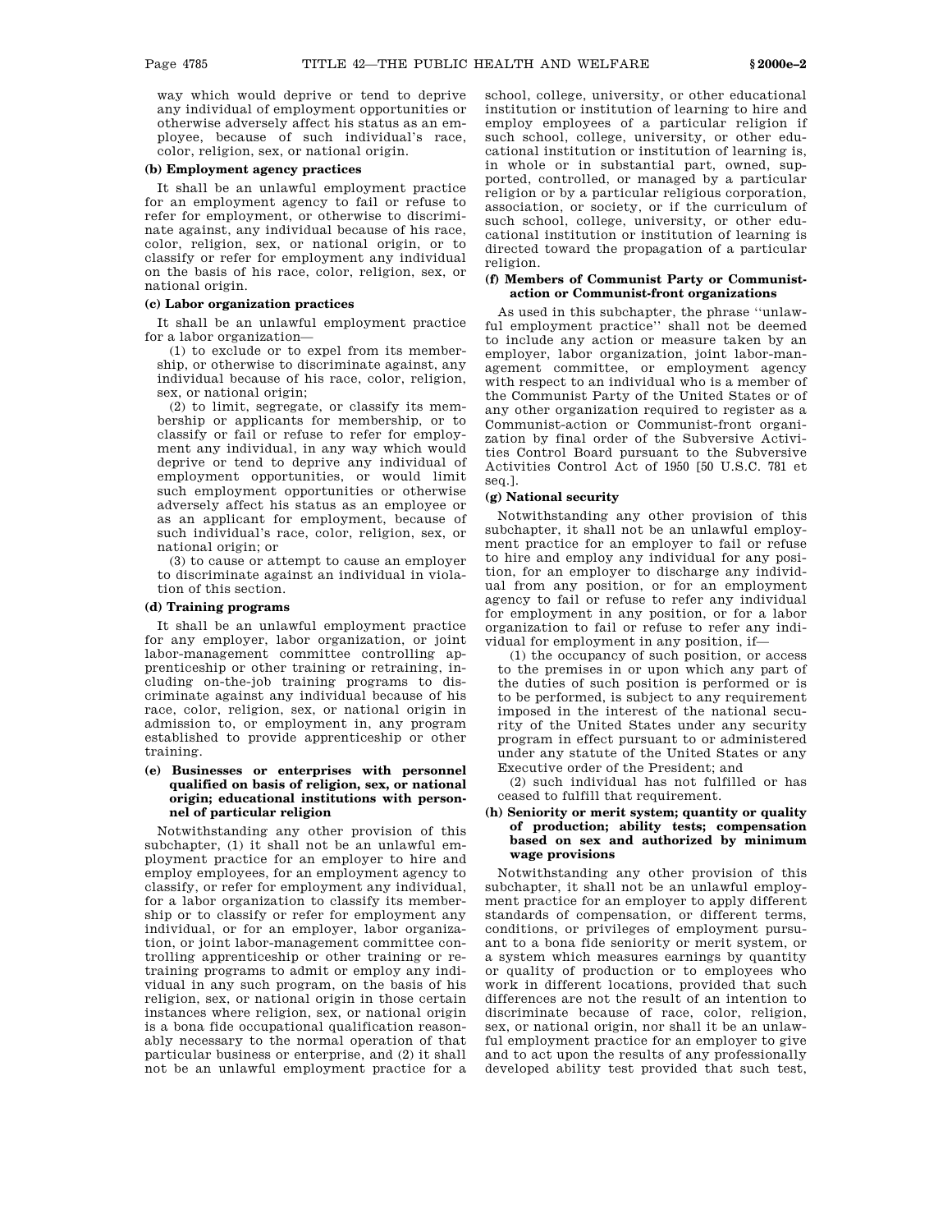way which would deprive or tend to deprive any individual of employment opportunities or otherwise adversely affect his status as an employee, because of such individual's race, color, religion, sex, or national origin.

**(b) Employment agency practices**

It shall be an unlawful employment practice for an employment agency to fail or refuse to refer for employment, or otherwise to discriminate against, any individual because of his race, color, religion, sex, or national origin, or to classify or refer for employment any individual on the basis of his race, color, religion, sex, or national origin.

**(c) Labor organization practices**

It shall be an unlawful employment practice for a labor organization—

(1) to exclude or to expel from its membership, or otherwise to discriminate against, any individual because of his race, color, religion, sex, or national origin;

(2) to limit, segregate, or classify its membership or applicants for membership, or to classify or fail or refuse to refer for employment any individual, in any way which would deprive or tend to deprive any individual of employment opportunities, or would limit such employment opportunities or otherwise adversely affect his status as an employee or as an applicant for employment, because of such individual's race, color, religion, sex, or national origin; or

(3) to cause or attempt to cause an employer to discriminate against an individual in violation of this section.

**(d) Training programs**

It shall be an unlawful employment practice for any employer, labor organization, or joint labor-management committee controlling apprenticeship or other training or retraining, including on-the-job training programs to discriminate against any individual because of his race, color, religion, sex, or national origin in admission to, or employment in, any program established to provide apprenticeship or other training.

**(e) Businesses or enterprises with personnel qualified on basis of religion, sex, or national origin; educational institutions with personnel of particular religion**

Notwithstanding any other provision of this subchapter, (1) it shall not be an unlawful employment practice for an employer to hire and employ employees, for an employment agency to classify, or refer for employment any individual, for a labor organization to classify its membership or to classify or refer for employment any individual, or for an employer, labor organization, or joint labor-management committee controlling apprenticeship or other training or retraining programs to admit or employ any individual in any such program, on the basis of his religion, sex, or national origin in those certain instances where religion, sex, or national origin is a bona fide occupational qualification reasonably necessary to the normal operation of that particular business or enterprise, and (2) it shall not be an unlawful employment practice for a school, college, university, or other educational institution or institution of learning to hire and employ employees of a particular religion if such school, college, university, or other educational institution or institution of learning is, in whole or in substantial part, owned, supported, controlled, or managed by a particular religion or by a particular religious corporation, association, or society, or if the curriculum of such school, college, university, or other educational institution or institution of learning is directed toward the propagation of a particular religion.

**(f) Members of Communist Party or Communist-action or Communist-front organizations**

As used in this subchapter, the phrase "unlawful employment practice" shall not be deemed to include any action or measure taken by an employer, labor organization, joint labor-management committee, or employment agency with respect to an individual who is a member of the Communist Party of the United States or of any other organization required to register as a Communist-action or Communist-front organization by final order of the Subversive Activities Control Board pursuant to the Subversive Activities Control Act of 1950 [50 U.S.C. 781 et seq.].

**(g) National security**

Notwithstanding any other provision of this subchapter, it shall not be an unlawful employment practice for an employer to fail or refuse to hire and employ any individual for any position, for an employer to discharge any individual from any position, or for an employment agency to fail or refuse to refer any individual for employment in any position, or for a labor organization to fail or refuse to refer any individual for employment in any position, if—

(1) the occupancy of such position, or access to the premises in or upon which any part of the duties of such position is performed or is to be performed, is subject to any requirement imposed in the interest of the national security of the United States under any security program in effect pursuant to or administered under any statute of the United States or any Executive order of the President; and

(2) such individual has not fulfilled or has ceased to fulfill that requirement.

**(h) Seniority or merit system; quantity or quality of production; ability tests; compensation based on sex and authorized by minimum wage provisions**

Notwithstanding any other provision of this subchapter, it shall not be an unlawful employment practice for an employer to apply different standards of compensation, or different terms, conditions, or privileges of employment pursuant to a bona fide seniority or merit system, or a system which measures earnings by quantity or quality of production or to employees who work in different locations, provided that such differences are not the result of an intention to discriminate because of race, color, religion, sex, or national origin, nor shall it be an unlawful employment practice for an employer to give and to act upon the results of any professionally developed ability test provided that such test,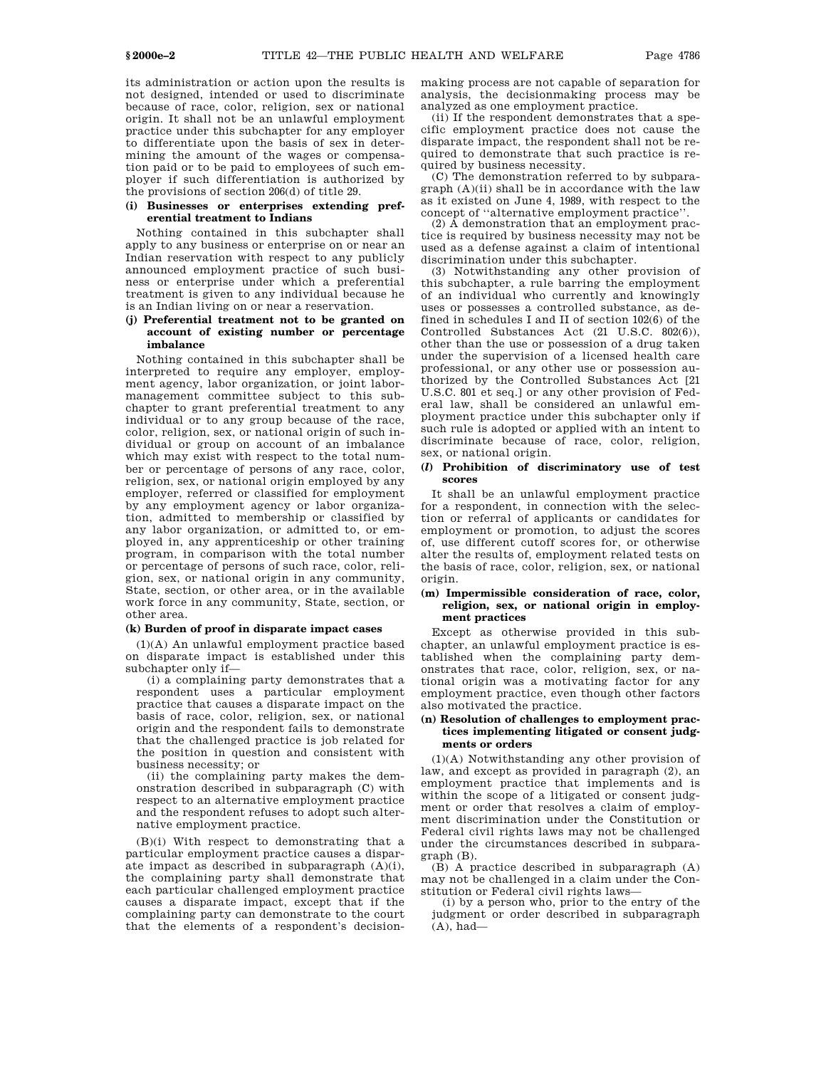its administration or action upon the results is not designed, intended or used to discriminate because of race, color, religion, sex or national origin. It shall not be an unlawful employment practice under this subchapter for any employer to differentiate upon the basis of sex in determining the amount of the wages or compensation paid or to be paid to employees of such employer if such differentiation is authorized by the provisions of section 206(d) of title 29.

#### (i) Businesses or enterprises extending preferential treatment to Indians

Nothing contained in this subchapter shall apply to any business or enterprise on or near an Indian reservation with respect to any publicly announced employment practice of such business or enterprise under which a preferential treatment is given to any individual because he is an Indian living on or near a reservation.

#### (j) Preferential treatment not to be granted on account of existing number or percentage imbalance

Nothing contained in this subchapter shall be interpreted to require any employer, employment agency, labor organization, or joint labor-management committee subject to this subchapter to grant preferential treatment to any individual or to any group because of the race, color, religion, sex, or national origin of such individual or group on account of an imbalance which may exist with respect to the total number or percentage of persons of any race, color, religion, sex, or national origin employed by any employer, referred or classified for employment by any employment agency or labor organization, admitted to membership or classified by any labor organization, or admitted to, or employed in, any apprenticeship or other training program, in comparison with the total number or percentage of persons of such race, color, religion, sex, or national origin in any community, State, section, or other area, or in the available work force in any community, State, section, or other area.

#### (k) Burden of proof in disparate impact cases

(1)(A) An unlawful employment practice based on disparate impact is established under this subchapter only if—

(i) a complaining party demonstrates that a respondent uses a particular employment practice that causes a disparate impact on the basis of race, color, religion, sex, or national origin and the respondent fails to demonstrate that the challenged practice is job related for the position in question and consistent with business necessity; or

(ii) the complaining party makes the demonstration described in subparagraph (C) with respect to an alternative employment practice and the respondent refuses to adopt such alternative employment practice.

(B)(i) With respect to demonstrating that a particular employment practice causes a disparate impact as described in subparagraph (A)(i), the complaining party shall demonstrate that each particular challenged employment practice causes a disparate impact, except that if the complaining party can demonstrate to the court that the elements of a respondent's decisionmaking process are not capable of separation for analysis, the decisionmaking process may be analyzed as one employment practice.

(ii) If the respondent demonstrates that a specific employment practice does not cause the disparate impact, the respondent shall not be required to demonstrate that such practice is required by business necessity.

(C) The demonstration referred to by subparagraph (A)(ii) shall be in accordance with the law as it existed on June 4, 1989, with respect to the concept of "alternative employment practice".

(2) A demonstration that an employment practice is required by business necessity may not be used as a defense against a claim of intentional discrimination under this subchapter.

(3) Notwithstanding any other provision of this subchapter, a rule barring the employment of an individual who currently and knowingly uses or possesses a controlled substance, as defined in schedules I and II of section 102(6) of the Controlled Substances Act (21 U.S.C. 802(6)), other than the use or possession of a drug taken under the supervision of a licensed health care professional, or any other use or possession authorized by the Controlled Substances Act [21 U.S.C. 801 et seq.] or any other provision of Federal law, shall be considered an unlawful employment practice under this subchapter only if such rule is adopted or applied with an intent to discriminate because of race, color, religion, sex, or national origin.

#### (*l*) Prohibition of discriminatory use of test scores

It shall be an unlawful employment practice for a respondent, in connection with the selection or referral of applicants or candidates for employment or promotion, to adjust the scores of, use different cutoff scores for, or otherwise alter the results of, employment related tests on the basis of race, color, religion, sex, or national origin.

#### (m) Impermissible consideration of race, color, religion, sex, or national origin in employment practices

Except as otherwise provided in this subchapter, an unlawful employment practice is established when the complaining party demonstrates that race, color, religion, sex, or national origin was a motivating factor for any employment practice, even though other factors also motivated the practice.

#### (n) Resolution of challenges to employment practices implementing litigated or consent judgments or orders

(1)(A) Notwithstanding any other provision of law, and except as provided in paragraph (2), an employment practice that implements and is within the scope of a litigated or consent judgment or order that resolves a claim of employment discrimination under the Constitution or Federal civil rights laws may not be challenged under the circumstances described in subparagraph (B).

(B) A practice described in subparagraph (A) may not be challenged in a claim under the Constitution or Federal civil rights laws—

(i) by a person who, prior to the entry of the judgment or order described in subparagraph (A), had—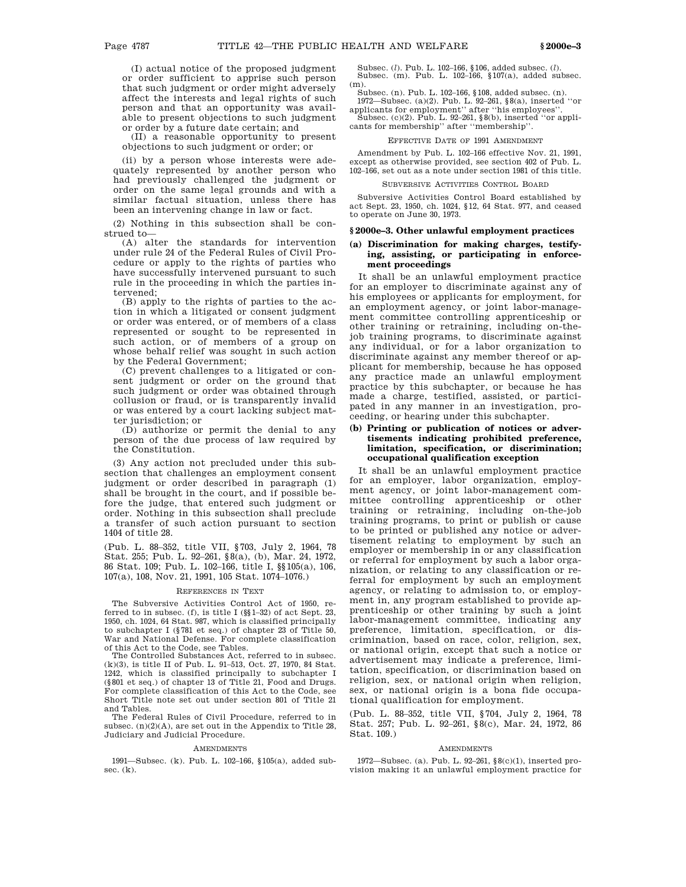(I) actual notice of the proposed judgment or order sufficient to apprise such person that such judgment or order might adversely affect the interests and legal rights of such person and that an opportunity was available to present objections to such judgment or order by a future date certain; and

(II) a reasonable opportunity to present objections to such judgment or order; or

(ii) by a person whose interests were adequately represented by another person who had previously challenged the judgment or order on the same legal grounds and with a similar factual situation, unless there has been an intervening change in law or fact.

(2) Nothing in this subsection shall be construed to—

(A) alter the standards for intervention under rule 24 of the Federal Rules of Civil Procedure or apply to the rights of parties who have successfully intervened pursuant to such rule in the proceeding in which the parties intervened;

(B) apply to the rights of parties to the action in which a litigated or consent judgment or order was entered, or of members of a class represented or sought to be represented in such action, or of members of a group on whose behalf relief was sought in such action by the Federal Government;

(C) prevent challenges to a litigated or consent judgment or order on the ground that such judgment or order was obtained through collusion or fraud, or is transparently invalid or was entered by a court lacking subject matter jurisdiction; or

(D) authorize or permit the denial to any person of the due process of law required by the Constitution.

(3) Any action not precluded under this subsection that challenges an employment consent judgment or order described in paragraph (1) shall be brought in the court, and if possible before the judge, that entered such judgment or order. Nothing in this subsection shall preclude a transfer of such action pursuant to section 1404 of title 28.

(Pub. L. 88–352, title VII, §703, July 2, 1964, 78 Stat. 255; Pub. L. 92–261, §8(a), (b), Mar. 24, 1972, 86 Stat. 109; Pub. L. 102–166, title I, §§105(a), 106, 107(a), 108, Nov. 21, 1991, 105 Stat. 1074–1076.)

REFERENCES IN TEXT

The Subversive Activities Control Act of 1950, referred to in subsec. (f), is title I (§§1–32) of act Sept. 23, 1950, ch. 1024, 64 Stat. 987, which is classified principally to subchapter I (§781 et seq.) of chapter 23 of Title 50, War and National Defense. For complete classification of this Act to the Code, see Tables.

The Controlled Substances Act, referred to in subsec. (k)(3), is title II of Pub. L. 91–513, Oct. 27, 1970, 84 Stat. 1242, which is classified principally to subchapter I (§801 et seq.) of chapter 13 of Title 21, Food and Drugs. For complete classification of this Act to the Code, see Short Title note set out under section 801 of Title 21 and Tables.

The Federal Rules of Civil Procedure, referred to in subsec. (n)(2)(A), are set out in the Appendix to Title 28, Judiciary and Judicial Procedure.

AMENDMENTS

1991—Subsec. (k). Pub. L. 102–166, §105(a), added subsec. (k).

Subsec. (*l*). Pub. L. 102–166, §106, added subsec. (*l*).

Subsec. (m). Pub. L. 102–166, §107(a), added subsec. (m).

Subsec. (n). Pub. L. 102–166, §108, added subsec. (n).

1972—Subsec. (a)(2). Pub. L. 92–261, §8(a), inserted "or applicants for employment" after "his employees".

Subsec. (c)(2). Pub. L. 92–261, §8(b), inserted "or applicants for membership" after "membership".

EFFECTIVE DATE OF 1991 AMENDMENT

Amendment by Pub. L. 102–166 effective Nov. 21, 1991, except as otherwise provided, see section 402 of Pub. L. 102–166, set out as a note under section 1981 of this title.

SUBVERSIVE ACTIVITIES CONTROL BOARD

Subversive Activities Control Board established by act Sept. 23, 1950, ch. 1024, §12, 64 Stat. 977, and ceased to operate on June 30, 1973.

## §2000e–3. Other unlawful employment practices

### (a) Discrimination for making charges, testifying, assisting, or participating in enforcement proceedings

It shall be an unlawful employment practice for an employer to discriminate against any of his employees or applicants for employment, for an employment agency, or joint labor-management committee controlling apprenticeship or other training or retraining, including on-the-job training programs, to discriminate against any individual, or for a labor organization to discriminate against any member thereof or applicant for membership, because he has opposed any practice made an unlawful employment practice by this subchapter, or because he has made a charge, testified, assisted, or participated in any manner in an investigation, proceeding, or hearing under this subchapter.

### (b) Printing or publication of notices or advertisements indicating prohibited preference, limitation, specification, or discrimination; occupational qualification exception

It shall be an unlawful employment practice for an employer, labor organization, employment agency, or joint labor-management committee controlling apprenticeship or other training or retraining, including on-the-job training programs, to print or publish or cause to be printed or published any notice or advertisement relating to employment by such an employer or membership in or any classification or referral for employment by such a labor organization, or relating to any classification or referral for employment by such an employment agency, or relating to admission to, or employment in, any program established to provide apprenticeship or other training by such a joint labor-management committee, indicating any preference, limitation, specification, or discrimination, based on race, color, religion, sex, or national origin, except that such a notice or advertisement may indicate a preference, limitation, specification, or discrimination based on religion, sex, or national origin when religion, sex, or national origin is a bona fide occupational qualification for employment.

(Pub. L. 88–352, title VII, §704, July 2, 1964, 78 Stat. 257; Pub. L. 92–261, §8(c), Mar. 24, 1972, 86 Stat. 109.)

AMENDMENTS

1972—Subsec. (a). Pub. L. 92–261, §8(c)(1), inserted provision making it an unlawful employment practice for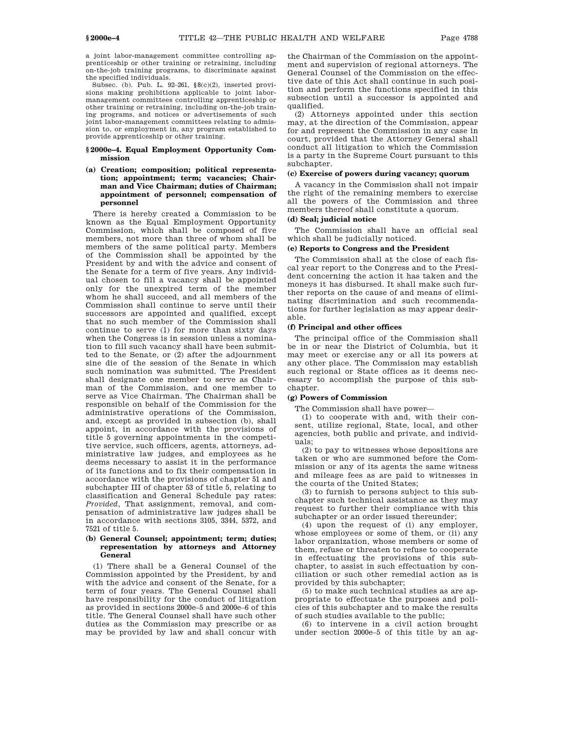a joint labor-management committee controlling apprenticeship or other training or retraining, including on-the-job training programs, to discriminate against the specified individuals.

Subsec. (b). Pub. L. 92–261, §8(c)(2), inserted provisions making prohibitions applicable to joint labor-management committees controlling apprenticeship or other training or retraining, including on-the-job training programs, and notices or advertisements of such joint labor-management committees relating to admission to, or employment in, any program established to provide apprenticeship or other training.

## §2000e–4. Equal Employment Opportunity Commission

### (a) Creation; composition; political representation; appointment; term; vacancies; Chairman and Vice Chairman; duties of Chairman; appointment of personnel; compensation of personnel

There is hereby created a Commission to be known as the Equal Employment Opportunity Commission, which shall be composed of five members, not more than three of whom shall be members of the same political party. Members of the Commission shall be appointed by the President by and with the advice and consent of the Senate for a term of five years. Any individual chosen to fill a vacancy shall be appointed only for the unexpired term of the member whom he shall succeed, and all members of the Commission shall continue to serve until their successors are appointed and qualified, except that no such member of the Commission shall continue to serve (1) for more than sixty days when the Congress is in session unless a nomination to fill such vacancy shall have been submitted to the Senate, or (2) after the adjournment sine die of the session of the Senate in which such nomination was submitted. The President shall designate one member to serve as Chairman of the Commission, and one member to serve as Vice Chairman. The Chairman shall be responsible on behalf of the Commission for the administrative operations of the Commission, and, except as provided in subsection (b), shall appoint, in accordance with the provisions of title 5 governing appointments in the competitive service, such officers, agents, attorneys, administrative law judges, and employees as he deems necessary to assist it in the performance of its functions and to fix their compensation in accordance with the provisions of chapter 51 and subchapter III of chapter 53 of title 5, relating to classification and General Schedule pay rates: *Provided*, That assignment, removal, and compensation of administrative law judges shall be in accordance with sections 3105, 3344, 5372, and 7521 of title 5.

### (b) General Counsel; appointment; term; duties; representation by attorneys and Attorney General

(1) There shall be a General Counsel of the Commission appointed by the President, by and with the advice and consent of the Senate, for a term of four years. The General Counsel shall have responsibility for the conduct of litigation as provided in sections 2000e–5 and 2000e–6 of this title. The General Counsel shall have such other duties as the Commission may prescribe or as may be provided by law and shall concur with the Chairman of the Commission on the appointment and supervision of regional attorneys. The General Counsel of the Commission on the effective date of this Act shall continue in such position and perform the functions specified in this subsection until a successor is appointed and qualified.

(2) Attorneys appointed under this section may, at the direction of the Commission, appear for and represent the Commission in any case in court, provided that the Attorney General shall conduct all litigation to which the Commission is a party in the Supreme Court pursuant to this subchapter.

### (c) Exercise of powers during vacancy; quorum

A vacancy in the Commission shall not impair the right of the remaining members to exercise all the powers of the Commission and three members thereof shall constitute a quorum.

### (d) Seal; judicial notice

The Commission shall have an official seal which shall be judicially noticed.

### (e) Reports to Congress and the President

The Commission shall at the close of each fiscal year report to the Congress and to the President concerning the action it has taken and the moneys it has disbursed. It shall make such further reports on the cause of and means of eliminating discrimination and such recommendations for further legislation as may appear desirable.

### (f) Principal and other offices

The principal office of the Commission shall be in or near the District of Columbia, but it may meet or exercise any or all its powers at any other place. The Commission may establish such regional or State offices as it deems necessary to accomplish the purpose of this subchapter.

### (g) Powers of Commission

The Commission shall have power—

(1) to cooperate with and, with their consent, utilize regional, State, local, and other agencies, both public and private, and individuals;

(2) to pay to witnesses whose depositions are taken or who are summoned before the Commission or any of its agents the same witness and mileage fees as are paid to witnesses in the courts of the United States;

(3) to furnish to persons subject to this subchapter such technical assistance as they may request to further their compliance with this subchapter or an order issued thereunder;

(4) upon the request of (i) any employer, whose employees or some of them, or (ii) any labor organization, whose members or some of them, refuse or threaten to refuse to cooperate in effectuating the provisions of this subchapter, to assist in such effectuation by conciliation or such other remedial action as is provided by this subchapter;

(5) to make such technical studies as are appropriate to effectuate the purposes and policies of this subchapter and to make the results of such studies available to the public;

(6) to intervene in a civil action brought under section 2000e–5 of this title by an ag-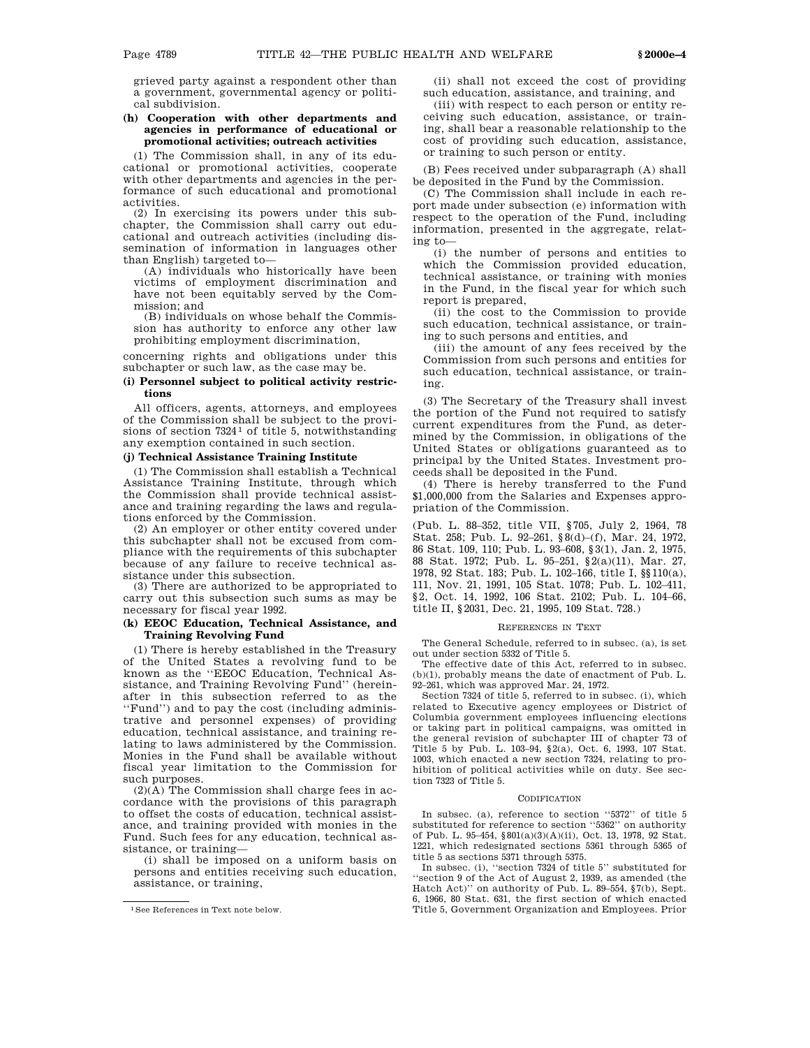grieved party against a respondent other than a government, governmental agency or political subdivision.

**(h) Cooperation with other departments and agencies in performance of educational or promotional activities; outreach activities**

(1) The Commission shall, in any of its educational or promotional activities, cooperate with other departments and agencies in the performance of such educational and promotional activities.

(2) In exercising its powers under this subchapter, the Commission shall carry out educational and outreach activities (including dissemination of information in languages other than English) targeted to—

(A) individuals who historically have been victims of employment discrimination and have not been equitably served by the Commission; and

(B) individuals on whose behalf the Commission has authority to enforce any other law prohibiting employment discrimination,

concerning rights and obligations under this subchapter or such law, as the case may be.

**(i) Personnel subject to political activity restrictions**

All officers, agents, attorneys, and employees of the Commission shall be subject to the provisions of section 7324[1] of title 5, notwithstanding any exemption contained in such section.

**(j) Technical Assistance Training Institute**

(1) The Commission shall establish a Technical Assistance Training Institute, through which the Commission shall provide technical assistance and training regarding the laws and regulations enforced by the Commission.

(2) An employer or other entity covered under this subchapter shall not be excused from compliance with the requirements of this subchapter because of any failure to receive technical assistance under this subsection.

(3) There are authorized to be appropriated to carry out this subsection such sums as may be necessary for fiscal year 1992.

**(k) EEOC Education, Technical Assistance, and Training Revolving Fund**

(1) There is hereby established in the Treasury of the United States a revolving fund to be known as the ''EEOC Education, Technical Assistance, and Training Revolving Fund'' (hereinafter in this subsection referred to as the ''Fund'') and to pay the cost (including administrative and personnel expenses) of providing education, technical assistance, and training relating to laws administered by the Commission. Monies in the Fund shall be available without fiscal year limitation to the Commission for such purposes.

(2)(A) The Commission shall charge fees in accordance with the provisions of this paragraph to offset the costs of education, technical assistance, and training provided with monies in the Fund. Such fees for any education, technical assistance, or training—

(i) shall be imposed on a uniform basis on persons and entities receiving such education, assistance, or training,

(ii) shall not exceed the cost of providing such education, assistance, and training, and

(iii) with respect to each person or entity receiving such education, assistance, or training, shall bear a reasonable relationship to the cost of providing such education, assistance, or training to such person or entity.

(B) Fees received under subparagraph (A) shall be deposited in the Fund by the Commission.

(C) The Commission shall include in each report made under subsection (e) information with respect to the operation of the Fund, including information, presented in the aggregate, relating to—

(i) the number of persons and entities to which the Commission provided education, technical assistance, or training with monies in the Fund, in the fiscal year for which such report is prepared,

(ii) the cost to the Commission to provide such education, technical assistance, or training to such persons and entities, and

(iii) the amount of any fees received by the Commission from such persons and entities for such education, technical assistance, or training.

(3) The Secretary of the Treasury shall invest the portion of the Fund not required to satisfy current expenditures from the Fund, as determined by the Commission, in obligations of the United States or obligations guaranteed as to principal by the United States. Investment proceeds shall be deposited in the Fund.

(4) There is hereby transferred to the Fund $1,000,000 from the Salaries and Expenses appropriation of the Commission.

(Pub. L. 88–352, title VII, §705, July 2, 1964, 78 Stat. 258; Pub. L. 92–261, §8(d)–(f), Mar. 24, 1972, 86 Stat. 109, 110; Pub. L. 93–608, §3(1), Jan. 2, 1975, 88 Stat. 1972; Pub. L. 95–251, §2(a)(11), Mar. 27, 1978, 92 Stat. 183; Pub. L. 102–166, title I, §§110(a), 111, Nov. 21, 1991, 105 Stat. 1078; Pub. L. 102–411, §2, Oct. 14, 1992, 106 Stat. 2102; Pub. L. 104–66, title II, §2031, Dec. 21, 1995, 109 Stat. 728.)

REFERENCES IN TEXT

The General Schedule, referred to in subsec. (a), is set out under section 5332 of Title 5.

The effective date of this Act, referred to in subsec. (b)(1), probably means the date of enactment of Pub. L. 92–261, which was approved Mar. 24, 1972.

Section 7324 of title 5, referred to in subsec. (i), which related to Executive agency employees or District of Columbia government employees influencing elections or taking part in political campaigns, was omitted in the general revision of subchapter III of chapter 73 of Title 5 by Pub. L. 103–94, §2(a), Oct. 6, 1993, 107 Stat. 1003, which enacted a new section 7324, relating to prohibition of political activities while on duty. See section 7323 of Title 5.

CODIFICATION

In subsec. (a), reference to section ''5372'' of title 5 substituted for reference to section ''5362'' on authority of Pub. L. 95–454, §801(a)(3)(A)(ii), Oct. 13, 1978, 92 Stat. 1221, which redesignated sections 5361 through 5365 of title 5 as sections 5371 through 5375.

In subsec. (i), ''section 7324 of title 5'' substituted for ''section 9 of the Act of August 2, 1939, as amended (the Hatch Act)'' on authority of Pub. L. 89–554, §7(b), Sept. 6, 1966, 80 Stat. 631, the first section of which enacted Title 5, Government Organization and Employees. Prior

[1] See References in Text note below.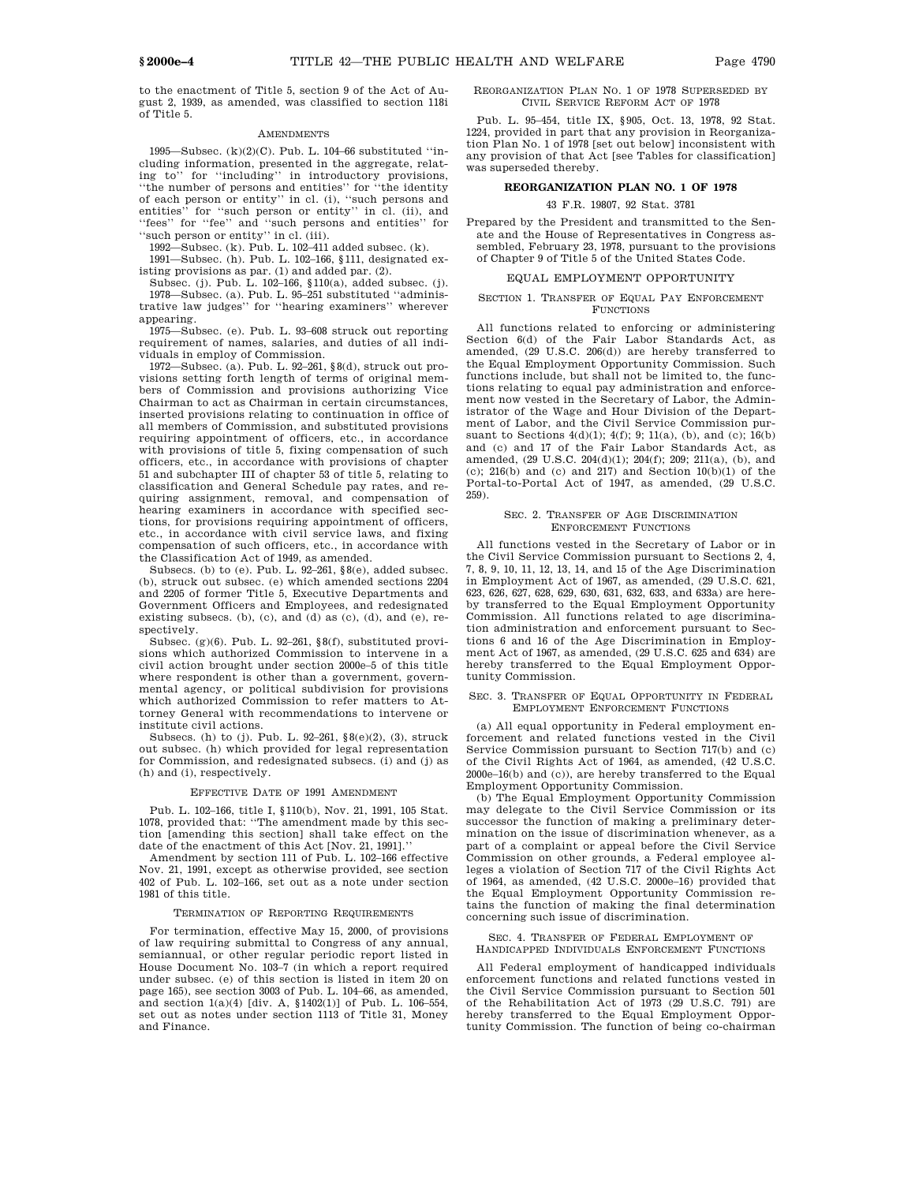to the enactment of Title 5, section 9 of the Act of August 2, 1939, as amended, was classified to section 118i of Title 5.

AMENDMENTS

1995—Subsec. (k)(2)(C). Pub. L. 104–66 substituted ''including information, presented in the aggregate, relating to'' for ''including'' in introductory provisions, ''the number of persons and entities'' for ''the identity of each person or entity'' in cl. (i), ''such persons and entities'' for ''such person or entity'' in cl. (ii), and ''fees'' for ''fee'' and ''such persons and entities'' for ''such person or entity'' in cl. (iii).

1992—Subsec. (k). Pub. L. 102–411 added subsec. (k).

1991—Subsec. (h). Pub. L. 102–166, §111, designated existing provisions as par. (1) and added par. (2).

Subsec. (j). Pub. L. 102–166, §110(a), added subsec. (j).

1978—Subsec. (a). Pub. L. 95–251 substituted ''administrative law judges'' for ''hearing examiners'' wherever appearing.

1975—Subsec. (e). Pub. L. 93–608 struck out reporting requirement of names, salaries, and duties of all individuals in employ of Commission.

1972—Subsec. (a). Pub. L. 92–261, §8(d), struck out provisions setting forth length of terms of original members of Commission and provisions authorizing Vice Chairman to act as Chairman in certain circumstances, inserted provisions relating to continuation in office of all members of Commission, and substituted provisions requiring appointment of officers, etc., in accordance with provisions of title 5, fixing compensation of such officers, etc., in accordance with provisions of chapter 51 and subchapter III of chapter 53 of title 5, relating to classification and General Schedule pay rates, and requiring assignment, removal, and compensation of hearing examiners in accordance with specified sections, for provisions requiring appointment of officers, etc., in accordance with civil service laws, and fixing compensation of such officers, etc., in accordance with the Classification Act of 1949, as amended.

Subsecs. (b) to (e). Pub. L. 92–261, §8(e), added subsec. (b), struck out subsec. (e) which amended sections 2204 and 2205 of former Title 5, Executive Departments and Government Officers and Employees, and redesignated existing subsecs. (b), (c), and (d) as (c), (d), and (e), respectively.

Subsec. (g)(6). Pub. L. 92–261, §8(f), substituted provisions which authorized Commission to intervene in a civil action brought under section 2000e–5 of this title where respondent is other than a government, governmental agency, or political subdivision for provisions which authorized Commission to refer matters to Attorney General with recommendations to intervene or institute civil actions.

Subsecs. (h) to (j). Pub. L. 92–261, §8(e)(2), (3), struck out subsec. (h) which provided for legal representation for Commission, and redesignated subsecs. (i) and (j) as (h) and (i), respectively.

EFFECTIVE DATE OF 1991 AMENDMENT

Pub. L. 102–166, title I, §110(b), Nov. 21, 1991, 105 Stat. 1078, provided that: ''The amendment made by this section [amending this section] shall take effect on the date of the enactment of this Act [Nov. 21, 1991].''

Amendment by section 111 of Pub. L. 102–166 effective Nov. 21, 1991, except as otherwise provided, see section 402 of Pub. L. 102–166, set out as a note under section 1981 of this title.

TERMINATION OF REPORTING REQUIREMENTS

For termination, effective May 15, 2000, of provisions of law requiring submittal to Congress of any annual, semiannual, or other regular periodic report listed in House Document No. 103–7 (in which a report required under subsec. (e) of this section is listed in item 20 on page 165), see section 3003 of Pub. L. 104–66, as amended, and section 1(a)(4) [div. A, §1402(1)] of Pub. L. 106–554, set out as notes under section 1113 of Title 31, Money and Finance.

REORGANIZATION PLAN NO. 1 OF 1978 SUPERSEDED BY CIVIL SERVICE REFORM ACT OF 1978

Pub. L. 95–454, title IX, §905, Oct. 13, 1978, 92 Stat. 1224, provided in part that any provision in Reorganization Plan No. 1 of 1978 [set out below] inconsistent with any provision of that Act [see Tables for classification] was superseded thereby.

## REORGANIZATION PLAN NO. 1 OF 1978

43 F.R. 19807, 92 Stat. 3781

Prepared by the President and transmitted to the Senate and the House of Representatives in Congress assembled, February 23, 1978, pursuant to the provisions of Chapter 9 of Title 5 of the United States Code.

### EQUAL EMPLOYMENT OPPORTUNITY

SECTION 1. TRANSFER OF EQUAL PAY ENFORCEMENT FUNCTIONS

All functions related to enforcing or administering Section 6(d) of the Fair Labor Standards Act, as amended, (29 U.S.C. 206(d)) are hereby transferred to the Equal Employment Opportunity Commission. Such functions include, but shall not be limited to, the functions relating to equal pay administration and enforcement now vested in the Secretary of Labor, the Administrator of the Wage and Hour Division of the Department of Labor, and the Civil Service Commission pursuant to Sections 4(d)(1); 4(f); 9; 11(a), (b), and (c); 16(b) and (c) and 17 of the Fair Labor Standards Act, as amended, (29 U.S.C. 204(d)(1); 204(f); 209; 211(a), (b), and (c); 216(b) and (c) and 217) and Section 10(b)(1) of the Portal-to-Portal Act of 1947, as amended, (29 U.S.C. 259).

SEC. 2. TRANSFER OF AGE DISCRIMINATION ENFORCEMENT FUNCTIONS

All functions vested in the Secretary of Labor or in the Civil Service Commission pursuant to Sections 2, 4, 7, 8, 9, 10, 11, 12, 13, 14, and 15 of the Age Discrimination in Employment Act of 1967, as amended, (29 U.S.C. 621, 623, 626, 627, 628, 629, 630, 631, 632, 633, and 633a) are hereby transferred to the Equal Employment Opportunity Commission. All functions related to age discrimination administration and enforcement pursuant to Sections 6 and 16 of the Age Discrimination in Employment Act of 1967, as amended, (29 U.S.C. 625 and 634) are hereby transferred to the Equal Employment Opportunity Commission.

SEC. 3. TRANSFER OF EQUAL OPPORTUNITY IN FEDERAL EMPLOYMENT ENFORCEMENT FUNCTIONS

(a) All equal opportunity in Federal employment enforcement and related functions vested in the Civil Service Commission pursuant to Section 717(b) and (c) of the Civil Rights Act of 1964, as amended, (42 U.S.C. 2000e–16(b) and (c)), are hereby transferred to the Equal Employment Opportunity Commission.

(b) The Equal Employment Opportunity Commission may delegate to the Civil Service Commission or its successor the function of making a preliminary determination on the issue of discrimination whenever, as a part of a complaint or appeal before the Civil Service Commission on other grounds, a Federal employee alleges a violation of Section 717 of the Civil Rights Act of 1964, as amended, (42 U.S.C. 2000e–16) provided that the Equal Employment Opportunity Commission retains the function of making the final determination concerning such issue of discrimination.

SEC. 4. TRANSFER OF FEDERAL EMPLOYMENT OF HANDICAPPED INDIVIDUALS ENFORCEMENT FUNCTIONS

All Federal employment of handicapped individuals enforcement functions and related functions vested in the Civil Service Commission pursuant to Section 501 of the Rehabilitation Act of 1973 (29 U.S.C. 791) are hereby transferred to the Equal Employment Opportunity Commission. The function of being co-chairman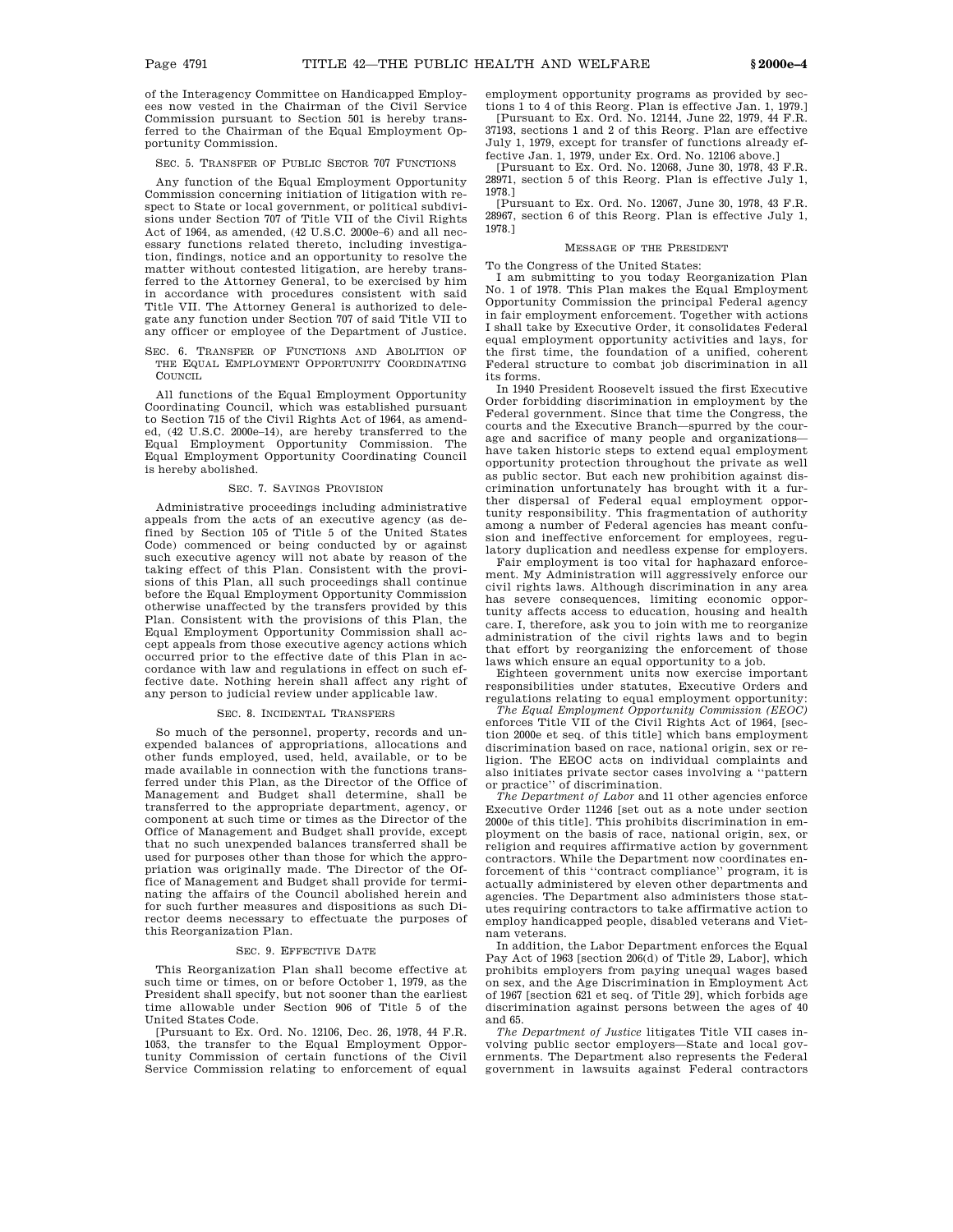of the Interagency Committee on Handicapped Employees now vested in the Chairman of the Civil Service Commission pursuant to Section 501 is hereby transferred to the Chairman of the Equal Employment Opportunity Commission.

SEC. 5. TRANSFER OF PUBLIC SECTOR 707 FUNCTIONS

Any function of the Equal Employment Opportunity Commission concerning initiation of litigation with respect to State or local government, or political subdivisions under Section 707 of Title VII of the Civil Rights Act of 1964, as amended, (42 U.S.C. 2000e–6) and all necessary functions related thereto, including investigation, findings, notice and an opportunity to resolve the matter without contested litigation, are hereby transferred to the Attorney General, to be exercised by him in accordance with procedures consistent with said Title VII. The Attorney General is authorized to delegate any function under Section 707 of said Title VII to any officer or employee of the Department of Justice.

SEC. 6. TRANSFER OF FUNCTIONS AND ABOLITION OF THE EQUAL EMPLOYMENT OPPORTUNITY COORDINATING COUNCIL

All functions of the Equal Employment Opportunity Coordinating Council, which was established pursuant to Section 715 of the Civil Rights Act of 1964, as amended, (42 U.S.C. 2000e–14), are hereby transferred to the Equal Employment Opportunity Commission. The Equal Employment Opportunity Coordinating Council is hereby abolished.

SEC. 7. SAVINGS PROVISION

Administrative proceedings including administrative appeals from the acts of an executive agency (as defined by Section 105 of Title 5 of the United States Code) commenced or being conducted by or against such executive agency will not abate by reason of the taking effect of this Plan. Consistent with the provisions of this Plan, all such proceedings shall continue before the Equal Employment Opportunity Commission otherwise unaffected by the transfers provided by this Plan. Consistent with the provisions of this Plan, the Equal Employment Opportunity Commission shall accept appeals from those executive agency actions which occurred prior to the effective date of this Plan in accordance with law and regulations in effect on such effective date. Nothing herein shall affect any right of any person to judicial review under applicable law.

SEC. 8. INCIDENTAL TRANSFERS

So much of the personnel, property, records and unexpended balances of appropriations, allocations and other funds employed, used, held, available, or to be made available in connection with the functions transferred under this Plan, as the Director of the Office of Management and Budget shall determine, shall be transferred to the appropriate department, agency, or component at such time or times as the Director of the Office of Management and Budget shall provide, except that no such unexpended balances transferred shall be used for purposes other than those for which the appropriation was originally made. The Director of the Office of Management and Budget shall provide for terminating the affairs of the Council abolished herein and for such further measures and dispositions as such Director deems necessary to effectuate the purposes of this Reorganization Plan.

SEC. 9. EFFECTIVE DATE

This Reorganization Plan shall become effective at such time or times, on or before October 1, 1979, as the President shall specify, but not sooner than the earliest time allowable under Section 906 of Title 5 of the United States Code.

[Pursuant to Ex. Ord. No. 12106, Dec. 26, 1978, 44 F.R. 1053, the transfer to the Equal Employment Opportunity Commission of certain functions of the Civil Service Commission relating to enforcement of equal employment opportunity programs as provided by sections 1 to 4 of this Reorg. Plan is effective Jan. 1, 1979.]

[Pursuant to Ex. Ord. No. 12144, June 22, 1979, 44 F.R. 37193, sections 1 and 2 of this Reorg. Plan are effective July 1, 1979, except for transfer of functions already effective Jan. 1, 1979, under Ex. Ord. No. 12106 above.]

[Pursuant to Ex. Ord. No. 12068, June 30, 1978, 43 F.R. 28971, section 5 of this Reorg. Plan is effective July 1, 1978.]

[Pursuant to Ex. Ord. No. 12067, June 30, 1978, 43 F.R. 28967, section 6 of this Reorg. Plan is effective July 1, 1978.]

MESSAGE OF THE PRESIDENT

To the Congress of the United States:

I am submitting to you today Reorganization Plan No. 1 of 1978. This Plan makes the Equal Employment Opportunity Commission the principal Federal agency in fair employment enforcement. Together with actions I shall take by Executive Order, it consolidates Federal equal employment opportunity activities and lays, for the first time, the foundation of a unified, coherent Federal structure to combat job discrimination in all its forms.

In 1940 President Roosevelt issued the first Executive Order forbidding discrimination in employment by the Federal government. Since that time the Congress, the courts and the Executive Branch—spurred by the courage and sacrifice of many people and organizations—have taken historic steps to extend equal employment opportunity protection throughout the private as well as public sector. But each new prohibition against discrimination unfortunately has brought with it a further dispersal of Federal equal employment opportunity responsibility. This fragmentation of authority among a number of Federal agencies has meant confusion and ineffective enforcement for employees, regulatory duplication and needless expense for employers.

Fair employment is too vital for haphazard enforcement. My Administration will aggressively enforce our civil rights laws. Although discrimination in any area has severe consequences, limiting economic opportunity affects access to education, housing and health care. I, therefore, ask you to join with me to reorganize administration of the civil rights laws and to begin that effort by reorganizing the enforcement of those laws which ensure an equal opportunity to a job.

Eighteen government units now exercise important responsibilities under statutes, Executive Orders and regulations relating to equal employment opportunity:

*The Equal Employment Opportunity Commission (EEOC)* enforces Title VII of the Civil Rights Act of 1964, [section 2000e et seq. of this title] which bans employment discrimination based on race, national origin, sex or religion. The EEOC acts on individual complaints and also initiates private sector cases involving a ''pattern or practice'' of discrimination.

*The Department of Labor* and 11 other agencies enforce Executive Order 11246 [set out as a note under section 2000e of this title]. This prohibits discrimination in employment on the basis of race, national origin, sex, or religion and requires affirmative action by government contractors. While the Department now coordinates enforcement of this ''contract compliance'' program, it is actually administered by eleven other departments and agencies. The Department also administers those statutes requiring contractors to take affirmative action to employ handicapped people, disabled veterans and Vietnam veterans.

In addition, the Labor Department enforces the Equal Pay Act of 1963 [section 206(d) of Title 29, Labor], which prohibits employers from paying unequal wages based on sex, and the Age Discrimination in Employment Act of 1967 [section 621 et seq. of Title 29], which forbids age discrimination against persons between the ages of 40 and 65.

*The Department of Justice* litigates Title VII cases involving public sector employers—State and local governments. The Department also represents the Federal government in lawsuits against Federal contractors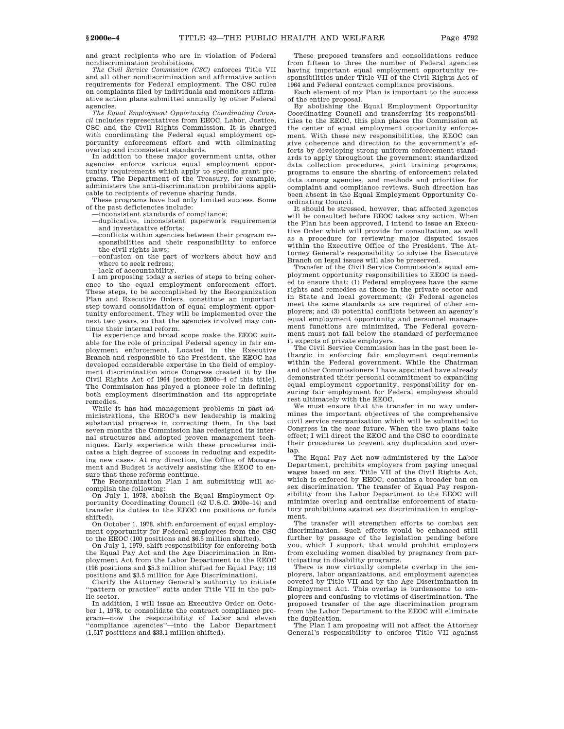and grant recipients who are in violation of Federal nondiscrimination prohibitions.

*The Civil Service Commission (CSC)* enforces Title VII and all other nondiscrimination and affirmative action requirements for Federal employment. The CSC rules on complaints filed by individuals and monitors affirmative action plans submitted annually by other Federal agencies.

*The Equal Employment Opportunity Coordinating Council* includes representatives from EEOC, Labor, Justice, CSC and the Civil Rights Commission. It is charged with coordinating the Federal equal employment opportunity enforcement effort and with eliminating overlap and inconsistent standards.

In addition to these major government units, other agencies enforce various equal employment opportunity requirements which apply to specific grant programs. The Department of the Treasury, for example, administers the anti-discrimination prohibitions applicable to recipients of revenue sharing funds.

These programs have had only limited success. Some of the past deficiencies include:

—inconsistent standards of compliance;
—duplicative, inconsistent paperwork requirements and investigative efforts;
—conflicts within agencies between their program responsibilities and their responsibility to enforce the civil rights laws;
—confusion on the part of workers about how and where to seek redress;
—lack of accountability.

I am proposing today a series of steps to bring coherence to the equal employment enforcement effort. These steps, to be accomplished by the Reorganization Plan and Executive Orders, constitute an important step toward consolidation of equal employment opportunity enforcement. They will be implemented over the next two years, so that the agencies involved may continue their internal reform.

Its experience and broad scope make the EEOC suitable for the role of principal Federal agency in fair employment enforcement. Located in the Executive Branch and responsible to the President, the EEOC has developed considerable expertise in the field of employment discrimination since Congress created it by the Civil Rights Act of 1964 [section 2000e–4 of this title]. The Commission has played a pioneer role in defining both employment discrimination and its appropriate remedies.

While it has had management problems in past administrations, the EEOC's new leadership is making substantial progress in correcting them. In the last seven months the Commission has redesigned its internal structures and adopted proven management techniques. Early experience with these procedures indicates a high degree of success in reducing and expediting new cases. At my direction, the Office of Management and Budget is actively assisting the EEOC to ensure that these reforms continue.

The Reorganization Plan I am submitting will accomplish the following:

On July 1, 1978, abolish the Equal Employment Opportunity Coordinating Council (42 U.S.C. 2000e–14) and transfer its duties to the EEOC (no positions or funds shifted).

On October 1, 1978, shift enforcement of equal employment opportunity for Federal employees from the CSC to the EEOC (100 positions and $6.5 million shifted).

On July 1, 1979, shift responsibility for enforcing both the Equal Pay Act and the Age Discrimination in Employment Act from the Labor Department to the EEOC (198 positions and $5.3 million shifted for Equal Pay; 119 positions and $3.5 million for Age Discrimination).

Clarify the Attorney General's authority to initiate "pattern or practice" suits under Title VII in the public sector.

In addition, I will issue an Executive Order on October 1, 1978, to consolidate the contract compliance program—now the responsibility of Labor and eleven "compliance agencies"—into the Labor Department (1,517 positions and $33.1 million shifted).

These proposed transfers and consolidations reduce from fifteen to three the number of Federal agencies having important equal employment opportunity responsibilities under Title VII of the Civil Rights Act of 1964 and Federal contract compliance provisions.

Each element of my Plan is important to the success of the entire proposal.

By abolishing the Equal Employment Opportunity Coordinating Council and transferring its responsibilities to the EEOC, this plan places the Commission at the center of equal employment opportunity enforcement. With these new responsibilities, the EEOC can give coherence and direction to the government's efforts by developing strong uniform enforcement standards to apply throughout the government: standardized data collection procedures, joint training programs, programs to ensure the sharing of enforcement related data among agencies, and methods and priorities for complaint and compliance reviews. Such direction has been absent in the Equal Employment Opportunity Coordinating Council.

It should be stressed, however, that affected agencies will be consulted before EEOC takes any action. When the Plan has been approved, I intend to issue an Executive Order which will provide for consultation, as well as a procedure for reviewing major disputed issues within the Executive Office of the President. The Attorney General's responsibility to advise the Executive Branch on legal issues will also be preserved.

Transfer of the Civil Service Commission's equal employment opportunity responsibilities to EEOC is needed to ensure that: (1) Federal employees have the same rights and remedies as those in the private sector and in State and local government; (2) Federal agencies meet the same standards as are required of other employers; and (3) potential conflicts between an agency's equal employment opportunity and personnel management functions are minimized. The Federal government must not fall below the standard of performance it expects of private employers.

The Civil Service Commission has in the past been lethargic in enforcing fair employment requirements within the Federal government. While the Chairman and other Commissioners I have appointed have already demonstrated their personal commitment to expanding equal employment opportunity, responsibility for ensuring fair employment for Federal employees should rest ultimately with the EEOC.

We must ensure that the transfer in no way undermines the important objectives of the comprehensive civil service reorganization which will be submitted to Congress in the near future. When the two plans take effect; I will direct the EEOC and the CSC to coordinate their procedures to prevent any duplication and overlap.

The Equal Pay Act now administered by the Labor Department, prohibits employers from paying unequal wages based on sex. Title VII of the Civil Rights Act, which is enforced by EEOC, contains a broader ban on sex discrimination. The transfer of Equal Pay responsibility from the Labor Department to the EEOC will minimize overlap and centralize enforcement of statutory prohibitions against sex discrimination in employment.

The transfer will strengthen efforts to combat sex discrimination. Such efforts would be enhanced still further by passage of the legislation pending before you, which I support, that would prohibit employers from excluding women disabled by pregnancy from participating in disability programs.

There is now virtually complete overlap in the employers, labor organizations, and employment agencies covered by Title VII and by the Age Discrimination in Employment Act. This overlap is burdensome to employers and confusing to victims of discrimination. The proposed transfer of the age discrimination program from the Labor Department to the EEOC will eliminate the duplication.

The Plan I am proposing will not affect the Attorney General's responsibility to enforce Title VII against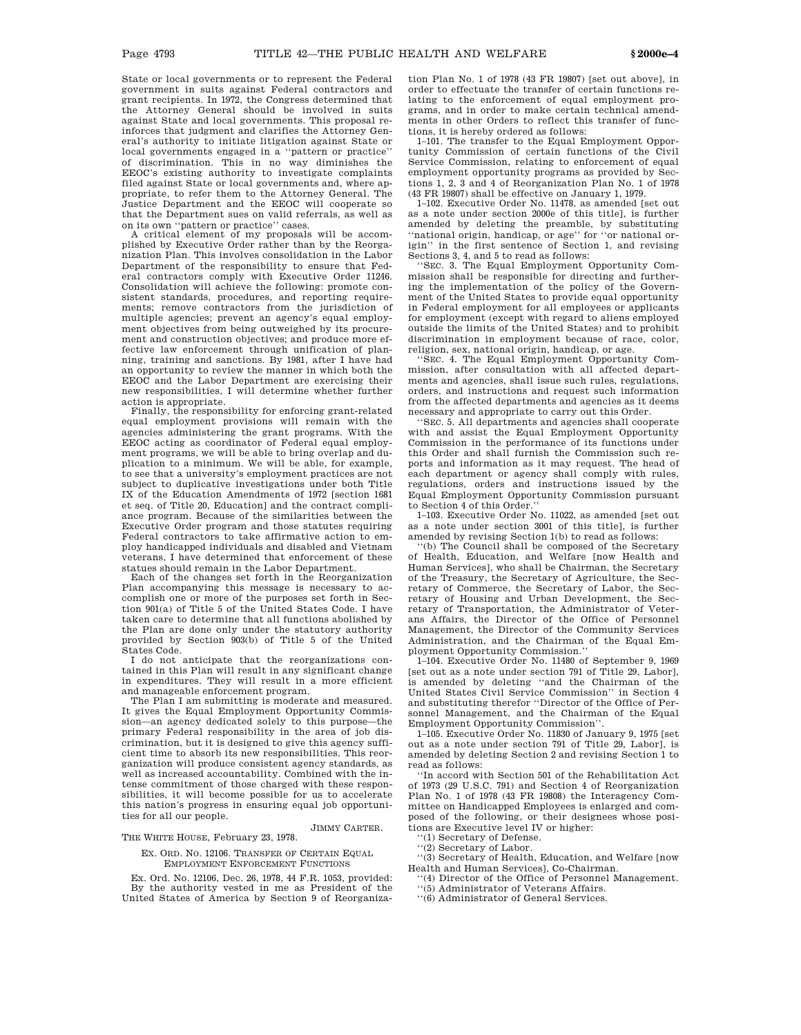State or local governments or to represent the Federal government in suits against Federal contractors and grant recipients. In 1972, the Congress determined that the Attorney General should be involved in suits against State and local governments. This proposal reinforces that judgment and clarifies the Attorney General's authority to initiate litigation against State or local governments engaged in a ''pattern or practice'' of discrimination. This in no way diminishes the EEOC's existing authority to investigate complaints filed against State or local governments and, where appropriate, to refer them to the Attorney General. The Justice Department and the EEOC will cooperate so that the Department sues on valid referrals, as well as on its own ''pattern or practice'' cases.

A critical element of my proposals will be accomplished by Executive Order rather than by the Reorganization Plan. This involves consolidation in the Labor Department of the responsibility to ensure that Federal contractors comply with Executive Order 11246. Consolidation will achieve the following: promote consistent standards, procedures, and reporting requirements; remove contractors from the jurisdiction of multiple agencies; prevent an agency's equal employment objectives from being outweighed by its procurement and construction objectives; and produce more effective law enforcement through unification of planning, training and sanctions. By 1981, after I have had an opportunity to review the manner in which both the EEOC and the Labor Department are exercising their new responsibilities, I will determine whether further action is appropriate.

Finally, the responsibility for enforcing grant-related equal employment provisions will remain with the agencies administering the grant programs. With the EEOC acting as coordinator of Federal equal employment programs, we will be able to bring overlap and duplication to a minimum. We will be able, for example, to see that a university's employment practices are not subject to duplicative investigations under both Title IX of the Education Amendments of 1972 [section 1681 et seq. of Title 20, Education] and the contract compliance program. Because of the similarities between the Executive Order program and those statutes requiring Federal contractors to take affirmative action to employ handicapped individuals and disabled and Vietnam veterans, I have determined that enforcement of these statues should remain in the Labor Department.

Each of the changes set forth in the Reorganization Plan accompanying this message is necessary to accomplish one or more of the purposes set forth in Section 901(a) of Title 5 of the United States Code. I have taken care to determine that all functions abolished by the Plan are done only under the statutory authority provided by Section 903(b) of Title 5 of the United States Code.

I do not anticipate that the reorganizations contained in this Plan will result in any significant change in expenditures. They will result in a more efficient and manageable enforcement program.

The Plan I am submitting is moderate and measured. It gives the Equal Employment Opportunity Commission—an agency dedicated solely to this purpose—the primary Federal responsibility in the area of job discrimination, but it is designed to give this agency sufficient time to absorb its new responsibilities. This reorganization will produce consistent agency standards, as well as increased accountability. Combined with the intense commitment of those charged with these responsibilities, it will become possible for us to accelerate this nation's progress in ensuring equal job opportunities for all our people.

JIMMY CARTER.

THE WHITE HOUSE, February 23, 1978.

EX. ORD. NO. 12106. TRANSFER OF CERTAIN EQUAL EMPLOYMENT ENFORCEMENT FUNCTIONS

Ex. Ord. No. 12106, Dec. 26, 1978, 44 F.R. 1053, provided:

By the authority vested in me as President of the United States of America by Section 9 of Reorganization Plan No. 1 of 1978 (43 FR 19807) [set out above], in order to effectuate the transfer of certain functions relating to the enforcement of equal employment programs, and in order to make certain technical amendments in other Orders to reflect this transfer of functions, it is hereby ordered as follows:

1–101. The transfer to the Equal Employment Opportunity Commission of certain functions of the Civil Service Commission, relating to enforcement of equal employment opportunity programs as provided by Sections 1, 2, 3 and 4 of Reorganization Plan No. 1 of 1978 (43 FR 19807) shall be effective on January 1, 1979.

1–102. Executive Order No. 11478, as amended [set out as a note under section 2000e of this title], is further amended by deleting the preamble, by substituting ''national origin, handicap, or age'' for ''or national origin'' in the first sentence of Section 1, and revising Sections 3, 4, and 5 to read as follows:

''SEC. 3. The Equal Employment Opportunity Commission shall be responsible for directing and furthering the implementation of the policy of the Government of the United States to provide equal opportunity in Federal employment for all employees or applicants for employment (except with regard to aliens employed outside the limits of the United States) and to prohibit discrimination in employment because of race, color, religion, sex, national origin, handicap, or age.

''SEC. 4. The Equal Employment Opportunity Commission, after consultation with all affected departments and agencies, shall issue such rules, regulations, orders, and instructions and request such information from the affected departments and agencies as it deems necessary and appropriate to carry out this Order.

''SEC. 5. All departments and agencies shall cooperate with and assist the Equal Employment Opportunity Commission in the performance of its functions under this Order and shall furnish the Commission such reports and information as it may request. The head of each department or agency shall comply with rules, regulations, orders and instructions issued by the Equal Employment Opportunity Commission pursuant to Section 4 of this Order.''

1–103. Executive Order No. 11022, as amended [set out as a note under section 3001 of this title], is further amended by revising Section 1(b) to read as follows:

''(b) The Council shall be composed of the Secretary of Health, Education, and Welfare [now Health and Human Services], who shall be Chairman, the Secretary of the Treasury, the Secretary of Agriculture, the Secretary of Commerce, the Secretary of Labor, the Secretary of Housing and Urban Development, the Secretary of Transportation, the Administrator of Veterans Affairs, the Director of the Office of Personnel Management, the Director of the Community Services Administration, and the Chairman of the Equal Employment Opportunity Commission.''

1–104. Executive Order No. 11480 of September 9, 1969 [set out as a note under section 791 of Title 29, Labor], is amended by deleting ''and the Chairman of the United States Civil Service Commission'' in Section 4 and substituting therefor ''Director of the Office of Personnel Management, and the Chairman of the Equal Employment Opportunity Commission''.

1–105. Executive Order No. 11830 of January 9, 1975 [set out as a note under section 791 of Title 29, Labor], is amended by deleting Section 2 and revising Section 1 to read as follows:

''In accord with Section 501 of the Rehabilitation Act of 1973 (29 U.S.C. 791) and Section 4 of Reorganization Plan No. 1 of 1978 (43 FR 19808) the Interagency Committee on Handicapped Employees is enlarged and composed of the following, or their designees whose positions are Executive level IV or higher:

''(1) Secretary of Defense.

''(2) Secretary of Labor.

''(3) Secretary of Health, Education, and Welfare [now Health and Human Services], Co-Chairman.

''(4) Director of the Office of Personnel Management.

''(5) Administrator of Veterans Affairs.

''(6) Administrator of General Services.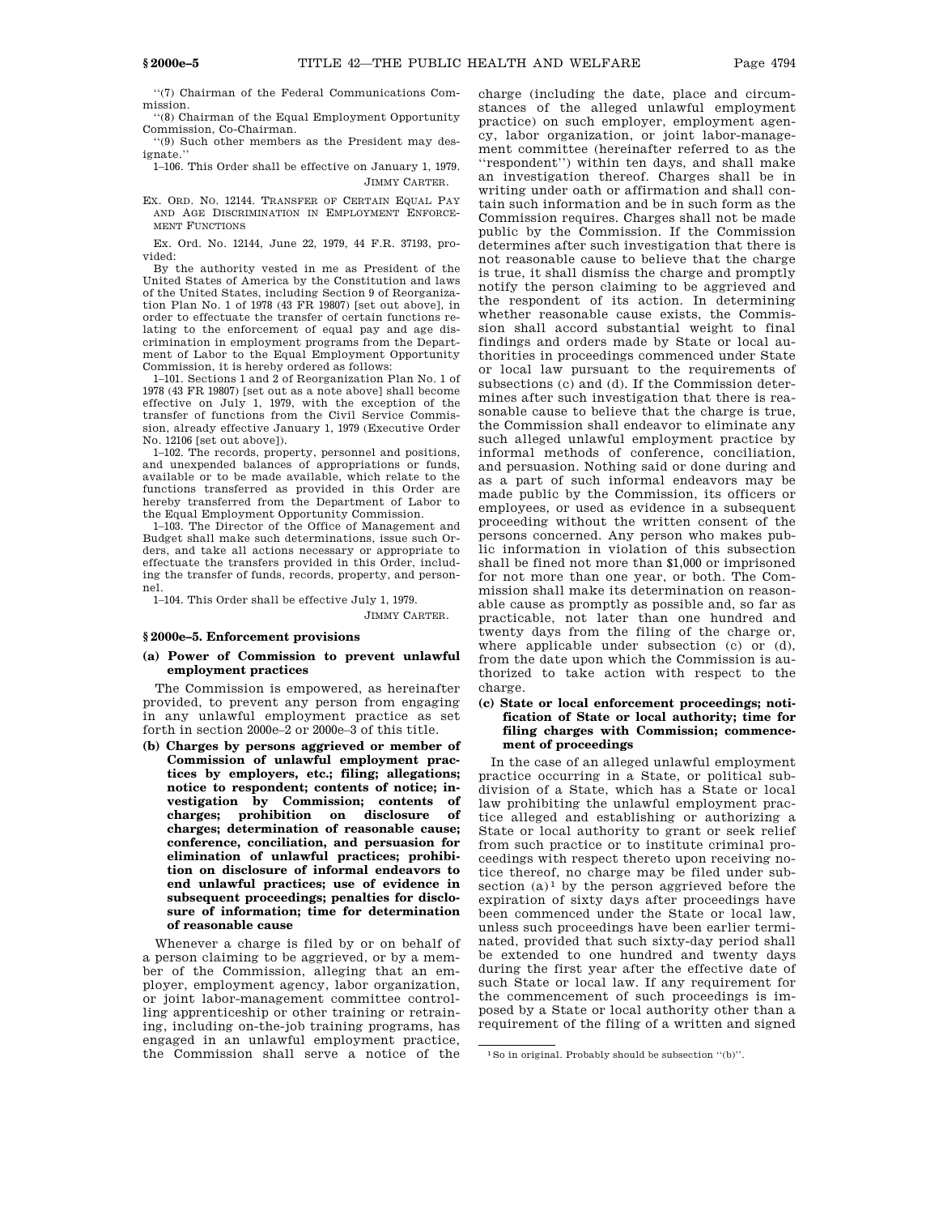"(7) Chairman of the Federal Communications Commission.

"(8) Chairman of the Equal Employment Opportunity Commission, Co-Chairman.

"(9) Such other members as the President may designate."

1–106. This Order shall be effective on January 1, 1979.

JIMMY CARTER.

EX. ORD. NO. 12144. TRANSFER OF CERTAIN EQUAL PAY AND AGE DISCRIMINATION IN EMPLOYMENT ENFORCEMENT FUNCTIONS

Ex. Ord. No. 12144, June 22, 1979, 44 F.R. 37193, provided:

By the authority vested in me as President of the United States of America by the Constitution and laws of the United States, including Section 9 of Reorganization Plan No. 1 of 1978 (43 FR 19807) [set out above], in order to effectuate the transfer of certain functions relating to the enforcement of equal pay and age discrimination in employment programs from the Department of Labor to the Equal Employment Opportunity Commission, it is hereby ordered as follows:

1–101. Sections 1 and 2 of Reorganization Plan No. 1 of 1978 (43 FR 19807) [set out as a note above] shall become effective on July 1, 1979, with the exception of the transfer of functions from the Civil Service Commission, already effective January 1, 1979 (Executive Order No. 12106 [set out above]).

1–102. The records, property, personnel and positions, and unexpended balances of appropriations or funds, available or to be made available, which relate to the functions transferred as provided in this Order are hereby transferred from the Department of Labor to the Equal Employment Opportunity Commission.

1–103. The Director of the Office of Management and Budget shall make such determinations, issue such Orders, and take all actions necessary or appropriate to effectuate the transfers provided in this Order, including the transfer of funds, records, property, and personnel.

1–104. This Order shall be effective July 1, 1979.

JIMMY CARTER.

## § 2000e–5. Enforcement provisions

### (a) Power of Commission to prevent unlawful employment practices

The Commission is empowered, as hereinafter provided, to prevent any person from engaging in any unlawful employment practice as set forth in section 2000e–2 or 2000e–3 of this title.

### (b) Charges by persons aggrieved or member of Commission of unlawful employment practices by employers, etc.; filing; allegations; notice to respondent; contents of notice; investigation by Commission; contents of charges; prohibition on disclosure of charges; determination of reasonable cause; conference, conciliation, and persuasion for elimination of unlawful practices; prohibition on disclosure of informal endeavors to end unlawful practices; use of evidence in subsequent proceedings; penalties for disclosure of information; time for determination of reasonable cause

Whenever a charge is filed by or on behalf of a person claiming to be aggrieved, or by a member of the Commission, alleging that an employer, employment agency, labor organization, or joint labor-management committee controlling apprenticeship or other training or retraining, including on-the-job training programs, has engaged in an unlawful employment practice, the Commission shall serve a notice of the charge (including the date, place and circumstances of the alleged unlawful employment practice) on such employer, employment agency, labor organization, or joint labor-management committee (hereinafter referred to as the "respondent") within ten days, and shall make an investigation thereof. Charges shall be in writing under oath or affirmation and shall contain such information and be in such form as the Commission requires. Charges shall not be made public by the Commission. If the Commission determines after such investigation that there is not reasonable cause to believe that the charge is true, it shall dismiss the charge and promptly notify the person claiming to be aggrieved and the respondent of its action. In determining whether reasonable cause exists, the Commission shall accord substantial weight to final findings and orders made by State or local authorities in proceedings commenced under State or local law pursuant to the requirements of subsections (c) and (d). If the Commission determines after such investigation that there is reasonable cause to believe that the charge is true, the Commission shall endeavor to eliminate any such alleged unlawful employment practice by informal methods of conference, conciliation, and persuasion. Nothing said or done during and as a part of such informal endeavors may be made public by the Commission, its officers or employees, or used as evidence in a subsequent proceeding without the written consent of the persons concerned. Any person who makes public information in violation of this subsection shall be fined not more than $1,000 or imprisoned for not more than one year, or both. The Commission shall make its determination on reasonable cause as promptly as possible and, so far as practicable, not later than one hundred and twenty days from the filing of the charge or, where applicable under subsection (c) or (d), from the date upon which the Commission is authorized to take action with respect to the charge.

### (c) State or local enforcement proceedings; notification of State or local authority; time for filing charges with Commission; commencement of proceedings

In the case of an alleged unlawful employment practice occurring in a State, or political subdivision of a State, which has a State or local law prohibiting the unlawful employment practice alleged and establishing or authorizing a State or local authority to grant or seek relief from such practice or to institute criminal proceedings with respect thereto upon receiving notice thereof, no charge may be filed under subsection (a)[1] by the person aggrieved before the expiration of sixty days after proceedings have been commenced under the State or local law, unless such proceedings have been earlier terminated, provided that such sixty-day period shall be extended to one hundred and twenty days during the first year after the effective date of such State or local law. If any requirement for the commencement of such proceedings is imposed by a State or local authority other than a requirement of the filing of a written and signed

[1] So in original. Probably should be subsection "(b)".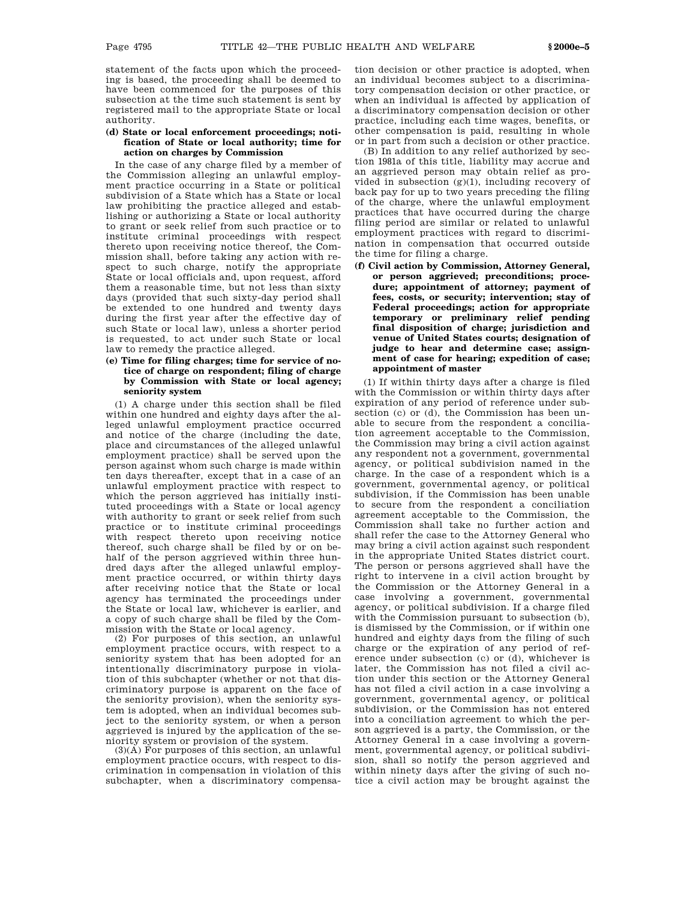statement of the facts upon which the proceeding is based, the proceeding shall be deemed to have been commenced for the purposes of this subsection at the time such statement is sent by registered mail to the appropriate State or local authority.

**(d) State or local enforcement proceedings; notification of State or local authority; time for action on charges by Commission**

In the case of any charge filed by a member of the Commission alleging an unlawful employment practice occurring in a State or political subdivision of a State which has a State or local law prohibiting the practice alleged and establishing or authorizing a State or local authority to grant or seek relief from such practice or to institute criminal proceedings with respect thereto upon receiving notice thereof, the Commission shall, before taking any action with respect to such charge, notify the appropriate State or local officials and, upon request, afford them a reasonable time, but not less than sixty days (provided that such sixty-day period shall be extended to one hundred and twenty days during the first year after the effective day of such State or local law), unless a shorter period is requested, to act under such State or local law to remedy the practice alleged.

**(e) Time for filing charges; time for service of notice of charge on respondent; filing of charge by Commission with State or local agency; seniority system**

(1) A charge under this section shall be filed within one hundred and eighty days after the alleged unlawful employment practice occurred and notice of the charge (including the date, place and circumstances of the alleged unlawful employment practice) shall be served upon the person against whom such charge is made within ten days thereafter, except that in a case of an unlawful employment practice with respect to which the person aggrieved has initially instituted proceedings with a State or local agency with authority to grant or seek relief from such practice or to institute criminal proceedings with respect thereto upon receiving notice thereof, such charge shall be filed by or on behalf of the person aggrieved within three hundred days after the alleged unlawful employment practice occurred, or within thirty days after receiving notice that the State or local agency has terminated the proceedings under the State or local law, whichever is earlier, and a copy of such charge shall be filed by the Commission with the State or local agency.

(2) For purposes of this section, an unlawful employment practice occurs, with respect to a seniority system that has been adopted for an intentionally discriminatory purpose in violation of this subchapter (whether or not that discriminatory purpose is apparent on the face of the seniority provision), when the seniority system is adopted, when an individual becomes subject to the seniority system, or when a person aggrieved is injured by the application of the seniority system or provision of the system.

(3)(A) For purposes of this section, an unlawful employment practice occurs, with respect to discrimination in compensation in violation of this subchapter, when a discriminatory compensation decision or other practice is adopted, when an individual becomes subject to a discriminatory compensation decision or other practice, or when an individual is affected by application of a discriminatory compensation decision or other practice, including each time wages, benefits, or other compensation is paid, resulting in whole or in part from such a decision or other practice.

(B) In addition to any relief authorized by section 1981a of this title, liability may accrue and an aggrieved person may obtain relief as provided in subsection (g)(1), including recovery of back pay for up to two years preceding the filing of the charge, where the unlawful employment practices that have occurred during the charge filing period are similar or related to unlawful employment practices with regard to discrimination in compensation that occurred outside the time for filing a charge.

**(f) Civil action by Commission, Attorney General, or person aggrieved; preconditions; procedure; appointment of attorney; payment of fees, costs, or security; intervention; stay of Federal proceedings; action for appropriate temporary or preliminary relief pending final disposition of charge; jurisdiction and venue of United States courts; designation of judge to hear and determine case; assignment of case for hearing; expedition of case; appointment of master**

(1) If within thirty days after a charge is filed with the Commission or within thirty days after expiration of any period of reference under subsection (c) or (d), the Commission has been unable to secure from the respondent a conciliation agreement acceptable to the Commission, the Commission may bring a civil action against any respondent not a government, governmental agency, or political subdivision named in the charge. In the case of a respondent which is a government, governmental agency, or political subdivision, if the Commission has been unable to secure from the respondent a conciliation agreement acceptable to the Commission, the Commission shall take no further action and shall refer the case to the Attorney General who may bring a civil action against such respondent in the appropriate United States district court. The person or persons aggrieved shall have the right to intervene in a civil action brought by the Commission or the Attorney General in a case involving a government, governmental agency, or political subdivision. If a charge filed with the Commission pursuant to subsection (b), is dismissed by the Commission, or if within one hundred and eighty days from the filing of such charge or the expiration of any period of reference under subsection (c) or (d), whichever is later, the Commission has not filed a civil action under this section or the Attorney General has not filed a civil action in a case involving a government, governmental agency, or political subdivision, or the Commission has not entered into a conciliation agreement to which the person aggrieved is a party, the Commission, or the Attorney General in a case involving a government, governmental agency, or political subdivision, shall so notify the person aggrieved and within ninety days after the giving of such notice a civil action may be brought against the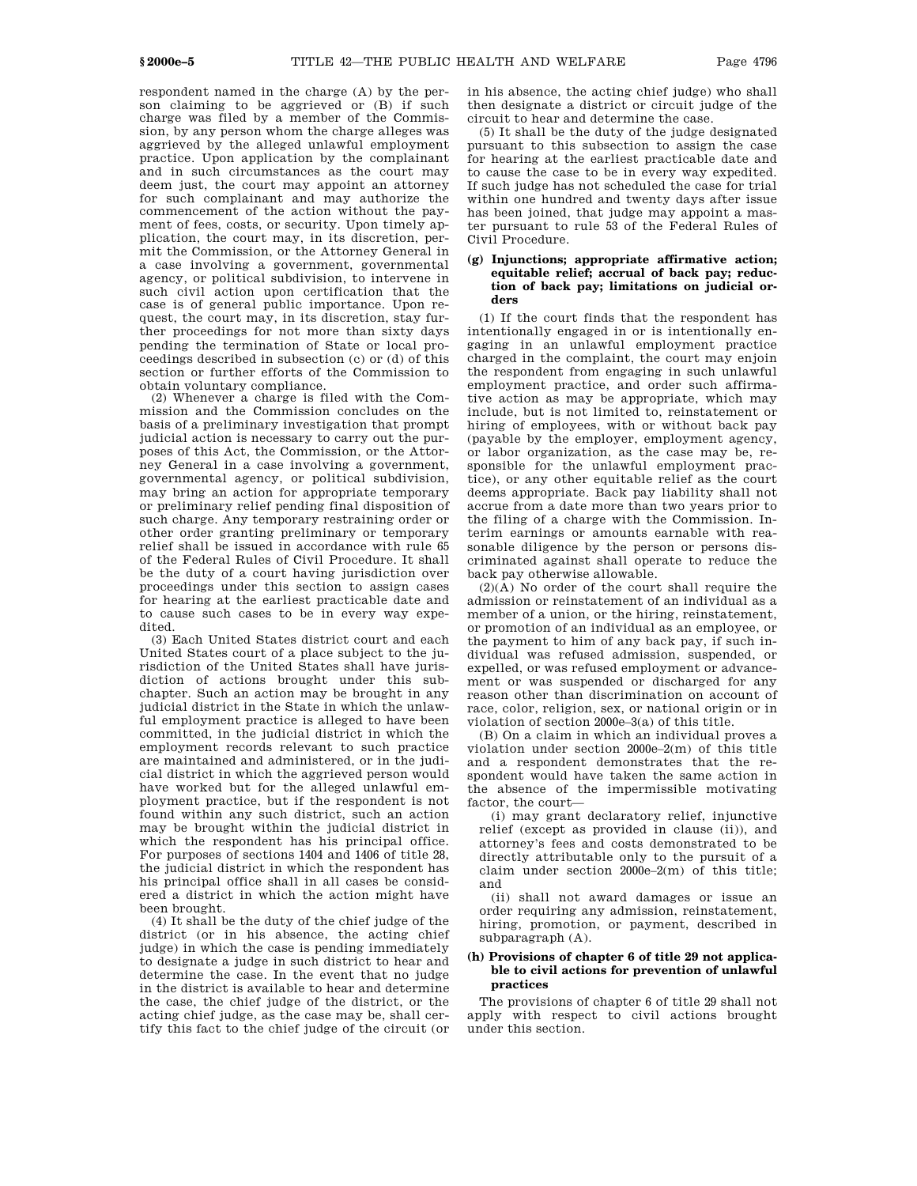respondent named in the charge (A) by the person claiming to be aggrieved or (B) if such charge was filed by a member of the Commission, by any person whom the charge alleges was aggrieved by the alleged unlawful employment practice. Upon application by the complainant and in such circumstances as the court may deem just, the court may appoint an attorney for such complainant and may authorize the commencement of the action without the payment of fees, costs, or security. Upon timely application, the court may, in its discretion, permit the Commission, or the Attorney General in a case involving a government, governmental agency, or political subdivision, to intervene in such civil action upon certification that the case is of general public importance. Upon request, the court may, in its discretion, stay further proceedings for not more than sixty days pending the termination of State or local proceedings described in subsection (c) or (d) of this section or further efforts of the Commission to obtain voluntary compliance.

(2) Whenever a charge is filed with the Commission and the Commission concludes on the basis of a preliminary investigation that prompt judicial action is necessary to carry out the purposes of this Act, the Commission, or the Attorney General in a case involving a government, governmental agency, or political subdivision, may bring an action for appropriate temporary or preliminary relief pending final disposition of such charge. Any temporary restraining order or other order granting preliminary or temporary relief shall be issued in accordance with rule 65 of the Federal Rules of Civil Procedure. It shall be the duty of a court having jurisdiction over proceedings under this section to assign cases for hearing at the earliest practicable date and to cause such cases to be in every way expedited.

(3) Each United States district court and each United States court of a place subject to the jurisdiction of the United States shall have jurisdiction of actions brought under this subchapter. Such an action may be brought in any judicial district in the State in which the unlawful employment practice is alleged to have been committed, in the judicial district in which the employment records relevant to such practice are maintained and administered, or in the judicial district in which the aggrieved person would have worked but for the alleged unlawful employment practice, but if the respondent is not found within any such district, such an action may be brought within the judicial district in which the respondent has his principal office. For purposes of sections 1404 and 1406 of title 28, the judicial district in which the respondent has his principal office shall in all cases be considered a district in which the action might have been brought.

(4) It shall be the duty of the chief judge of the district (or in his absence, the acting chief judge) in which the case is pending immediately to designate a judge in such district to hear and determine the case. In the event that no judge in the district is available to hear and determine the case, the chief judge of the district, or the acting chief judge, as the case may be, shall certify this fact to the chief judge of the circuit (or in his absence, the acting chief judge) who shall then designate a district or circuit judge of the circuit to hear and determine the case.

(5) It shall be the duty of the judge designated pursuant to this subsection to assign the case for hearing at the earliest practicable date and to cause the case to be in every way expedited. If such judge has not scheduled the case for trial within one hundred and twenty days after issue has been joined, that judge may appoint a master pursuant to rule 53 of the Federal Rules of Civil Procedure.

#### (g) Injunctions; appropriate affirmative action; equitable relief; accrual of back pay; reduction of back pay; limitations on judicial orders

(1) If the court finds that the respondent has intentionally engaged in or is intentionally engaging in an unlawful employment practice charged in the complaint, the court may enjoin the respondent from engaging in such unlawful employment practice, and order such affirmative action as may be appropriate, which may include, but is not limited to, reinstatement or hiring of employees, with or without back pay (payable by the employer, employment agency, or labor organization, as the case may be, responsible for the unlawful employment practice), or any other equitable relief as the court deems appropriate. Back pay liability shall not accrue from a date more than two years prior to the filing of a charge with the Commission. Interim earnings or amounts earnable with reasonable diligence by the person or persons discriminated against shall operate to reduce the back pay otherwise allowable.

(2)(A) No order of the court shall require the admission or reinstatement of an individual as a member of a union, or the hiring, reinstatement, or promotion of an individual as an employee, or the payment to him of any back pay, if such individual was refused admission, suspended, or expelled, or was refused employment or advancement or was suspended or discharged for any reason other than discrimination on account of race, color, religion, sex, or national origin or in violation of section 2000e–3(a) of this title.

(B) On a claim in which an individual proves a violation under section 2000e–2(m) of this title and a respondent demonstrates that the respondent would have taken the same action in the absence of the impermissible motivating factor, the court—

(i) may grant declaratory relief, injunctive relief (except as provided in clause (ii)), and attorney's fees and costs demonstrated to be directly attributable only to the pursuit of a claim under section 2000e–2(m) of this title; and

(ii) shall not award damages or issue an order requiring any admission, reinstatement, hiring, promotion, or payment, described in subparagraph (A).

#### (h) Provisions of chapter 6 of title 29 not applicable to civil actions for prevention of unlawful practices

The provisions of chapter 6 of title 29 shall not apply with respect to civil actions brought under this section.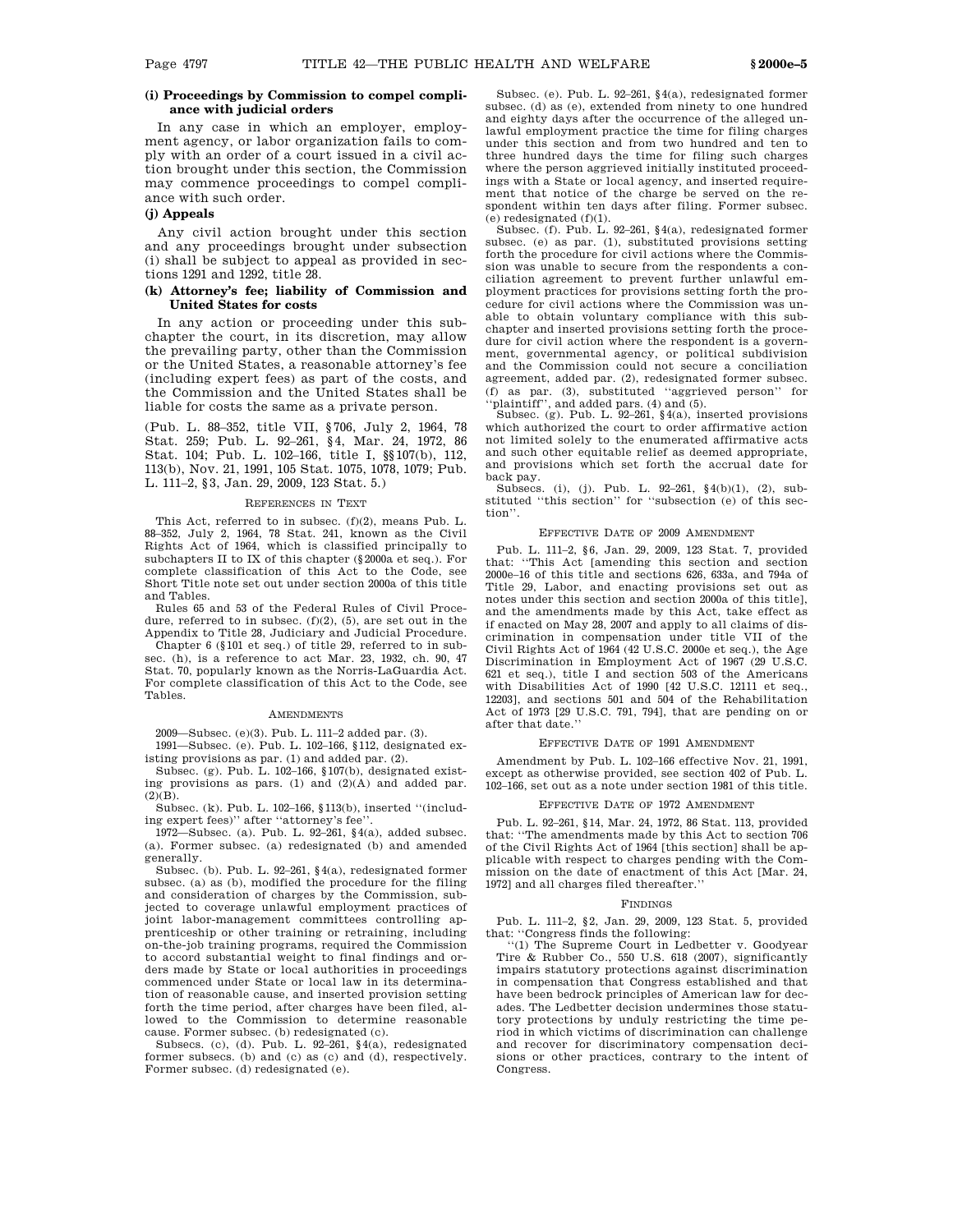### (i) Proceedings by Commission to compel compliance with judicial orders

In any case in which an employer, employment agency, or labor organization fails to comply with an order of a court issued in a civil action brought under this section, the Commission may commence proceedings to compel compliance with such order.

### (j) Appeals

Any civil action brought under this section and any proceedings brought under subsection (i) shall be subject to appeal as provided in sections 1291 and 1292, title 28.

### (k) Attorney's fee; liability of Commission and United States for costs

In any action or proceeding under this subchapter the court, in its discretion, may allow the prevailing party, other than the Commission or the United States, a reasonable attorney's fee (including expert fees) as part of the costs, and the Commission and the United States shall be liable for costs the same as a private person.

(Pub. L. 88–352, title VII, §706, July 2, 1964, 78 Stat. 259; Pub. L. 92–261, §4, Mar. 24, 1972, 86 Stat. 104; Pub. L. 102–166, title I, §§107(b), 112, 113(b), Nov. 21, 1991, 105 Stat. 1075, 1078, 1079; Pub. L. 111–2, §3, Jan. 29, 2009, 123 Stat. 5.)

#### REFERENCES IN TEXT

This Act, referred to in subsec. (f)(2), means Pub. L. 88–352, July 2, 1964, 78 Stat. 241, known as the Civil Rights Act of 1964, which is classified principally to subchapters II to IX of this chapter (§2000a et seq.). For complete classification of this Act to the Code, see Short Title note set out under section 2000a of this title and Tables.

Rules 65 and 53 of the Federal Rules of Civil Procedure, referred to in subsec. (f)(2), (5), are set out in the Appendix to Title 28, Judiciary and Judicial Procedure.

Chapter 6 (§101 et seq.) of title 29, referred to in subsec. (h), is a reference to act Mar. 23, 1932, ch. 90, 47 Stat. 70, popularly known as the Norris-LaGuardia Act. For complete classification of this Act to the Code, see Tables.

#### AMENDMENTS

2009—Subsec. (e)(3). Pub. L. 111–2 added par. (3).

1991—Subsec. (e). Pub. L. 102–166, §112, designated existing provisions as par. (1) and added par. (2).

Subsec. (g). Pub. L. 102–166, §107(b), designated existing provisions as pars. (1) and (2)(A) and added par. (2)(B).

Subsec. (k). Pub. L. 102–166, §113(b), inserted "(including expert fees)" after "attorney's fee".

1972—Subsec. (a). Pub. L. 92–261, §4(a), added subsec. (a). Former subsec. (a) redesignated (b) and amended generally.

Subsec. (b). Pub. L. 92–261, §4(a), redesignated former subsec. (a) as (b), modified the procedure for the filing and consideration of charges by the Commission, subjected to coverage unlawful employment practices of joint labor-management committees controlling apprenticeship or other training or retraining, including on-the-job training programs, required the Commission to accord substantial weight to final findings and orders made by State or local authorities in proceedings commenced under State or local law in its determination of reasonable cause, and inserted provision setting forth the time period, after charges have been filed, allowed to the Commission to determine reasonable cause. Former subsec. (b) redesignated (c).

Subsecs. (c), (d). Pub. L. 92–261, §4(a), redesignated former subsecs. (b) and (c) as (c) and (d), respectively. Former subsec. (d) redesignated (e).

Subsec. (e). Pub. L. 92–261, §4(a), redesignated former subsec. (d) as (e), extended from ninety to one hundred and eighty days after the occurrence of the alleged unlawful employment practice the time for filing charges under this section and from two hundred and ten to three hundred days the time for filing such charges where the person aggrieved initially instituted proceedings with a State or local agency, and inserted requirement that notice of the charge be served on the respondent within ten days after filing. Former subsec. (e) redesignated (f)(1).

Subsec. (f). Pub. L. 92–261, §4(a), redesignated former subsec. (e) as par. (1), substituted provisions setting forth the procedure for civil actions where the Commission was unable to secure from the respondents a conciliation agreement to prevent further unlawful employment practices for provisions setting forth the procedure for civil actions where the Commission was unable to obtain voluntary compliance with this subchapter and inserted provisions setting forth the procedure for civil action where the respondent is a government, governmental agency, or political subdivision and the Commission could not secure a conciliation agreement, added par. (2), redesignated former subsec. (f) as par. (3), substituted "aggrieved person" for "plaintiff", and added pars. (4) and (5).

Subsec. (g). Pub. L. 92–261, §4(a), inserted provisions which authorized the court to order affirmative action not limited solely to the enumerated affirmative acts and such other equitable relief as deemed appropriate, and provisions which set forth the accrual date for back pay.

Subsecs. (i), (j). Pub. L. 92–261, §4(b)(1), (2), substituted "this section" for "subsection (e) of this section".

#### EFFECTIVE DATE OF 2009 AMENDMENT

Pub. L. 111–2, §6, Jan. 29, 2009, 123 Stat. 7, provided that: "This Act [amending this section and section 2000e–16 of this title and sections 626, 633a, and 794a of Title 29, Labor, and enacting provisions set out as notes under this section and section 2000a of this title], and the amendments made by this Act, take effect as if enacted on May 28, 2007 and apply to all claims of discrimination in compensation under title VII of the Civil Rights Act of 1964 (42 U.S.C. 2000e et seq.), the Age Discrimination in Employment Act of 1967 (29 U.S.C. 621 et seq.), title I and section 503 of the Americans with Disabilities Act of 1990 [42 U.S.C. 12111 et seq., 12203], and sections 501 and 504 of the Rehabilitation Act of 1973 [29 U.S.C. 791, 794], that are pending on or after that date."

#### EFFECTIVE DATE OF 1991 AMENDMENT

Amendment by Pub. L. 102–166 effective Nov. 21, 1991, except as otherwise provided, see section 402 of Pub. L. 102–166, set out as a note under section 1981 of this title.

#### EFFECTIVE DATE OF 1972 AMENDMENT

Pub. L. 92–261, §14, Mar. 24, 1972, 86 Stat. 113, provided that: "The amendments made by this Act to section 706 of the Civil Rights Act of 1964 [this section] shall be applicable with respect to charges pending with the Commission on the date of enactment of this Act [Mar. 24, 1972] and all charges filed thereafter."

#### FINDINGS

Pub. L. 111–2, §2, Jan. 29, 2009, 123 Stat. 5, provided that: "Congress finds the following:

"(1) The Supreme Court in Ledbetter v. Goodyear Tire & Rubber Co., 550 U.S. 618 (2007), significantly impairs statutory protections against discrimination in compensation that Congress established and that have been bedrock principles of American law for decades. The Ledbetter decision undermines those statutory protections by unduly restricting the time period in which victims of discrimination can challenge and recover for discriminatory compensation decisions or other practices, contrary to the intent of Congress.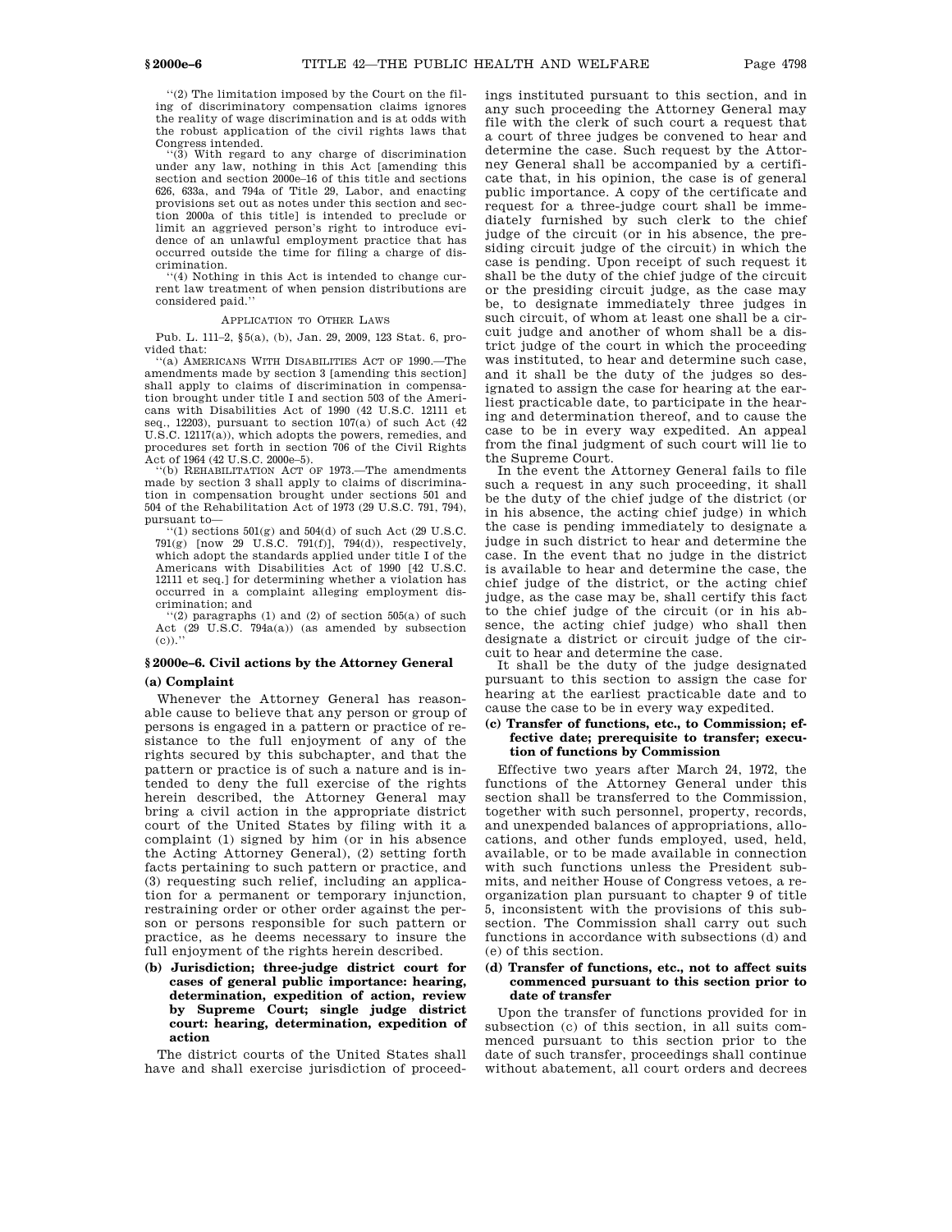"(2) The limitation imposed by the Court on the filing of discriminatory compensation claims ignores the reality of wage discrimination and is at odds with the robust application of the civil rights laws that Congress intended.

"(3) With regard to any charge of discrimination under any law, nothing in this Act [amending this section and section 2000e–16 of this title and sections 626, 633a, and 794a of Title 29, Labor, and enacting provisions set out as notes under this section and section 2000a of this title] is intended to preclude or limit an aggrieved person's right to introduce evidence of an unlawful employment practice that has occurred outside the time for filing a charge of discrimination.

"(4) Nothing in this Act is intended to change current law treatment of when pension distributions are considered paid."

APPLICATION TO OTHER LAWS

Pub. L. 111–2, §5(a), (b), Jan. 29, 2009, 123 Stat. 6, provided that:

"(a) AMERICANS WITH DISABILITIES ACT OF 1990.—The amendments made by section 3 [amending this section] shall apply to claims of discrimination in compensation brought under title I and section 503 of the Americans with Disabilities Act of 1990 (42 U.S.C. 12111 et seq., 12203), pursuant to section 107(a) of such Act (42 U.S.C. 12117(a)), which adopts the powers, remedies, and procedures set forth in section 706 of the Civil Rights Act of 1964 (42 U.S.C. 2000e–5).

"(b) REHABILITATION ACT OF 1973.—The amendments made by section 3 shall apply to claims of discrimination in compensation brought under sections 501 and 504 of the Rehabilitation Act of 1973 (29 U.S.C. 791, 794), pursuant to—

"(1) sections 501(g) and 504(d) of such Act (29 U.S.C. 791(g) [now 29 U.S.C. 791(f)], 794(d)), respectively, which adopt the standards applied under title I of the Americans with Disabilities Act of 1990 [42 U.S.C. 12111 et seq.] for determining whether a violation has occurred in a complaint alleging employment discrimination; and

"(2) paragraphs (1) and (2) of section 505(a) of such Act (29 U.S.C. 794a(a)) (as amended by subsection (c))."

## § 2000e–6. Civil actions by the Attorney General

### (a) Complaint

Whenever the Attorney General has reasonable cause to believe that any person or group of persons is engaged in a pattern or practice of resistance to the full enjoyment of any of the rights secured by this subchapter, and that the pattern or practice is of such a nature and is intended to deny the full exercise of the rights herein described, the Attorney General may bring a civil action in the appropriate district court of the United States by filing with it a complaint (1) signed by him (or in his absence the Acting Attorney General), (2) setting forth facts pertaining to such pattern or practice, and (3) requesting such relief, including an application for a permanent or temporary injunction, restraining order or other order against the person or persons responsible for such pattern or practice, as he deems necessary to insure the full enjoyment of the rights herein described.

### (b) Jurisdiction; three-judge district court for cases of general public importance: hearing, determination, expedition of action, review by Supreme Court; single judge district court: hearing, determination, expedition of action

The district courts of the United States shall have and shall exercise jurisdiction of proceedings instituted pursuant to this section, and in any such proceeding the Attorney General may file with the clerk of such court a request that a court of three judges be convened to hear and determine the case. Such request by the Attorney General shall be accompanied by a certificate that, in his opinion, the case is of general public importance. A copy of the certificate and request for a three-judge court shall be immediately furnished by such clerk to the chief judge of the circuit (or in his absence, the presiding circuit judge of the circuit) in which the case is pending. Upon receipt of such request it shall be the duty of the chief judge of the circuit or the presiding circuit judge, as the case may be, to designate immediately three judges in such circuit, of whom at least one shall be a circuit judge and another of whom shall be a district judge of the court in which the proceeding was instituted, to hear and determine such case, and it shall be the duty of the judges so designated to assign the case for hearing at the earliest practicable date, to participate in the hearing and determination thereof, and to cause the case to be in every way expedited. An appeal from the final judgment of such court will lie to the Supreme Court.

In the event the Attorney General fails to file such a request in any such proceeding, it shall be the duty of the chief judge of the district (or in his absence, the acting chief judge) in which the case is pending immediately to designate a judge in such district to hear and determine the case. In the event that no judge in the district is available to hear and determine the case, the chief judge of the district, or the acting chief judge, as the case may be, shall certify this fact to the chief judge of the circuit (or in his absence, the acting chief judge) who shall then designate a district or circuit judge of the circuit to hear and determine the case.

It shall be the duty of the judge designated pursuant to this section to assign the case for hearing at the earliest practicable date and to cause the case to be in every way expedited.

### (c) Transfer of functions, etc., to Commission; effective date; prerequisite to transfer; execution of functions by Commission

Effective two years after March 24, 1972, the functions of the Attorney General under this section shall be transferred to the Commission, together with such personnel, property, records, and unexpended balances of appropriations, allocations, and other funds employed, used, held, available, or to be made available in connection with such functions unless the President submits, and neither House of Congress vetoes, a reorganization plan pursuant to chapter 9 of title 5, inconsistent with the provisions of this subsection. The Commission shall carry out such functions in accordance with subsections (d) and (e) of this section.

### (d) Transfer of functions, etc., not to affect suits commenced pursuant to this section prior to date of transfer

Upon the transfer of functions provided for in subsection (c) of this section, in all suits commenced pursuant to this section prior to the date of such transfer, proceedings shall continue without abatement, all court orders and decrees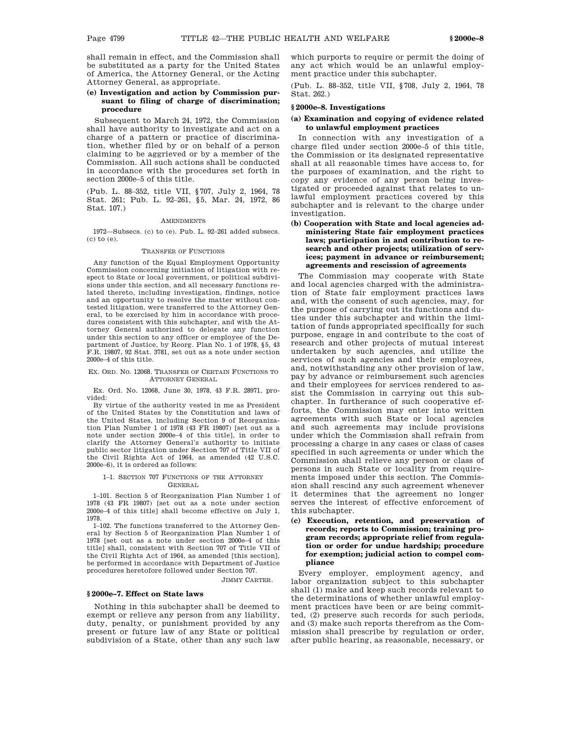shall remain in effect, and the Commission shall be substituted as a party for the United States of America, the Attorney General, or the Acting Attorney General, as appropriate.

**(e) Investigation and action by Commission pursuant to filing of charge of discrimination; procedure**

Subsequent to March 24, 1972, the Commission shall have authority to investigate and act on a charge of a pattern or practice of discrimination, whether filed by or on behalf of a person claiming to be aggrieved or by a member of the Commission. All such actions shall be conducted in accordance with the procedures set forth in section 2000e–5 of this title.

(Pub. L. 88–352, title VII, §707, July 2, 1964, 78 Stat. 261; Pub. L. 92–261, §5, Mar. 24, 1972, 86 Stat. 107.)

AMENDMENTS

1972—Subsecs. (c) to (e). Pub. L. 92–261 added subsecs. (c) to (e).

TRANSFER OF FUNCTIONS

Any function of the Equal Employment Opportunity Commission concerning initiation of litigation with respect to State or local government, or political subdivisions under this section, and all necessary functions related thereto, including investigation, findings, notice and an opportunity to resolve the matter without contested litigation, were transferred to the Attorney General, to be exercised by him in accordance with procedures consistent with this subchapter, and with the Attorney General authorized to delegate any function under this section to any officer or employee of the Department of Justice, by Reorg. Plan No. 1 of 1978, §5, 43 F.R. 19807, 92 Stat. 3781, set out as a note under section 2000e–4 of this title.

EX. ORD. NO. 12068. TRANSFER OF CERTAIN FUNCTIONS TO ATTORNEY GENERAL

Ex. Ord. No. 12068, June 30, 1978, 43 F.R. 28971, provided:

By virtue of the authority vested in me as President of the United States by the Constitution and laws of the United States, including Section 9 of Reorganization Plan Number 1 of 1978 (43 FR 19807) [set out as a note under section 2000e–4 of this title], in order to clarify the Attorney General's authority to initiate public sector litigation under Section 707 of Title VII of the Civil Rights Act of 1964, as amended (42 U.S.C. 2000e–6), it is ordered as follows:

1–1. SECTION 707 FUNCTIONS OF THE ATTORNEY GENERAL

1–101. Section 5 of Reorganization Plan Number 1 of 1978 (43 FR 19807) [set out as a note under section 2000e–4 of this title] shall become effective on July 1, 1978.

1–102. The functions transferred to the Attorney General by Section 5 of Reorganization Plan Number 1 of 1978 [set out as a note under section 2000e–4 of this title] shall, consistent with Section 707 of Title VII of the Civil Rights Act of 1964, as amended [this section], be performed in accordance with Department of Justice procedures heretofore followed under Section 707.

JIMMY CARTER.

### §2000e–7. Effect on State laws

Nothing in this subchapter shall be deemed to exempt or relieve any person from any liability, duty, penalty, or punishment provided by any present or future law of any State or political subdivision of a State, other than any such law which purports to require or permit the doing of any act which would be an unlawful employment practice under this subchapter.

(Pub. L. 88–352, title VII, §708, July 2, 1964, 78 Stat. 262.)

### §2000e–8. Investigations

**(a) Examination and copying of evidence related to unlawful employment practices**

In connection with any investigation of a charge filed under section 2000e–5 of this title, the Commission or its designated representative shall at all reasonable times have access to, for the purposes of examination, and the right to copy any evidence of any person being investigated or proceeded against that relates to unlawful employment practices covered by this subchapter and is relevant to the charge under investigation.

**(b) Cooperation with State and local agencies administering State fair employment practices laws; participation in and contribution to research and other projects; utilization of services; payment in advance or reimbursement; agreements and rescission of agreements**

The Commission may cooperate with State and local agencies charged with the administration of State fair employment practices laws and, with the consent of such agencies, may, for the purpose of carrying out its functions and duties under this subchapter and within the limitation of funds appropriated specifically for such purpose, engage in and contribute to the cost of research and other projects of mutual interest undertaken by such agencies, and utilize the services of such agencies and their employees, and, notwithstanding any other provision of law, pay by advance or reimbursement such agencies and their employees for services rendered to assist the Commission in carrying out this subchapter. In furtherance of such cooperative efforts, the Commission may enter into written agreements with such State or local agencies and such agreements may include provisions under which the Commission shall refrain from processing a charge in any cases or class of cases specified in such agreements or under which the Commission shall relieve any person or class of persons in such State or locality from requirements imposed under this section. The Commission shall rescind any such agreement whenever it determines that the agreement no longer serves the interest of effective enforcement of this subchapter.

**(c) Execution, retention, and preservation of records; reports to Commission; training program records; appropriate relief from regulation or order for undue hardship; procedure for exemption; judicial action to compel compliance**

Every employer, employment agency, and labor organization subject to this subchapter shall (1) make and keep such records relevant to the determinations of whether unlawful employment practices have been or are being committed, (2) preserve such records for such periods, and (3) make such reports therefrom as the Commission shall prescribe by regulation or order, after public hearing, as reasonable, necessary, or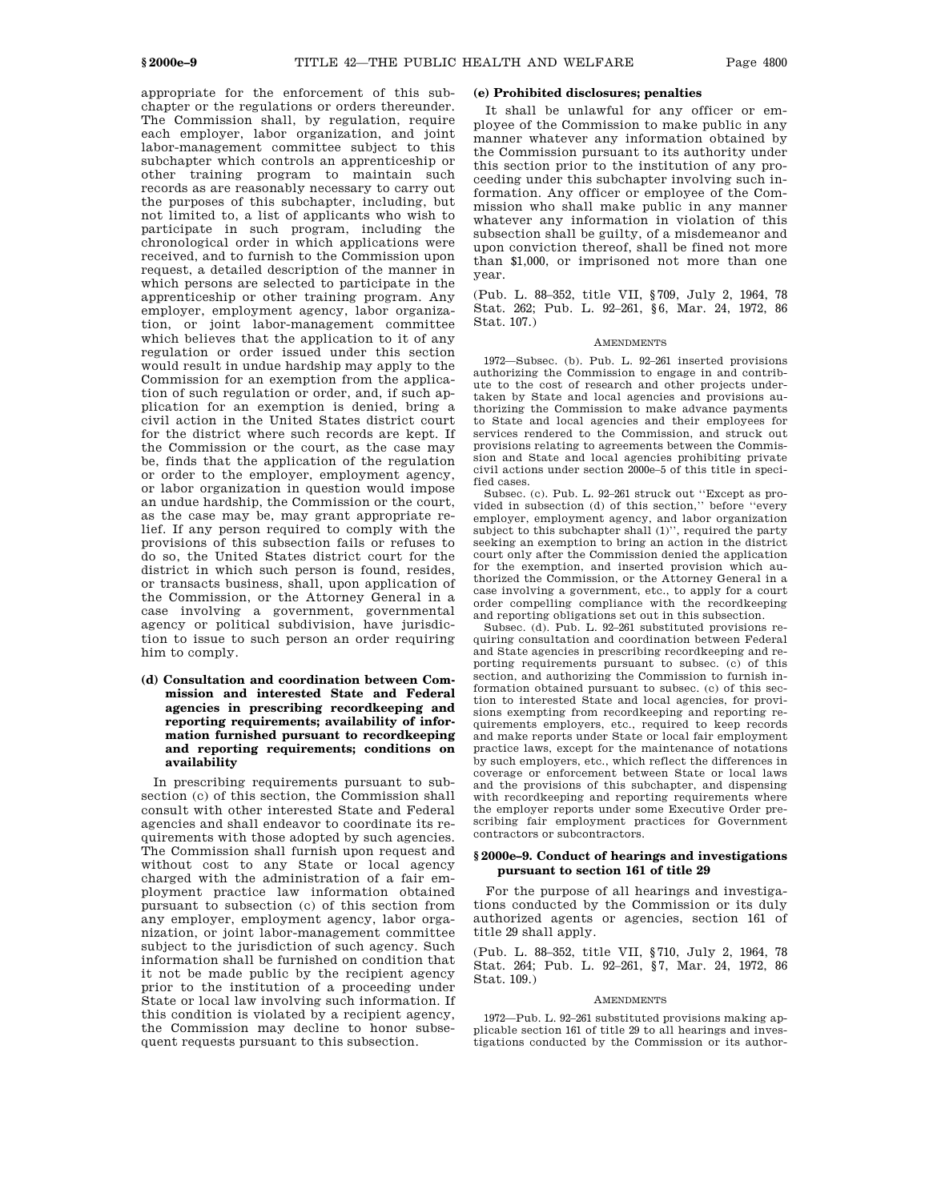appropriate for the enforcement of this subchapter or the regulations or orders thereunder. The Commission shall, by regulation, require each employer, labor organization, and joint labor-management committee subject to this subchapter which controls an apprenticeship or other training program to maintain such records as are reasonably necessary to carry out the purposes of this subchapter, including, but not limited to, a list of applicants who wish to participate in such program, including the chronological order in which applications were received, and to furnish to the Commission upon request, a detailed description of the manner in which persons are selected to participate in the apprenticeship or other training program. Any employer, employment agency, labor organization, or joint labor-management committee which believes that the application to it of any regulation or order issued under this section would result in undue hardship may apply to the Commission for an exemption from the application of such regulation or order, and, if such application for an exemption is denied, bring a civil action in the United States district court for the district where such records are kept. If the Commission or the court, as the case may be, finds that the application of the regulation or order to the employer, employment agency, or labor organization in question would impose an undue hardship, the Commission or the court, as the case may be, may grant appropriate relief. If any person required to comply with the provisions of this subsection fails or refuses to do so, the United States district court for the district in which such person is found, resides, or transacts business, shall, upon application of the Commission, or the Attorney General in a case involving a government, governmental agency or political subdivision, have jurisdiction to issue to such person an order requiring him to comply.

#### (d) Consultation and coordination between Commission and interested State and Federal agencies in prescribing recordkeeping and reporting requirements; availability of information furnished pursuant to recordkeeping and reporting requirements; conditions on availability

In prescribing requirements pursuant to subsection (c) of this section, the Commission shall consult with other interested State and Federal agencies and shall endeavor to coordinate its requirements with those adopted by such agencies. The Commission shall furnish upon request and without cost to any State or local agency charged with the administration of a fair employment practice law information obtained pursuant to subsection (c) of this section from any employer, employment agency, labor organization, or joint labor-management committee subject to the jurisdiction of such agency. Such information shall be furnished on condition that it not be made public by the recipient agency prior to the institution of a proceeding under State or local law involving such information. If this condition is violated by a recipient agency, the Commission may decline to honor subsequent requests pursuant to this subsection.

#### (e) Prohibited disclosures; penalties

It shall be unlawful for any officer or employee of the Commission to make public in any manner whatever any information obtained by the Commission pursuant to its authority under this section prior to the institution of any proceeding under this subchapter involving such information. Any officer or employee of the Commission who shall make public in any manner whatever any information in violation of this subsection shall be guilty, of a misdemeanor and upon conviction thereof, shall be fined not more than $1,000, or imprisoned not more than one year.

(Pub. L. 88–352, title VII, §709, July 2, 1964, 78 Stat. 262; Pub. L. 92–261, §6, Mar. 24, 1972, 86 Stat. 107.)

AMENDMENTS

1972—Subsec. (b). Pub. L. 92–261 inserted provisions authorizing the Commission to engage in and contribute to the cost of research and other projects undertaken by State and local agencies and provisions authorizing the Commission to make advance payments to State and local agencies and their employees for services rendered to the Commission, and struck out provisions relating to agreements between the Commission and State and local agencies prohibiting private civil actions under section 2000e–5 of this title in specified cases.

Subsec. (c). Pub. L. 92–261 struck out "Except as provided in subsection (d) of this section," before "every employer, employment agency, and labor organization subject to this subchapter shall (1)", required the party seeking an exemption to bring an action in the district court only after the Commission denied the application for the exemption, and inserted provision which authorized the Commission, or the Attorney General in a case involving a government, etc., to apply for a court order compelling compliance with the recordkeeping and reporting obligations set out in this subsection.

Subsec. (d). Pub. L. 92–261 substituted provisions requiring consultation and coordination between Federal and State agencies in prescribing recordkeeping and reporting requirements pursuant to subsec. (c) of this section, and authorizing the Commission to furnish information obtained pursuant to subsec. (c) of this section to interested State and local agencies, for provisions exempting from recordkeeping and reporting requirements employers, etc., required to keep records and make reports under State or local fair employment practice laws, except for the maintenance of notations by such employers, etc., which reflect the differences in coverage or enforcement between State or local laws and the provisions of this subchapter, and dispensing with recordkeeping and reporting requirements where the employer reports under some Executive Order prescribing fair employment practices for Government contractors or subcontractors.

### §2000e–9. Conduct of hearings and investigations pursuant to section 161 of title 29

For the purpose of all hearings and investigations conducted by the Commission or its duly authorized agents or agencies, section 161 of title 29 shall apply.

(Pub. L. 88–352, title VII, §710, July 2, 1964, 78 Stat. 264; Pub. L. 92–261, §7, Mar. 24, 1972, 86 Stat. 109.)

AMENDMENTS

1972—Pub. L. 92–261 substituted provisions making applicable section 161 of title 29 to all hearings and investigations conducted by the Commission or its author-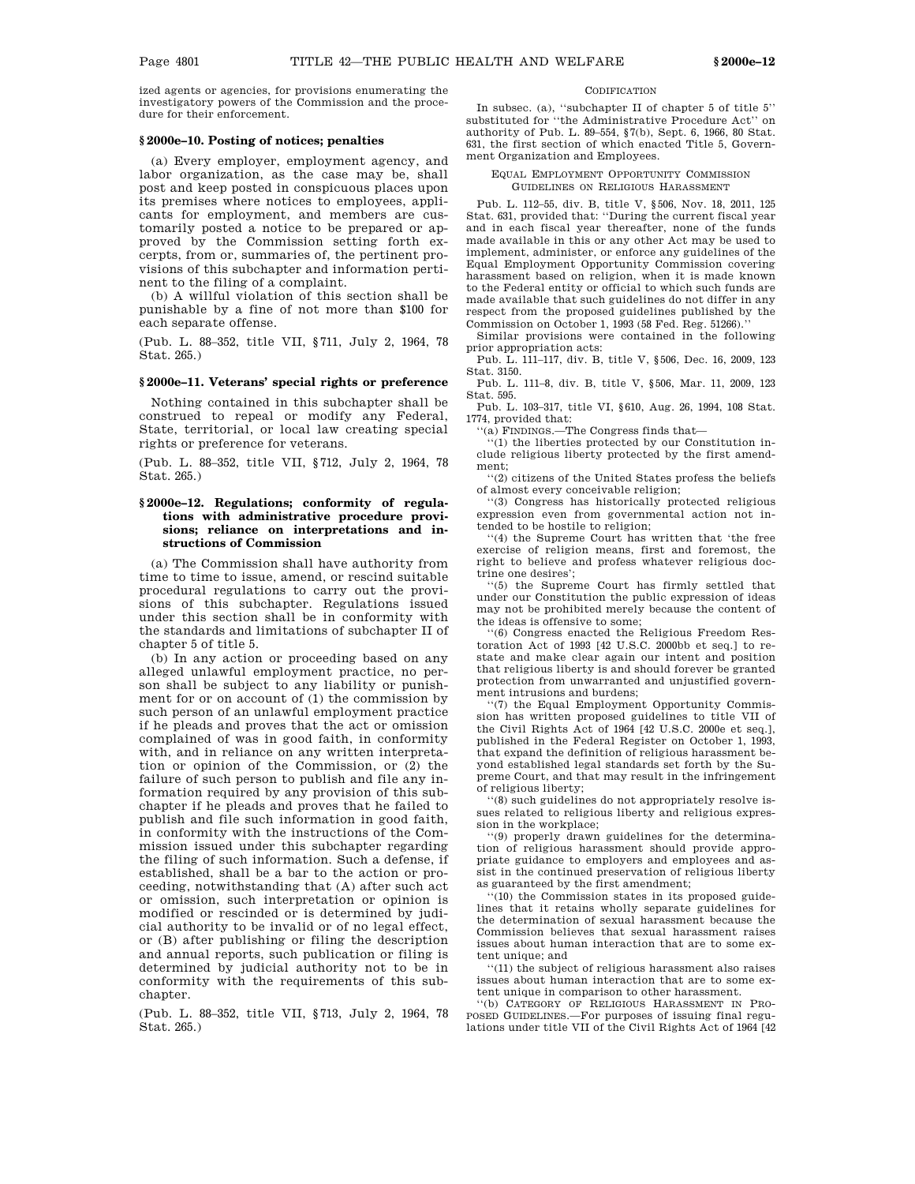ized agents or agencies, for provisions enumerating the investigatory powers of the Commission and the procedure for their enforcement.

### § 2000e–10. Posting of notices; penalties

(a) Every employer, employment agency, and labor organization, as the case may be, shall post and keep posted in conspicuous places upon its premises where notices to employees, applicants for employment, and members are customarily posted a notice to be prepared or approved by the Commission setting forth excerpts, from or, summaries of, the pertinent provisions of this subchapter and information pertinent to the filing of a complaint.

(b) A willful violation of this section shall be punishable by a fine of not more than $100 for each separate offense.

(Pub. L. 88–352, title VII, § 711, July 2, 1964, 78 Stat. 265.)

### § 2000e–11. Veterans' special rights or preference

Nothing contained in this subchapter shall be construed to repeal or modify any Federal, State, territorial, or local law creating special rights or preference for veterans.

(Pub. L. 88–352, title VII, § 712, July 2, 1964, 78 Stat. 265.)

### § 2000e–12. Regulations; conformity of regulations with administrative procedure provisions; reliance on interpretations and instructions of Commission

(a) The Commission shall have authority from time to time to issue, amend, or rescind suitable procedural regulations to carry out the provisions of this subchapter. Regulations issued under this section shall be in conformity with the standards and limitations of subchapter II of chapter 5 of title 5.

(b) In any action or proceeding based on any alleged unlawful employment practice, no person shall be subject to any liability or punishment for or on account of (1) the commission by such person of an unlawful employment practice if he pleads and proves that the act or omission complained of was in good faith, in conformity with, and in reliance on any written interpretation or opinion of the Commission, or (2) the failure of such person to publish and file any information required by any provision of this subchapter if he pleads and proves that he failed to publish and file such information in good faith, in conformity with the instructions of the Commission issued under this subchapter regarding the filing of such information. Such a defense, if established, shall be a bar to the action or proceeding, notwithstanding that (A) after such act or omission, such interpretation or opinion is modified or rescinded or is determined by judicial authority to be invalid or of no legal effect, or (B) after publishing or filing the description and annual reports, such publication or filing is determined by judicial authority not to be in conformity with the requirements of this subchapter.

(Pub. L. 88–352, title VII, § 713, July 2, 1964, 78 Stat. 265.)

CODIFICATION

In subsec. (a), "subchapter II of chapter 5 of title 5" substituted for "the Administrative Procedure Act" on authority of Pub. L. 89–554, § 7(b), Sept. 6, 1966, 80 Stat. 631, the first section of which enacted Title 5, Government Organization and Employees.

EQUAL EMPLOYMENT OPPORTUNITY COMMISSION GUIDELINES ON RELIGIOUS HARASSMENT

Pub. L. 112–55, div. B, title V, § 506, Nov. 18, 2011, 125 Stat. 631, provided that: "During the current fiscal year and in each fiscal year thereafter, none of the funds made available in this or any other Act may be used to implement, administer, or enforce any guidelines of the Equal Employment Opportunity Commission covering harassment based on religion, when it is made known to the Federal entity or official to which such funds are made available that such guidelines do not differ in any respect from the proposed guidelines published by the Commission on October 1, 1993 (58 Fed. Reg. 51266)."

Similar provisions were contained in the following prior appropriation acts:

Pub. L. 111–117, div. B, title V, § 506, Dec. 16, 2009, 123 Stat. 3150.

Pub. L. 111–8, div. B, title V, § 506, Mar. 11, 2009, 123 Stat. 595.

Pub. L. 103–317, title VI, § 610, Aug. 26, 1994, 108 Stat. 1774, provided that:

"(a) FINDINGS.—The Congress finds that—

"(1) the liberties protected by our Constitution include religious liberty protected by the first amendment;

"(2) citizens of the United States profess the beliefs of almost every conceivable religion;

"(3) Congress has historically protected religious expression even from governmental action not intended to be hostile to religion;

"(4) the Supreme Court has written that 'the free exercise of religion means, first and foremost, the right to believe and profess whatever religious doctrine one desires';

"(5) the Supreme Court has firmly settled that under our Constitution the public expression of ideas may not be prohibited merely because the content of the ideas is offensive to some;

"(6) Congress enacted the Religious Freedom Restoration Act of 1993 [42 U.S.C. 2000bb et seq.] to restate and make clear again our intent and position that religious liberty is and should forever be granted protection from unwarranted and unjustified government intrusions and burdens;

"(7) the Equal Employment Opportunity Commission has written proposed guidelines to title VII of the Civil Rights Act of 1964 [42 U.S.C. 2000e et seq.], published in the Federal Register on October 1, 1993, that expand the definition of religious harassment beyond established legal standards set forth by the Supreme Court, and that may result in the infringement of religious liberty;

"(8) such guidelines do not appropriately resolve issues related to religious liberty and religious expression in the workplace;

"(9) properly drawn guidelines for the determination of religious harassment should provide appropriate guidance to employers and employees and assist in the continued preservation of religious liberty as guaranteed by the first amendment;

"(10) the Commission states in its proposed guidelines that it retains wholly separate guidelines for the determination of sexual harassment because the Commission believes that sexual harassment raises issues about human interaction that are to some extent unique; and

"(11) the subject of religious harassment also raises issues about human interaction that are to some extent unique in comparison to other harassment.

"(b) CATEGORY OF RELIGIOUS HARASSMENT IN PROPOSED GUIDELINES.—For purposes of issuing final regulations under title VII of the Civil Rights Act of 1964 [42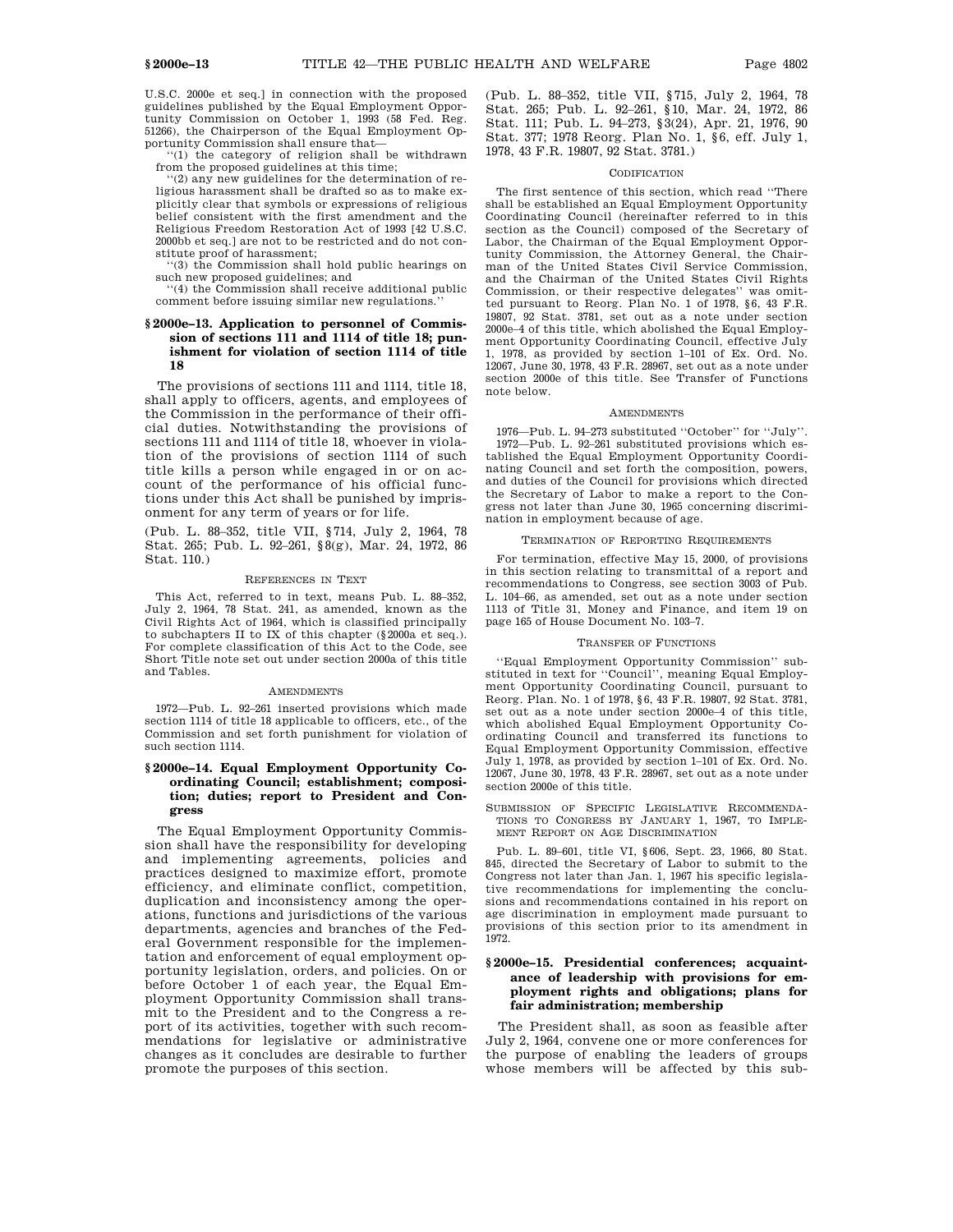U.S.C. 2000e et seq.] in connection with the proposed guidelines published by the Equal Employment Opportunity Commission on October 1, 1993 (58 Fed. Reg. 51266), the Chairperson of the Equal Employment Opportunity Commission shall ensure that—

"(1) the category of religion shall be withdrawn from the proposed guidelines at this time;

"(2) any new guidelines for the determination of religious harassment shall be drafted so as to make explicitly clear that symbols or expressions of religious belief consistent with the first amendment and the Religious Freedom Restoration Act of 1993 [42 U.S.C. 2000bb et seq.] are not to be restricted and do not constitute proof of harassment;

"(3) the Commission shall hold public hearings on such new proposed guidelines; and

"(4) the Commission shall receive additional public comment before issuing similar new regulations."

## § 2000e–13. Application to personnel of Commission of sections 111 and 1114 of title 18; punishment for violation of section 1114 of title 18

The provisions of sections 111 and 1114, title 18, shall apply to officers, agents, and employees of the Commission in the performance of their official duties. Notwithstanding the provisions of sections 111 and 1114 of title 18, whoever in violation of the provisions of section 1114 of such title kills a person while engaged in or on account of the performance of his official functions under this Act shall be punished by imprisonment for any term of years or for life.

(Pub. L. 88–352, title VII, § 714, July 2, 1964, 78 Stat. 265; Pub. L. 92–261, § 8(g), Mar. 24, 1972, 86 Stat. 110.)

### REFERENCES IN TEXT

This Act, referred to in text, means Pub. L. 88–352, July 2, 1964, 78 Stat. 241, as amended, known as the Civil Rights Act of 1964, which is classified principally to subchapters II to IX of this chapter (§ 2000a et seq.). For complete classification of this Act to the Code, see Short Title note set out under section 2000a of this title and Tables.

### AMENDMENTS

1972—Pub. L. 92–261 inserted provisions which made section 1114 of title 18 applicable to officers, etc., of the Commission and set forth punishment for violation of such section 1114.

## § 2000e–14. Equal Employment Opportunity Coordinating Council; establishment; composition; duties; report to President and Congress

The Equal Employment Opportunity Commission shall have the responsibility for developing and implementing agreements, policies and practices designed to maximize effort, promote efficiency, and eliminate conflict, competition, duplication and inconsistency among the operations, functions and jurisdictions of the various departments, agencies and branches of the Federal Government responsible for the implementation and enforcement of equal employment opportunity legislation, orders, and policies. On or before October 1 of each year, the Equal Employment Opportunity Commission shall transmit to the President and to the Congress a report of its activities, together with such recommendations for legislative or administrative changes as it concludes are desirable to further promote the purposes of this section.

(Pub. L. 88–352, title VII, § 715, July 2, 1964, 78 Stat. 265; Pub. L. 92–261, § 10, Mar. 24, 1972, 86 Stat. 111; Pub. L. 94–273, § 3(24), Apr. 21, 1976, 90 Stat. 377; 1978 Reorg. Plan No. 1, § 6, eff. July 1, 1978, 43 F.R. 19807, 92 Stat. 3781.)

### CODIFICATION

The first sentence of this section, which read "There shall be established an Equal Employment Opportunity Coordinating Council (hereinafter referred to in this section as the Council) composed of the Secretary of Labor, the Chairman of the Equal Employment Opportunity Commission, the Attorney General, the Chairman of the United States Civil Service Commission, and the Chairman of the United States Civil Rights Commission, or their respective delegates" was omitted pursuant to Reorg. Plan No. 1 of 1978, § 6, 43 F.R. 19807, 92 Stat. 3781, set out as a note under section 2000e–4 of this title, which abolished the Equal Employment Opportunity Coordinating Council, effective July 1, 1978, as provided by section 1–101 of Ex. Ord. No. 12067, June 30, 1978, 43 F.R. 28967, set out as a note under section 2000e of this title. See Transfer of Functions note below.

### AMENDMENTS

1976—Pub. L. 94–273 substituted "October" for "July".

1972—Pub. L. 92–261 substituted provisions which established the Equal Employment Opportunity Coordinating Council and set forth the composition, powers, and duties of the Council for provisions which directed the Secretary of Labor to make a report to the Congress not later than June 30, 1965 concerning discrimination in employment because of age.

### TERMINATION OF REPORTING REQUIREMENTS

For termination, effective May 15, 2000, of provisions in this section relating to transmittal of a report and recommendations to Congress, see section 3003 of Pub. L. 104–66, as amended, set out as a note under section 1113 of Title 31, Money and Finance, and item 19 on page 165 of House Document No. 103–7.

### TRANSFER OF FUNCTIONS

"Equal Employment Opportunity Commission" substituted in text for "Council", meaning Equal Employment Opportunity Coordinating Council, pursuant to Reorg. Plan. No. 1 of 1978, § 6, 43 F.R. 19807, 92 Stat. 3781, set out as a note under section 2000e–4 of this title, which abolished Equal Employment Opportunity Coordinating Council and transferred its functions to Equal Employment Opportunity Commission, effective July 1, 1978, as provided by section 1–101 of Ex. Ord. No. 12067, June 30, 1978, 43 F.R. 28967, set out as a note under section 2000e of this title.

### SUBMISSION OF SPECIFIC LEGISLATIVE RECOMMENDATIONS TO CONGRESS BY JANUARY 1, 1967, TO IMPLEMENT REPORT ON AGE DISCRIMINATION

Pub. L. 89–601, title VI, § 606, Sept. 23, 1966, 80 Stat. 845, directed the Secretary of Labor to submit to the Congress not later than Jan. 1, 1967 his specific legislative recommendations for implementing the conclusions and recommendations contained in his report on age discrimination in employment made pursuant to provisions of this section prior to its amendment in 1972.

## § 2000e–15. Presidential conferences; acquaintance of leadership with provisions for employment rights and obligations; plans for fair administration; membership

The President shall, as soon as feasible after July 2, 1964, convene one or more conferences for the purpose of enabling the leaders of groups whose members will be affected by this sub-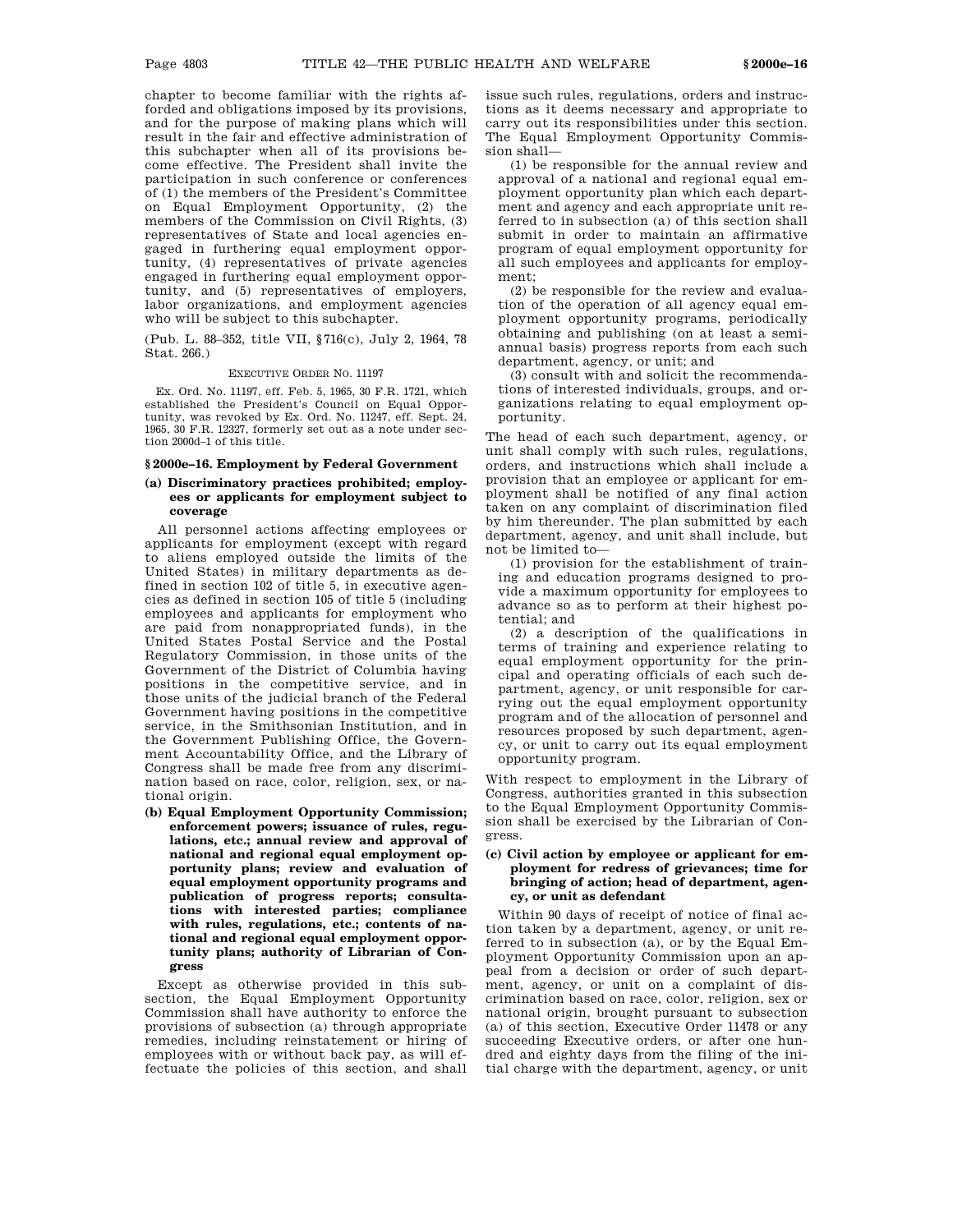chapter to become familiar with the rights afforded and obligations imposed by its provisions, and for the purpose of making plans which will result in the fair and effective administration of this subchapter when all of its provisions become effective. The President shall invite the participation in such conference or conferences of (1) the members of the President's Committee on Equal Employment Opportunity, (2) the members of the Commission on Civil Rights, (3) representatives of State and local agencies engaged in furthering equal employment opportunity, (4) representatives of private agencies engaged in furthering equal employment opportunity, and (5) representatives of employers, labor organizations, and employment agencies who will be subject to this subchapter.

(Pub. L. 88–352, title VII, §716(c), July 2, 1964, 78 Stat. 266.)

EXECUTIVE ORDER NO. 11197

Ex. Ord. No. 11197, eff. Feb. 5, 1965, 30 F.R. 1721, which established the President's Council on Equal Opportunity, was revoked by Ex. Ord. No. 11247, eff. Sept. 24, 1965, 30 F.R. 12327, formerly set out as a note under section 2000d–1 of this title.

## §2000e–16. Employment by Federal Government

**(a) Discriminatory practices prohibited; employees or applicants for employment subject to coverage**

All personnel actions affecting employees or applicants for employment (except with regard to aliens employed outside the limits of the United States) in military departments as defined in section 102 of title 5, in executive agencies as defined in section 105 of title 5 (including employees and applicants for employment who are paid from nonappropriated funds), in the United States Postal Service and the Postal Regulatory Commission, in those units of the Government of the District of Columbia having positions in the competitive service, and in those units of the judicial branch of the Federal Government having positions in the competitive service, in the Smithsonian Institution, and in the Government Publishing Office, the Government Accountability Office, and the Library of Congress shall be made free from any discrimination based on race, color, religion, sex, or national origin.

**(b) Equal Employment Opportunity Commission; enforcement powers; issuance of rules, regulations, etc.; annual review and approval of national and regional equal employment opportunity plans; review and evaluation of equal employment opportunity programs and publication of progress reports; consultations with interested parties; compliance with rules, regulations, etc.; contents of national and regional equal employment opportunity plans; authority of Librarian of Congress**

Except as otherwise provided in this subsection, the Equal Employment Opportunity Commission shall have authority to enforce the provisions of subsection (a) through appropriate remedies, including reinstatement or hiring of employees with or without back pay, as will effectuate the policies of this section, and shall issue such rules, regulations, orders and instructions as it deems necessary and appropriate to carry out its responsibilities under this section. The Equal Employment Opportunity Commission shall—

(1) be responsible for the annual review and approval of a national and regional equal employment opportunity plan which each department and agency and each appropriate unit referred to in subsection (a) of this section shall submit in order to maintain an affirmative program of equal employment opportunity for all such employees and applicants for employment;

(2) be responsible for the review and evaluation of the operation of all agency equal employment opportunity programs, periodically obtaining and publishing (on at least a semiannual basis) progress reports from each such department, agency, or unit; and

(3) consult with and solicit the recommendations of interested individuals, groups, and organizations relating to equal employment opportunity.

The head of each such department, agency, or unit shall comply with such rules, regulations, orders, and instructions which shall include a provision that an employee or applicant for employment shall be notified of any final action taken on any complaint of discrimination filed by him thereunder. The plan submitted by each department, agency, and unit shall include, but not be limited to—

(1) provision for the establishment of training and education programs designed to provide a maximum opportunity for employees to advance so as to perform at their highest potential; and

(2) a description of the qualifications in terms of training and experience relating to equal employment opportunity for the principal and operating officials of each such department, agency, or unit responsible for carrying out the equal employment opportunity program and of the allocation of personnel and resources proposed by such department, agency, or unit to carry out its equal employment opportunity program.

With respect to employment in the Library of Congress, authorities granted in this subsection to the Equal Employment Opportunity Commission shall be exercised by the Librarian of Congress.

**(c) Civil action by employee or applicant for employment for redress of grievances; time for bringing of action; head of department, agency, or unit as defendant**

Within 90 days of receipt of notice of final action taken by a department, agency, or unit referred to in subsection (a), or by the Equal Employment Opportunity Commission upon an appeal from a decision or order of such department, agency, or unit on a complaint of discrimination based on race, color, religion, sex or national origin, brought pursuant to subsection (a) of this section, Executive Order 11478 or any succeeding Executive orders, or after one hundred and eighty days from the filing of the initial charge with the department, agency, or unit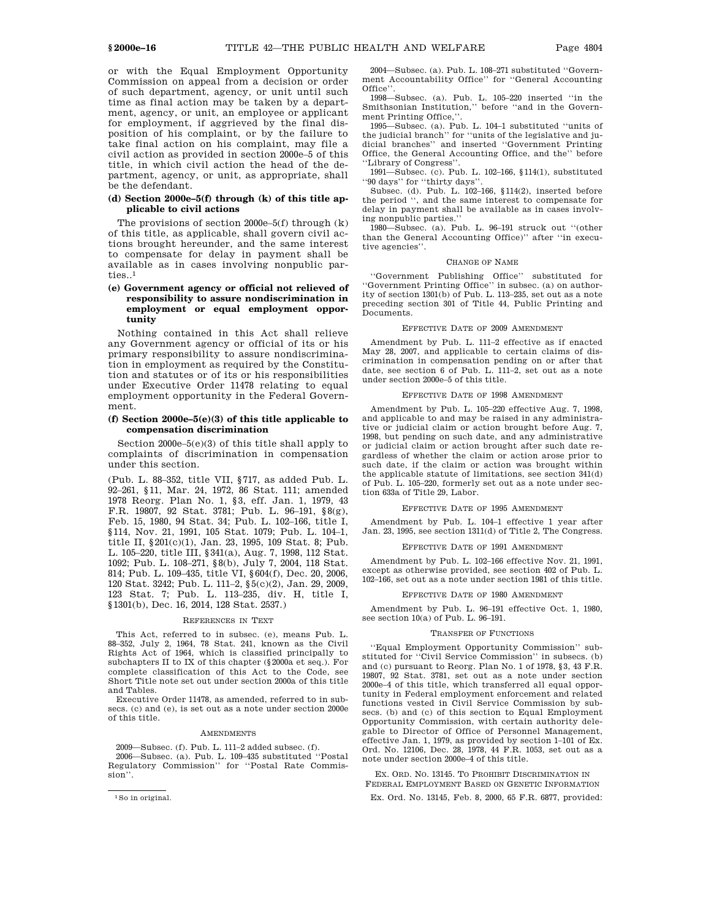or with the Equal Employment Opportunity Commission on appeal from a decision or order of such department, agency, or unit until such time as final action may be taken by a department, agency, or unit, an employee or applicant for employment, if aggrieved by the final disposition of his complaint, or by the failure to take final action on his complaint, may file a civil action as provided in section 2000e–5 of this title, in which civil action the head of the department, agency, or unit, as appropriate, shall be the defendant.

**(d) Section 2000e–5(f) through (k) of this title applicable to civil actions**

The provisions of section 2000e–5(f) through (k) of this title, as applicable, shall govern civil actions brought hereunder, and the same interest to compensate for delay in payment shall be available as in cases involving nonpublic parties..[1]

**(e) Government agency or official not relieved of responsibility to assure nondiscrimination in employment or equal employment opportunity**

Nothing contained in this Act shall relieve any Government agency or official of its or his primary responsibility to assure nondiscrimination in employment as required by the Constitution and statutes or of its or his responsibilities under Executive Order 11478 relating to equal employment opportunity in the Federal Government.

**(f) Section 2000e–5(e)(3) of this title applicable to compensation discrimination**

Section 2000e–5(e)(3) of this title shall apply to complaints of discrimination in compensation under this section.

(Pub. L. 88–352, title VII, §717, as added Pub. L. 92–261, §11, Mar. 24, 1972, 86 Stat. 111; amended 1978 Reorg. Plan No. 1, §3, eff. Jan. 1, 1979, 43 F.R. 19807, 92 Stat. 3781; Pub. L. 96–191, §8(g), Feb. 15, 1980, 94 Stat. 34; Pub. L. 102–166, title I, §114, Nov. 21, 1991, 105 Stat. 1079; Pub. L. 104–1, title II, §201(c)(1), Jan. 23, 1995, 109 Stat. 8; Pub. L. 105–220, title III, §341(a), Aug. 7, 1998, 112 Stat. 1092; Pub. L. 108–271, §8(b), July 7, 2004, 118 Stat. 814; Pub. L. 109–435, title VI, §604(f), Dec. 20, 2006, 120 Stat. 3242; Pub. L. 111–2, §5(c)(2), Jan. 29, 2009, 123 Stat. 7; Pub. L. 113–235, div. H, title I, §1301(b), Dec. 16, 2014, 128 Stat. 2537.)

REFERENCES IN TEXT

This Act, referred to in subsec. (e), means Pub. L. 88–352, July 2, 1964, 78 Stat. 241, known as the Civil Rights Act of 1964, which is classified principally to subchapters II to IX of this chapter (§2000a et seq.). For complete classification of this Act to the Code, see Short Title note set out under section 2000a of this title and Tables.

Executive Order 11478, as amended, referred to in subsecs. (c) and (e), is set out as a note under section 2000e of this title.

AMENDMENTS

2009—Subsec. (f). Pub. L. 111–2 added subsec. (f).

2006—Subsec. (a). Pub. L. 109–435 substituted "Postal Regulatory Commission" for "Postal Rate Commission".

2004—Subsec. (a). Pub. L. 108–271 substituted "Government Accountability Office" for "General Accounting Office".

1998—Subsec. (a). Pub. L. 105–220 inserted "in the Smithsonian Institution," before "and in the Government Printing Office,".

1995—Subsec. (a). Pub. L. 104–1 substituted "units of the judicial branch" for "units of the legislative and judicial branches" and inserted "Government Printing Office, the General Accounting Office, and the" before "Library of Congress".

1991—Subsec. (c). Pub. L. 102–166, §114(1), substituted "90 days" for "thirty days".

Subsec. (d). Pub. L. 102–166, §114(2), inserted before the period ", and the same interest to compensate for delay in payment shall be available as in cases involving nonpublic parties."

1980—Subsec. (a). Pub. L. 96–191 struck out "(other than the General Accounting Office)" after "in executive agencies".

CHANGE OF NAME

"Government Publishing Office" substituted for "Government Printing Office" in subsec. (a) on authority of section 1301(b) of Pub. L. 113–235, set out as a note preceding section 301 of Title 44, Public Printing and Documents.

EFFECTIVE DATE OF 2009 AMENDMENT

Amendment by Pub. L. 111–2 effective as if enacted May 28, 2007, and applicable to certain claims of discrimination in compensation pending on or after that date, see section 6 of Pub. L. 111–2, set out as a note under section 2000e–5 of this title.

EFFECTIVE DATE OF 1998 AMENDMENT

Amendment by Pub. L. 105–220 effective Aug. 7, 1998, and applicable to and may be raised in any administrative or judicial claim or action brought before Aug. 7, 1998, but pending on such date, and any administrative or judicial claim or action brought after such date regardless of whether the claim or action arose prior to such date, if the claim or action was brought within the applicable statute of limitations, see section 341(d) of Pub. L. 105–220, formerly set out as a note under section 633a of Title 29, Labor.

EFFECTIVE DATE OF 1995 AMENDMENT

Amendment by Pub. L. 104–1 effective 1 year after Jan. 23, 1995, see section 1311(d) of Title 2, The Congress.

EFFECTIVE DATE OF 1991 AMENDMENT

Amendment by Pub. L. 102–166 effective Nov. 21, 1991, except as otherwise provided, see section 402 of Pub. L. 102–166, set out as a note under section 1981 of this title.

EFFECTIVE DATE OF 1980 AMENDMENT

Amendment by Pub. L. 96–191 effective Oct. 1, 1980, see section 10(a) of Pub. L. 96–191.

TRANSFER OF FUNCTIONS

"Equal Employment Opportunity Commission" substituted for "Civil Service Commission" in subsecs. (b) and (c) pursuant to Reorg. Plan No. 1 of 1978, §3, 43 F.R. 19807, 92 Stat. 3781, set out as a note under section 2000e–4 of this title, which transferred all equal opportunity in Federal employment enforcement and related functions vested in Civil Service Commission by subsecs. (b) and (c) of this section to Equal Employment Opportunity Commission, with certain authority delegable to Director of Office of Personnel Management, effective Jan. 1, 1979, as provided by section 1–101 of Ex. Ord. No. 12106, Dec. 28, 1978, 44 F.R. 1053, set out as a note under section 2000e–4 of this title.

EX. ORD. NO. 13145. TO PROHIBIT DISCRIMINATION IN FEDERAL EMPLOYMENT BASED ON GENETIC INFORMATION

Ex. Ord. No. 13145, Feb. 8, 2000, 65 F.R. 6877, provided:

[1] So in original.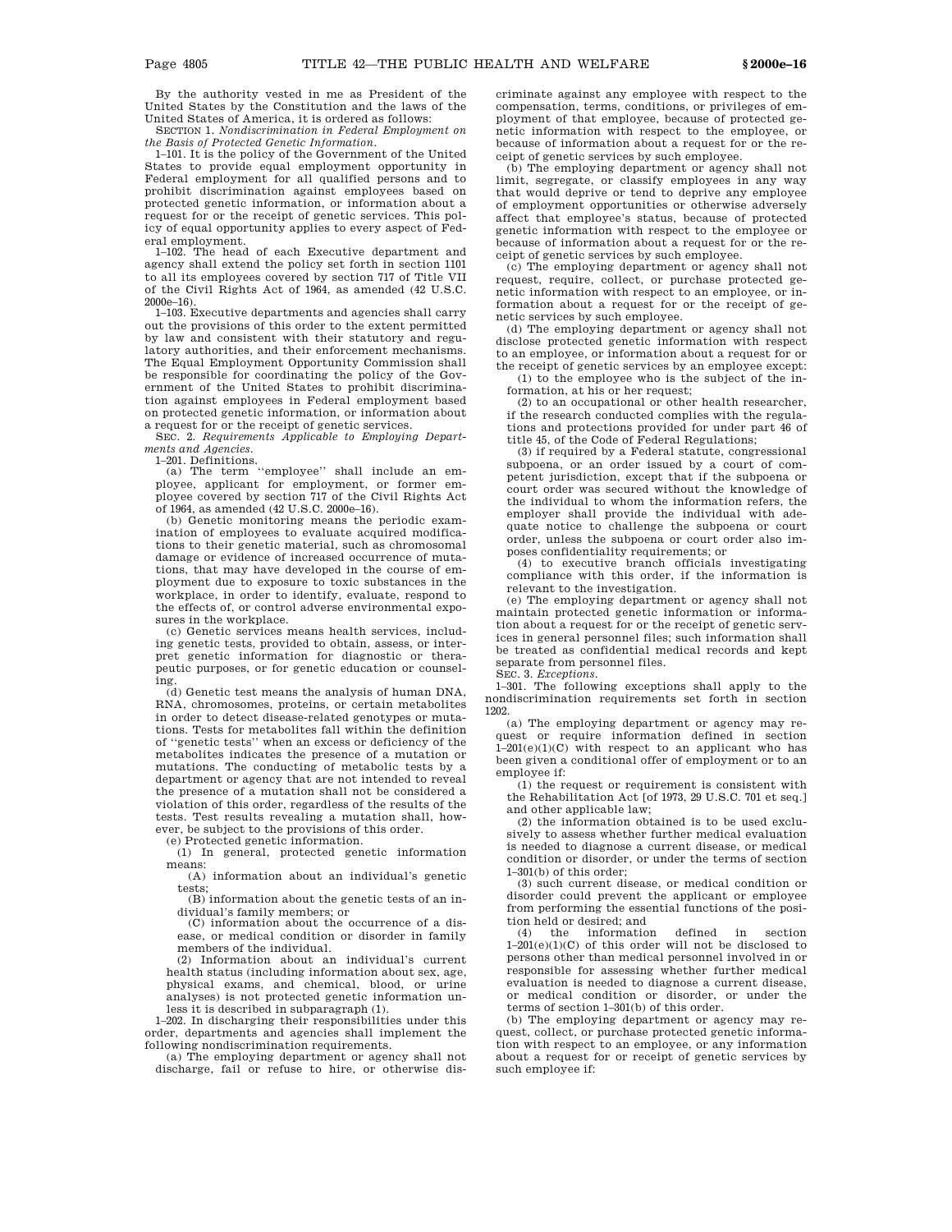By the authority vested in me as President of the United States by the Constitution and the laws of the United States of America, it is ordered as follows:

SECTION 1. *Nondiscrimination in Federal Employment on the Basis of Protected Genetic Information.*

1–101. It is the policy of the Government of the United States to provide equal employment opportunity in Federal employment for all qualified persons and to prohibit discrimination against employees based on protected genetic information, or information about a request for or the receipt of genetic services. This policy of equal opportunity applies to every aspect of Federal employment.

1–102. The head of each Executive department and agency shall extend the policy set forth in section 1101 to all its employees covered by section 717 of Title VII of the Civil Rights Act of 1964, as amended (42 U.S.C. 2000e–16).

1–103. Executive departments and agencies shall carry out the provisions of this order to the extent permitted by law and consistent with their statutory and regulatory authorities, and their enforcement mechanisms. The Equal Employment Opportunity Commission shall be responsible for coordinating the policy of the Government of the United States to prohibit discrimination against employees in Federal employment based on protected genetic information, or information about a request for or the receipt of genetic services.

SEC. 2. *Requirements Applicable to Employing Departments and Agencies.*

1–201. Definitions.

(a) The term "employee" shall include an employee, applicant for employment, or former employee covered by section 717 of the Civil Rights Act of 1964, as amended (42 U.S.C. 2000e–16).

(b) Genetic monitoring means the periodic examination of employees to evaluate acquired modifications to their genetic material, such as chromosomal damage or evidence of increased occurrence of mutations, that may have developed in the course of employment due to exposure to toxic substances in the workplace, in order to identify, evaluate, respond to the effects of, or control adverse environmental exposures in the workplace.

(c) Genetic services means health services, including genetic tests, provided to obtain, assess, or interpret genetic information for diagnostic or therapeutic purposes, or for genetic education or counseling.

(d) Genetic test means the analysis of human DNA, RNA, chromosomes, proteins, or certain metabolites in order to detect disease-related genotypes or mutations. Tests for metabolites fall within the definition of "genetic tests" when an excess or deficiency of the metabolites indicates the presence of a mutation or mutations. The conducting of metabolic tests by a department or agency that are not intended to reveal the presence of a mutation shall not be considered a violation of this order, regardless of the results of the tests. Test results revealing a mutation shall, however, be subject to the provisions of this order.

(e) Protected genetic information.

(1) In general, protected genetic information means:

(A) information about an individual's genetic tests;

(B) information about the genetic tests of an individual's family members; or

(C) information about the occurrence of a disease, or medical condition or disorder in family members of the individual.

(2) Information about an individual's current health status (including information about sex, age, physical exams, and chemical, blood, or urine analyses) is not protected genetic information unless it is described in subparagraph (1).

1–202. In discharging their responsibilities under this order, departments and agencies shall implement the following nondiscrimination requirements.

(a) The employing department or agency shall not discharge, fail or refuse to hire, or otherwise discriminate against any employee with respect to the compensation, terms, conditions, or privileges of employment of that employee, because of protected genetic information with respect to the employee, or because of information about a request for or the receipt of genetic services by such employee.

(b) The employing department or agency shall not limit, segregate, or classify employees in any way that would deprive or tend to deprive any employee of employment opportunities or otherwise adversely affect that employee's status, because of protected genetic information with respect to the employee or because of information about a request for or the receipt of genetic services by such employee.

(c) The employing department or agency shall not request, require, collect, or purchase protected genetic information with respect to an employee, or information about a request for or the receipt of genetic services by such employee.

(d) The employing department or agency shall not disclose protected genetic information with respect to an employee, or information about a request for or the receipt of genetic services by an employee except:

(1) to the employee who is the subject of the information, at his or her request;

(2) to an occupational or other health researcher, if the research conducted complies with the regulations and protections provided for under part 46 of title 45, of the Code of Federal Regulations;

(3) if required by a Federal statute, congressional subpoena, or an order issued by a court of competent jurisdiction, except that if the subpoena or court order was secured without the knowledge of the individual to whom the information refers, the employer shall provide the individual with adequate notice to challenge the subpoena or court order, unless the subpoena or court order also imposes confidentiality requirements; or

(4) to executive branch officials investigating compliance with this order, if the information is relevant to the investigation.

(e) The employing department or agency shall not maintain protected genetic information or information about a request for or the receipt of genetic services in general personnel files; such information shall be treated as confidential medical records and kept separate from personnel files.

SEC. 3. *Exceptions.*

1–301. The following exceptions shall apply to the nondiscrimination requirements set forth in section 1202.

(a) The employing department or agency may request or require information defined in section 1–201(e)(1)(C) with respect to an applicant who has been given a conditional offer of employment or to an employee if:

(1) the request or requirement is consistent with the Rehabilitation Act [of 1973, 29 U.S.C. 701 et seq.] and other applicable law;

(2) the information obtained is to be used exclusively to assess whether further medical evaluation is needed to diagnose a current disease, or medical condition or disorder, or under the terms of section 1–301(b) of this order;

(3) such current disease, or medical condition or disorder could prevent the applicant or employee from performing the essential functions of the position held or desired; and

(4) the information defined in section 1–201(e)(1)(C) of this order will not be disclosed to persons other than medical personnel involved in or responsible for assessing whether further medical evaluation is needed to diagnose a current disease, or medical condition or disorder, or under the terms of section 1–301(b) of this order.

(b) The employing department or agency may request, collect, or purchase protected genetic information with respect to an employee, or any information about a request for or receipt of genetic services by such employee if: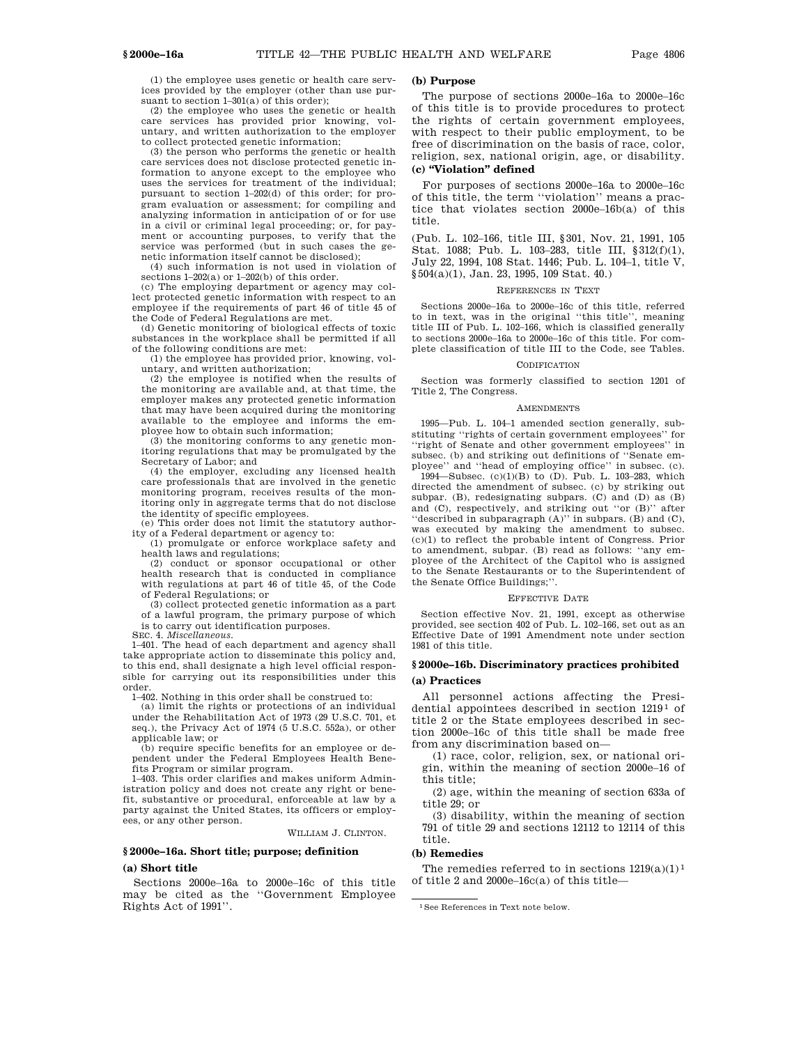(1) the employee uses genetic or health care services provided by the employer (other than use pursuant to section 1–301(a) of this order);

(2) the employee who uses the genetic or health care services has provided prior knowing, voluntary, and written authorization to the employer to collect protected genetic information;

(3) the person who performs the genetic or health care services does not disclose protected genetic information to anyone except to the employee who uses the services for treatment of the individual; pursuant to section 1–202(d) of this order; for program evaluation or assessment; for compiling and analyzing information in anticipation of or for use in a civil or criminal legal proceeding; or, for payment or accounting purposes, to verify that the service was performed (but in such cases the genetic information itself cannot be disclosed);

(4) such information is not used in violation of sections 1–202(a) or 1–202(b) of this order.

(c) The employing department or agency may collect protected genetic information with respect to an employee if the requirements of part 46 of title 45 of the Code of Federal Regulations are met.

(d) Genetic monitoring of biological effects of toxic substances in the workplace shall be permitted if all of the following conditions are met:

(1) the employee has provided prior, knowing, voluntary, and written authorization;

(2) the employee is notified when the results of the monitoring are available and, at that time, the employer makes any protected genetic information that may have been acquired during the monitoring available to the employee and informs the employee how to obtain such information;

(3) the monitoring conforms to any genetic monitoring regulations that may be promulgated by the Secretary of Labor; and

(4) the employer, excluding any licensed health care professionals that are involved in the genetic monitoring program, receives results of the monitoring only in aggregate terms that do not disclose the identity of specific employees.

(e) This order does not limit the statutory authority of a Federal department or agency to:

(1) promulgate or enforce workplace safety and health laws and regulations;

(2) conduct or sponsor occupational or other health research that is conducted in compliance with regulations at part 46 of title 45, of the Code of Federal Regulations; or

(3) collect protected genetic information as a part of a lawful program, the primary purpose of which is to carry out identification purposes.

SEC. 4. *Miscellaneous.*

1–401. The head of each department and agency shall take appropriate action to disseminate this policy and, to this end, shall designate a high level official responsible for carrying out its responsibilities under this order.

1–402. Nothing in this order shall be construed to:

(a) limit the rights or protections of an individual under the Rehabilitation Act of 1973 (29 U.S.C. 701, et seq.), the Privacy Act of 1974 (5 U.S.C. 552a), or other applicable law; or

(b) require specific benefits for an employee or dependent under the Federal Employees Health Benefits Program or similar program.

1–403. This order clarifies and makes uniform Administration policy and does not create any right or benefit, substantive or procedural, enforceable at law by a party against the United States, its officers or employees, or any other person.

WILLIAM J. CLINTON.

## § 2000e–16a. Short title; purpose; definition

### (a) Short title

Sections 2000e–16a to 2000e–16c of this title may be cited as the ''Government Employee Rights Act of 1991''.

### (b) Purpose

The purpose of sections 2000e–16a to 2000e–16c of this title is to provide procedures to protect the rights of certain government employees, with respect to their public employment, to be free of discrimination on the basis of race, color, religion, sex, national origin, age, or disability.

### (c) ''Violation'' defined

For purposes of sections 2000e–16a to 2000e–16c of this title, the term ''violation'' means a practice that violates section 2000e–16b(a) of this title.

(Pub. L. 102–166, title III, §301, Nov. 21, 1991, 105 Stat. 1088; Pub. L. 103–283, title III, §312(f)(1), July 22, 1994, 108 Stat. 1446; Pub. L. 104–1, title V, §504(a)(1), Jan. 23, 1995, 109 Stat. 40.)

REFERENCES IN TEXT

Sections 2000e–16a to 2000e–16c of this title, referred to in text, was in the original ''this title'', meaning title III of Pub. L. 102–166, which is classified generally to sections 2000e–16a to 2000e–16c of this title. For complete classification of title III to the Code, see Tables.

CODIFICATION

Section was formerly classified to section 1201 of Title 2, The Congress.

AMENDMENTS

1995—Pub. L. 104–1 amended section generally, substituting ''rights of certain government employees'' for ''right of Senate and other government employees'' in subsec. (b) and striking out definitions of ''Senate employee'' and ''head of employing office'' in subsec. (c).

1994—Subsec. (c)(1)(B) to (D). Pub. L. 103–283, which directed the amendment of subsec. (c) by striking out subpar. (B), redesignating subpars. (C) and (D) as (B) and (C), respectively, and striking out ''or (B)'' after ''described in subparagraph (A)'' in subpars. (B) and (C), was executed by making the amendment to subsec. (c)(1) to reflect the probable intent of Congress. Prior to amendment, subpar. (B) read as follows: ''any employee of the Architect of the Capitol who is assigned to the Senate Restaurants or to the Superintendent of the Senate Office Buildings;''.

EFFECTIVE DATE

Section effective Nov. 21, 1991, except as otherwise provided, see section 402 of Pub. L. 102–166, set out as an Effective Date of 1991 Amendment note under section 1981 of this title.

## § 2000e–16b. Discriminatory practices prohibited

### (a) Practices

All personnel actions affecting the Presidential appointees described in section 1219[1] of title 2 or the State employees described in section 2000e–16c of this title shall be made free from any discrimination based on—

(1) race, color, religion, sex, or national origin, within the meaning of section 2000e–16 of this title;

(2) age, within the meaning of section 633a of title 29; or

(3) disability, within the meaning of section 791 of title 29 and sections 12112 to 12114 of this title.

### (b) Remedies

The remedies referred to in sections 1219(a)(1)[1] of title 2 and 2000e–16c(a) of this title—

[1] See References in Text note below.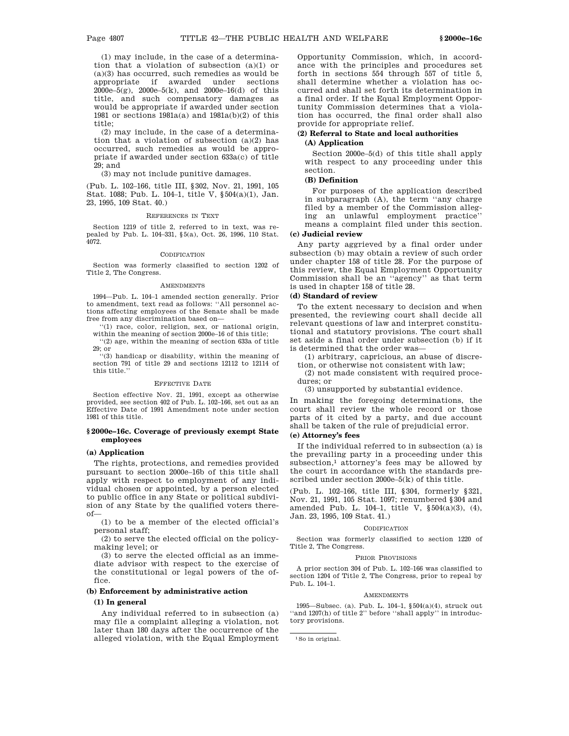(1) may include, in the case of a determination that a violation of subsection (a)(1) or (a)(3) has occurred, such remedies as would be appropriate if awarded under sections 2000e–5(g), 2000e–5(k), and 2000e–16(d) of this title, and such compensatory damages as would be appropriate if awarded under section 1981 or sections 1981a(a) and 1981a(b)(2) of this title;

(2) may include, in the case of a determination that a violation of subsection (a)(2) has occurred, such remedies as would be appropriate if awarded under section 633a(c) of title 29; and

(3) may not include punitive damages.

(Pub. L. 102–166, title III, §302, Nov. 21, 1991, 105 Stat. 1088; Pub. L. 104–1, title V, §504(a)(1), Jan. 23, 1995, 109 Stat. 40.)

REFERENCES IN TEXT

Section 1219 of title 2, referred to in text, was repealed by Pub. L. 104–331, §5(a), Oct. 26, 1996, 110 Stat. 4072.

CODIFICATION

Section was formerly classified to section 1202 of Title 2, The Congress.

AMENDMENTS

1994—Pub. L. 104–1 amended section generally. Prior to amendment, text read as follows: "All personnel actions affecting employees of the Senate shall be made free from any discrimination based on—

"(1) race, color, religion, sex, or national origin, within the meaning of section 2000e–16 of this title;

"(2) age, within the meaning of section 633a of title 29; or

"(3) handicap or disability, within the meaning of section 791 of title 29 and sections 12112 to 12114 of this title."

EFFECTIVE DATE

Section effective Nov. 21, 1991, except as otherwise provided, see section 402 of Pub. L. 102–166, set out as an Effective Date of 1991 Amendment note under section 1981 of this title.

### §2000e–16c. Coverage of previously exempt State employees

**(a) Application**

The rights, protections, and remedies provided pursuant to section 2000e–16b of this title shall apply with respect to employment of any individual chosen or appointed, by a person elected to public office in any State or political subdivision of any State by the qualified voters thereof—

(1) to be a member of the elected official's personal staff;

(2) to serve the elected official on the policymaking level; or

(3) to serve the elected official as an immediate advisor with respect to the exercise of the constitutional or legal powers of the office.

**(b) Enforcement by administrative action**

**(1) In general**

Any individual referred to in subsection (a) may file a complaint alleging a violation, not later than 180 days after the occurrence of the alleged violation, with the Equal Employment Opportunity Commission, which, in accordance with the principles and procedures set forth in sections 554 through 557 of title 5, shall determine whether a violation has occurred and shall set forth its determination in a final order. If the Equal Employment Opportunity Commission determines that a violation has occurred, the final order shall also provide for appropriate relief.

**(2) Referral to State and local authorities**

**(A) Application**

Section 2000e–5(d) of this title shall apply with respect to any proceeding under this section.

**(B) Definition**

For purposes of the application described in subparagraph (A), the term "any charge filed by a member of the Commission alleging an unlawful employment practice" means a complaint filed under this section.

**(c) Judicial review**

Any party aggrieved by a final order under subsection (b) may obtain a review of such order under chapter 158 of title 28. For the purpose of this review, the Equal Employment Opportunity Commission shall be an "agency" as that term is used in chapter 158 of title 28.

**(d) Standard of review**

To the extent necessary to decision and when presented, the reviewing court shall decide all relevant questions of law and interpret constitutional and statutory provisions. The court shall set aside a final order under subsection (b) if it is determined that the order was—

(1) arbitrary, capricious, an abuse of discretion, or otherwise not consistent with law;

(2) not made consistent with required procedures; or

(3) unsupported by substantial evidence.

In making the foregoing determinations, the court shall review the whole record or those parts of it cited by a party, and due account shall be taken of the rule of prejudicial error.

**(e) Attorney's fees**

If the individual referred to in subsection (a) is the prevailing party in a proceeding under this subsection,[1] attorney's fees may be allowed by the court in accordance with the standards prescribed under section 2000e–5(k) of this title.

(Pub. L. 102–166, title III, §304, formerly §321, Nov. 21, 1991, 105 Stat. 1097; renumbered §304 and amended Pub. L. 104–1, title V, §504(a)(3), (4), Jan. 23, 1995, 109 Stat. 41.)

CODIFICATION

Section was formerly classified to section 1220 of Title 2, The Congress.

PRIOR PROVISIONS

A prior section 304 of Pub. L. 102–166 was classified to section 1204 of Title 2, The Congress, prior to repeal by Pub. L. 104–1.

AMENDMENTS

1995—Subsec. (a). Pub. L. 104–1, §504(a)(4), struck out "and 1207(h) of title 2" before "shall apply" in introductory provisions.

[1] So in original.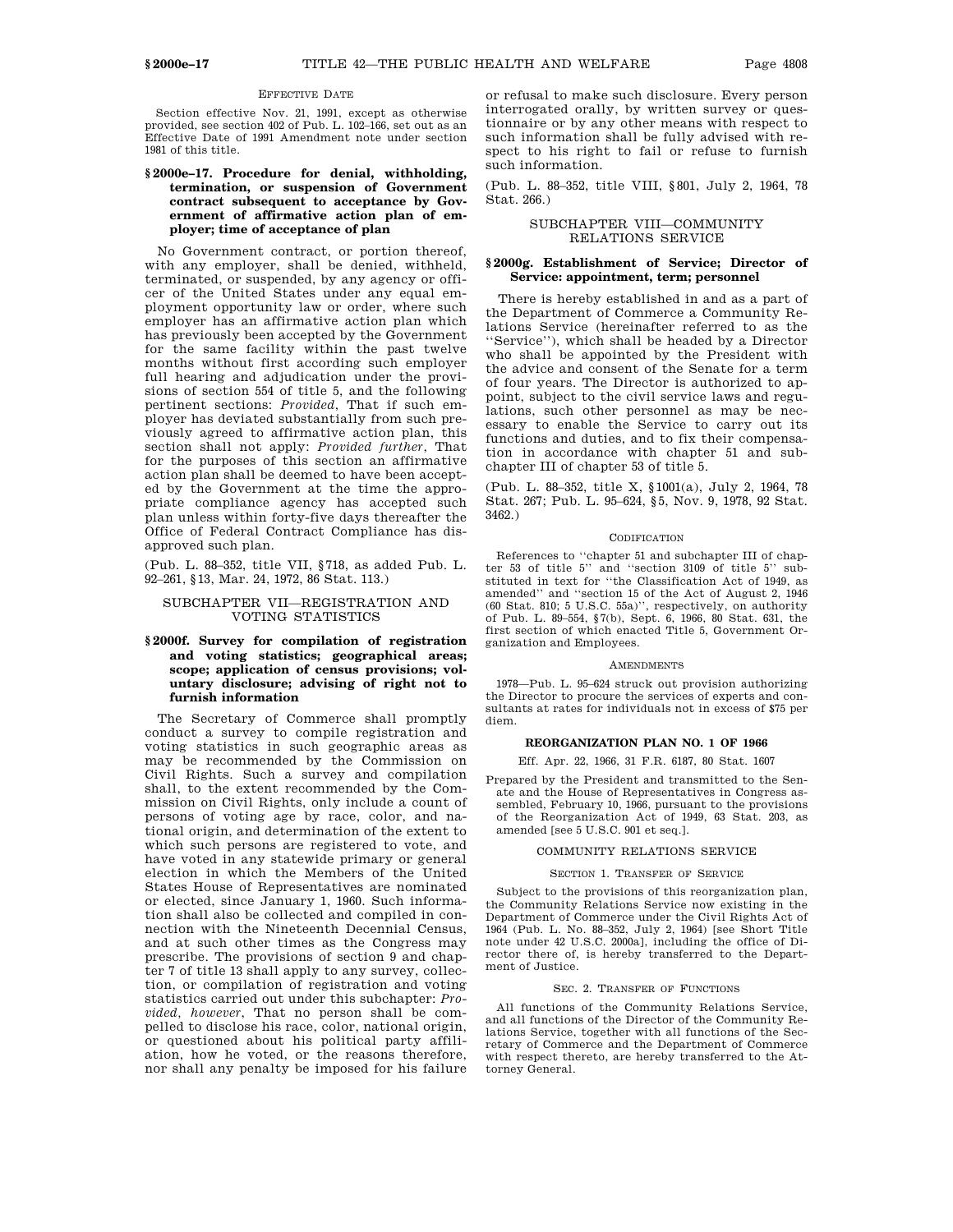#### EFFECTIVE DATE

Section effective Nov. 21, 1991, except as otherwise provided, see section 402 of Pub. L. 102–166, set out as an Effective Date of 1991 Amendment note under section 1981 of this title.

### § 2000e–17. Procedure for denial, withholding, termination, or suspension of Government contract subsequent to acceptance by Government of affirmative action plan of employer; time of acceptance of plan

No Government contract, or portion thereof, with any employer, shall be denied, withheld, terminated, or suspended, by any agency or officer of the United States under any equal employment opportunity law or order, where such employer has an affirmative action plan which has previously been accepted by the Government for the same facility within the past twelve months without first according such employer full hearing and adjudication under the provisions of section 554 of title 5, and the following pertinent sections: *Provided*, That if such employer has deviated substantially from such previously agreed to affirmative action plan, this section shall not apply: *Provided further*, That for the purposes of this section an affirmative action plan shall be deemed to have been accepted by the Government at the time the appropriate compliance agency has accepted such plan unless within forty-five days thereafter the Office of Federal Contract Compliance has disapproved such plan.

(Pub. L. 88–352, title VII, § 718, as added Pub. L. 92–261, § 13, Mar. 24, 1972, 86 Stat. 113.)

## SUBCHAPTER VII—REGISTRATION AND VOTING STATISTICS

### § 2000f. Survey for compilation of registration and voting statistics; geographical areas; scope; application of census provisions; voluntary disclosure; advising of right not to furnish information

The Secretary of Commerce shall promptly conduct a survey to compile registration and voting statistics in such geographic areas as may be recommended by the Commission on Civil Rights. Such a survey and compilation shall, to the extent recommended by the Commission on Civil Rights, only include a count of persons of voting age by race, color, and national origin, and determination of the extent to which such persons are registered to vote, and have voted in any statewide primary or general election in which the Members of the United States House of Representatives are nominated or elected, since January 1, 1960. Such information shall also be collected and compiled in connection with the Nineteenth Decennial Census, and at such other times as the Congress may prescribe. The provisions of section 9 and chapter 7 of title 13 shall apply to any survey, collection, or compilation of registration and voting statistics carried out under this subchapter: *Provided, however*, That no person shall be compelled to disclose his race, color, national origin, or questioned about his political party affiliation, how he voted, or the reasons therefore, nor shall any penalty be imposed for his failure or refusal to make such disclosure. Every person interrogated orally, by written survey or questionnaire or by any other means with respect to such information shall be fully advised with respect to his right to fail or refuse to furnish such information.

(Pub. L. 88–352, title VIII, § 801, July 2, 1964, 78 Stat. 266.)

## SUBCHAPTER VIII—COMMUNITY RELATIONS SERVICE

### § 2000g. Establishment of Service; Director of Service: appointment, term; personnel

There is hereby established in and as a part of the Department of Commerce a Community Relations Service (hereinafter referred to as the ''Service''), which shall be headed by a Director who shall be appointed by the President with the advice and consent of the Senate for a term of four years. The Director is authorized to appoint, subject to the civil service laws and regulations, such other personnel as may be necessary to enable the Service to carry out its functions and duties, and to fix their compensation in accordance with chapter 51 and subchapter III of chapter 53 of title 5.

(Pub. L. 88–352, title X, § 1001(a), July 2, 1964, 78 Stat. 267; Pub. L. 95–624, § 5, Nov. 9, 1978, 92 Stat. 3462.)

#### CODIFICATION

References to ''chapter 51 and subchapter III of chapter 53 of title 5'' and ''section 3109 of title 5'' substituted in text for ''the Classification Act of 1949, as amended'' and ''section 15 of the Act of August 2, 1946 (60 Stat. 810; 5 U.S.C. 55a)'', respectively, on authority of Pub. L. 89–554, § 7(b), Sept. 6, 1966, 80 Stat. 631, the first section of which enacted Title 5, Government Organization and Employees.

#### AMENDMENTS

1978—Pub. L. 95–624 struck out provision authorizing the Director to procure the services of experts and consultants at rates for individuals not in excess of $75 per diem.

#### REORGANIZATION PLAN NO. 1 OF 1966

Eff. Apr. 22, 1966, 31 F.R. 6187, 80 Stat. 1607

Prepared by the President and transmitted to the Senate and the House of Representatives in Congress assembled, February 10, 1966, pursuant to the provisions of the Reorganization Act of 1949, 63 Stat. 203, as amended [see 5 U.S.C. 901 et seq.].

COMMUNITY RELATIONS SERVICE

SECTION 1. TRANSFER OF SERVICE

Subject to the provisions of this reorganization plan, the Community Relations Service now existing in the Department of Commerce under the Civil Rights Act of 1964 (Pub. L. No. 88–352, July 2, 1964) [see Short Title note under 42 U.S.C. 2000a], including the office of Director there of, is hereby transferred to the Department of Justice.

SEC. 2. TRANSFER OF FUNCTIONS

All functions of the Community Relations Service, and all functions of the Director of the Community Relations Service, together with all functions of the Secretary of Commerce and the Department of Commerce with respect thereto, are hereby transferred to the Attorney General.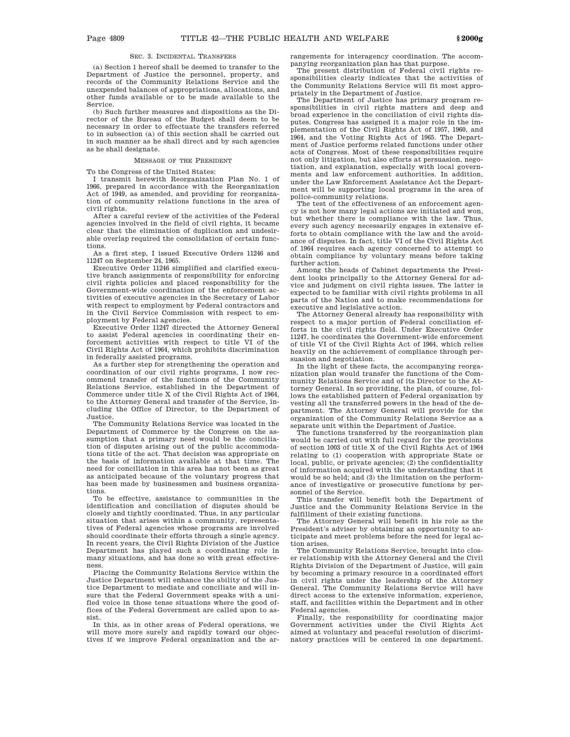SEC. 3. INCIDENTAL TRANSFERS

(a) Section 1 hereof shall be deemed to transfer to the Department of Justice the personnel, property, and records of the Community Relations Service and the unexpended balances of appropriations, allocations, and other funds available or to be made available to the Service.

(b) Such further measures and dispositions as the Director of the Bureau of the Budget shall deem to be necessary in order to effectuate the transfers referred to in subsection (a) of this section shall be carried out in such manner as he shall direct and by such agencies as he shall designate.

MESSAGE OF THE PRESIDENT

To the Congress of the United States:

I transmit herewith Reorganization Plan No. 1 of 1966, prepared in accordance with the Reorganization Act of 1949, as amended, and providing for reorganization of community relations functions in the area of civil rights.

After a careful review of the activities of the Federal agencies involved in the field of civil rights, it became clear that the elimination of duplication and undesirable overlap required the consolidation of certain functions.

As a first step, I issued Executive Orders 11246 and 11247 on September 24, 1965.

Executive Order 11246 simplified and clarified executive branch assignments of responsibility for enforcing civil rights policies and placed responsibility for the Government-wide coordination of the enforcement activities of executive agencies in the Secretary of Labor with respect to employment by Federal contractors and in the Civil Service Commission with respect to employment by Federal agencies.

Executive Order 11247 directed the Attorney General to assist Federal agencies in coordinating their enforcement activities with respect to title VI of the Civil Rights Act of 1964, which prohibits discrimination in federally assisted programs.

As a further step for strengthening the operation and coordination of our civil rights programs, I now recommend transfer of the functions of the Community Relations Service, established in the Department of Commerce under title X of the Civil Rights Act of 1964, to the Attorney General and transfer of the Service, including the Office of Director, to the Department of Justice.

The Community Relations Service was located in the Department of Commerce by the Congress on the assumption that a primary need would be the conciliation of disputes arising out of the public accommodations title of the act. That decision was appropriate on the basis of information available at that time. The need for conciliation in this area has not been as great as anticipated because of the voluntary progress that has been made by businessmen and business organizations.

To be effective, assistance to communities in the identification and conciliation of disputes should be closely and tightly coordinated. Thus, in any particular situation that arises within a community, representatives of Federal agencies whose programs are involved should coordinate their efforts through a single agency. In recent years, the Civil Rights Division of the Justice Department has played such a coordinating role in many situations, and has done so with great effectiveness.

Placing the Community Relations Service within the Justice Department will enhance the ability of the Justice Department to mediate and conciliate and will insure that the Federal Government speaks with a unified voice in those tense situations where the good offices of the Federal Government are called upon to assist.

In this, as in other areas of Federal operations, we will move more surely and rapidly toward our objectives if we improve Federal organization and the arrangements for interagency coordination. The accompanying reorganization plan has that purpose.

The present distribution of Federal civil rights responsibilities clearly indicates that the activities of the Community Relations Service will fit most appropriately in the Department of Justice.

The Department of Justice has primary program responsibilities in civil rights matters and deep and broad experience in the conciliation of civil rights disputes. Congress has assigned it a major role in the implementation of the Civil Rights Act of 1957, 1960, and 1964, and the Voting Rights Act of 1965. The Department of Justice performs related functions under other acts of Congress. Most of these responsibilities require not only litigation, but also efforts at persuasion, negotiation, and explanation, especially with local governments and law enforcement authorities. In addition, under the Law Enforcement Assistance Act the Department will be supporting local programs in the area of police-community relations.

The test of the effectiveness of an enforcement agency is not how many legal actions are initiated and won, but whether there is compliance with the law. Thus, every such agency necessarily engages in extensive efforts to obtain compliance with the law and the avoidance of disputes. In fact, title VI of the Civil Rights Act of 1964 requires each agency concerned to attempt to obtain compliance by voluntary means before taking further action.

Among the heads of Cabinet departments the President looks principally to the Attorney General for advice and judgment on civil rights issues. The latter is expected to be familiar with civil rights problems in all parts of the Nation and to make recommendations for executive and legislative action.

The Attorney General already has responsibility with respect to a major portion of Federal conciliation efforts in the civil rights field. Under Executive Order 11247, he coordinates the Government-wide enforcement of title VI of the Civil Rights Act of 1964, which relies heavily on the achievement of compliance through persuasion and negotiation.

In the light of these facts, the accompanying reorganization plan would transfer the functions of the Community Relations Service and of its Director to the Attorney General. In so providing, the plan, of course, follows the established pattern of Federal organization by vesting all the transferred powers in the head of the department. The Attorney General will provide for the organization of the Community Relations Service as a separate unit within the Department of Justice.

The functions transferred by the reorganization plan would be carried out with full regard for the provisions of section 1003 of title X of the Civil Rights Act of 1964 relating to (1) cooperation with appropriate State or local, public, or private agencies; (2) the confidentiality of information acquired with the understanding that it would be so held; and (3) the limitation on the performance of investigative or prosecutive functions by personnel of the Service.

This transfer will benefit both the Department of Justice and the Community Relations Service in the fulfillment of their existing functions.

The Attorney General will benefit in his role as the President's adviser by obtaining an opportunity to anticipate and meet problems before the need for legal action arises.

The Community Relations Service, brought into closer relationship with the Attorney General and the Civil Rights Division of the Department of Justice, will gain by becoming a primary resource in a coordinated effort in civil rights under the leadership of the Attorney General. The Community Relations Service will have direct access to the extensive information, experience, staff, and facilities within the Department and in other Federal agencies.

Finally, the responsibility for coordinating major Government activities under the Civil Rights Act aimed at voluntary and peaceful resolution of discriminatory practices will be centered in one department.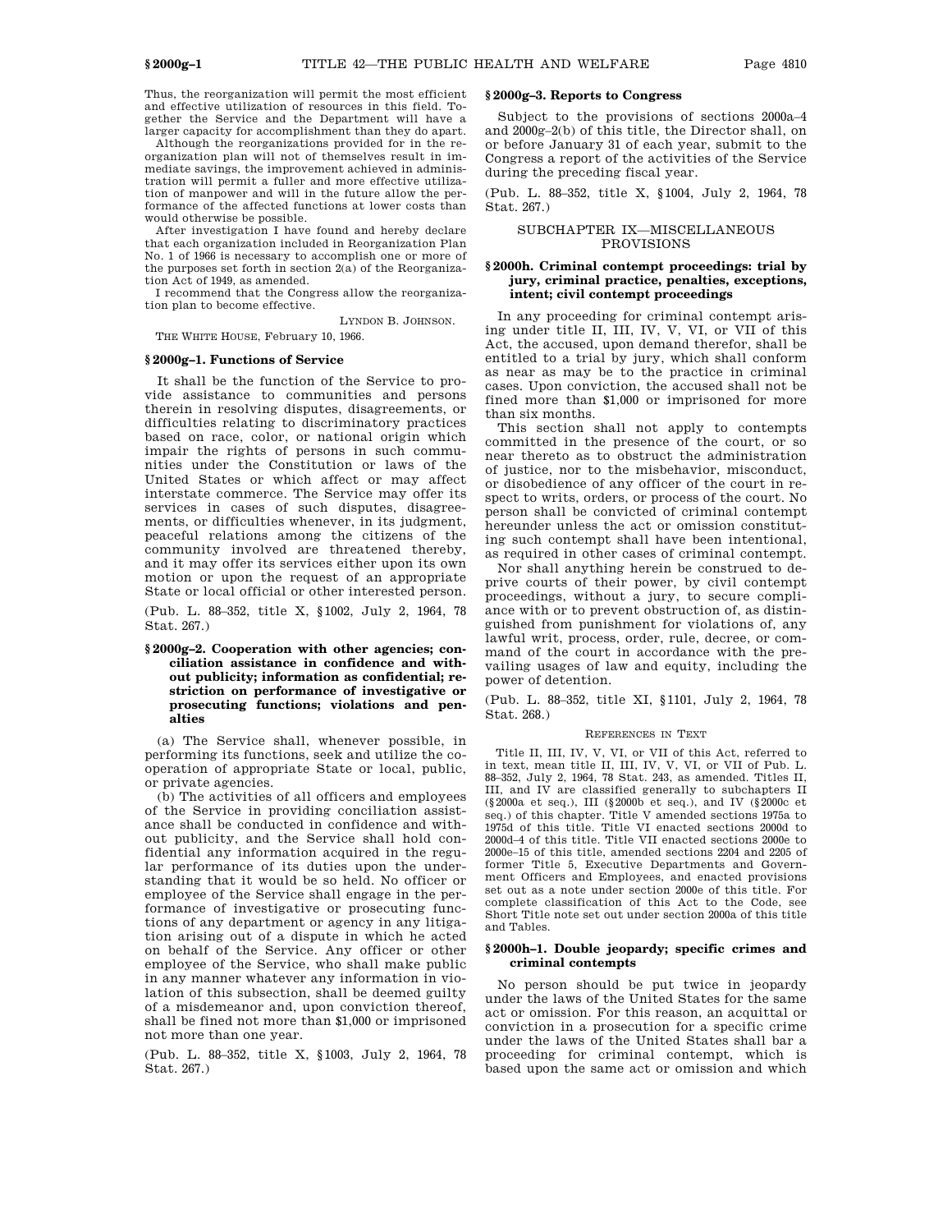Thus, the reorganization will permit the most efficient and effective utilization of resources in this field. Together the Service and the Department will have a larger capacity for accomplishment than they do apart.

Although the reorganizations provided for in the reorganization plan will not of themselves result in immediate savings, the improvement achieved in administration will permit a fuller and more effective utilization of manpower and will in the future allow the performance of the affected functions at lower costs than would otherwise be possible.

After investigation I have found and hereby declare that each organization included in Reorganization Plan No. 1 of 1966 is necessary to accomplish one or more of the purposes set forth in section 2(a) of the Reorganization Act of 1949, as amended.

I recommend that the Congress allow the reorganization plan to become effective.

LYNDON B. JOHNSON.

THE WHITE HOUSE, February 10, 1966.

### § 2000g–1. Functions of Service

It shall be the function of the Service to provide assistance to communities and persons therein in resolving disputes, disagreements, or difficulties relating to discriminatory practices based on race, color, or national origin which impair the rights of persons in such communities under the Constitution or laws of the United States or which affect or may affect interstate commerce. The Service may offer its services in cases of such disputes, disagreements, or difficulties whenever, in its judgment, peaceful relations among the citizens of the community involved are threatened thereby, and it may offer its services either upon its own motion or upon the request of an appropriate State or local official or other interested person.

(Pub. L. 88–352, title X, § 1002, July 2, 1964, 78 Stat. 267.)

### § 2000g–2. Cooperation with other agencies; conciliation assistance in confidence and without publicity; information as confidential; restriction on performance of investigative or prosecuting functions; violations and penalties

(a) The Service shall, whenever possible, in performing its functions, seek and utilize the cooperation of appropriate State or local, public, or private agencies.

(b) The activities of all officers and employees of the Service in providing conciliation assistance shall be conducted in confidence and without publicity, and the Service shall hold confidential any information acquired in the regular performance of its duties upon the understanding that it would be so held. No officer or employee of the Service shall engage in the performance of investigative or prosecuting functions of any department or agency in any litigation arising out of a dispute in which he acted on behalf of the Service. Any officer or other employee of the Service, who shall make public in any manner whatever any information in violation of this subsection, shall be deemed guilty of a misdemeanor and, upon conviction thereof, shall be fined not more than $1,000 or imprisoned not more than one year.

(Pub. L. 88–352, title X, § 1003, July 2, 1964, 78 Stat. 267.)

### § 2000g–3. Reports to Congress

Subject to the provisions of sections 2000a–4 and 2000g–2(b) of this title, the Director shall, on or before January 31 of each year, submit to the Congress a report of the activities of the Service during the preceding fiscal year.

(Pub. L. 88–352, title X, § 1004, July 2, 1964, 78 Stat. 267.)

## SUBCHAPTER IX—MISCELLANEOUS PROVISIONS

### § 2000h. Criminal contempt proceedings: trial by jury, criminal practice, penalties, exceptions, intent; civil contempt proceedings

In any proceeding for criminal contempt arising under title II, III, IV, V, VI, or VII of this Act, the accused, upon demand therefor, shall be entitled to a trial by jury, which shall conform as near as may be to the practice in criminal cases. Upon conviction, the accused shall not be fined more than $1,000 or imprisoned for more than six months.

This section shall not apply to contempts committed in the presence of the court, or so near thereto as to obstruct the administration of justice, nor to the misbehavior, misconduct, or disobedience of any officer of the court in respect to writs, orders, or process of the court. No person shall be convicted of criminal contempt hereunder unless the act or omission constituting such contempt shall have been intentional, as required in other cases of criminal contempt.

Nor shall anything herein be construed to deprive courts of their power, by civil contempt proceedings, without a jury, to secure compliance with or to prevent obstruction of, as distinguished from punishment for violations of, any lawful writ, process, order, rule, decree, or command of the court in accordance with the prevailing usages of law and equity, including the power of detention.

(Pub. L. 88–352, title XI, § 1101, July 2, 1964, 78 Stat. 268.)

REFERENCES IN TEXT

Title II, III, IV, V, VI, or VII of this Act, referred to in text, mean title II, III, IV, V, VI, or VII of Pub. L. 88–352, July 2, 1964, 78 Stat. 243, as amended. Titles II, III, and IV are classified generally to subchapters II (§ 2000a et seq.), III (§ 2000b et seq.), and IV (§ 2000c et seq.) of this chapter. Title V amended sections 1975a to 1975d of this title. Title VI enacted sections 2000d to 2000d–4 of this title. Title VII enacted sections 2000e to 2000e–15 of this title, amended sections 2204 and 2205 of former Title 5, Executive Departments and Government Officers and Employees, and enacted provisions set out as a note under section 2000e of this title. For complete classification of this Act to the Code, see Short Title note set out under section 2000a of this title and Tables.

### § 2000h–1. Double jeopardy; specific crimes and criminal contempts

No person should be put twice in jeopardy under the laws of the United States for the same act or omission. For this reason, an acquittal or conviction in a prosecution for a specific crime under the laws of the United States shall bar a proceeding for criminal contempt, which is based upon the same act or omission and which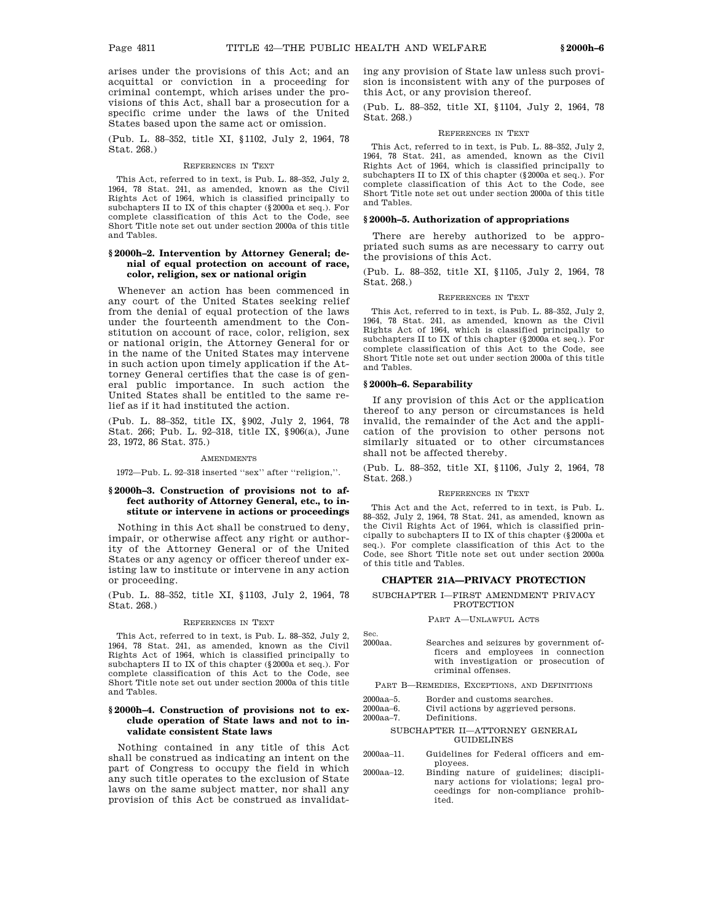arises under the provisions of this Act; and an acquittal or conviction in a proceeding for criminal contempt, which arises under the provisions of this Act, shall bar a prosecution for a specific crime under the laws of the United States based upon the same act or omission.

(Pub. L. 88–352, title XI, §1102, July 2, 1964, 78 Stat. 268.)

REFERENCES IN TEXT

This Act, referred to in text, is Pub. L. 88–352, July 2, 1964, 78 Stat. 241, as amended, known as the Civil Rights Act of 1964, which is classified principally to subchapters II to IX of this chapter (§2000a et seq.). For complete classification of this Act to the Code, see Short Title note set out under section 2000a of this title and Tables.

### §2000h–2. Intervention by Attorney General; denial of equal protection on account of race, color, religion, sex or national origin

Whenever an action has been commenced in any court of the United States seeking relief from the denial of equal protection of the laws under the fourteenth amendment to the Constitution on account of race, color, religion, sex or national origin, the Attorney General for or in the name of the United States may intervene in such action upon timely application if the Attorney General certifies that the case is of general public importance. In such action the United States shall be entitled to the same relief as if it had instituted the action.

(Pub. L. 88–352, title IX, §902, July 2, 1964, 78 Stat. 266; Pub. L. 92–318, title IX, §906(a), June 23, 1972, 86 Stat. 375.)

AMENDMENTS

1972—Pub. L. 92–318 inserted "sex" after "religion,".

### §2000h–3. Construction of provisions not to affect authority of Attorney General, etc., to institute or intervene in actions or proceedings

Nothing in this Act shall be construed to deny, impair, or otherwise affect any right or authority of the Attorney General or of the United States or any agency or officer thereof under existing law to institute or intervene in any action or proceeding.

(Pub. L. 88–352, title XI, §1103, July 2, 1964, 78 Stat. 268.)

REFERENCES IN TEXT

This Act, referred to in text, is Pub. L. 88–352, July 2, 1964, 78 Stat. 241, as amended, known as the Civil Rights Act of 1964, which is classified principally to subchapters II to IX of this chapter (§2000a et seq.). For complete classification of this Act to the Code, see Short Title note set out under section 2000a of this title and Tables.

### §2000h–4. Construction of provisions not to exclude operation of State laws and not to invalidate consistent State laws

Nothing contained in any title of this Act shall be construed as indicating an intent on the part of Congress to occupy the field in which any such title operates to the exclusion of State laws on the same subject matter, nor shall any provision of this Act be construed as invalidating any provision of State law unless such provision is inconsistent with any of the purposes of this Act, or any provision thereof.

(Pub. L. 88–352, title XI, §1104, July 2, 1964, 78 Stat. 268.)

REFERENCES IN TEXT

This Act, referred to in text, is Pub. L. 88–352, July 2, 1964, 78 Stat. 241, as amended, known as the Civil Rights Act of 1964, which is classified principally to subchapters II to IX of this chapter (§2000a et seq.). For complete classification of this Act to the Code, see Short Title note set out under section 2000a of this title and Tables.

### §2000h–5. Authorization of appropriations

There are hereby authorized to be appropriated such sums as are necessary to carry out the provisions of this Act.

(Pub. L. 88–352, title XI, §1105, July 2, 1964, 78 Stat. 268.)

REFERENCES IN TEXT

This Act, referred to in text, is Pub. L. 88–352, July 2, 1964, 78 Stat. 241, as amended, known as the Civil Rights Act of 1964, which is classified principally to subchapters II to IX of this chapter (§2000a et seq.). For complete classification of this Act to the Code, see Short Title note set out under section 2000a of this title and Tables.

### §2000h–6. Separability

If any provision of this Act or the application thereof to any person or circumstances is held invalid, the remainder of the Act and the application of the provision to other persons not similarly situated or to other circumstances shall not be affected thereby.

(Pub. L. 88–352, title XI, §1106, July 2, 1964, 78 Stat. 268.)

REFERENCES IN TEXT

This Act and the Act, referred to in text, is Pub. L. 88–352, July 2, 1964, 78 Stat. 241, as amended, known as the Civil Rights Act of 1964, which is classified principally to subchapters II to IX of this chapter (§2000a et seq.). For complete classification of this Act to the Code, see Short Title note set out under section 2000a of this title and Tables.

## CHAPTER 21A—PRIVACY PROTECTION

SUBCHAPTER I—FIRST AMENDMENT PRIVACY PROTECTION

PART A—UNLAWFUL ACTS

| Sec. | |
|---|---|
| 2000aa. | Searches and seizures by government officers and employees in connection with investigation or prosecution of criminal offenses. |

PART B—REMEDIES, EXCEPTIONS, AND DEFINITIONS

| | |
|---|---|
| 2000aa–5. | Border and customs searches. |
| 2000aa–6. | Civil actions by aggrieved persons. |
| 2000aa–7. | Definitions. |

SUBCHAPTER II—ATTORNEY GENERAL GUIDELINES

| | |
|---|---|
| 2000aa–11. | Guidelines for Federal officers and employees. |
| 2000aa–12. | Binding nature of guidelines; disciplinary actions for violations; legal proceedings for non-compliance prohibited. |